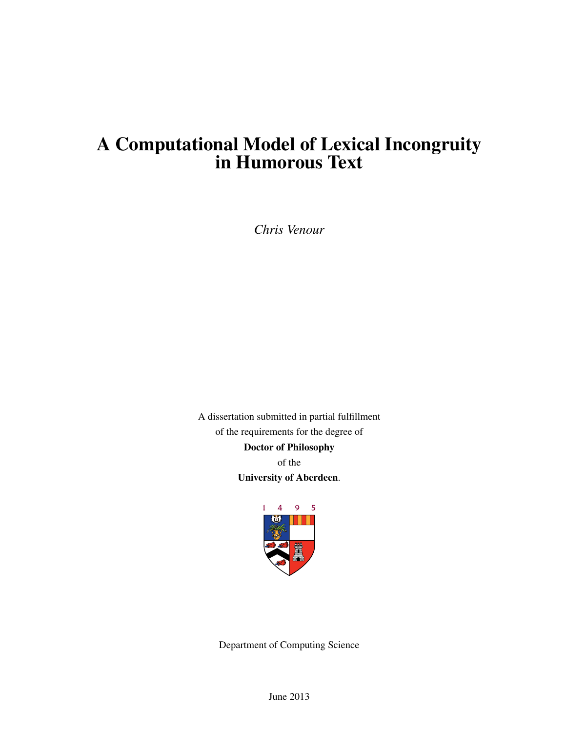# A Computational Model of Lexical Incongruity in Humorous Text

*Chris Venour*

A dissertation submitted in partial fulfillment
of the requirements for the degree of
**Doctor of Philosophy**
of the
**University of Aberdeen**.

1 4 9 5

Department of Computing Science

June 2013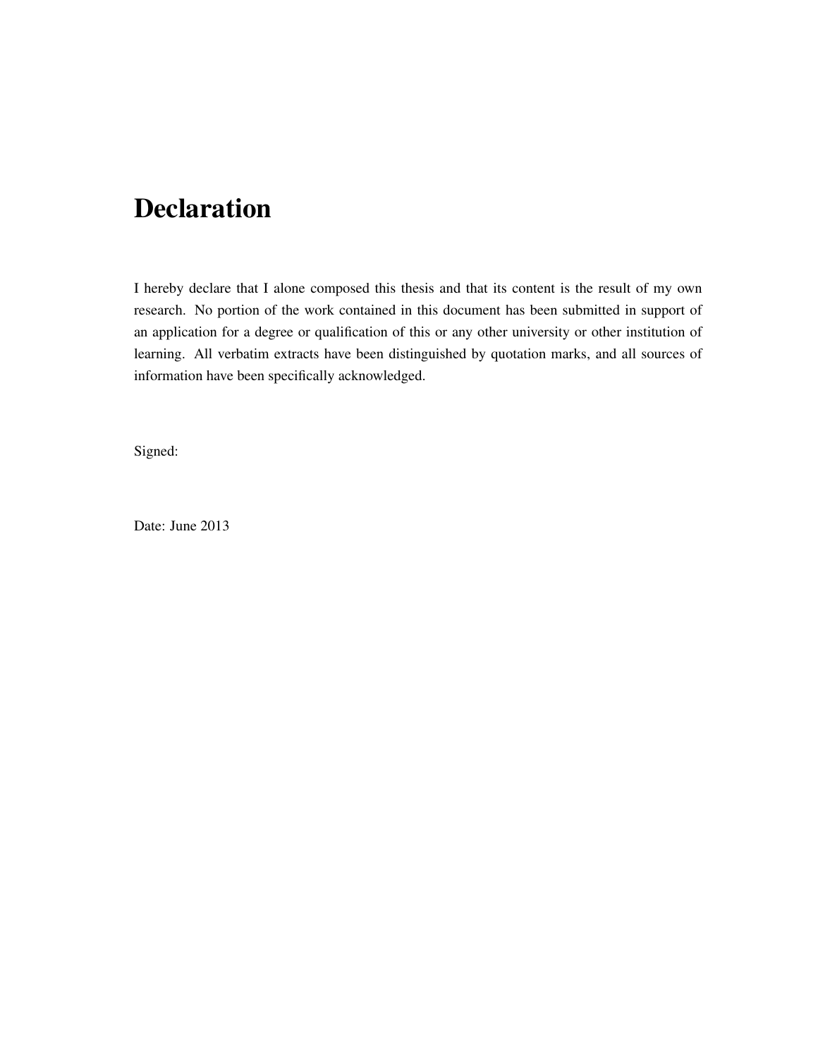# Declaration

I hereby declare that I alone composed this thesis and that its content is the result of my own research. No portion of the work contained in this document has been submitted in support of an application for a degree or qualification of this or any other university or other institution of learning. All verbatim extracts have been distinguished by quotation marks, and all sources of information have been specifically acknowledged.

Signed:

Date: June 2013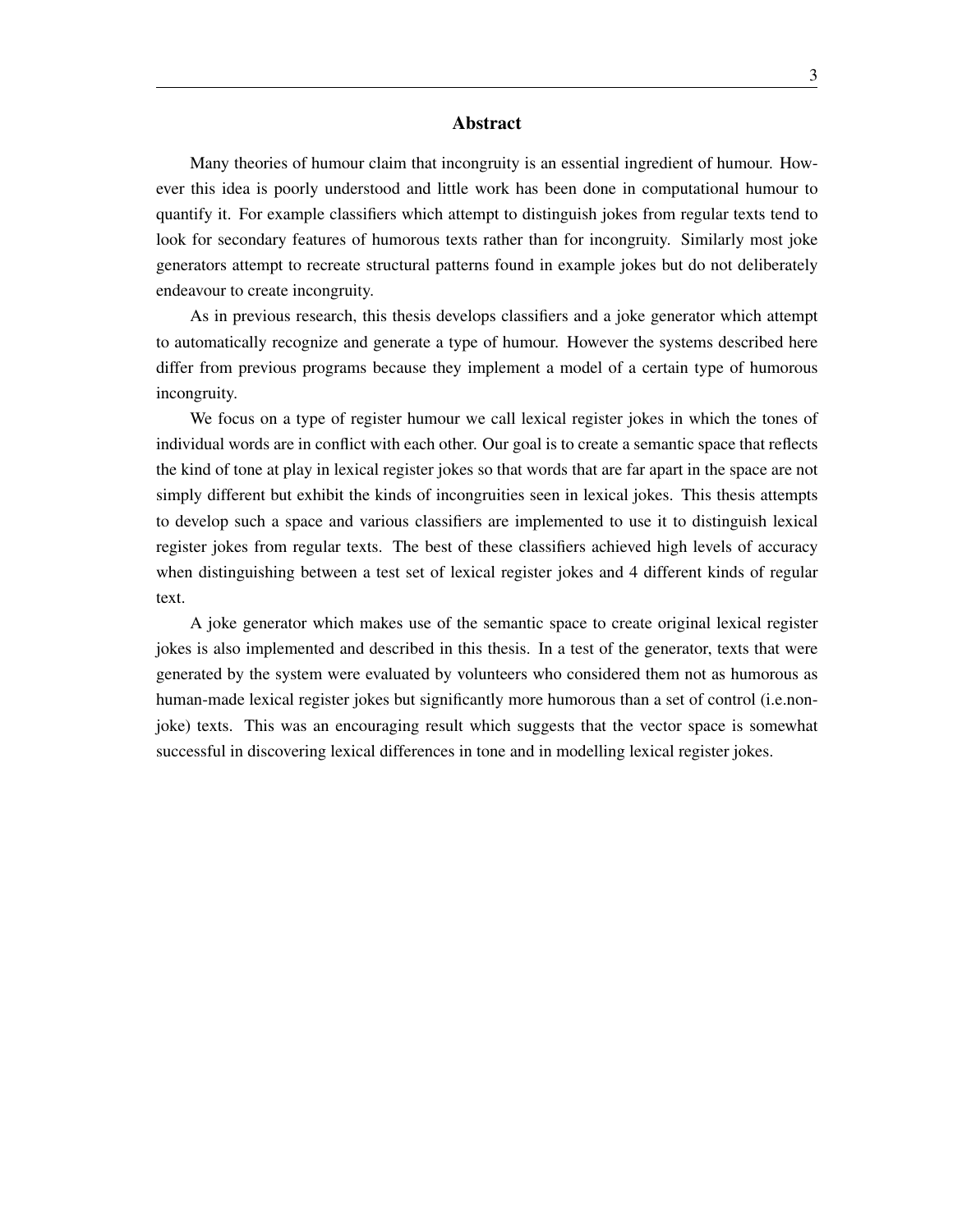# Abstract

Many theories of humour claim that incongruity is an essential ingredient of humour. However this idea is poorly understood and little work has been done in computational humour to quantify it. For example classifiers which attempt to distinguish jokes from regular texts tend to look for secondary features of humorous texts rather than for incongruity. Similarly most joke generators attempt to recreate structural patterns found in example jokes but do not deliberately endeavour to create incongruity.

As in previous research, this thesis develops classifiers and a joke generator which attempt to automatically recognize and generate a type of humour. However the systems described here differ from previous programs because they implement a model of a certain type of humorous incongruity.

We focus on a type of register humour we call lexical register jokes in which the tones of individual words are in conflict with each other. Our goal is to create a semantic space that reflects the kind of tone at play in lexical register jokes so that words that are far apart in the space are not simply different but exhibit the kinds of incongruities seen in lexical jokes. This thesis attempts to develop such a space and various classifiers are implemented to use it to distinguish lexical register jokes from regular texts. The best of these classifiers achieved high levels of accuracy when distinguishing between a test set of lexical register jokes and 4 different kinds of regular text.

A joke generator which makes use of the semantic space to create original lexical register jokes is also implemented and described in this thesis. In a test of the generator, texts that were generated by the system were evaluated by volunteers who considered them not as humorous as human-made lexical register jokes but significantly more humorous than a set of control (i.e.non-joke) texts. This was an encouraging result which suggests that the vector space is somewhat successful in discovering lexical differences in tone and in modelling lexical register jokes.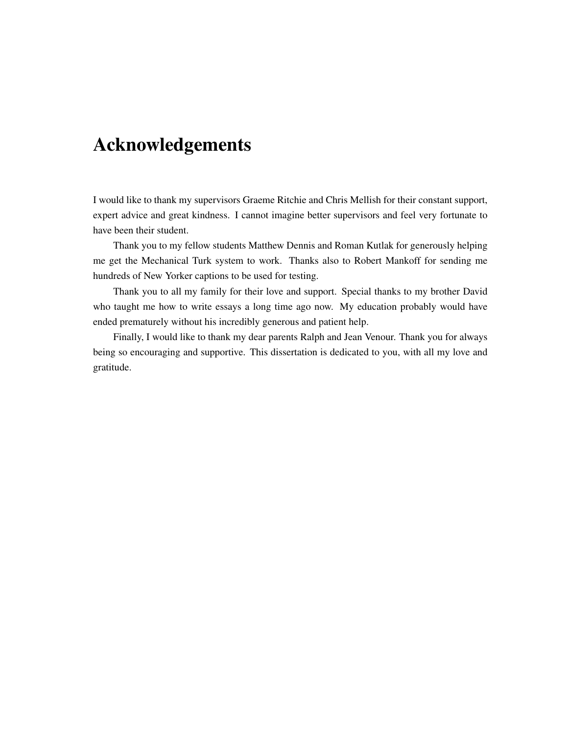# Acknowledgements

I would like to thank my supervisors Graeme Ritchie and Chris Mellish for their constant support, expert advice and great kindness. I cannot imagine better supervisors and feel very fortunate to have been their student.

Thank you to my fellow students Matthew Dennis and Roman Kutlak for generously helping me get the Mechanical Turk system to work. Thanks also to Robert Mankoff for sending me hundreds of New Yorker captions to be used for testing.

Thank you to all my family for their love and support. Special thanks to my brother David who taught me how to write essays a long time ago now. My education probably would have ended prematurely without his incredibly generous and patient help.

Finally, I would like to thank my dear parents Ralph and Jean Venour. Thank you for always being so encouraging and supportive. This dissertation is dedicated to you, with all my love and gratitude.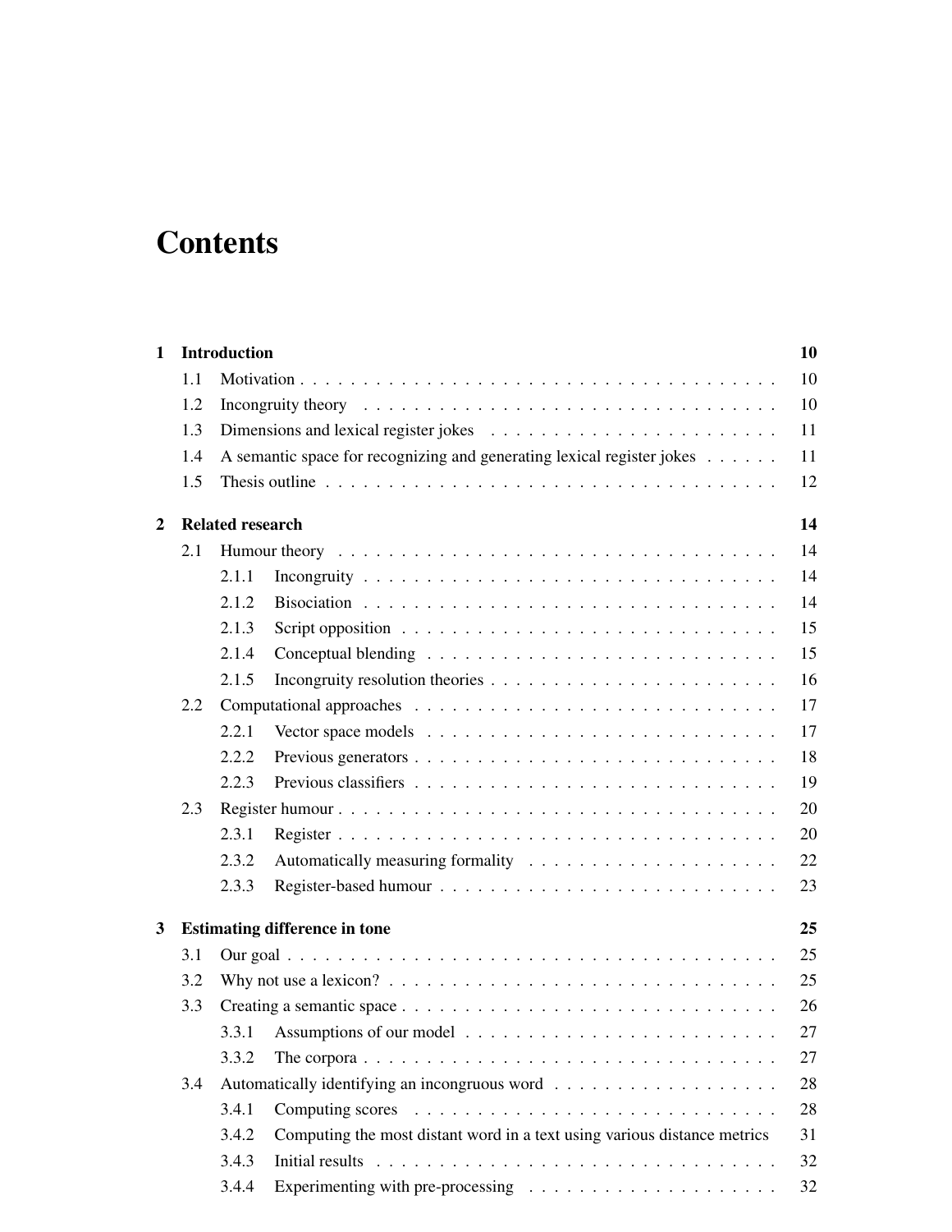# Contents

| | | |
|---|---|---|
| **1** | **Introduction** | **10** |
| 1.1 | Motivation | 10 |
| 1.2 | Incongruity theory | 10 |
| 1.3 | Dimensions and lexical register jokes | 11 |
| 1.4 | A semantic space for recognizing and generating lexical register jokes | 11 |
| 1.5 | Thesis outline | 12 |
| **2** | **Related research** | **14** |
| 2.1 | Humour theory | 14 |
| 2.1.1 | Incongruity | 14 |
| 2.1.2 | Bisociation | 14 |
| 2.1.3 | Script opposition | 15 |
| 2.1.4 | Conceptual blending | 15 |
| 2.1.5 | Incongruity resolution theories | 16 |
| 2.2 | Computational approaches | 17 |
| 2.2.1 | Vector space models | 17 |
| 2.2.2 | Previous generators | 18 |
| 2.2.3 | Previous classifiers | 19 |
| 2.3 | Register humour | 20 |
| 2.3.1 | Register | 20 |
| 2.3.2 | Automatically measuring formality | 22 |
| 2.3.3 | Register-based humour | 23 |
| **3** | **Estimating difference in tone** | **25** |
| 3.1 | Our goal | 25 |
| 3.2 | Why not use a lexicon? | 25 |
| 3.3 | Creating a semantic space | 26 |
| 3.3.1 | Assumptions of our model | 27 |
| 3.3.2 | The corpora | 27 |
| 3.4 | Automatically identifying an incongruous word | 28 |
| 3.4.1 | Computing scores | 28 |
| 3.4.2 | Computing the most distant word in a text using various distance metrics | 31 |
| 3.4.3 | Initial results | 32 |
| 3.4.4 | Experimenting with pre-processing | 32 |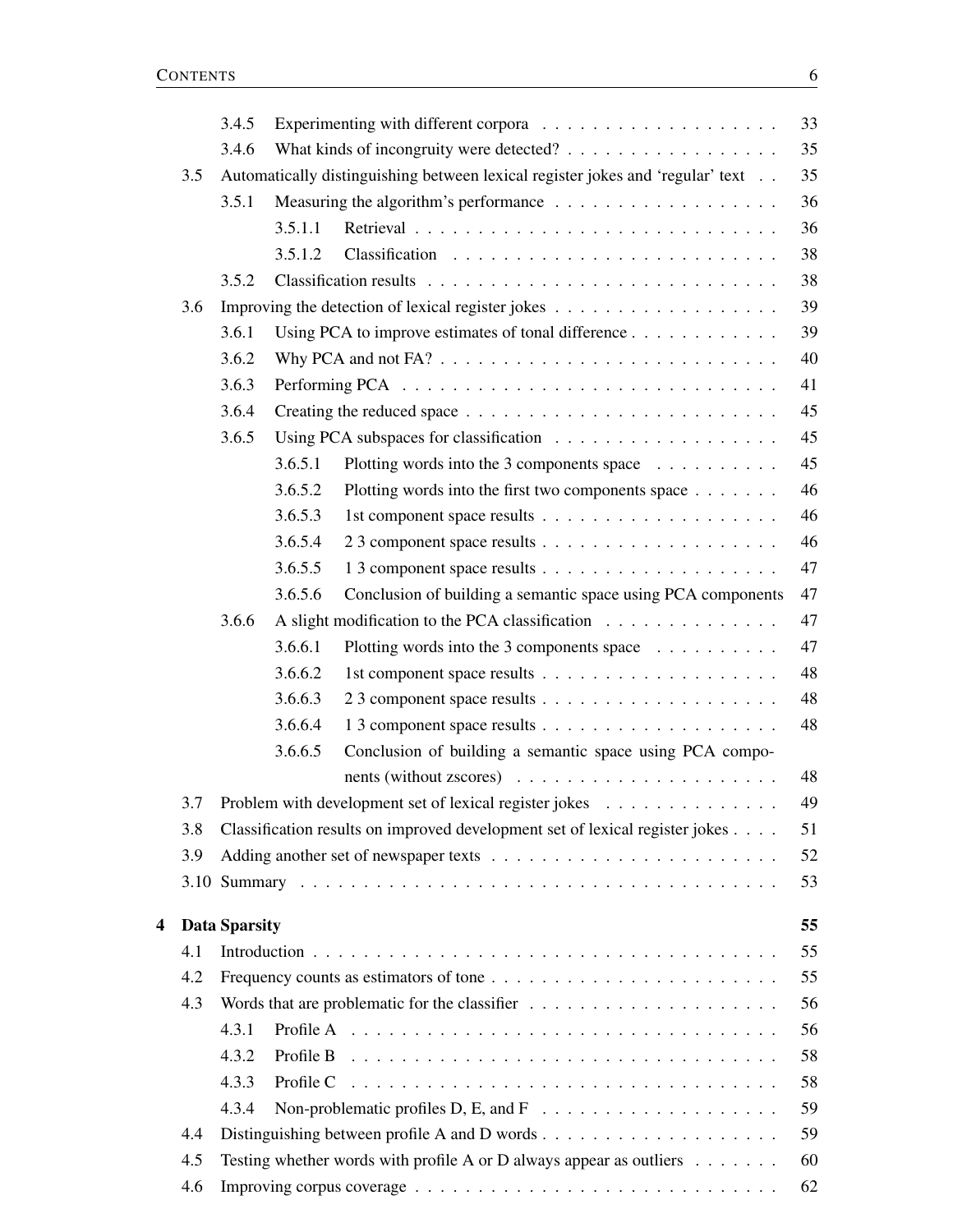| | | | | |
|---|---|---|---|---|
| | 3.4.5 | Experimenting with different corpora | | 33 |
| | 3.4.6 | What kinds of incongruity were detected? | | 35 |
| 3.5 | Automatically distinguishing between lexical register jokes and 'regular' text | | | 35 |
| | 3.5.1 | Measuring the algorithm's performance | | 36 |
| | | 3.5.1.1 | Retrieval | 36 |
| | | 3.5.1.2 | Classification | 38 |
| | 3.5.2 | Classification results | | 38 |
| 3.6 | Improving the detection of lexical register jokes | | | 39 |
| | 3.6.1 | Using PCA to improve estimates of tonal difference | | 39 |
| | 3.6.2 | Why PCA and not FA? | | 40 |
| | 3.6.3 | Performing PCA | | 41 |
| | 3.6.4 | Creating the reduced space | | 45 |
| | 3.6.5 | Using PCA subspaces for classification | | 45 |
| | | 3.6.5.1 | Plotting words into the 3 components space | 45 |
| | | 3.6.5.2 | Plotting words into the first two components space | 46 |
| | | 3.6.5.3 | 1st component space results | 46 |
| | | 3.6.5.4 | 2 3 component space results | 46 |
| | | 3.6.5.5 | 1 3 component space results | 47 |
| | | 3.6.5.6 | Conclusion of building a semantic space using PCA components | 47 |
| | 3.6.6 | A slight modification to the PCA classification | | 47 |
| | | 3.6.6.1 | Plotting words into the 3 components space | 47 |
| | | 3.6.6.2 | 1st component space results | 48 |
| | | 3.6.6.3 | 2 3 component space results | 48 |
| | | 3.6.6.4 | 1 3 component space results | 48 |
| | | 3.6.6.5 | Conclusion of building a semantic space using PCA components (without zscores) | 48 |
| 3.7 | Problem with development set of lexical register jokes | | | 49 |
| 3.8 | Classification results on improved development set of lexical register jokes | | | 51 |
| 3.9 | Adding another set of newspaper texts | | | 52 |
| 3.10 | Summary | | | 53 |

**4 Data Sparsity** — **55**

| | | | |
|---|---|---|---|
| 4.1 | Introduction | | 55 |
| 4.2 | Frequency counts as estimators of tone | | 55 |
| 4.3 | Words that are problematic for the classifier | | 56 |
| | 4.3.1 | Profile A | 56 |
| | 4.3.2 | Profile B | 58 |
| | 4.3.3 | Profile C | 58 |
| | 4.3.4 | Non-problematic profiles D, E, and F | 59 |
| 4.4 | Distinguishing between profile A and D words | | 59 |
| 4.5 | Testing whether words with profile A or D always appear as outliers | | 60 |
| 4.6 | Improving corpus coverage | | 62 |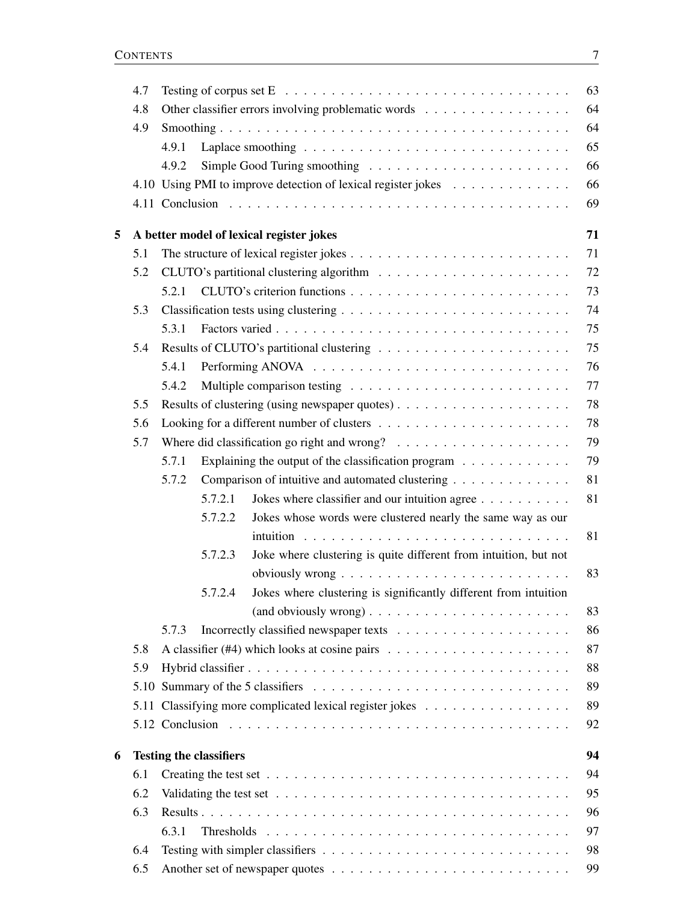| | | |
|---|---|---|
| 4.7 | Testing of corpus set E | 63 |
| 4.8 | Other classifier errors involving problematic words | 64 |
| 4.9 | Smoothing | 64 |
| 4.9.1 | Laplace smoothing | 65 |
| 4.9.2 | Simple Good Turing smoothing | 66 |
| 4.10 | Using PMI to improve detection of lexical register jokes | 66 |
| 4.11 | Conclusion | 69 |
| **5** | **A better model of lexical register jokes** | **71** |
| 5.1 | The structure of lexical register jokes | 71 |
| 5.2 | CLUTO's partitional clustering algorithm | 72 |
| 5.2.1 | CLUTO's criterion functions | 73 |
| 5.3 | Classification tests using clustering | 74 |
| 5.3.1 | Factors varied | 75 |
| 5.4 | Results of CLUTO's partitional clustering | 75 |
| 5.4.1 | Performing ANOVA | 76 |
| 5.4.2 | Multiple comparison testing | 77 |
| 5.5 | Results of clustering (using newspaper quotes) | 78 |
| 5.6 | Looking for a different number of clusters | 78 |
| 5.7 | Where did classification go right and wrong? | 79 |
| 5.7.1 | Explaining the output of the classification program | 79 |
| 5.7.2 | Comparison of intuitive and automated clustering | 81 |
| 5.7.2.1 | Jokes where classifier and our intuition agree | 81 |
| 5.7.2.2 | Jokes whose words were clustered nearly the same way as our intuition | 81 |
| 5.7.2.3 | Joke where clustering is quite different from intuition, but not obviously wrong | 83 |
| 5.7.2.4 | Jokes where clustering is significantly different from intuition (and obviously wrong) | 83 |
| 5.7.3 | Incorrectly classified newspaper texts | 86 |
| 5.8 | A classifier (#4) which looks at cosine pairs | 87 |
| 5.9 | Hybrid classifier | 88 |
| 5.10 | Summary of the 5 classifiers | 89 |
| 5.11 | Classifying more complicated lexical register jokes | 89 |
| 5.12 | Conclusion | 92 |
| **6** | **Testing the classifiers** | **94** |
| 6.1 | Creating the test set | 94 |
| 6.2 | Validating the test set | 95 |
| 6.3 | Results | 96 |
| 6.3.1 | Thresholds | 97 |
| 6.4 | Testing with simpler classifiers | 98 |
| 6.5 | Another set of newspaper quotes | 99 |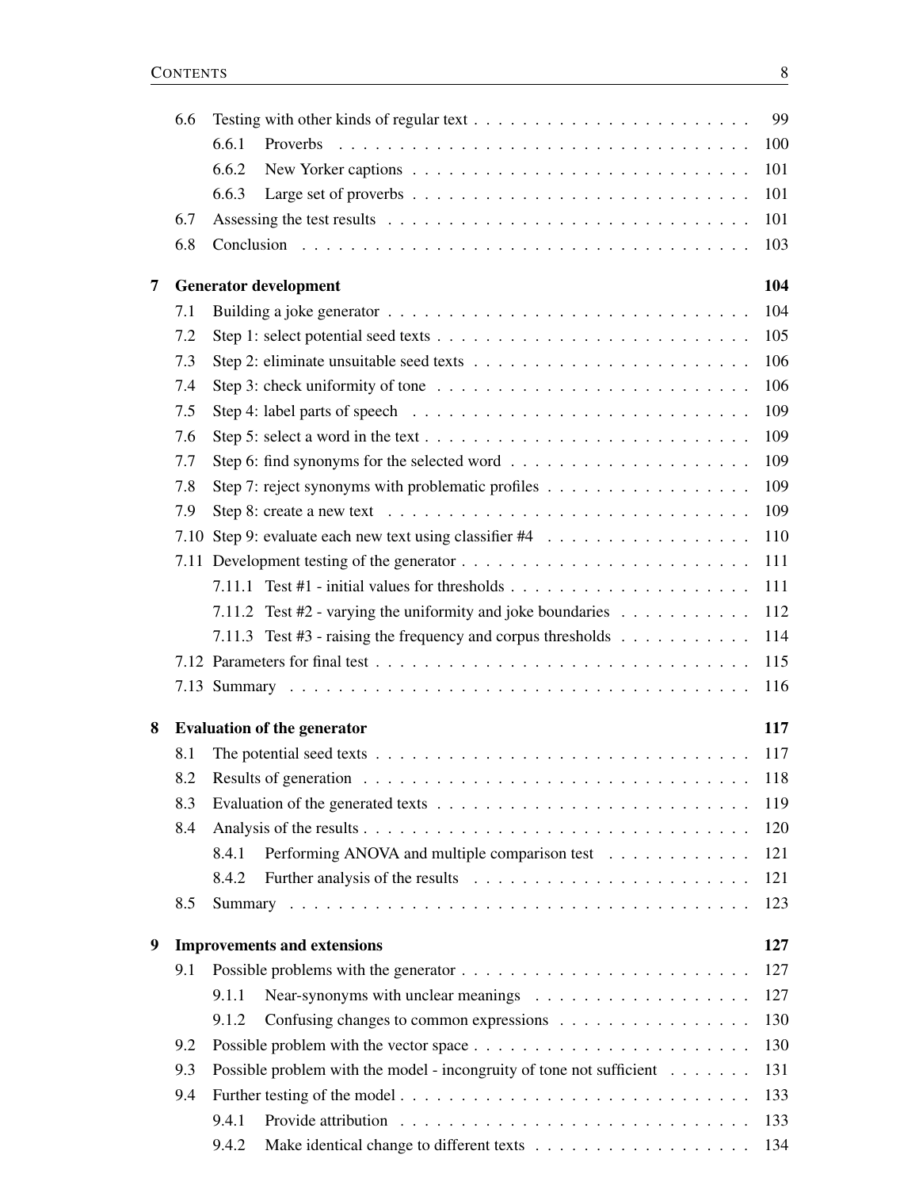- 6.6 Testing with other kinds of regular text . . . . . . . . . . . . . . . . . . . . . . 99
  - 6.6.1 Proverbs . . . . . . . . . . . . . . . . . . . . . . . . . . . . . . . . . 100
  - 6.6.2 New Yorker captions . . . . . . . . . . . . . . . . . . . . . . . . . . . 101
  - 6.6.3 Large set of proverbs . . . . . . . . . . . . . . . . . . . . . . . . . . 101
- 6.7 Assessing the test results . . . . . . . . . . . . . . . . . . . . . . . . . . . . 101
- 6.8 Conclusion . . . . . . . . . . . . . . . . . . . . . . . . . . . . . . . . . . . 103

**7 Generator development 104**

- 7.1 Building a joke generator . . . . . . . . . . . . . . . . . . . . . . . . . . . . 104
- 7.2 Step 1: select potential seed texts . . . . . . . . . . . . . . . . . . . . . . . . 105
- 7.3 Step 2: eliminate unsuitable seed texts . . . . . . . . . . . . . . . . . . . . . . 106
- 7.4 Step 3: check uniformity of tone . . . . . . . . . . . . . . . . . . . . . . . . . 106
- 7.5 Step 4: label parts of speech . . . . . . . . . . . . . . . . . . . . . . . . . . . 109
- 7.6 Step 5: select a word in the text . . . . . . . . . . . . . . . . . . . . . . . . . 109
- 7.7 Step 6: find synonyms for the selected word . . . . . . . . . . . . . . . . . . . 109
- 7.8 Step 7: reject synonyms with problematic profiles . . . . . . . . . . . . . . . . . 109
- 7.9 Step 8: create a new text . . . . . . . . . . . . . . . . . . . . . . . . . . . . 109
- 7.10 Step 9: evaluate each new text using classifier #4 . . . . . . . . . . . . . . . . 110
- 7.11 Development testing of the generator . . . . . . . . . . . . . . . . . . . . . . . 111
  - 7.11.1 Test #1 - initial values for thresholds . . . . . . . . . . . . . . . . . . . 111
  - 7.11.2 Test #2 - varying the uniformity and joke boundaries . . . . . . . . . . . 112
  - 7.11.3 Test #3 - raising the frequency and corpus thresholds . . . . . . . . . . . 114
- 7.12 Parameters for final test . . . . . . . . . . . . . . . . . . . . . . . . . . . . . 115
- 7.13 Summary . . . . . . . . . . . . . . . . . . . . . . . . . . . . . . . . . . . . 116

**8 Evaluation of the generator 117**

- 8.1 The potential seed texts . . . . . . . . . . . . . . . . . . . . . . . . . . . . . 117
- 8.2 Results of generation . . . . . . . . . . . . . . . . . . . . . . . . . . . . . . 118
- 8.3 Evaluation of the generated texts . . . . . . . . . . . . . . . . . . . . . . . . . 119
- 8.4 Analysis of the results . . . . . . . . . . . . . . . . . . . . . . . . . . . . . . 120
  - 8.4.1 Performing ANOVA and multiple comparison test . . . . . . . . . . . . 121
  - 8.4.2 Further analysis of the results . . . . . . . . . . . . . . . . . . . . . . . 121
- 8.5 Summary . . . . . . . . . . . . . . . . . . . . . . . . . . . . . . . . . . . . 123

**9 Improvements and extensions 127**

- 9.1 Possible problems with the generator . . . . . . . . . . . . . . . . . . . . . . . 127
  - 9.1.1 Near-synonyms with unclear meanings . . . . . . . . . . . . . . . . . . 127
  - 9.1.2 Confusing changes to common expressions . . . . . . . . . . . . . . . . 130
- 9.2 Possible problem with the vector space . . . . . . . . . . . . . . . . . . . . . . 130
- 9.3 Possible problem with the model - incongruity of tone not sufficient . . . . . . . 131
- 9.4 Further testing of the model . . . . . . . . . . . . . . . . . . . . . . . . . . . 133
  - 9.4.1 Provide attribution . . . . . . . . . . . . . . . . . . . . . . . . . . . . 133
  - 9.4.2 Make identical change to different texts . . . . . . . . . . . . . . . . . 134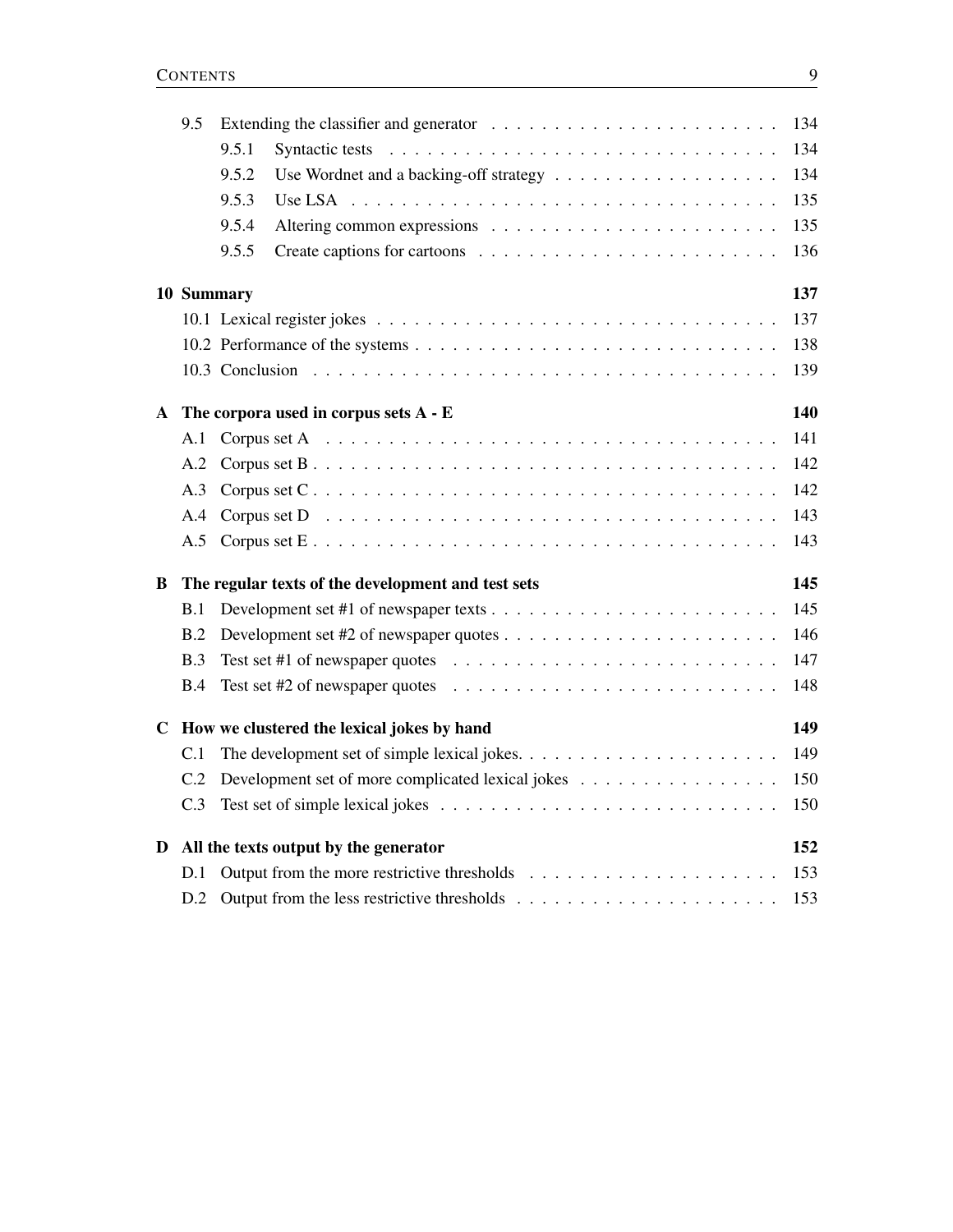- 9.5 Extending the classifier and generator . . . . . 134
  - 9.5.1 Syntactic tests . . . . . 134
  - 9.5.2 Use Wordnet and a backing-off strategy . . . . . 134
  - 9.5.3 Use LSA . . . . . 135
  - 9.5.4 Altering common expressions . . . . . 135
  - 9.5.5 Create captions for cartoons . . . . . 136

**10 Summary** **137**

- 10.1 Lexical register jokes . . . . . 137
- 10.2 Performance of the systems . . . . . 138
- 10.3 Conclusion . . . . . 139

**A The corpora used in corpus sets A - E** **140**

- A.1 Corpus set A . . . . . 141
- A.2 Corpus set B . . . . . 142
- A.3 Corpus set C . . . . . 142
- A.4 Corpus set D . . . . . 143
- A.5 Corpus set E . . . . . 143

**B The regular texts of the development and test sets** **145**

- B.1 Development set #1 of newspaper texts . . . . . 145
- B.2 Development set #2 of newspaper quotes . . . . . 146
- B.3 Test set #1 of newspaper quotes . . . . . 147
- B.4 Test set #2 of newspaper quotes . . . . . 148

**C How we clustered the lexical jokes by hand** **149**

- C.1 The development set of simple lexical jokes. . . . . . 149
- C.2 Development set of more complicated lexical jokes . . . . . 150
- C.3 Test set of simple lexical jokes . . . . . 150

**D All the texts output by the generator** **152**

- D.1 Output from the more restrictive thresholds . . . . . 153
- D.2 Output from the less restrictive thresholds . . . . . 153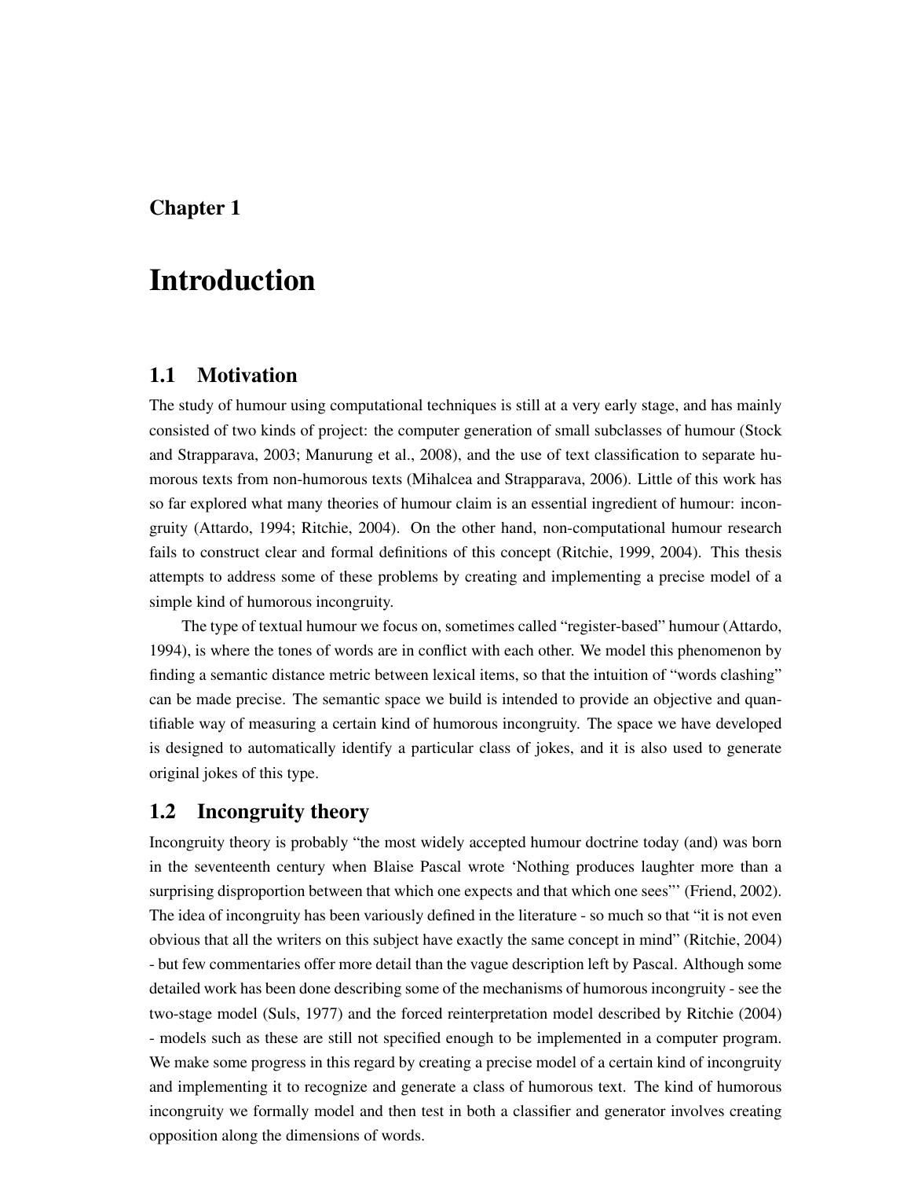# Chapter 1

# Introduction

## 1.1 Motivation

The study of humour using computational techniques is still at a very early stage, and has mainly consisted of two kinds of project: the computer generation of small subclasses of humour (Stock and Strapparava, 2003; Manurung et al., 2008), and the use of text classification to separate humorous texts from non-humorous texts (Mihalcea and Strapparava, 2006). Little of this work has so far explored what many theories of humour claim is an essential ingredient of humour: incongruity (Attardo, 1994; Ritchie, 2004). On the other hand, non-computational humour research fails to construct clear and formal definitions of this concept (Ritchie, 1999, 2004). This thesis attempts to address some of these problems by creating and implementing a precise model of a simple kind of humorous incongruity.

The type of textual humour we focus on, sometimes called "register-based" humour (Attardo, 1994), is where the tones of words are in conflict with each other. We model this phenomenon by finding a semantic distance metric between lexical items, so that the intuition of "words clashing" can be made precise. The semantic space we build is intended to provide an objective and quantifiable way of measuring a certain kind of humorous incongruity. The space we have developed is designed to automatically identify a particular class of jokes, and it is also used to generate original jokes of this type.

## 1.2 Incongruity theory

Incongruity theory is probably "the most widely accepted humour doctrine today (and) was born in the seventeenth century when Blaise Pascal wrote 'Nothing produces laughter more than a surprising disproportion between that which one expects and that which one sees"' (Friend, 2002). The idea of incongruity has been variously defined in the literature - so much so that "it is not even obvious that all the writers on this subject have exactly the same concept in mind" (Ritchie, 2004) - but few commentaries offer more detail than the vague description left by Pascal. Although some detailed work has been done describing some of the mechanisms of humorous incongruity - see the two-stage model (Suls, 1977) and the forced reinterpretation model described by Ritchie (2004) - models such as these are still not specified enough to be implemented in a computer program. We make some progress in this regard by creating a precise model of a certain kind of incongruity and implementing it to recognize and generate a class of humorous text. The kind of humorous incongruity we formally model and then test in both a classifier and generator involves creating opposition along the dimensions of words.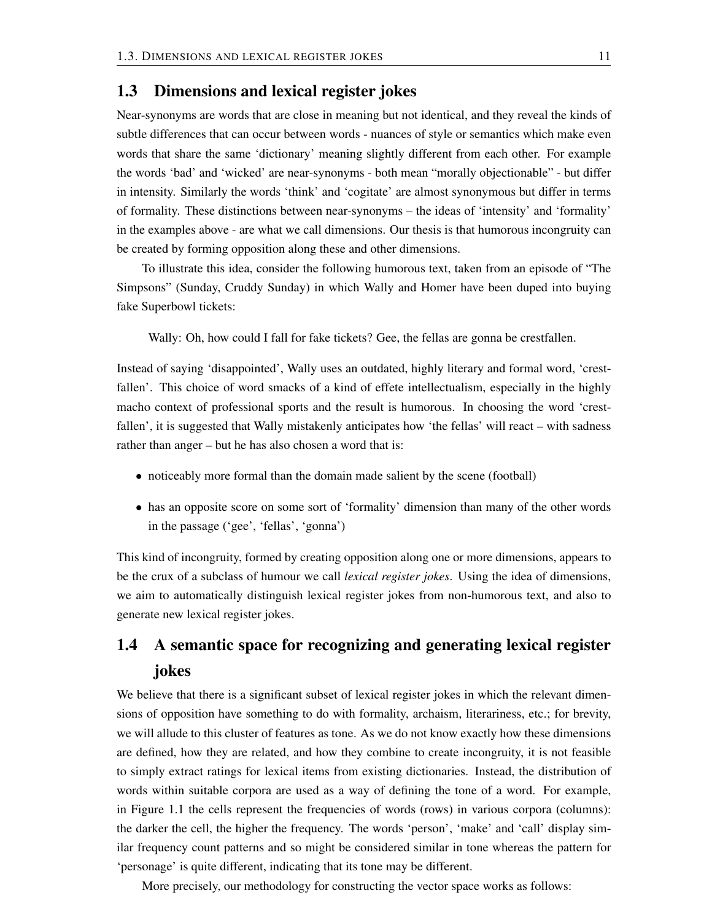## 1.3 Dimensions and lexical register jokes

Near-synonyms are words that are close in meaning but not identical, and they reveal the kinds of subtle differences that can occur between words - nuances of style or semantics which make even words that share the same 'dictionary' meaning slightly different from each other. For example the words 'bad' and 'wicked' are near-synonyms - both mean "morally objectionable" - but differ in intensity. Similarly the words 'think' and 'cogitate' are almost synonymous but differ in terms of formality. These distinctions between near-synonyms – the ideas of 'intensity' and 'formality' in the examples above - are what we call dimensions. Our thesis is that humorous incongruity can be created by forming opposition along these and other dimensions.

To illustrate this idea, consider the following humorous text, taken from an episode of "The Simpsons" (Sunday, Cruddy Sunday) in which Wally and Homer have been duped into buying fake Superbowl tickets:

> Wally: Oh, how could I fall for fake tickets? Gee, the fellas are gonna be crestfallen.

Instead of saying 'disappointed', Wally uses an outdated, highly literary and formal word, 'crestfallen'. This choice of word smacks of a kind of effete intellectualism, especially in the highly macho context of professional sports and the result is humorous. In choosing the word 'crestfallen', it is suggested that Wally mistakenly anticipates how 'the fellas' will react – with sadness rather than anger – but he has also chosen a word that is:

- noticeably more formal than the domain made salient by the scene (football)
- has an opposite score on some sort of 'formality' dimension than many of the other words in the passage ('gee', 'fellas', 'gonna')

This kind of incongruity, formed by creating opposition along one or more dimensions, appears to be the crux of a subclass of humour we call *lexical register jokes.* Using the idea of dimensions, we aim to automatically distinguish lexical register jokes from non-humorous text, and also to generate new lexical register jokes.

## 1.4 A semantic space for recognizing and generating lexical register jokes

We believe that there is a significant subset of lexical register jokes in which the relevant dimensions of opposition have something to do with formality, archaism, literariness, etc.; for brevity, we will allude to this cluster of features as tone. As we do not know exactly how these dimensions are defined, how they are related, and how they combine to create incongruity, it is not feasible to simply extract ratings for lexical items from existing dictionaries. Instead, the distribution of words within suitable corpora are used as a way of defining the tone of a word. For example, in Figure 1.1 the cells represent the frequencies of words (rows) in various corpora (columns): the darker the cell, the higher the frequency. The words 'person', 'make' and 'call' display similar frequency count patterns and so might be considered similar in tone whereas the pattern for 'personage' is quite different, indicating that its tone may be different.

More precisely, our methodology for constructing the vector space works as follows: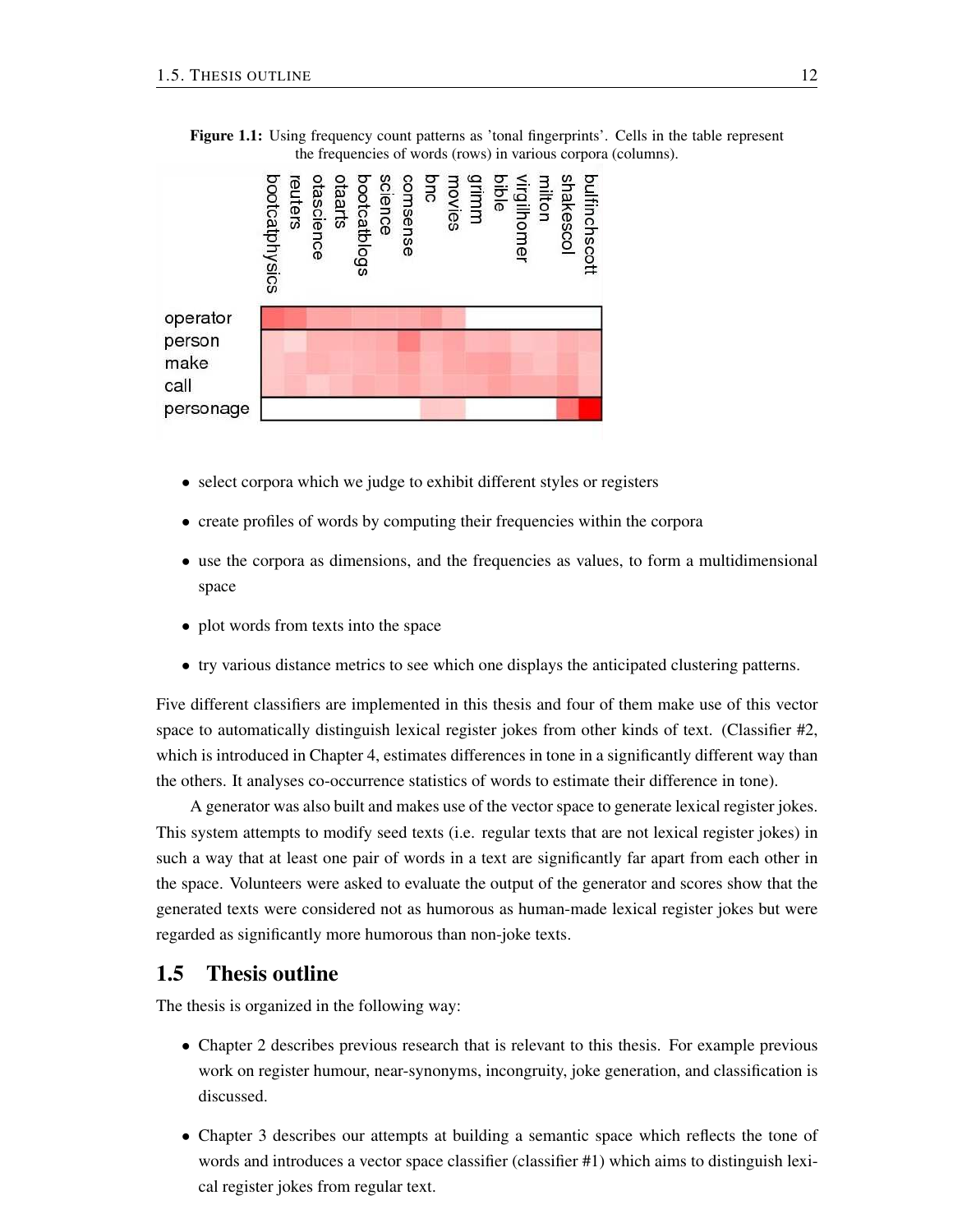**Figure 1.1:** Using frequency count patterns as 'tonal fingerprints'. Cells in the table represent the frequencies of words (rows) in various corpora (columns).

- select corpora which we judge to exhibit different styles or registers
- create profiles of words by computing their frequencies within the corpora
- use the corpora as dimensions, and the frequencies as values, to form a multidimensional space
- plot words from texts into the space
- try various distance metrics to see which one displays the anticipated clustering patterns.

Five different classifiers are implemented in this thesis and four of them make use of this vector space to automatically distinguish lexical register jokes from other kinds of text. (Classifier #2, which is introduced in Chapter 4, estimates differences in tone in a significantly different way than the others. It analyses co-occurrence statistics of words to estimate their difference in tone).

A generator was also built and makes use of the vector space to generate lexical register jokes. This system attempts to modify seed texts (i.e. regular texts that are not lexical register jokes) in such a way that at least one pair of words in a text are significantly far apart from each other in the space. Volunteers were asked to evaluate the output of the generator and scores show that the generated texts were considered not as humorous as human-made lexical register jokes but were regarded as significantly more humorous than non-joke texts.

## 1.5 Thesis outline

The thesis is organized in the following way:

- Chapter 2 describes previous research that is relevant to this thesis. For example previous work on register humour, near-synonyms, incongruity, joke generation, and classification is discussed.
- Chapter 3 describes our attempts at building a semantic space which reflects the tone of words and introduces a vector space classifier (classifier #1) which aims to distinguish lexical register jokes from regular text.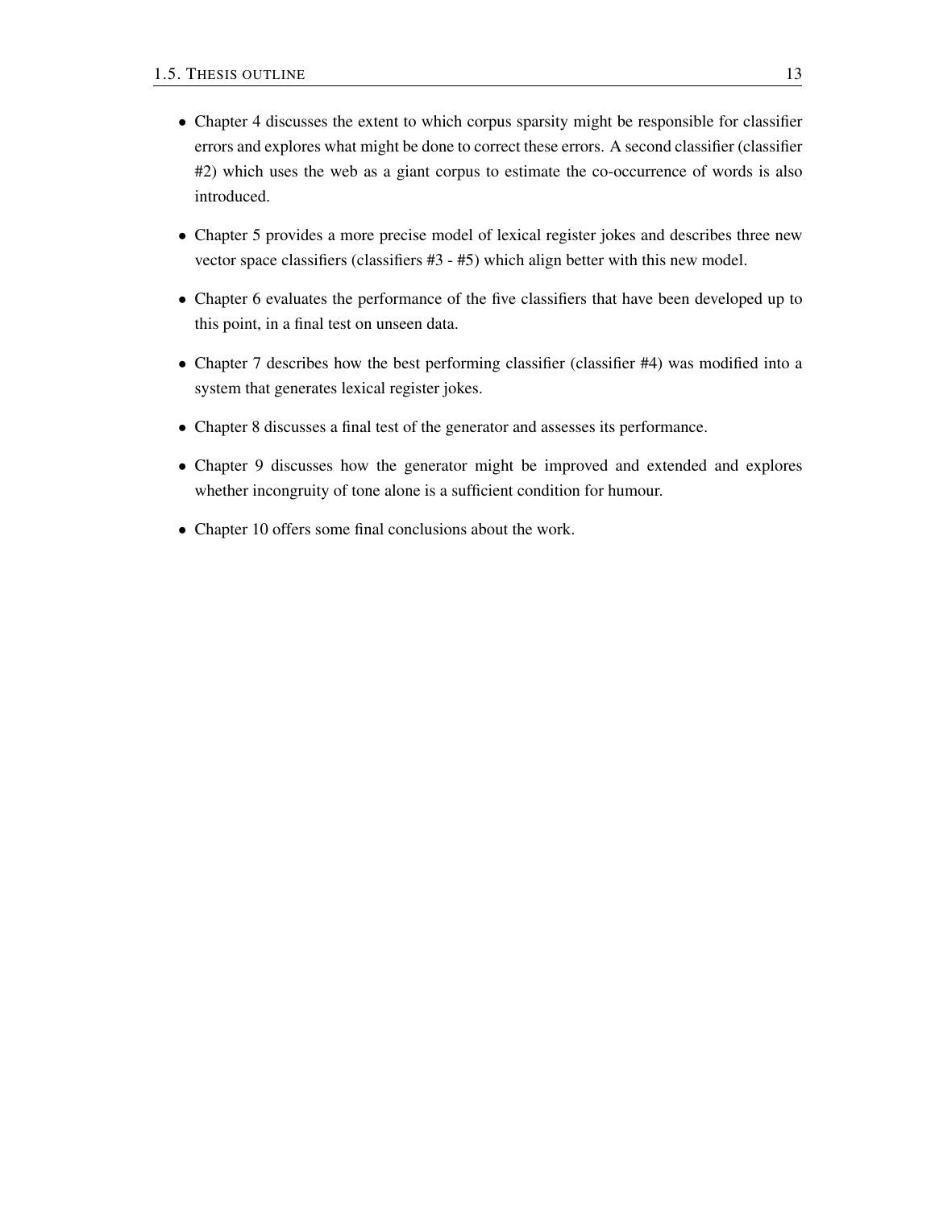- Chapter 4 discusses the extent to which corpus sparsity might be responsible for classifier errors and explores what might be done to correct these errors. A second classifier (classifier #2) which uses the web as a giant corpus to estimate the co-occurrence of words is also introduced.

- Chapter 5 provides a more precise model of lexical register jokes and describes three new vector space classifiers (classifiers #3 - #5) which align better with this new model.

- Chapter 6 evaluates the performance of the five classifiers that have been developed up to this point, in a final test on unseen data.

- Chapter 7 describes how the best performing classifier (classifier #4) was modified into a system that generates lexical register jokes.

- Chapter 8 discusses a final test of the generator and assesses its performance.

- Chapter 9 discusses how the generator might be improved and extended and explores whether incongruity of tone alone is a sufficient condition for humour.

- Chapter 10 offers some final conclusions about the work.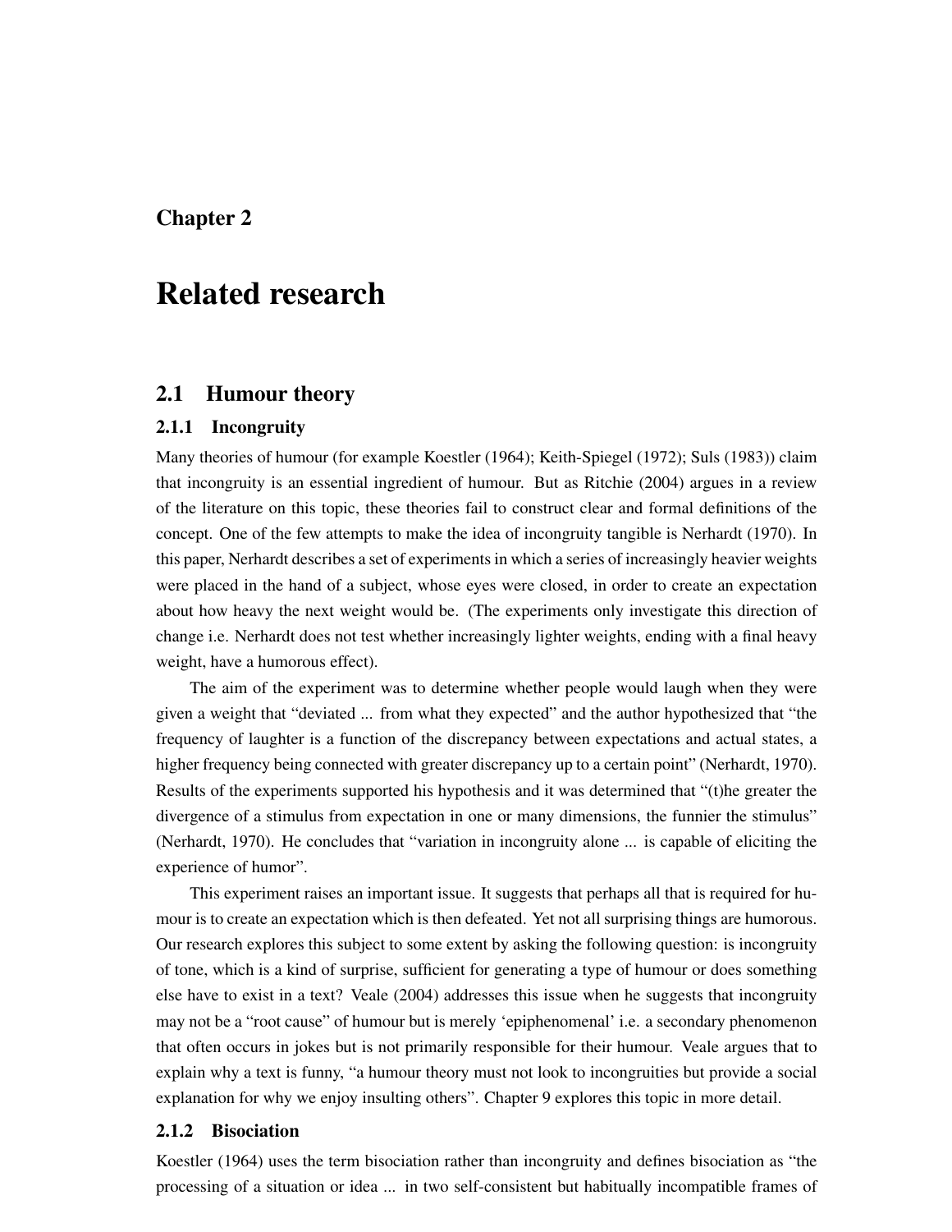# Chapter 2

# Related research

## 2.1 Humour theory

### 2.1.1 Incongruity

Many theories of humour (for example Koestler (1964); Keith-Spiegel (1972); Suls (1983)) claim that incongruity is an essential ingredient of humour. But as Ritchie (2004) argues in a review of the literature on this topic, these theories fail to construct clear and formal definitions of the concept. One of the few attempts to make the idea of incongruity tangible is Nerhardt (1970). In this paper, Nerhardt describes a set of experiments in which a series of increasingly heavier weights were placed in the hand of a subject, whose eyes were closed, in order to create an expectation about how heavy the next weight would be. (The experiments only investigate this direction of change i.e. Nerhardt does not test whether increasingly lighter weights, ending with a final heavy weight, have a humorous effect).

The aim of the experiment was to determine whether people would laugh when they were given a weight that "deviated ... from what they expected" and the author hypothesized that "the frequency of laughter is a function of the discrepancy between expectations and actual states, a higher frequency being connected with greater discrepancy up to a certain point" (Nerhardt, 1970). Results of the experiments supported his hypothesis and it was determined that "(t)he greater the divergence of a stimulus from expectation in one or many dimensions, the funnier the stimulus" (Nerhardt, 1970). He concludes that "variation in incongruity alone ... is capable of eliciting the experience of humor".

This experiment raises an important issue. It suggests that perhaps all that is required for humour is to create an expectation which is then defeated. Yet not all surprising things are humorous. Our research explores this subject to some extent by asking the following question: is incongruity of tone, which is a kind of surprise, sufficient for generating a type of humour or does something else have to exist in a text? Veale (2004) addresses this issue when he suggests that incongruity may not be a "root cause" of humour but is merely 'epiphenomenal' i.e. a secondary phenomenon that often occurs in jokes but is not primarily responsible for their humour. Veale argues that to explain why a text is funny, "a humour theory must not look to incongruities but provide a social explanation for why we enjoy insulting others". Chapter 9 explores this topic in more detail.

### 2.1.2 Bisociation

Koestler (1964) uses the term bisociation rather than incongruity and defines bisociation as "the processing of a situation or idea ... in two self-consistent but habitually incompatible frames of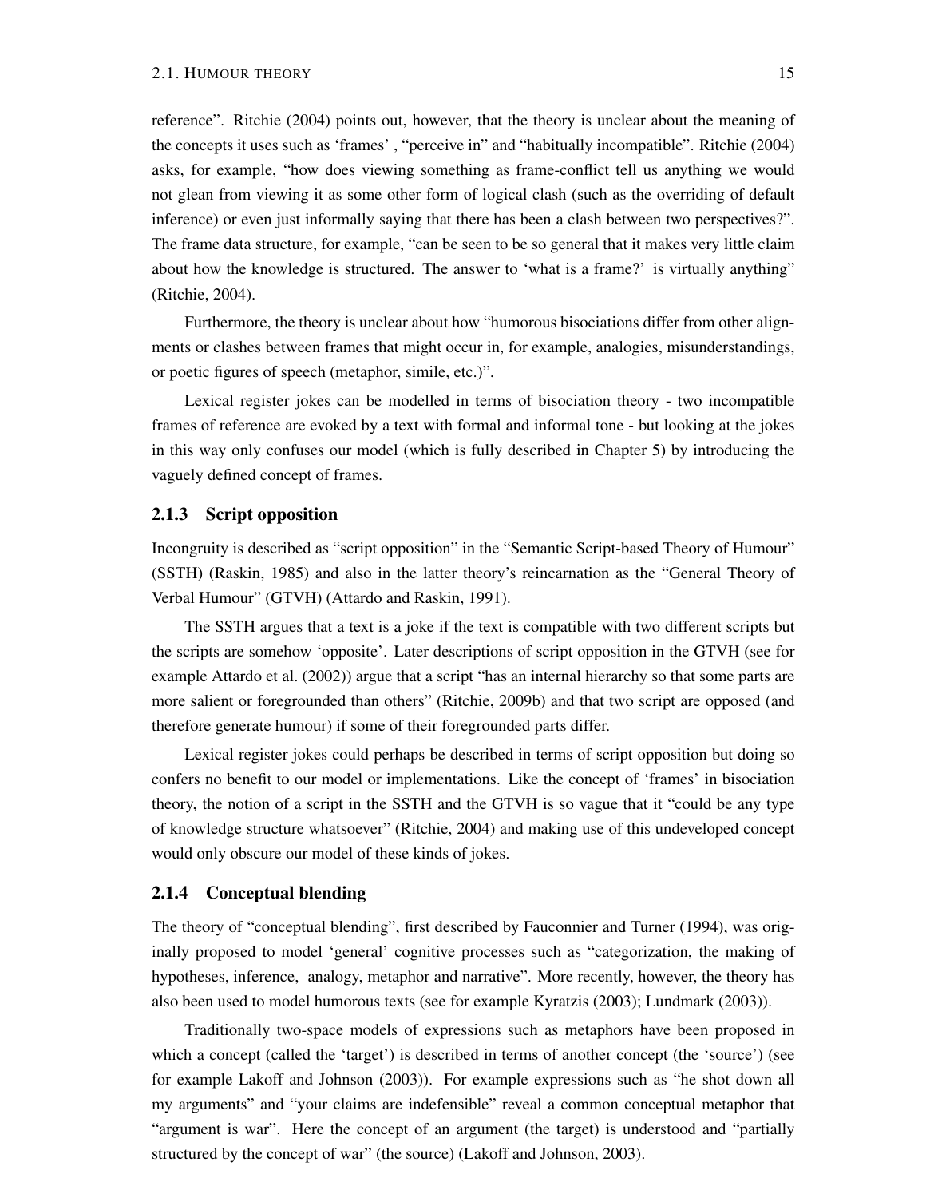reference". Ritchie (2004) points out, however, that the theory is unclear about the meaning of the concepts it uses such as 'frames' , "perceive in" and "habitually incompatible". Ritchie (2004) asks, for example, "how does viewing something as frame-conflict tell us anything we would not glean from viewing it as some other form of logical clash (such as the overriding of default inference) or even just informally saying that there has been a clash between two perspectives?". The frame data structure, for example, "can be seen to be so general that it makes very little claim about how the knowledge is structured. The answer to 'what is a frame?' is virtually anything" (Ritchie, 2004).

Furthermore, the theory is unclear about how "humorous bisociations differ from other alignments or clashes between frames that might occur in, for example, analogies, misunderstandings, or poetic figures of speech (metaphor, simile, etc.)".

Lexical register jokes can be modelled in terms of bisociation theory - two incompatible frames of reference are evoked by a text with formal and informal tone - but looking at the jokes in this way only confuses our model (which is fully described in Chapter 5) by introducing the vaguely defined concept of frames.

### 2.1.3 Script opposition

Incongruity is described as "script opposition" in the "Semantic Script-based Theory of Humour" (SSTH) (Raskin, 1985) and also in the latter theory's reincarnation as the "General Theory of Verbal Humour" (GTVH) (Attardo and Raskin, 1991).

The SSTH argues that a text is a joke if the text is compatible with two different scripts but the scripts are somehow 'opposite'. Later descriptions of script opposition in the GTVH (see for example Attardo et al. (2002)) argue that a script "has an internal hierarchy so that some parts are more salient or foregrounded than others" (Ritchie, 2009b) and that two script are opposed (and therefore generate humour) if some of their foregrounded parts differ.

Lexical register jokes could perhaps be described in terms of script opposition but doing so confers no benefit to our model or implementations. Like the concept of 'frames' in bisociation theory, the notion of a script in the SSTH and the GTVH is so vague that it "could be any type of knowledge structure whatsoever" (Ritchie, 2004) and making use of this undeveloped concept would only obscure our model of these kinds of jokes.

### 2.1.4 Conceptual blending

The theory of "conceptual blending", first described by Fauconnier and Turner (1994), was originally proposed to model 'general' cognitive processes such as "categorization, the making of hypotheses, inference, analogy, metaphor and narrative". More recently, however, the theory has also been used to model humorous texts (see for example Kyratzis (2003); Lundmark (2003)).

Traditionally two-space models of expressions such as metaphors have been proposed in which a concept (called the 'target') is described in terms of another concept (the 'source') (see for example Lakoff and Johnson (2003)). For example expressions such as "he shot down all my arguments" and "your claims are indefensible" reveal a common conceptual metaphor that "argument is war". Here the concept of an argument (the target) is understood and "partially structured by the concept of war" (the source) (Lakoff and Johnson, 2003).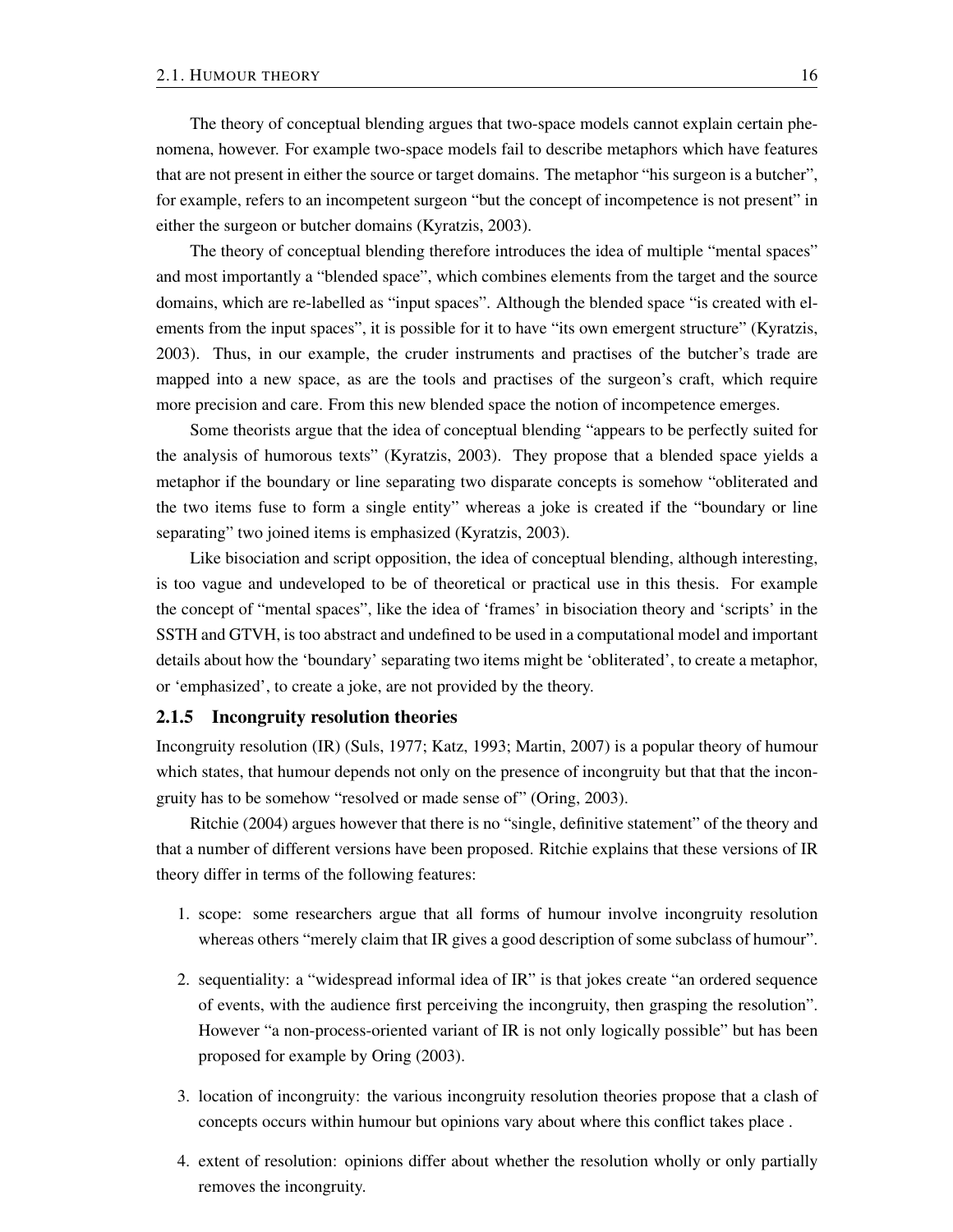The theory of conceptual blending argues that two-space models cannot explain certain phenomena, however. For example two-space models fail to describe metaphors which have features that are not present in either the source or target domains. The metaphor "his surgeon is a butcher", for example, refers to an incompetent surgeon "but the concept of incompetence is not present" in either the surgeon or butcher domains (Kyratzis, 2003).

The theory of conceptual blending therefore introduces the idea of multiple "mental spaces" and most importantly a "blended space", which combines elements from the target and the source domains, which are re-labelled as "input spaces". Although the blended space "is created with elements from the input spaces", it is possible for it to have "its own emergent structure" (Kyratzis, 2003). Thus, in our example, the cruder instruments and practises of the butcher's trade are mapped into a new space, as are the tools and practises of the surgeon's craft, which require more precision and care. From this new blended space the notion of incompetence emerges.

Some theorists argue that the idea of conceptual blending "appears to be perfectly suited for the analysis of humorous texts" (Kyratzis, 2003). They propose that a blended space yields a metaphor if the boundary or line separating two disparate concepts is somehow "obliterated and the two items fuse to form a single entity" whereas a joke is created if the "boundary or line separating" two joined items is emphasized (Kyratzis, 2003).

Like bisociation and script opposition, the idea of conceptual blending, although interesting, is too vague and undeveloped to be of theoretical or practical use in this thesis. For example the concept of "mental spaces", like the idea of 'frames' in bisociation theory and 'scripts' in the SSTH and GTVH, is too abstract and undefined to be used in a computational model and important details about how the 'boundary' separating two items might be 'obliterated', to create a metaphor, or 'emphasized', to create a joke, are not provided by the theory.

### 2.1.5 Incongruity resolution theories

Incongruity resolution (IR) (Suls, 1977; Katz, 1993; Martin, 2007) is a popular theory of humour which states, that humour depends not only on the presence of incongruity but that that the incongruity has to be somehow "resolved or made sense of" (Oring, 2003).

Ritchie (2004) argues however that there is no "single, definitive statement" of the theory and that a number of different versions have been proposed. Ritchie explains that these versions of IR theory differ in terms of the following features:

1. scope: some researchers argue that all forms of humour involve incongruity resolution whereas others "merely claim that IR gives a good description of some subclass of humour".

2. sequentiality: a "widespread informal idea of IR" is that jokes create "an ordered sequence of events, with the audience first perceiving the incongruity, then grasping the resolution". However "a non-process-oriented variant of IR is not only logically possible" but has been proposed for example by Oring (2003).

3. location of incongruity: the various incongruity resolution theories propose that a clash of concepts occurs within humour but opinions vary about where this conflict takes place .

4. extent of resolution: opinions differ about whether the resolution wholly or only partially removes the incongruity.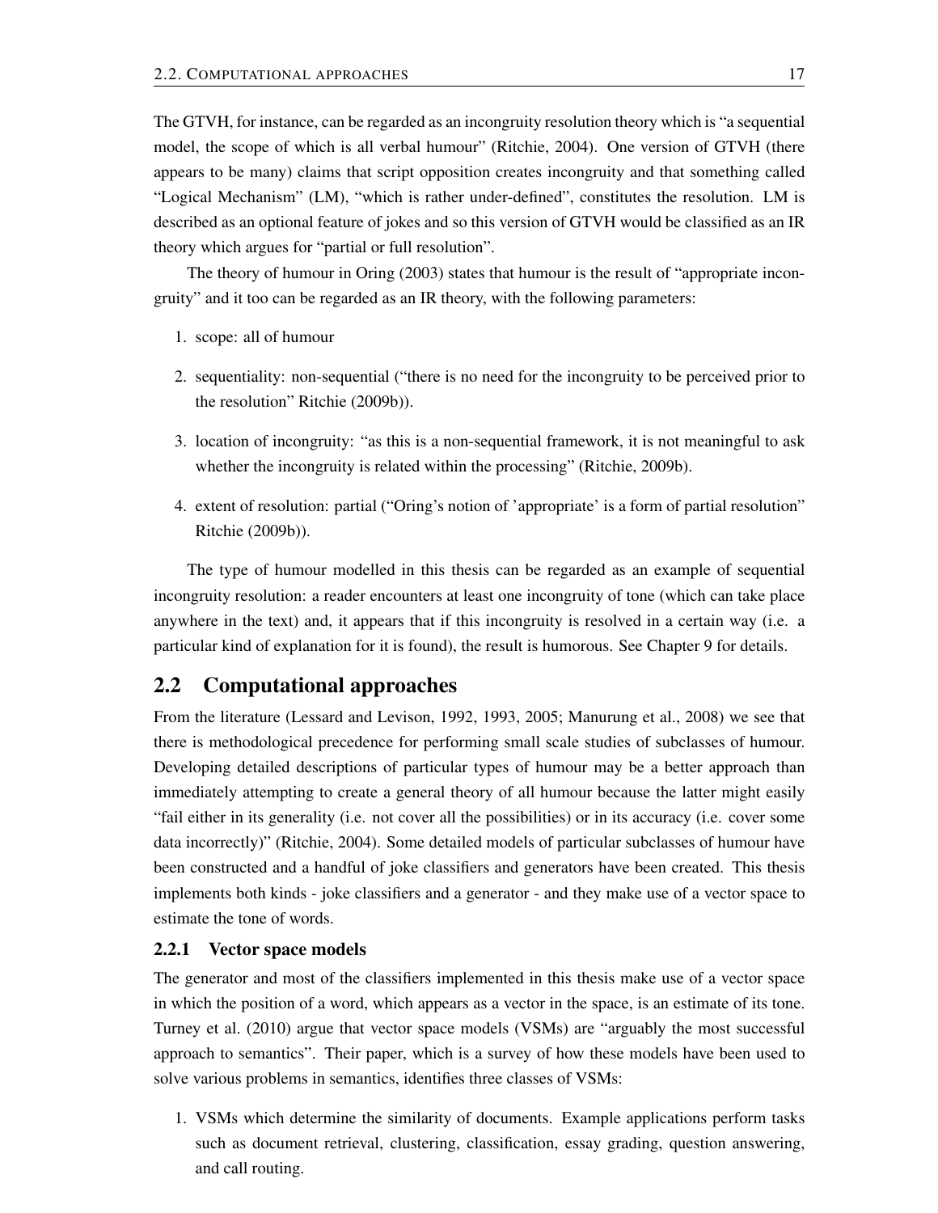The GTVH, for instance, can be regarded as an incongruity resolution theory which is "a sequential model, the scope of which is all verbal humour" (Ritchie, 2004). One version of GTVH (there appears to be many) claims that script opposition creates incongruity and that something called "Logical Mechanism" (LM), "which is rather under-defined", constitutes the resolution. LM is described as an optional feature of jokes and so this version of GTVH would be classified as an IR theory which argues for "partial or full resolution".

The theory of humour in Oring (2003) states that humour is the result of "appropriate incongruity" and it too can be regarded as an IR theory, with the following parameters:

1. scope: all of humour
2. sequentiality: non-sequential ("there is no need for the incongruity to be perceived prior to the resolution" Ritchie (2009b)).
3. location of incongruity: "as this is a non-sequential framework, it is not meaningful to ask whether the incongruity is related within the processing" (Ritchie, 2009b).
4. extent of resolution: partial ("Oring's notion of 'appropriate' is a form of partial resolution" Ritchie (2009b)).

The type of humour modelled in this thesis can be regarded as an example of sequential incongruity resolution: a reader encounters at least one incongruity of tone (which can take place anywhere in the text) and, it appears that if this incongruity is resolved in a certain way (i.e. a particular kind of explanation for it is found), the result is humorous. See Chapter 9 for details.

## 2.2 Computational approaches

From the literature (Lessard and Levison, 1992, 1993, 2005; Manurung et al., 2008) we see that there is methodological precedence for performing small scale studies of subclasses of humour. Developing detailed descriptions of particular types of humour may be a better approach than immediately attempting to create a general theory of all humour because the latter might easily "fail either in its generality (i.e. not cover all the possibilities) or in its accuracy (i.e. cover some data incorrectly)" (Ritchie, 2004). Some detailed models of particular subclasses of humour have been constructed and a handful of joke classifiers and generators have been created. This thesis implements both kinds - joke classifiers and a generator - and they make use of a vector space to estimate the tone of words.

### 2.2.1 Vector space models

The generator and most of the classifiers implemented in this thesis make use of a vector space in which the position of a word, which appears as a vector in the space, is an estimate of its tone. Turney et al. (2010) argue that vector space models (VSMs) are "arguably the most successful approach to semantics". Their paper, which is a survey of how these models have been used to solve various problems in semantics, identifies three classes of VSMs:

1. VSMs which determine the similarity of documents. Example applications perform tasks such as document retrieval, clustering, classification, essay grading, question answering, and call routing.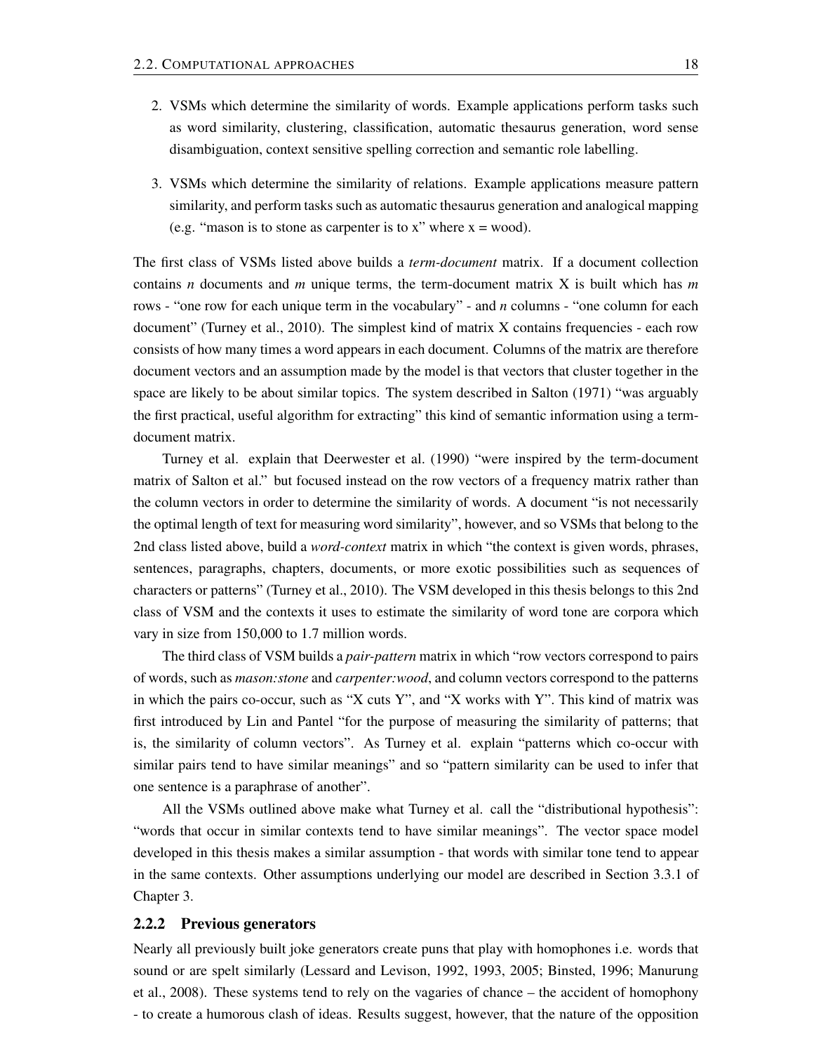2. VSMs which determine the similarity of words. Example applications perform tasks such as word similarity, clustering, classification, automatic thesaurus generation, word sense disambiguation, context sensitive spelling correction and semantic role labelling.

3. VSMs which determine the similarity of relations. Example applications measure pattern similarity, and perform tasks such as automatic thesaurus generation and analogical mapping (e.g. "mason is to stone as carpenter is to x" where x = wood).

The first class of VSMs listed above builds a *term-document* matrix. If a document collection contains *n* documents and *m* unique terms, the term-document matrix X is built which has *m* rows - "one row for each unique term in the vocabulary" - and *n* columns - "one column for each document" (Turney et al., 2010). The simplest kind of matrix X contains frequencies - each row consists of how many times a word appears in each document. Columns of the matrix are therefore document vectors and an assumption made by the model is that vectors that cluster together in the space are likely to be about similar topics. The system described in Salton (1971) "was arguably the first practical, useful algorithm for extracting" this kind of semantic information using a term-document matrix.

Turney et al. explain that Deerwester et al. (1990) "were inspired by the term-document matrix of Salton et al." but focused instead on the row vectors of a frequency matrix rather than the column vectors in order to determine the similarity of words. A document "is not necessarily the optimal length of text for measuring word similarity", however, and so VSMs that belong to the 2nd class listed above, build a *word-context* matrix in which "the context is given words, phrases, sentences, paragraphs, chapters, documents, or more exotic possibilities such as sequences of characters or patterns" (Turney et al., 2010). The VSM developed in this thesis belongs to this 2nd class of VSM and the contexts it uses to estimate the similarity of word tone are corpora which vary in size from 150,000 to 1.7 million words.

The third class of VSM builds a *pair-pattern* matrix in which "row vectors correspond to pairs of words, such as *mason:stone* and *carpenter:wood*, and column vectors correspond to the patterns in which the pairs co-occur, such as "X cuts Y", and "X works with Y". This kind of matrix was first introduced by Lin and Pantel "for the purpose of measuring the similarity of patterns; that is, the similarity of column vectors". As Turney et al. explain "patterns which co-occur with similar pairs tend to have similar meanings" and so "pattern similarity can be used to infer that one sentence is a paraphrase of another".

All the VSMs outlined above make what Turney et al. call the "distributional hypothesis": "words that occur in similar contexts tend to have similar meanings". The vector space model developed in this thesis makes a similar assumption - that words with similar tone tend to appear in the same contexts. Other assumptions underlying our model are described in Section 3.3.1 of Chapter 3.

### 2.2.2 Previous generators

Nearly all previously built joke generators create puns that play with homophones i.e. words that sound or are spelt similarly (Lessard and Levison, 1992, 1993, 2005; Binsted, 1996; Manurung et al., 2008). These systems tend to rely on the vagaries of chance – the accident of homophony - to create a humorous clash of ideas. Results suggest, however, that the nature of the opposition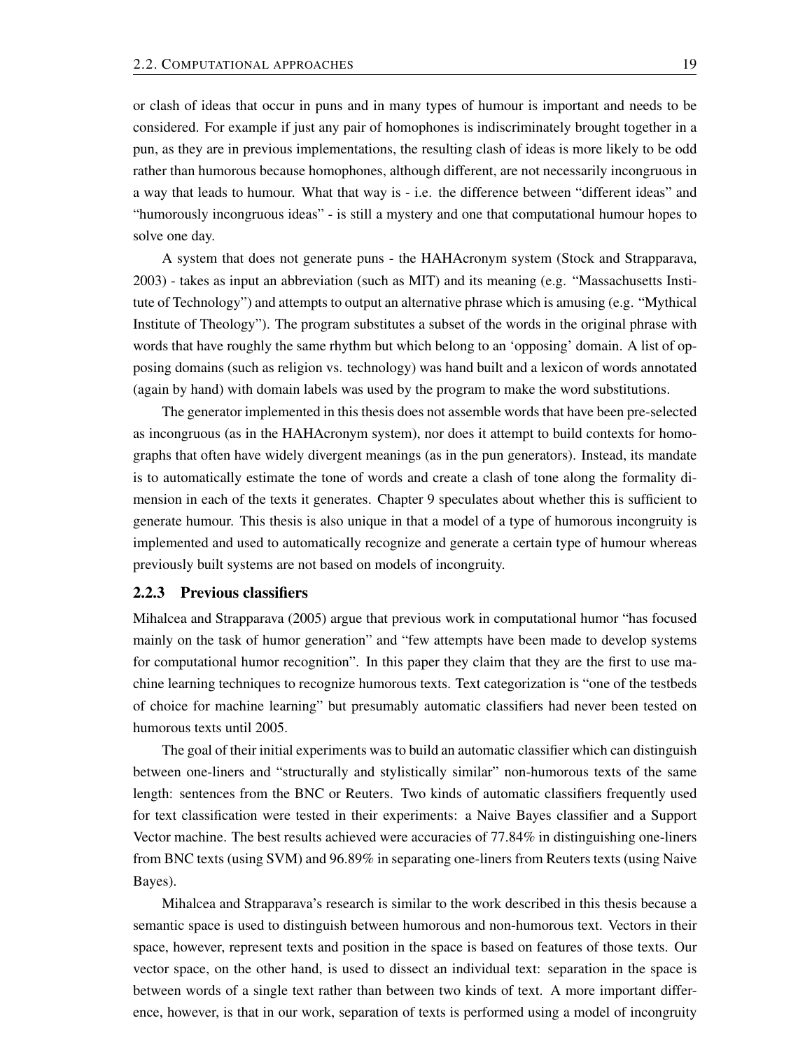or clash of ideas that occur in puns and in many types of humour is important and needs to be considered. For example if just any pair of homophones is indiscriminately brought together in a pun, as they are in previous implementations, the resulting clash of ideas is more likely to be odd rather than humorous because homophones, although different, are not necessarily incongruous in a way that leads to humour. What that way is - i.e. the difference between "different ideas" and "humorously incongruous ideas" - is still a mystery and one that computational humour hopes to solve one day.

A system that does not generate puns - the HAHAcronym system (Stock and Strapparava, 2003) - takes as input an abbreviation (such as MIT) and its meaning (e.g. "Massachusetts Institute of Technology") and attempts to output an alternative phrase which is amusing (e.g. "Mythical Institute of Theology"). The program substitutes a subset of the words in the original phrase with words that have roughly the same rhythm but which belong to an 'opposing' domain. A list of opposing domains (such as religion vs. technology) was hand built and a lexicon of words annotated (again by hand) with domain labels was used by the program to make the word substitutions.

The generator implemented in this thesis does not assemble words that have been pre-selected as incongruous (as in the HAHAcronym system), nor does it attempt to build contexts for homographs that often have widely divergent meanings (as in the pun generators). Instead, its mandate is to automatically estimate the tone of words and create a clash of tone along the formality dimension in each of the texts it generates. Chapter 9 speculates about whether this is sufficient to generate humour. This thesis is also unique in that a model of a type of humorous incongruity is implemented and used to automatically recognize and generate a certain type of humour whereas previously built systems are not based on models of incongruity.

### 2.2.3 Previous classifiers

Mihalcea and Strapparava (2005) argue that previous work in computational humor "has focused mainly on the task of humor generation" and "few attempts have been made to develop systems for computational humor recognition". In this paper they claim that they are the first to use machine learning techniques to recognize humorous texts. Text categorization is "one of the testbeds of choice for machine learning" but presumably automatic classifiers had never been tested on humorous texts until 2005.

The goal of their initial experiments was to build an automatic classifier which can distinguish between one-liners and "structurally and stylistically similar" non-humorous texts of the same length: sentences from the BNC or Reuters. Two kinds of automatic classifiers frequently used for text classification were tested in their experiments: a Naive Bayes classifier and a Support Vector machine. The best results achieved were accuracies of 77.84% in distinguishing one-liners from BNC texts (using SVM) and 96.89% in separating one-liners from Reuters texts (using Naive Bayes).

Mihalcea and Strapparava's research is similar to the work described in this thesis because a semantic space is used to distinguish between humorous and non-humorous text. Vectors in their space, however, represent texts and position in the space is based on features of those texts. Our vector space, on the other hand, is used to dissect an individual text: separation in the space is between words of a single text rather than between two kinds of text. A more important difference, however, is that in our work, separation of texts is performed using a model of incongruity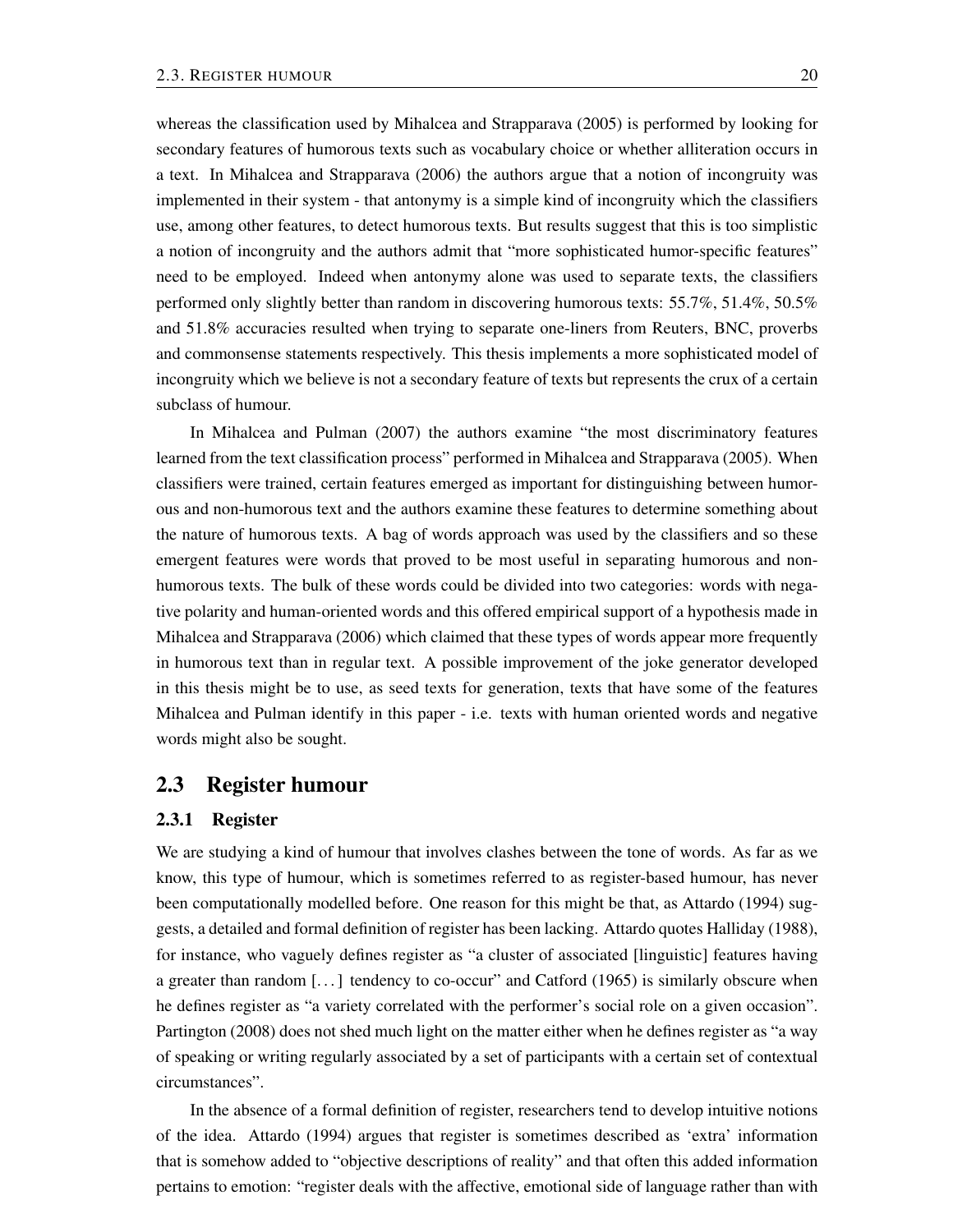whereas the classification used by Mihalcea and Strapparava (2005) is performed by looking for secondary features of humorous texts such as vocabulary choice or whether alliteration occurs in a text. In Mihalcea and Strapparava (2006) the authors argue that a notion of incongruity was implemented in their system - that antonymy is a simple kind of incongruity which the classifiers use, among other features, to detect humorous texts. But results suggest that this is too simplistic a notion of incongruity and the authors admit that "more sophisticated humor-specific features" need to be employed. Indeed when antonymy alone was used to separate texts, the classifiers performed only slightly better than random in discovering humorous texts: 55.7%, 51.4%, 50.5% and 51.8% accuracies resulted when trying to separate one-liners from Reuters, BNC, proverbs and commonsense statements respectively. This thesis implements a more sophisticated model of incongruity which we believe is not a secondary feature of texts but represents the crux of a certain subclass of humour.

In Mihalcea and Pulman (2007) the authors examine "the most discriminatory features learned from the text classification process" performed in Mihalcea and Strapparava (2005). When classifiers were trained, certain features emerged as important for distinguishing between humorous and non-humorous text and the authors examine these features to determine something about the nature of humorous texts. A bag of words approach was used by the classifiers and so these emergent features were words that proved to be most useful in separating humorous and non-humorous texts. The bulk of these words could be divided into two categories: words with negative polarity and human-oriented words and this offered empirical support of a hypothesis made in Mihalcea and Strapparava (2006) which claimed that these types of words appear more frequently in humorous text than in regular text. A possible improvement of the joke generator developed in this thesis might be to use, as seed texts for generation, texts that have some of the features Mihalcea and Pulman identify in this paper - i.e. texts with human oriented words and negative words might also be sought.

## 2.3 Register humour

### 2.3.1 Register

We are studying a kind of humour that involves clashes between the tone of words. As far as we know, this type of humour, which is sometimes referred to as register-based humour, has never been computationally modelled before. One reason for this might be that, as Attardo (1994) suggests, a detailed and formal definition of register has been lacking. Attardo quotes Halliday (1988), for instance, who vaguely defines register as "a cluster of associated [linguistic] features having a greater than random [...] tendency to co-occur" and Catford (1965) is similarly obscure when he defines register as "a variety correlated with the performer's social role on a given occasion". Partington (2008) does not shed much light on the matter either when he defines register as "a way of speaking or writing regularly associated by a set of participants with a certain set of contextual circumstances".

In the absence of a formal definition of register, researchers tend to develop intuitive notions of the idea. Attardo (1994) argues that register is sometimes described as 'extra' information that is somehow added to "objective descriptions of reality" and that often this added information pertains to emotion: "register deals with the affective, emotional side of language rather than with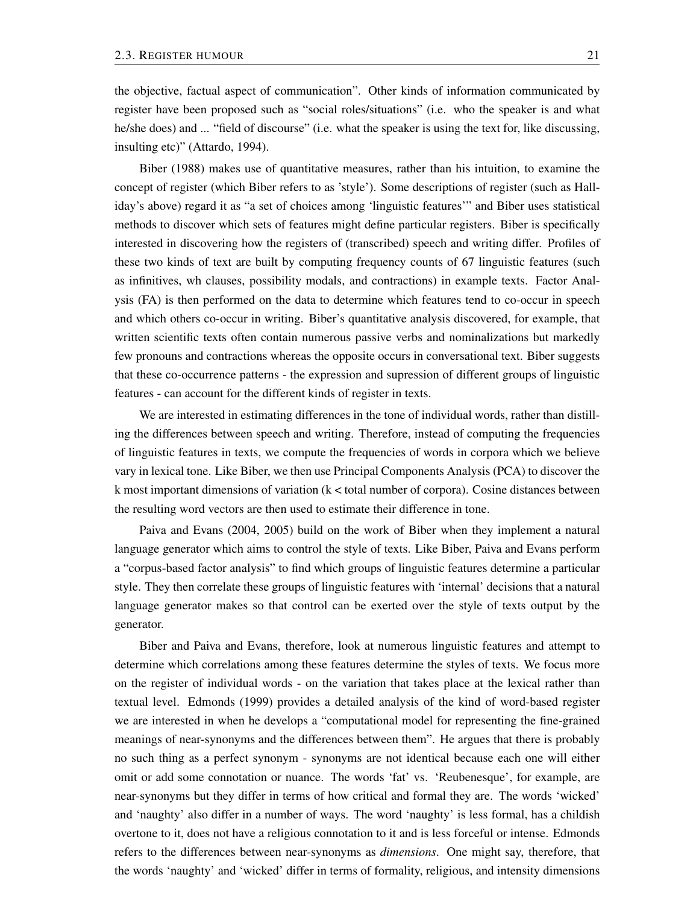the objective, factual aspect of communication". Other kinds of information communicated by register have been proposed such as "social roles/situations" (i.e. who the speaker is and what he/she does) and ... "field of discourse" (i.e. what the speaker is using the text for, like discussing, insulting etc)" (Attardo, 1994).

Biber (1988) makes use of quantitative measures, rather than his intuition, to examine the concept of register (which Biber refers to as 'style'). Some descriptions of register (such as Halliday's above) regard it as "a set of choices among 'linguistic features'" and Biber uses statistical methods to discover which sets of features might define particular registers. Biber is specifically interested in discovering how the registers of (transcribed) speech and writing differ. Profiles of these two kinds of text are built by computing frequency counts of 67 linguistic features (such as infinitives, wh clauses, possibility modals, and contractions) in example texts. Factor Analysis (FA) is then performed on the data to determine which features tend to co-occur in speech and which others co-occur in writing. Biber's quantitative analysis discovered, for example, that written scientific texts often contain numerous passive verbs and nominalizations but markedly few pronouns and contractions whereas the opposite occurs in conversational text. Biber suggests that these co-occurrence patterns - the expression and supression of different groups of linguistic features - can account for the different kinds of register in texts.

We are interested in estimating differences in the tone of individual words, rather than distilling the differences between speech and writing. Therefore, instead of computing the frequencies of linguistic features in texts, we compute the frequencies of words in corpora which we believe vary in lexical tone. Like Biber, we then use Principal Components Analysis (PCA) to discover the k most important dimensions of variation ($k <$ total number of corpora). Cosine distances between the resulting word vectors are then used to estimate their difference in tone.

Paiva and Evans (2004, 2005) build on the work of Biber when they implement a natural language generator which aims to control the style of texts. Like Biber, Paiva and Evans perform a "corpus-based factor analysis" to find which groups of linguistic features determine a particular style. They then correlate these groups of linguistic features with 'internal' decisions that a natural language generator makes so that control can be exerted over the style of texts output by the generator.

Biber and Paiva and Evans, therefore, look at numerous linguistic features and attempt to determine which correlations among these features determine the styles of texts. We focus more on the register of individual words - on the variation that takes place at the lexical rather than textual level. Edmonds (1999) provides a detailed analysis of the kind of word-based register we are interested in when he develops a "computational model for representing the fine-grained meanings of near-synonyms and the differences between them". He argues that there is probably no such thing as a perfect synonym - synonyms are not identical because each one will either omit or add some connotation or nuance. The words 'fat' vs. 'Reubenesque', for example, are near-synonyms but they differ in terms of how critical and formal they are. The words 'wicked' and 'naughty' also differ in a number of ways. The word 'naughty' is less formal, has a childish overtone to it, does not have a religious connotation to it and is less forceful or intense. Edmonds refers to the differences between near-synonyms as *dimensions*. One might say, therefore, that the words 'naughty' and 'wicked' differ in terms of formality, religious, and intensity dimensions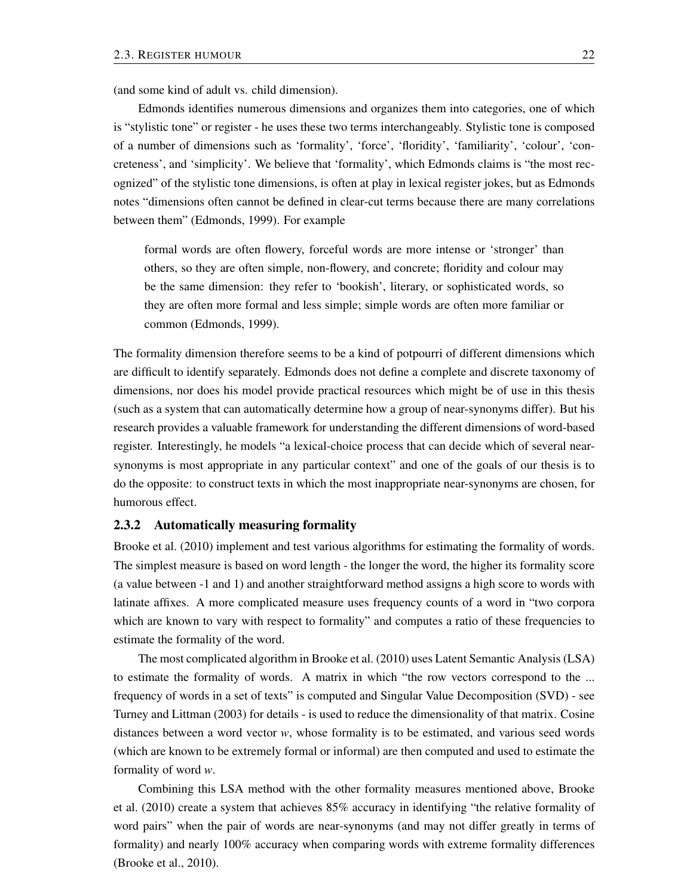(and some kind of adult vs. child dimension).

Edmonds identifies numerous dimensions and organizes them into categories, one of which is "stylistic tone" or register - he uses these two terms interchangeably. Stylistic tone is composed of a number of dimensions such as 'formality', 'force', 'floridity', 'familiarity', 'colour', 'concreteness', and 'simplicity'. We believe that 'formality', which Edmonds claims is "the most recognized" of the stylistic tone dimensions, is often at play in lexical register jokes, but as Edmonds notes "dimensions often cannot be defined in clear-cut terms because there are many correlations between them" (Edmonds, 1999). For example

> formal words are often flowery, forceful words are more intense or 'stronger' than others, so they are often simple, non-flowery, and concrete; floridity and colour may be the same dimension: they refer to 'bookish', literary, or sophisticated words, so they are often more formal and less simple; simple words are often more familiar or common (Edmonds, 1999).

The formality dimension therefore seems to be a kind of potpourri of different dimensions which are difficult to identify separately. Edmonds does not define a complete and discrete taxonomy of dimensions, nor does his model provide practical resources which might be of use in this thesis (such as a system that can automatically determine how a group of near-synonyms differ). But his research provides a valuable framework for understanding the different dimensions of word-based register. Interestingly, he models "a lexical-choice process that can decide which of several near-synonyms is most appropriate in any particular context" and one of the goals of our thesis is to do the opposite: to construct texts in which the most inappropriate near-synonyms are chosen, for humorous effect.

### 2.3.2 Automatically measuring formality

Brooke et al. (2010) implement and test various algorithms for estimating the formality of words. The simplest measure is based on word length - the longer the word, the higher its formality score (a value between -1 and 1) and another straightforward method assigns a high score to words with latinate affixes. A more complicated measure uses frequency counts of a word in "two corpora which are known to vary with respect to formality" and computes a ratio of these frequencies to estimate the formality of the word.

The most complicated algorithm in Brooke et al. (2010) uses Latent Semantic Analysis (LSA) to estimate the formality of words. A matrix in which "the row vectors correspond to the ... frequency of words in a set of texts" is computed and Singular Value Decomposition (SVD) - see Turney and Littman (2003) for details - is used to reduce the dimensionality of that matrix. Cosine distances between a word vector $w$, whose formality is to be estimated, and various seed words (which are known to be extremely formal or informal) are then computed and used to estimate the formality of word $w$.

Combining this LSA method with the other formality measures mentioned above, Brooke et al. (2010) create a system that achieves 85% accuracy in identifying "the relative formality of word pairs" when the pair of words are near-synonyms (and may not differ greatly in terms of formality) and nearly 100% accuracy when comparing words with extreme formality differences (Brooke et al., 2010).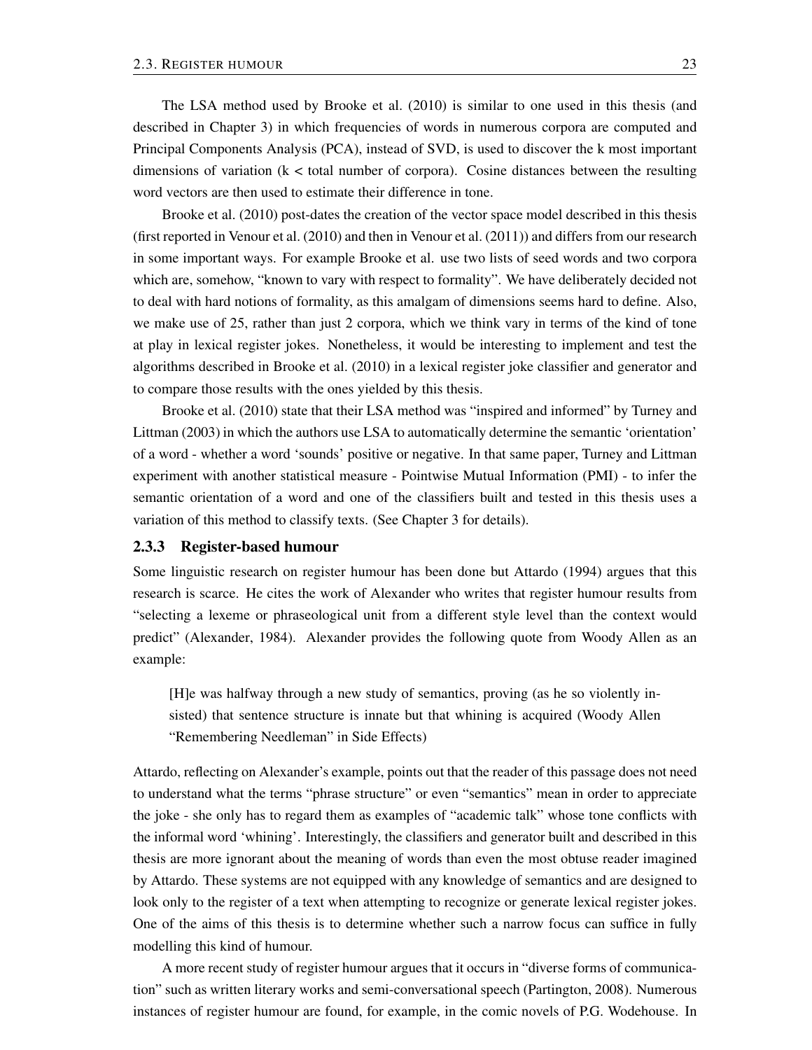The LSA method used by Brooke et al. (2010) is similar to one used in this thesis (and described in Chapter 3) in which frequencies of words in numerous corpora are computed and Principal Components Analysis (PCA), instead of SVD, is used to discover the k most important dimensions of variation (k < total number of corpora). Cosine distances between the resulting word vectors are then used to estimate their difference in tone.

Brooke et al. (2010) post-dates the creation of the vector space model described in this thesis (first reported in Venour et al. (2010) and then in Venour et al. (2011)) and differs from our research in some important ways. For example Brooke et al. use two lists of seed words and two corpora which are, somehow, "known to vary with respect to formality". We have deliberately decided not to deal with hard notions of formality, as this amalgam of dimensions seems hard to define. Also, we make use of 25, rather than just 2 corpora, which we think vary in terms of the kind of tone at play in lexical register jokes. Nonetheless, it would be interesting to implement and test the algorithms described in Brooke et al. (2010) in a lexical register joke classifier and generator and to compare those results with the ones yielded by this thesis.

Brooke et al. (2010) state that their LSA method was "inspired and informed" by Turney and Littman (2003) in which the authors use LSA to automatically determine the semantic 'orientation' of a word - whether a word 'sounds' positive or negative. In that same paper, Turney and Littman experiment with another statistical measure - Pointwise Mutual Information (PMI) - to infer the semantic orientation of a word and one of the classifiers built and tested in this thesis uses a variation of this method to classify texts. (See Chapter 3 for details).

### 2.3.3 Register-based humour

Some linguistic research on register humour has been done but Attardo (1994) argues that this research is scarce. He cites the work of Alexander who writes that register humour results from "selecting a lexeme or phraseological unit from a different style level than the context would predict" (Alexander, 1984). Alexander provides the following quote from Woody Allen as an example:

> [H]e was halfway through a new study of semantics, proving (as he so violently insisted) that sentence structure is innate but that whining is acquired (Woody Allen "Remembering Needleman" in Side Effects)

Attardo, reflecting on Alexander's example, points out that the reader of this passage does not need to understand what the terms "phrase structure" or even "semantics" mean in order to appreciate the joke - she only has to regard them as examples of "academic talk" whose tone conflicts with the informal word 'whining'. Interestingly, the classifiers and generator built and described in this thesis are more ignorant about the meaning of words than even the most obtuse reader imagined by Attardo. These systems are not equipped with any knowledge of semantics and are designed to look only to the register of a text when attempting to recognize or generate lexical register jokes. One of the aims of this thesis is to determine whether such a narrow focus can suffice in fully modelling this kind of humour.

A more recent study of register humour argues that it occurs in "diverse forms of communication" such as written literary works and semi-conversational speech (Partington, 2008). Numerous instances of register humour are found, for example, in the comic novels of P.G. Wodehouse. In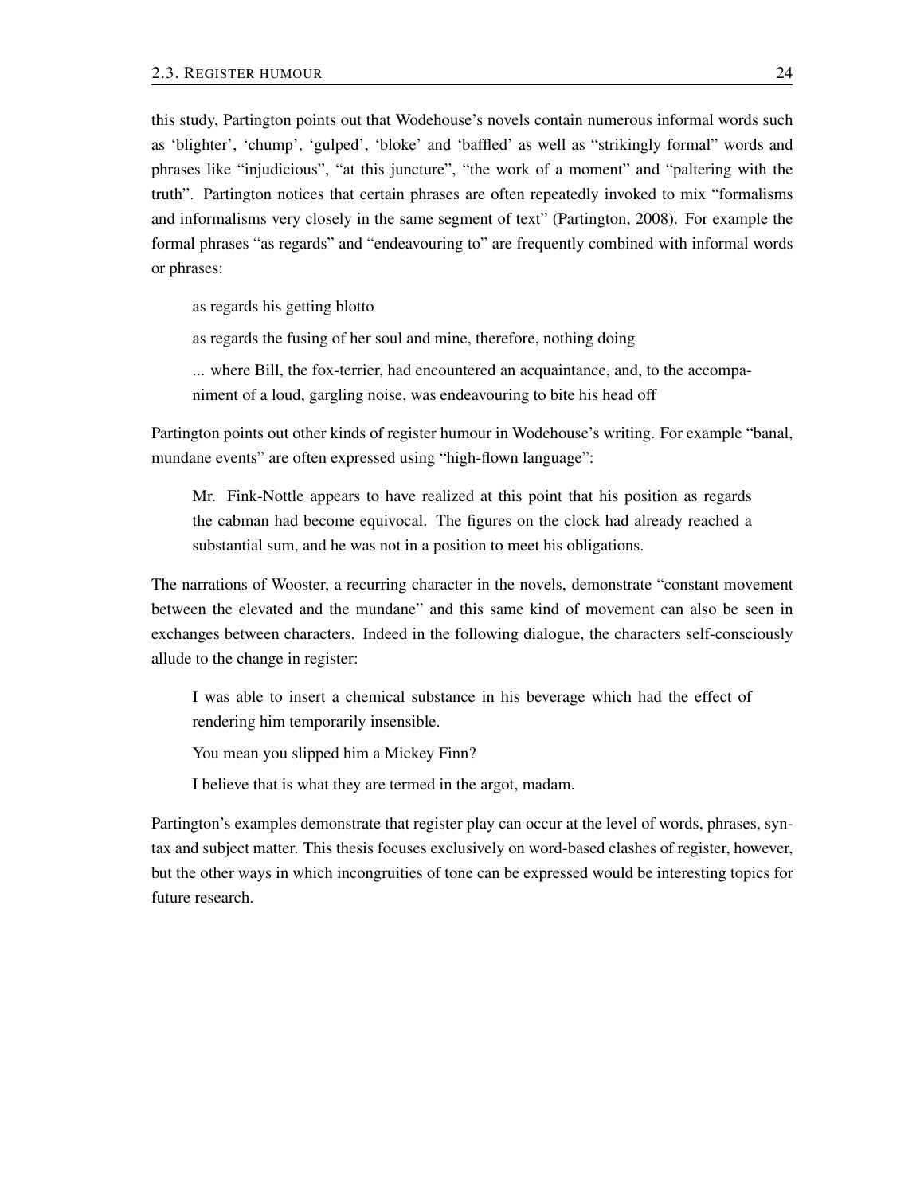this study, Partington points out that Wodehouse's novels contain numerous informal words such as 'blighter', 'chump', 'gulped', 'bloke' and 'baffled' as well as "strikingly formal" words and phrases like "injudicious", "at this juncture", "the work of a moment" and "paltering with the truth". Partington notices that certain phrases are often repeatedly invoked to mix "formalisms and informalisms very closely in the same segment of text" (Partington, 2008). For example the formal phrases "as regards" and "endeavouring to" are frequently combined with informal words or phrases:

> as regards his getting blotto
>
> as regards the fusing of her soul and mine, therefore, nothing doing
>
> ... where Bill, the fox-terrier, had encountered an acquaintance, and, to the accompaniment of a loud, gargling noise, was endeavouring to bite his head off

Partington points out other kinds of register humour in Wodehouse's writing. For example "banal, mundane events" are often expressed using "high-flown language":

> Mr. Fink-Nottle appears to have realized at this point that his position as regards the cabman had become equivocal. The figures on the clock had already reached a substantial sum, and he was not in a position to meet his obligations.

The narrations of Wooster, a recurring character in the novels, demonstrate "constant movement between the elevated and the mundane" and this same kind of movement can also be seen in exchanges between characters. Indeed in the following dialogue, the characters self-consciously allude to the change in register:

> I was able to insert a chemical substance in his beverage which had the effect of rendering him temporarily insensible.
>
> You mean you slipped him a Mickey Finn?
>
> I believe that is what they are termed in the argot, madam.

Partington's examples demonstrate that register play can occur at the level of words, phrases, syntax and subject matter. This thesis focuses exclusively on word-based clashes of register, however, but the other ways in which incongruities of tone can be expressed would be interesting topics for future research.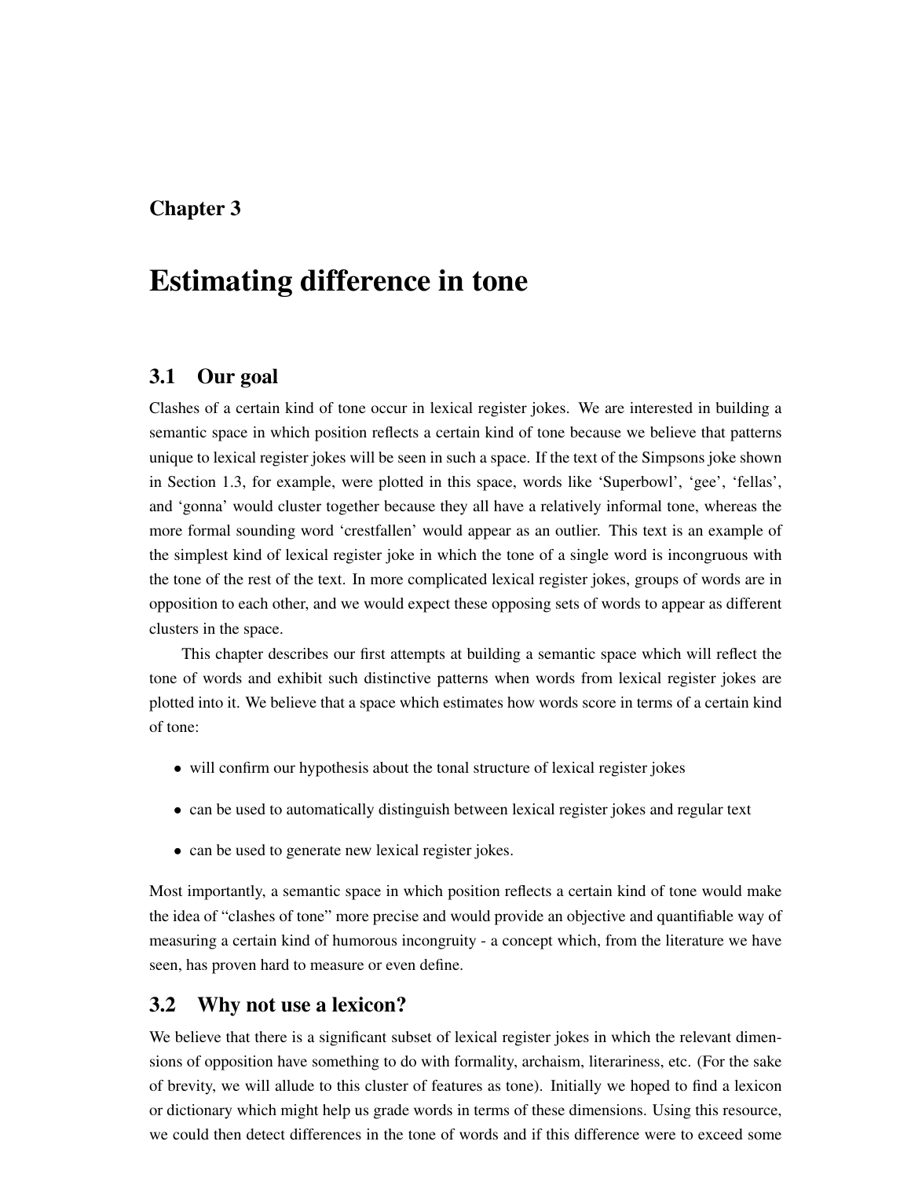# Chapter 3

# Estimating difference in tone

## 3.1 Our goal

Clashes of a certain kind of tone occur in lexical register jokes. We are interested in building a semantic space in which position reflects a certain kind of tone because we believe that patterns unique to lexical register jokes will be seen in such a space. If the text of the Simpsons joke shown in Section 1.3, for example, were plotted in this space, words like 'Superbowl', 'gee', 'fellas', and 'gonna' would cluster together because they all have a relatively informal tone, whereas the more formal sounding word 'crestfallen' would appear as an outlier. This text is an example of the simplest kind of lexical register joke in which the tone of a single word is incongruous with the tone of the rest of the text. In more complicated lexical register jokes, groups of words are in opposition to each other, and we would expect these opposing sets of words to appear as different clusters in the space.

This chapter describes our first attempts at building a semantic space which will reflect the tone of words and exhibit such distinctive patterns when words from lexical register jokes are plotted into it. We believe that a space which estimates how words score in terms of a certain kind of tone:

- will confirm our hypothesis about the tonal structure of lexical register jokes
- can be used to automatically distinguish between lexical register jokes and regular text
- can be used to generate new lexical register jokes.

Most importantly, a semantic space in which position reflects a certain kind of tone would make the idea of "clashes of tone" more precise and would provide an objective and quantifiable way of measuring a certain kind of humorous incongruity - a concept which, from the literature we have seen, has proven hard to measure or even define.

## 3.2 Why not use a lexicon?

We believe that there is a significant subset of lexical register jokes in which the relevant dimensions of opposition have something to do with formality, archaism, literariness, etc. (For the sake of brevity, we will allude to this cluster of features as tone). Initially we hoped to find a lexicon or dictionary which might help us grade words in terms of these dimensions. Using this resource, we could then detect differences in the tone of words and if this difference were to exceed some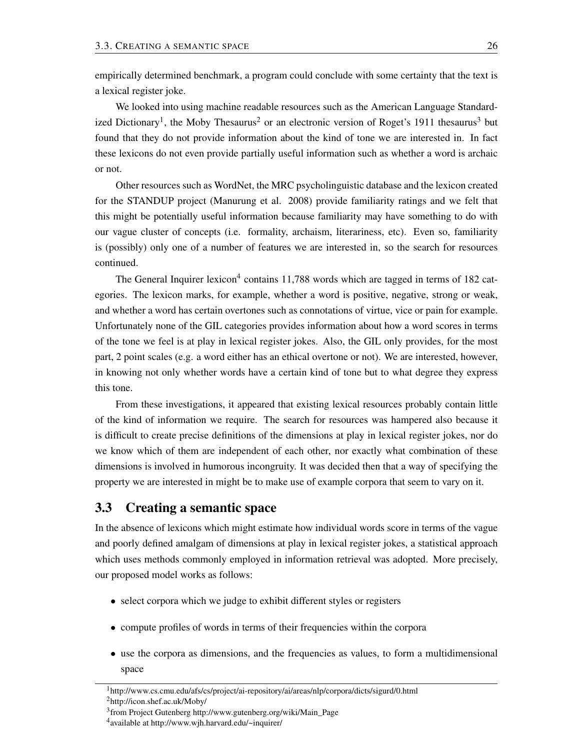empirically determined benchmark, a program could conclude with some certainty that the text is a lexical register joke.

We looked into using machine readable resources such as the American Language Standardized Dictionary[1], the Moby Thesaurus[2] or an electronic version of Roget's 1911 thesaurus[3] but found that they do not provide information about the kind of tone we are interested in. In fact these lexicons do not even provide partially useful information such as whether a word is archaic or not.

Other resources such as WordNet, the MRC psycholinguistic database and the lexicon created for the STANDUP project (Manurung et al. 2008) provide familiarity ratings and we felt that this might be potentially useful information because familiarity may have something to do with our vague cluster of concepts (i.e. formality, archaism, literariness, etc). Even so, familiarity is (possibly) only one of a number of features we are interested in, so the search for resources continued.

The General Inquirer lexicon[4] contains 11,788 words which are tagged in terms of 182 categories. The lexicon marks, for example, whether a word is positive, negative, strong or weak, and whether a word has certain overtones such as connotations of virtue, vice or pain for example. Unfortunately none of the GIL categories provides information about how a word scores in terms of the tone we feel is at play in lexical register jokes. Also, the GIL only provides, for the most part, 2 point scales (e.g. a word either has an ethical overtone or not). We are interested, however, in knowing not only whether words have a certain kind of tone but to what degree they express this tone.

From these investigations, it appeared that existing lexical resources probably contain little of the kind of information we require. The search for resources was hampered also because it is difficult to create precise definitions of the dimensions at play in lexical register jokes, nor do we know which of them are independent of each other, nor exactly what combination of these dimensions is involved in humorous incongruity. It was decided then that a way of specifying the property we are interested in might be to make use of example corpora that seem to vary on it.

## 3.3 Creating a semantic space

In the absence of lexicons which might estimate how individual words score in terms of the vague and poorly defined amalgam of dimensions at play in lexical register jokes, a statistical approach which uses methods commonly employed in information retrieval was adopted. More precisely, our proposed model works as follows:

- select corpora which we judge to exhibit different styles or registers
- compute profiles of words in terms of their frequencies within the corpora
- use the corpora as dimensions, and the frequencies as values, to form a multidimensional space

---

[1] http://www.cs.cmu.edu/afs/cs/project/ai-repository/ai/areas/nlp/corpora/dicts/sigurd/0.html

[2] http://icon.shef.ac.uk/Moby/

[3] from Project Gutenberg http://www.gutenberg.org/wiki/Main_Page

[4] available at http://www.wjh.harvard.edu/~inquirer/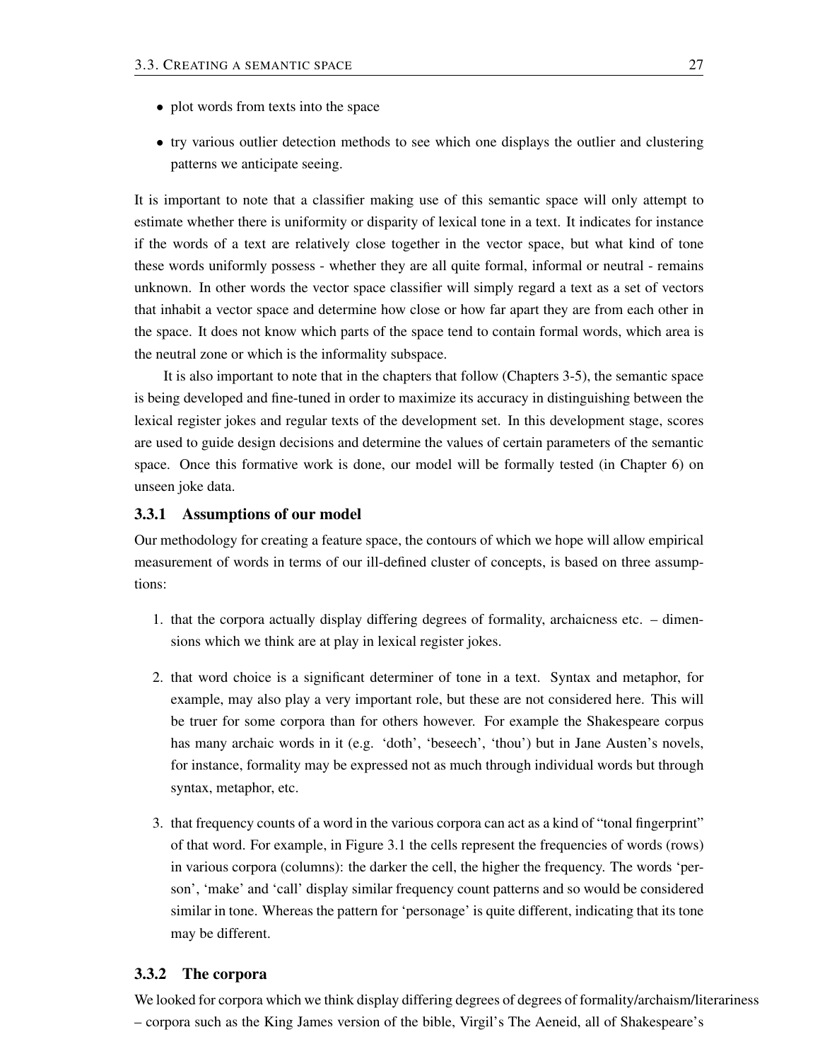- plot words from texts into the space
- try various outlier detection methods to see which one displays the outlier and clustering patterns we anticipate seeing.

It is important to note that a classifier making use of this semantic space will only attempt to estimate whether there is uniformity or disparity of lexical tone in a text. It indicates for instance if the words of a text are relatively close together in the vector space, but what kind of tone these words uniformly possess - whether they are all quite formal, informal or neutral - remains unknown. In other words the vector space classifier will simply regard a text as a set of vectors that inhabit a vector space and determine how close or how far apart they are from each other in the space. It does not know which parts of the space tend to contain formal words, which area is the neutral zone or which is the informality subspace.

It is also important to note that in the chapters that follow (Chapters 3-5), the semantic space is being developed and fine-tuned in order to maximize its accuracy in distinguishing between the lexical register jokes and regular texts of the development set. In this development stage, scores are used to guide design decisions and determine the values of certain parameters of the semantic space. Once this formative work is done, our model will be formally tested (in Chapter 6) on unseen joke data.

### 3.3.1 Assumptions of our model

Our methodology for creating a feature space, the contours of which we hope will allow empirical measurement of words in terms of our ill-defined cluster of concepts, is based on three assumptions:

1. that the corpora actually display differing degrees of formality, archaicness etc. – dimensions which we think are at play in lexical register jokes.
2. that word choice is a significant determiner of tone in a text. Syntax and metaphor, for example, may also play a very important role, but these are not considered here. This will be truer for some corpora than for others however. For example the Shakespeare corpus has many archaic words in it (e.g. 'doth', 'beseech', 'thou') but in Jane Austen's novels, for instance, formality may be expressed not as much through individual words but through syntax, metaphor, etc.
3. that frequency counts of a word in the various corpora can act as a kind of "tonal fingerprint" of that word. For example, in Figure 3.1 the cells represent the frequencies of words (rows) in various corpora (columns): the darker the cell, the higher the frequency. The words 'person', 'make' and 'call' display similar frequency count patterns and so would be considered similar in tone. Whereas the pattern for 'personage' is quite different, indicating that its tone may be different.

### 3.3.2 The corpora

We looked for corpora which we think display differing degrees of degrees of formality/archaism/literariness – corpora such as the King James version of the bible, Virgil's The Aeneid, all of Shakespeare's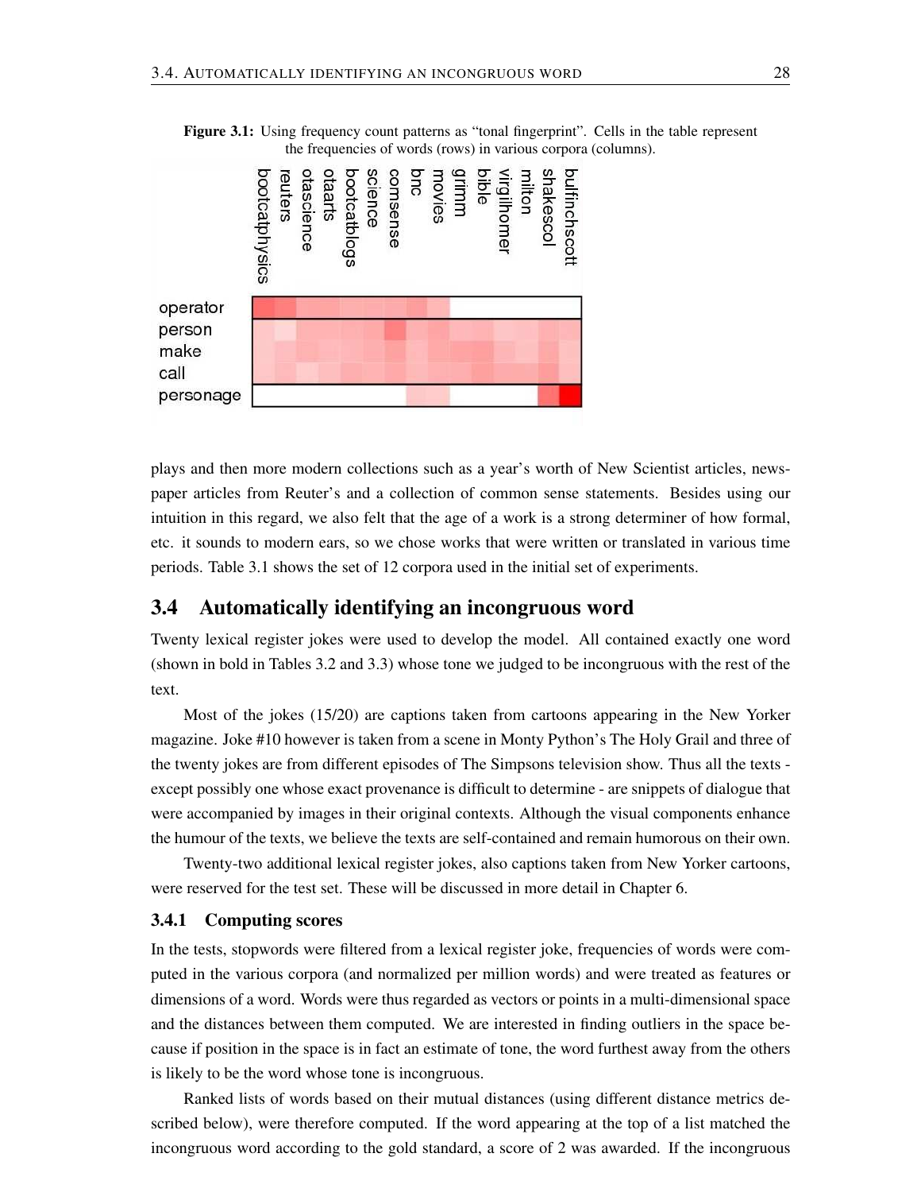**Figure 3.1:** Using frequency count patterns as "tonal fingerprint". Cells in the table represent the frequencies of words (rows) in various corpora (columns).

plays and then more modern collections such as a year's worth of New Scientist articles, newspaper articles from Reuter's and a collection of common sense statements. Besides using our intuition in this regard, we also felt that the age of a work is a strong determiner of how formal, etc. it sounds to modern ears, so we chose works that were written or translated in various time periods. Table 3.1 shows the set of 12 corpora used in the initial set of experiments.

## 3.4 Automatically identifying an incongruous word

Twenty lexical register jokes were used to develop the model. All contained exactly one word (shown in bold in Tables 3.2 and 3.3) whose tone we judged to be incongruous with the rest of the text.

Most of the jokes (15/20) are captions taken from cartoons appearing in the New Yorker magazine. Joke #10 however is taken from a scene in Monty Python's The Holy Grail and three of the twenty jokes are from different episodes of The Simpsons television show. Thus all the texts - except possibly one whose exact provenance is difficult to determine - are snippets of dialogue that were accompanied by images in their original contexts. Although the visual components enhance the humour of the texts, we believe the texts are self-contained and remain humorous on their own.

Twenty-two additional lexical register jokes, also captions taken from New Yorker cartoons, were reserved for the test set. These will be discussed in more detail in Chapter 6.

### 3.4.1 Computing scores

In the tests, stopwords were filtered from a lexical register joke, frequencies of words were computed in the various corpora (and normalized per million words) and were treated as features or dimensions of a word. Words were thus regarded as vectors or points in a multi-dimensional space and the distances between them computed. We are interested in finding outliers in the space because if position in the space is in fact an estimate of tone, the word furthest away from the others is likely to be the word whose tone is incongruous.

Ranked lists of words based on their mutual distances (using different distance metrics described below), were therefore computed. If the word appearing at the top of a list matched the incongruous word according to the gold standard, a score of 2 was awarded. If the incongruous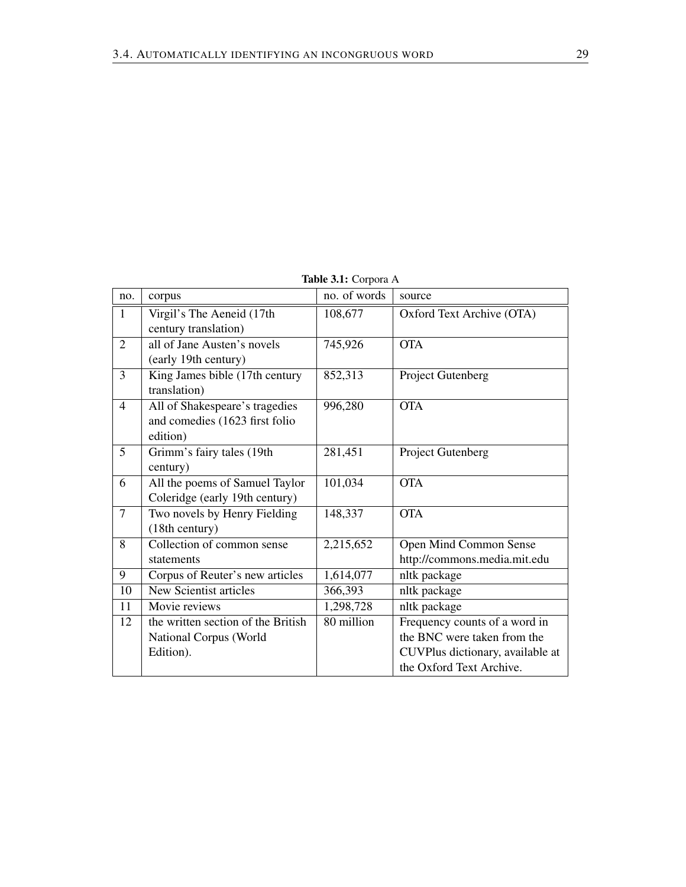**Table 3.1:** Corpora A

| no. | corpus | no. of words | source |
|---|---|---|---|
| 1 | Virgil's The Aeneid (17th century translation) | 108,677 | Oxford Text Archive (OTA) |
| 2 | all of Jane Austen's novels (early 19th century) | 745,926 | OTA |
| 3 | King James bible (17th century translation) | 852,313 | Project Gutenberg |
| 4 | All of Shakespeare's tragedies and comedies (1623 first folio edition) | 996,280 | OTA |
| 5 | Grimm's fairy tales (19th century) | 281,451 | Project Gutenberg |
| 6 | All the poems of Samuel Taylor Coleridge (early 19th century) | 101,034 | OTA |
| 7 | Two novels by Henry Fielding (18th century) | 148,337 | OTA |
| 8 | Collection of common sense statements | 2,215,652 | Open Mind Common Sense http://commons.media.mit.edu |
| 9 | Corpus of Reuter's new articles | 1,614,077 | nltk package |
| 10 | New Scientist articles | 366,393 | nltk package |
| 11 | Movie reviews | 1,298,728 | nltk package |
| 12 | the written section of the British National Corpus (World Edition). | 80 million | Frequency counts of a word in the BNC were taken from the CUVPlus dictionary, available at the Oxford Text Archive. |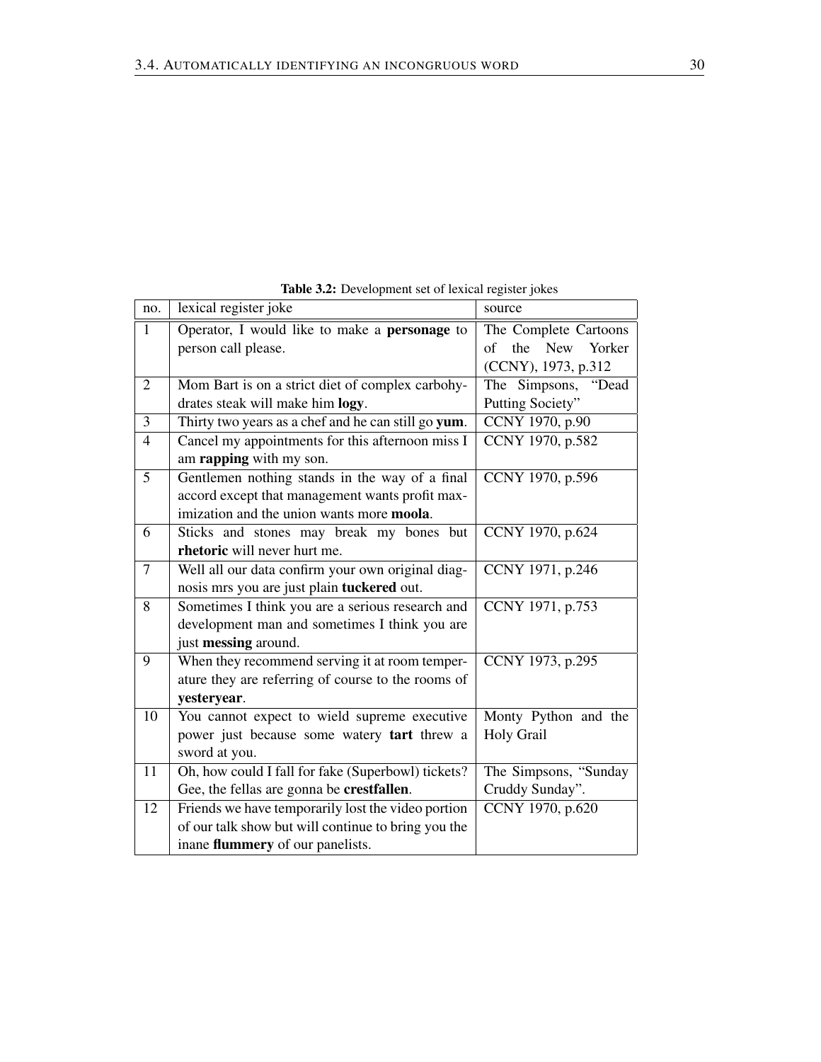**Table 3.2:** Development set of lexical register jokes

| no. | lexical register joke | source |
|---|---|---|
| 1 | Operator, I would like to make a **personage** to person call please. | The Complete Cartoons of the New Yorker (CCNY), 1973, p.312 |
| 2 | Mom Bart is on a strict diet of complex carbohydrates steak will make him **logy**. | The Simpsons, "Dead Putting Society" |
| 3 | Thirty two years as a chef and he can still go **yum**. | CCNY 1970, p.90 |
| 4 | Cancel my appointments for this afternoon miss I am **rapping** with my son. | CCNY 1970, p.582 |
| 5 | Gentlemen nothing stands in the way of a final accord except that management wants profit maximization and the union wants more **moola**. | CCNY 1970, p.596 |
| 6 | Sticks and stones may break my bones but **rhetoric** will never hurt me. | CCNY 1970, p.624 |
| 7 | Well all our data confirm your own original diagnosis mrs you are just plain **tuckered** out. | CCNY 1971, p.246 |
| 8 | Sometimes I think you are a serious research and development man and sometimes I think you are just **messing** around. | CCNY 1971, p.753 |
| 9 | When they recommend serving it at room temperature they are referring of course to the rooms of **yesteryear**. | CCNY 1973, p.295 |
| 10 | You cannot expect to wield supreme executive power just because some watery **tart** threw a sword at you. | Monty Python and the Holy Grail |
| 11 | Oh, how could I fall for fake (Superbowl) tickets? Gee, the fellas are gonna be **crestfallen**. | The Simpsons, "Sunday Cruddy Sunday". |
| 12 | Friends we have temporarily lost the video portion of our talk show but will continue to bring you the inane **flummery** of our panelists. | CCNY 1970, p.620 |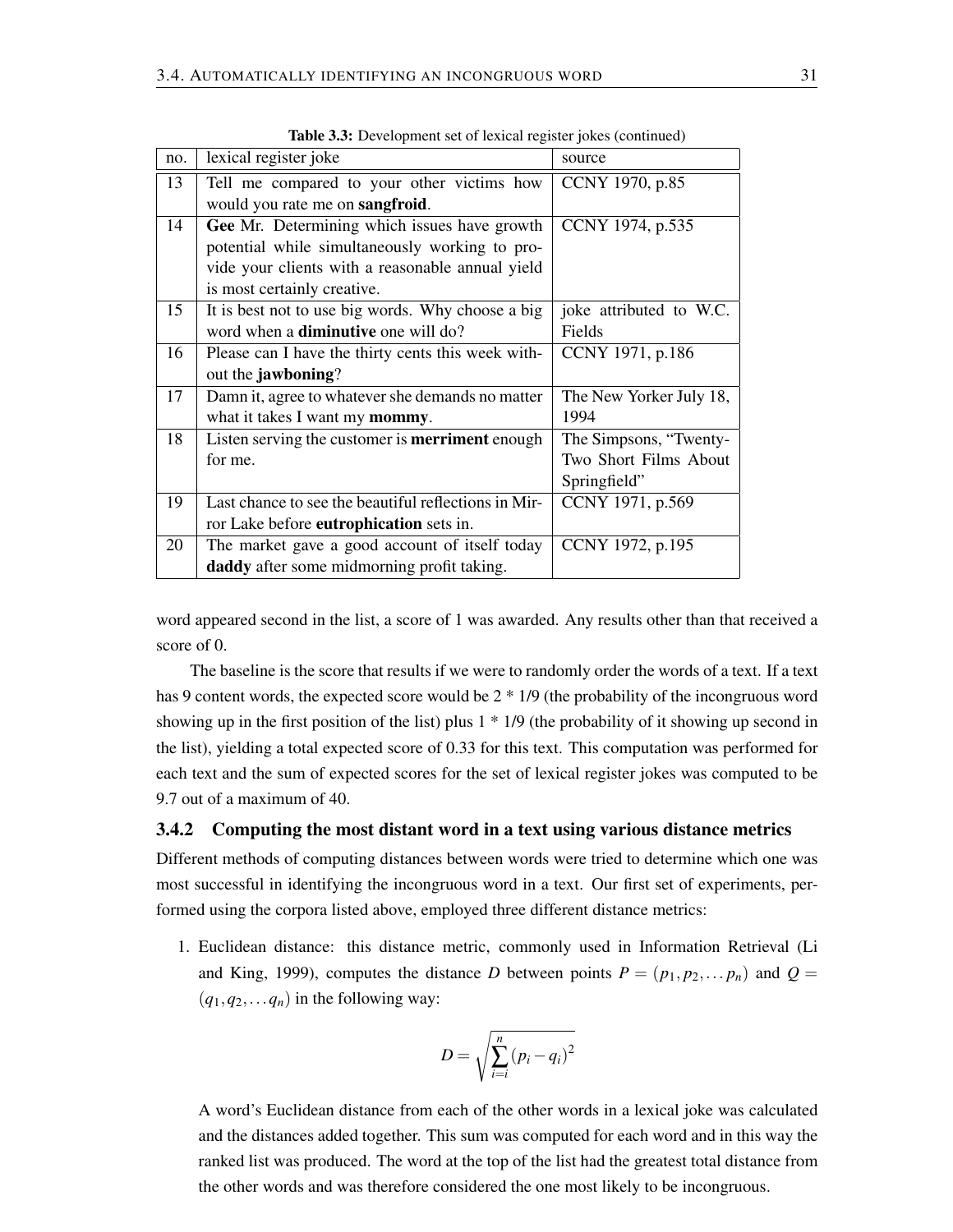**Table 3.3:** Development set of lexical register jokes (continued)

| no. | lexical register joke | source |
|---|---|---|
| 13 | Tell me compared to your other victims how would you rate me on **sangfroid**. | CCNY 1970, p.85 |
| 14 | **Gee** Mr. Determining which issues have growth potential while simultaneously working to provide your clients with a reasonable annual yield is most certainly creative. | CCNY 1974, p.535 |
| 15 | It is best not to use big words. Why choose a big word when a **diminutive** one will do? | joke attributed to W.C. Fields |
| 16 | Please can I have the thirty cents this week without the **jawboning**? | CCNY 1971, p.186 |
| 17 | Damn it, agree to whatever she demands no matter what it takes I want my **mommy**. | The New Yorker July 18, 1994 |
| 18 | Listen serving the customer is **merriment** enough for me. | The Simpsons, "Twenty-Two Short Films About Springfield" |
| 19 | Last chance to see the beautiful reflections in Mirror Lake before **eutrophication** sets in. | CCNY 1971, p.569 |
| 20 | The market gave a good account of itself today **daddy** after some midmorning profit taking. | CCNY 1972, p.195 |

word appeared second in the list, a score of 1 was awarded. Any results other than that received a score of 0.

The baseline is the score that results if we were to randomly order the words of a text. If a text has 9 content words, the expected score would be 2 * 1/9 (the probability of the incongruous word showing up in the first position of the list) plus 1 * 1/9 (the probability of it showing up second in the list), yielding a total expected score of 0.33 for this text. This computation was performed for each text and the sum of expected scores for the set of lexical register jokes was computed to be 9.7 out of a maximum of 40.

### 3.4.2 Computing the most distant word in a text using various distance metrics

Different methods of computing distances between words were tried to determine which one was most successful in identifying the incongruous word in a text. Our first set of experiments, performed using the corpora listed above, employed three different distance metrics:

1. Euclidean distance: this distance metric, commonly used in Information Retrieval (Li and King, 1999), computes the distance $D$ between points $P = (p_1, p_2, \ldots p_n)$ and $Q = (q_1, q_2, \ldots q_n)$ in the following way:

$$D = \sqrt{\sum_{i=i}^{n} (p_i - q_i)^2}$$

   A word's Euclidean distance from each of the other words in a lexical joke was calculated and the distances added together. This sum was computed for each word and in this way the ranked list was produced. The word at the top of the list had the greatest total distance from the other words and was therefore considered the one most likely to be incongruous.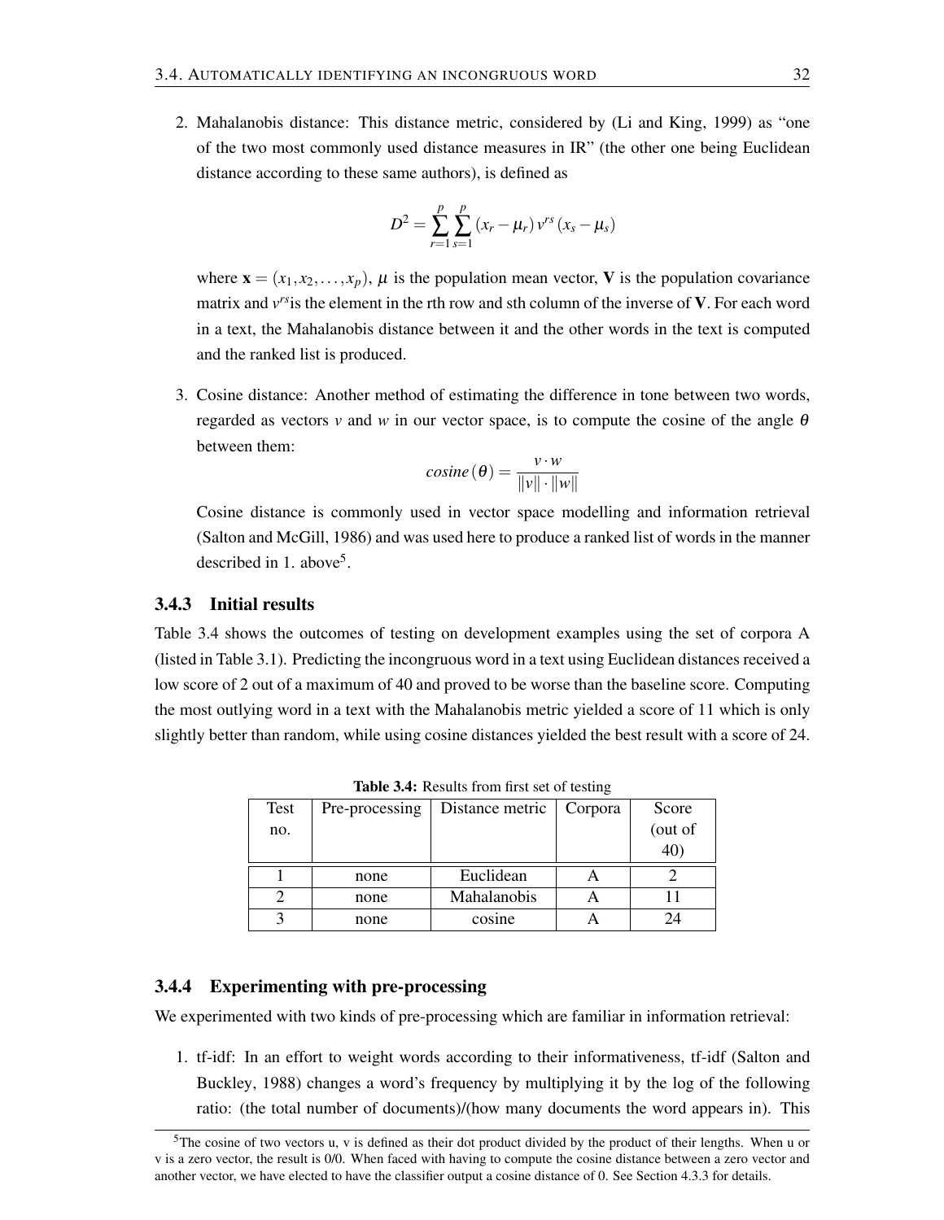2. Mahalanobis distance: This distance metric, considered by (Li and King, 1999) as "one of the two most commonly used distance measures in IR" (the other one being Euclidean distance according to these same authors), is defined as

$$D^2 = \sum_{r=1}^{p} \sum_{s=1}^{p} (x_r - \mu_r) v^{rs} (x_s - \mu_s)$$

where $\mathbf{x} = (x_1, x_2, \ldots, x_p)$, $\mu$ is the population mean vector, $\mathbf{V}$ is the population covariance matrix and $v^{rs}$is the element in the rth row and sth column of the inverse of $\mathbf{V}$. For each word in a text, the Mahalanobis distance between it and the other words in the text is computed and the ranked list is produced.

3. Cosine distance: Another method of estimating the difference in tone between two words, regarded as vectors $v$ and $w$ in our vector space, is to compute the cosine of the angle $\theta$ between them:

$$cosine(\theta) = \frac{v \cdot w}{\|v\| \cdot \|w\|}$$

Cosine distance is commonly used in vector space modelling and information retrieval (Salton and McGill, 1986) and was used here to produce a ranked list of words in the manner described in 1. above[5].

### 3.4.3 Initial results

Table 3.4 shows the outcomes of testing on development examples using the set of corpora A (listed in Table 3.1). Predicting the incongruous word in a text using Euclidean distances received a low score of 2 out of a maximum of 40 and proved to be worse than the baseline score. Computing the most outlying word in a text with the Mahalanobis metric yielded a score of 11 which is only slightly better than random, while using cosine distances yielded the best result with a score of 24.

**Table 3.4:** Results from first set of testing

| Test no. | Pre-processing | Distance metric | Corpora | Score (out of 40) |
|---|---|---|---|---|
| 1 | none | Euclidean | A | 2 |
| 2 | none | Mahalanobis | A | 11 |
| 3 | none | cosine | A | 24 |

### 3.4.4 Experimenting with pre-processing

We experimented with two kinds of pre-processing which are familiar in information retrieval:

1. tf-idf: In an effort to weight words according to their informativeness, tf-idf (Salton and Buckley, 1988) changes a word's frequency by multiplying it by the log of the following ratio: (the total number of documents)/(how many documents the word appears in). This

[5]The cosine of two vectors u, v is defined as their dot product divided by the product of their lengths. When u or v is a zero vector, the result is 0/0. When faced with having to compute the cosine distance between a zero vector and another vector, we have elected to have the classifier output a cosine distance of 0. See Section 4.3.3 for details.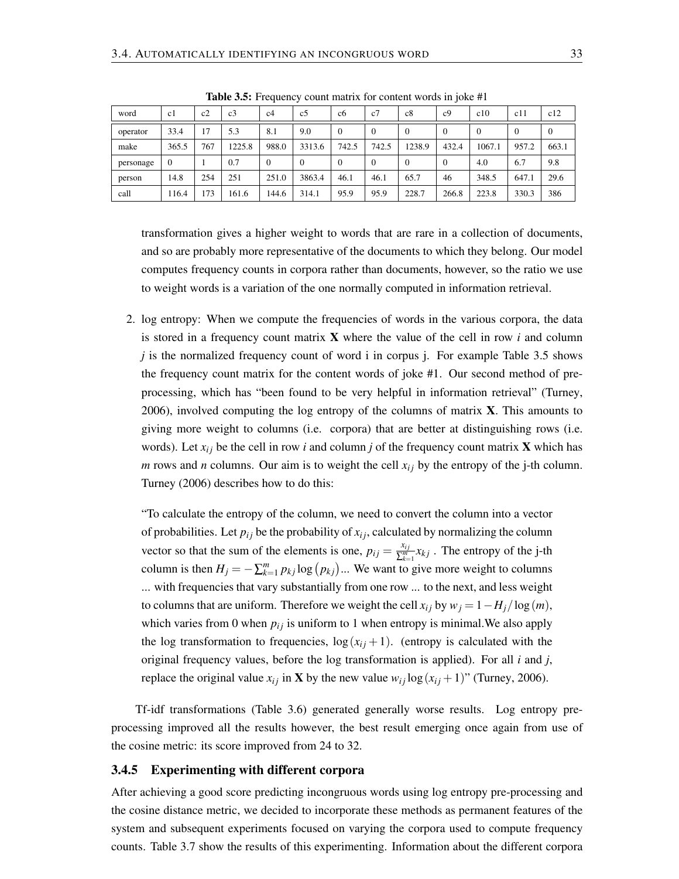**Table 3.5:** Frequency count matrix for content words in joke #1

| word | c1 | c2 | c3 | c4 | c5 | c6 | c7 | c8 | c9 | c10 | c11 | c12 |
|---|---|---|---|---|---|---|---|---|---|---|---|---|
| operator | 33.4 | 17 | 5.3 | 8.1 | 9.0 | 0 | 0 | 0 | 0 | 0 | 0 | 0 |
| make | 365.5 | 767 | 1225.8 | 988.0 | 3313.6 | 742.5 | 742.5 | 1238.9 | 432.4 | 1067.1 | 957.2 | 663.1 |
| personage | 0 | 1 | 0.7 | 0 | 0 | 0 | 0 | 0 | 0 | 4.0 | 6.7 | 9.8 |
| person | 14.8 | 254 | 251 | 251.0 | 3863.4 | 46.1 | 46.1 | 65.7 | 46 | 348.5 | 647.1 | 29.6 |
| call | 116.4 | 173 | 161.6 | 144.6 | 314.1 | 95.9 | 95.9 | 228.7 | 266.8 | 223.8 | 330.3 | 386 |

transformation gives a higher weight to words that are rare in a collection of documents, and so are probably more representative of the documents to which they belong. Our model computes frequency counts in corpora rather than documents, however, so the ratio we use to weight words is a variation of the one normally computed in information retrieval.

2. log entropy: When we compute the frequencies of words in the various corpora, the data is stored in a frequency count matrix **X** where the value of the cell in row $i$ and column $j$ is the normalized frequency count of word i in corpus j. For example Table 3.5 shows the frequency count matrix for the content words of joke #1. Our second method of pre-processing, which has "been found to be very helpful in information retrieval" (Turney, 2006), involved computing the log entropy of the columns of matrix **X**. This amounts to giving more weight to columns (i.e. corpora) that are better at distinguishing rows (i.e. words). Let $x_{ij}$ be the cell in row $i$ and column $j$ of the frequency count matrix **X** which has $m$ rows and $n$ columns. Our aim is to weight the cell $x_{ij}$ by the entropy of the j-th column. Turney (2006) describes how to do this:

   "To calculate the entropy of the column, we need to convert the column into a vector of probabilities. Let $p_{ij}$ be the probability of $x_{ij}$, calculated by normalizing the column vector so that the sum of the elements is one, $p_{ij} = \frac{x_{ij}}{\sum_{k=1}^{m}} x_{kj}$ . The entropy of the j-th column is then $H_j = -\sum_{k=1}^{m} p_{kj} \log(p_{kj})$... We want to give more weight to columns ... with frequencies that vary substantially from one row ... to the next, and less weight to columns that are uniform. Therefore we weight the cell $x_{ij}$ by $w_j = 1 - H_j / \log(m)$, which varies from 0 when $p_{ij}$ is uniform to 1 when entropy is minimal.We also apply the log transformation to frequencies, $\log(x_{ij}+1)$. (entropy is calculated with the original frequency values, before the log transformation is applied). For all $i$ and $j$, replace the original value $x_{ij}$ in **X** by the new value $w_{ij} \log(x_{ij}+1)$" (Turney, 2006).

Tf-idf transformations (Table 3.6) generated generally worse results. Log entropy pre-processing improved all the results however, the best result emerging once again from use of the cosine metric: its score improved from 24 to 32.

### 3.4.5 Experimenting with different corpora

After achieving a good score predicting incongruous words using log entropy pre-processing and the cosine distance metric, we decided to incorporate these methods as permanent features of the system and subsequent experiments focused on varying the corpora used to compute frequency counts. Table 3.7 show the results of this experimenting. Information about the different corpora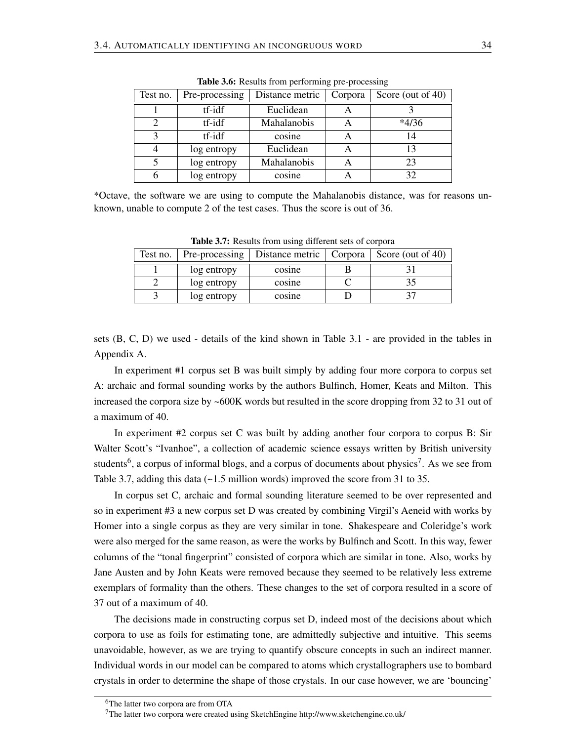**Table 3.6:** Results from performing pre-processing

| Test no. | Pre-processing | Distance metric | Corpora | Score (out of 40) |
|---|---|---|---|---|
| 1 | tf-idf | Euclidean | A | 3 |
| 2 | tf-idf | Mahalanobis | A | *4/36 |
| 3 | tf-idf | cosine | A | 14 |
| 4 | log entropy | Euclidean | A | 13 |
| 5 | log entropy | Mahalanobis | A | 23 |
| 6 | log entropy | cosine | A | 32 |

*Octave, the software we are using to compute the Mahalanobis distance, was for reasons unknown, unable to compute 2 of the test cases. Thus the score is out of 36.

**Table 3.7:** Results from using different sets of corpora

| Test no. | Pre-processing | Distance metric | Corpora | Score (out of 40) |
|---|---|---|---|---|
| 1 | log entropy | cosine | B | 31 |
| 2 | log entropy | cosine | C | 35 |
| 3 | log entropy | cosine | D | 37 |

sets (B, C, D) we used - details of the kind shown in Table 3.1 - are provided in the tables in Appendix A.

In experiment #1 corpus set B was built simply by adding four more corpora to corpus set A: archaic and formal sounding works by the authors Bulfinch, Homer, Keats and Milton. This increased the corpora size by ~600K words but resulted in the score dropping from 32 to 31 out of a maximum of 40.

In experiment #2 corpus set C was built by adding another four corpora to corpus B: Sir Walter Scott's "Ivanhoe", a collection of academic science essays written by British university students[6], a corpus of informal blogs, and a corpus of documents about physics[7]. As we see from Table 3.7, adding this data (~1.5 million words) improved the score from 31 to 35.

In corpus set C, archaic and formal sounding literature seemed to be over represented and so in experiment #3 a new corpus set D was created by combining Virgil's Aeneid with works by Homer into a single corpus as they are very similar in tone. Shakespeare and Coleridge's work were also merged for the same reason, as were the works by Bulfinch and Scott. In this way, fewer columns of the "tonal fingerprint" consisted of corpora which are similar in tone. Also, works by Jane Austen and by John Keats were removed because they seemed to be relatively less extreme exemplars of formality than the others. These changes to the set of corpora resulted in a score of 37 out of a maximum of 40.

The decisions made in constructing corpus set D, indeed most of the decisions about which corpora to use as foils for estimating tone, are admittedly subjective and intuitive. This seems unavoidable, however, as we are trying to quantify obscure concepts in such an indirect manner. Individual words in our model can be compared to atoms which crystallographers use to bombard crystals in order to determine the shape of those crystals. In our case however, we are 'bouncing'

[6] The latter two corpora are from OTA

[7] The latter two corpora were created using SketchEngine http://www.sketchengine.co.uk/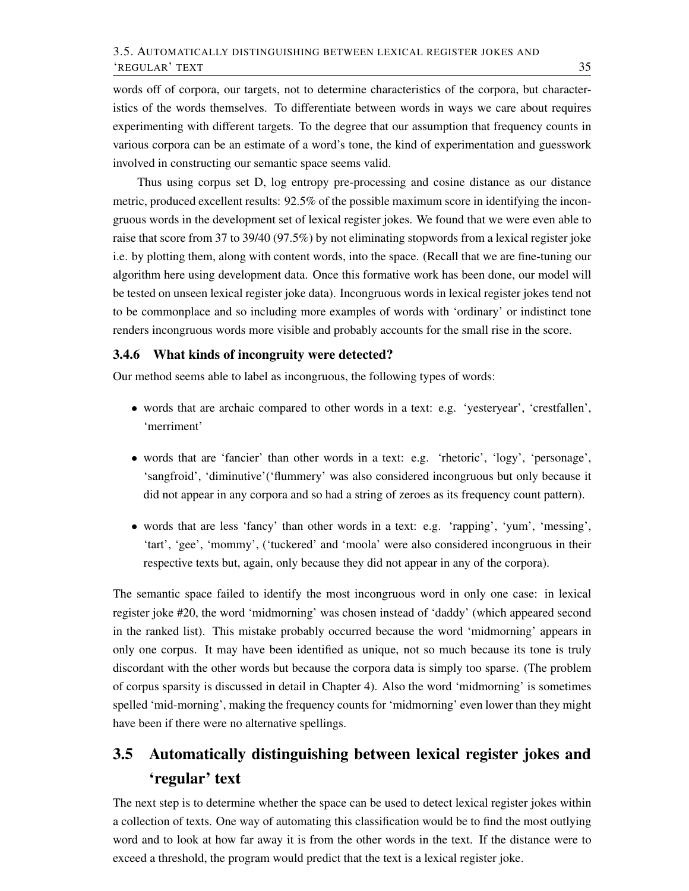words off of corpora, our targets, not to determine characteristics of the corpora, but characteristics of the words themselves. To differentiate between words in ways we care about requires experimenting with different targets. To the degree that our assumption that frequency counts in various corpora can be an estimate of a word's tone, the kind of experimentation and guesswork involved in constructing our semantic space seems valid.

Thus using corpus set D, log entropy pre-processing and cosine distance as our distance metric, produced excellent results: 92.5% of the possible maximum score in identifying the incongruous words in the development set of lexical register jokes. We found that we were even able to raise that score from 37 to 39/40 (97.5%) by not eliminating stopwords from a lexical register joke i.e. by plotting them, along with content words, into the space. (Recall that we are fine-tuning our algorithm here using development data. Once this formative work has been done, our model will be tested on unseen lexical register joke data). Incongruous words in lexical register jokes tend not to be commonplace and so including more examples of words with 'ordinary' or indistinct tone renders incongruous words more visible and probably accounts for the small rise in the score.

### 3.4.6 What kinds of incongruity were detected?

Our method seems able to label as incongruous, the following types of words:

- words that are archaic compared to other words in a text: e.g. 'yesteryear', 'crestfallen', 'merriment'
- words that are 'fancier' than other words in a text: e.g. 'rhetoric', 'logy', 'personage', 'sangfroid', 'diminutive'('flummery' was also considered incongruous but only because it did not appear in any corpora and so had a string of zeroes as its frequency count pattern).
- words that are less 'fancy' than other words in a text: e.g. 'rapping', 'yum', 'messing', 'tart', 'gee', 'mommy', ('tuckered' and 'moola' were also considered incongruous in their respective texts but, again, only because they did not appear in any of the corpora).

The semantic space failed to identify the most incongruous word in only one case: in lexical register joke #20, the word 'midmorning' was chosen instead of 'daddy' (which appeared second in the ranked list). This mistake probably occurred because the word 'midmorning' appears in only one corpus. It may have been identified as unique, not so much because its tone is truly discordant with the other words but because the corpora data is simply too sparse. (The problem of corpus sparsity is discussed in detail in Chapter 4). Also the word 'midmorning' is sometimes spelled 'mid-morning', making the frequency counts for 'midmorning' even lower than they might have been if there were no alternative spellings.

## 3.5 Automatically distinguishing between lexical register jokes and 'regular' text

The next step is to determine whether the space can be used to detect lexical register jokes within a collection of texts. One way of automating this classification would be to find the most outlying word and to look at how far away it is from the other words in the text. If the distance were to exceed a threshold, the program would predict that the text is a lexical register joke.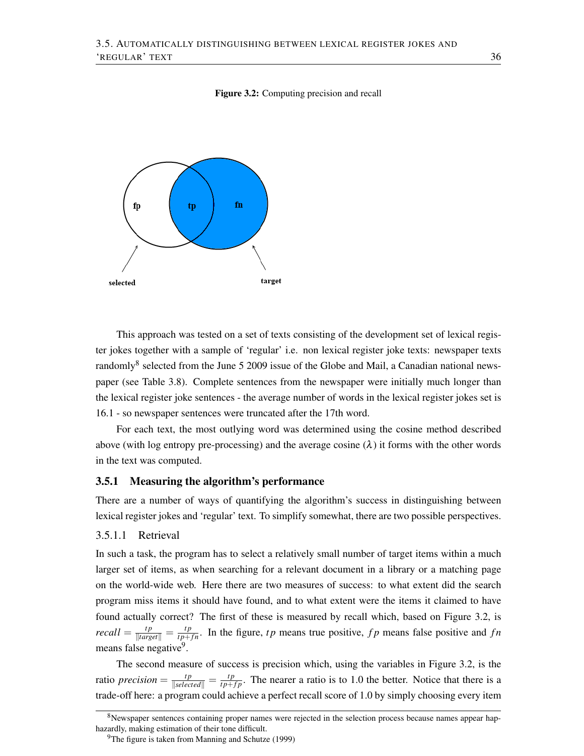**Figure 3.2:** Computing precision and recall

This approach was tested on a set of texts consisting of the development set of lexical register jokes together with a sample of 'regular' i.e. non lexical register joke texts: newspaper texts randomly[8] selected from the June 5 2009 issue of the Globe and Mail, a Canadian national newspaper (see Table 3.8). Complete sentences from the newspaper were initially much longer than the lexical register joke sentences - the average number of words in the lexical register jokes set is 16.1 - so newspaper sentences were truncated after the 17th word.

For each text, the most outlying word was determined using the cosine method described above (with log entropy pre-processing) and the average cosine ($\lambda$) it forms with the other words in the text was computed.

### 3.5.1 Measuring the algorithm's performance

There are a number of ways of quantifying the algorithm's success in distinguishing between lexical register jokes and 'regular' text. To simplify somewhat, there are two possible perspectives.

#### 3.5.1.1 Retrieval

In such a task, the program has to select a relatively small number of target items within a much larger set of items, as when searching for a relevant document in a library or a matching page on the world-wide web. Here there are two measures of success: to what extent did the search program miss items it should have found, and to what extent were the items it claimed to have found actually correct? The first of these is measured by recall which, based on Figure 3.2, is $recall = \frac{tp}{\|target\|} = \frac{tp}{tp+fn}$. In the figure, $tp$ means true positive, $fp$ means false positive and $fn$ means false negative[9].

The second measure of success is precision which, using the variables in Figure 3.2, is the ratio $precision = \frac{tp}{\|selected\|} = \frac{tp}{tp+fp}$. The nearer a ratio is to 1.0 the better. Notice that there is a trade-off here: a program could achieve a perfect recall score of 1.0 by simply choosing every item

[8] Newspaper sentences containing proper names were rejected in the selection process because names appear haphazardly, making estimation of their tone difficult.

[9] The figure is taken from Manning and Schutze (1999)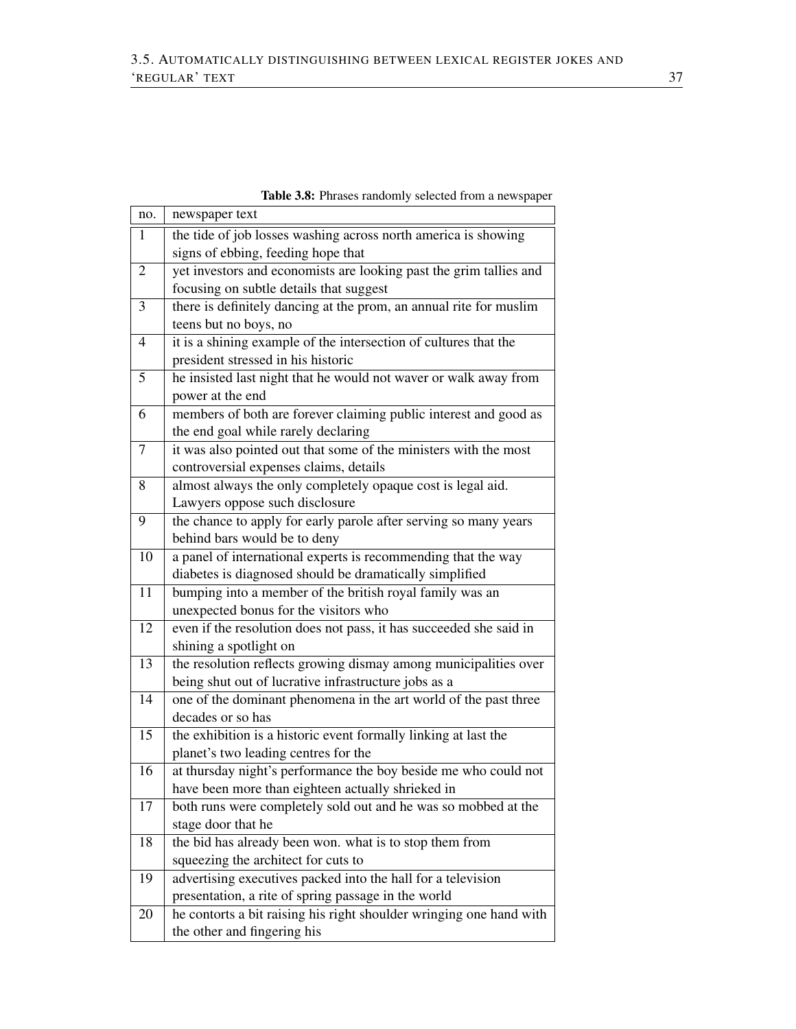**Table 3.8:** Phrases randomly selected from a newspaper

| no. | newspaper text |
|---|---|
| 1 | the tide of job losses washing across north america is showing signs of ebbing, feeding hope that |
| 2 | yet investors and economists are looking past the grim tallies and focusing on subtle details that suggest |
| 3 | there is definitely dancing at the prom, an annual rite for muslim teens but no boys, no |
| 4 | it is a shining example of the intersection of cultures that the president stressed in his historic |
| 5 | he insisted last night that he would not waver or walk away from power at the end |
| 6 | members of both are forever claiming public interest and good as the end goal while rarely declaring |
| 7 | it was also pointed out that some of the ministers with the most controversial expenses claims, details |
| 8 | almost always the only completely opaque cost is legal aid. Lawyers oppose such disclosure |
| 9 | the chance to apply for early parole after serving so many years behind bars would be to deny |
| 10 | a panel of international experts is recommending that the way diabetes is diagnosed should be dramatically simplified |
| 11 | bumping into a member of the british royal family was an unexpected bonus for the visitors who |
| 12 | even if the resolution does not pass, it has succeeded she said in shining a spotlight on |
| 13 | the resolution reflects growing dismay among municipalities over being shut out of lucrative infrastructure jobs as a |
| 14 | one of the dominant phenomena in the art world of the past three decades or so has |
| 15 | the exhibition is a historic event formally linking at last the planet's two leading centres for the |
| 16 | at thursday night's performance the boy beside me who could not have been more than eighteen actually shrieked in |
| 17 | both runs were completely sold out and he was so mobbed at the stage door that he |
| 18 | the bid has already been won. what is to stop them from squeezing the architect for cuts to |
| 19 | advertising executives packed into the hall for a television presentation, a rite of spring passage in the world |
| 20 | he contorts a bit raising his right shoulder wringing one hand with the other and fingering his |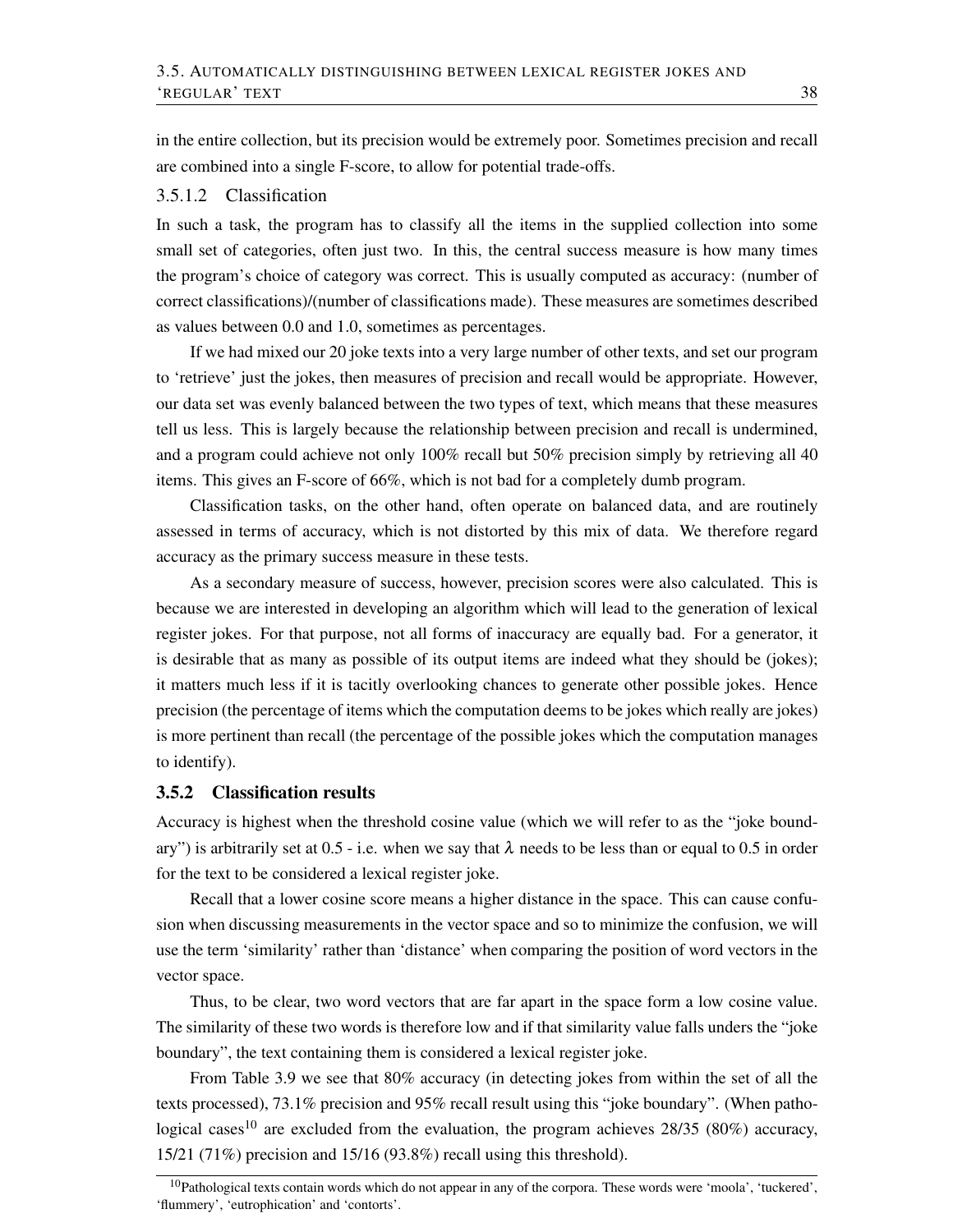in the entire collection, but its precision would be extremely poor. Sometimes precision and recall are combined into a single F-score, to allow for potential trade-offs.

#### 3.5.1.2 Classification

In such a task, the program has to classify all the items in the supplied collection into some small set of categories, often just two. In this, the central success measure is how many times the program's choice of category was correct. This is usually computed as accuracy: (number of correct classifications)/(number of classifications made). These measures are sometimes described as values between 0.0 and 1.0, sometimes as percentages.

If we had mixed our 20 joke texts into a very large number of other texts, and set our program to 'retrieve' just the jokes, then measures of precision and recall would be appropriate. However, our data set was evenly balanced between the two types of text, which means that these measures tell us less. This is largely because the relationship between precision and recall is undermined, and a program could achieve not only 100% recall but 50% precision simply by retrieving all 40 items. This gives an F-score of 66%, which is not bad for a completely dumb program.

Classification tasks, on the other hand, often operate on balanced data, and are routinely assessed in terms of accuracy, which is not distorted by this mix of data. We therefore regard accuracy as the primary success measure in these tests.

As a secondary measure of success, however, precision scores were also calculated. This is because we are interested in developing an algorithm which will lead to the generation of lexical register jokes. For that purpose, not all forms of inaccuracy are equally bad. For a generator, it is desirable that as many as possible of its output items are indeed what they should be (jokes); it matters much less if it is tacitly overlooking chances to generate other possible jokes. Hence precision (the percentage of items which the computation deems to be jokes which really are jokes) is more pertinent than recall (the percentage of the possible jokes which the computation manages to identify).

### 3.5.2 Classification results

Accuracy is highest when the threshold cosine value (which we will refer to as the "joke boundary") is arbitrarily set at 0.5 - i.e. when we say that $\lambda$ needs to be less than or equal to 0.5 in order for the text to be considered a lexical register joke.

Recall that a lower cosine score means a higher distance in the space. This can cause confusion when discussing measurements in the vector space and so to minimize the confusion, we will use the term 'similarity' rather than 'distance' when comparing the position of word vectors in the vector space.

Thus, to be clear, two word vectors that are far apart in the space form a low cosine value. The similarity of these two words is therefore low and if that similarity value falls unders the "joke boundary", the text containing them is considered a lexical register joke.

From Table 3.9 we see that 80% accuracy (in detecting jokes from within the set of all the texts processed), 73.1% precision and 95% recall result using this "joke boundary". (When pathological cases[10] are excluded from the evaluation, the program achieves 28/35 (80%) accuracy, 15/21 (71%) precision and 15/16 (93.8%) recall using this threshold).

[10] Pathological texts contain words which do not appear in any of the corpora. These words were 'moola', 'tuckered', 'flummery', 'eutrophication' and 'contorts'.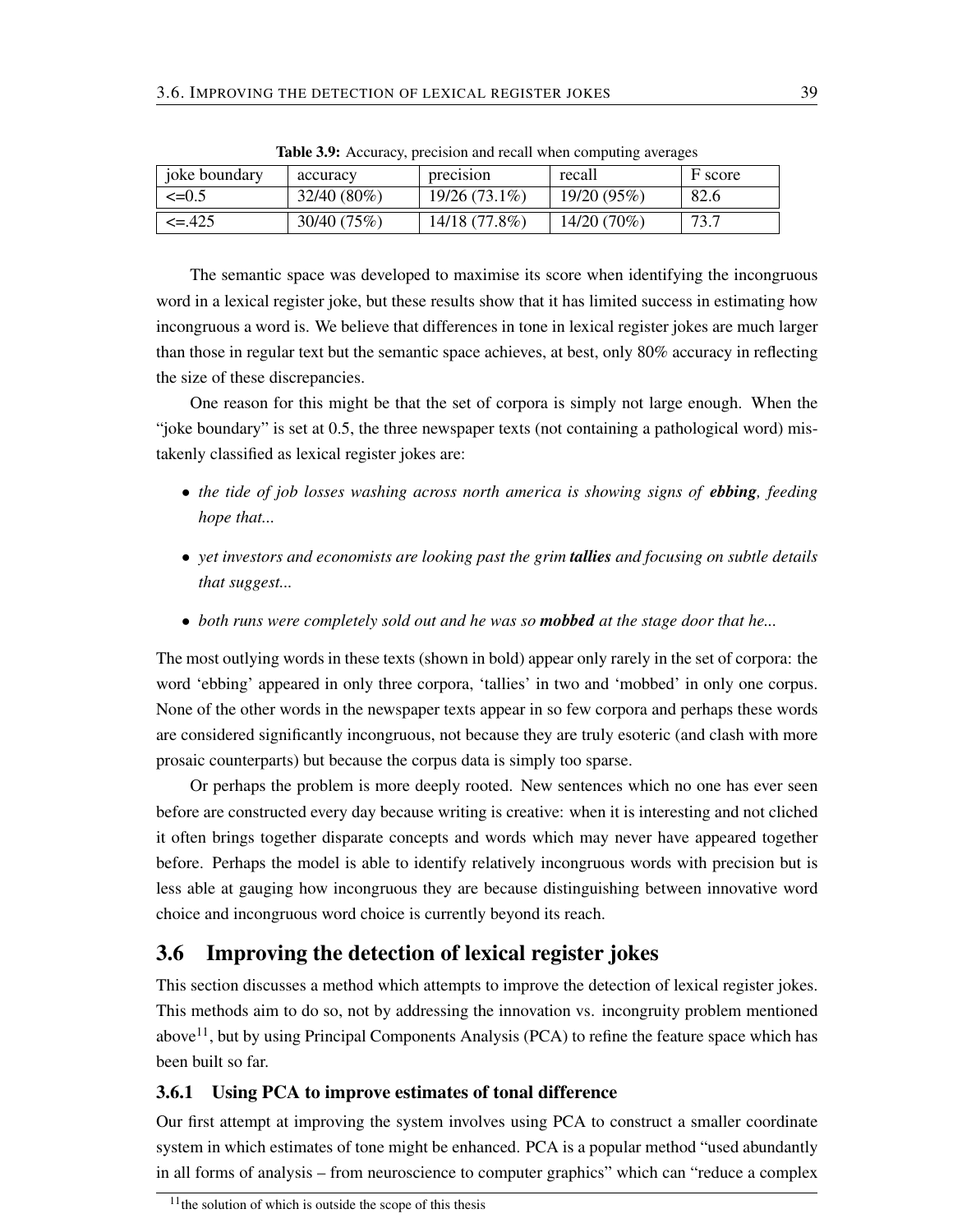**Table 3.9:** Accuracy, precision and recall when computing averages

| joke boundary | accuracy | precision | recall | F score |
|---|---|---|---|---|
| <=0.5 | 32/40 (80%) | 19/26 (73.1%) | 19/20 (95%) | 82.6 |
| <=.425 | 30/40 (75%) | 14/18 (77.8%) | 14/20 (70%) | 73.7 |

The semantic space was developed to maximise its score when identifying the incongruous word in a lexical register joke, but these results show that it has limited success in estimating how incongruous a word is. We believe that differences in tone in lexical register jokes are much larger than those in regular text but the semantic space achieves, at best, only 80% accuracy in reflecting the size of these discrepancies.

One reason for this might be that the set of corpora is simply not large enough. When the "joke boundary" is set at 0.5, the three newspaper texts (not containing a pathological word) mistakenly classified as lexical register jokes are:

- *the tide of job losses washing across north america is showing signs of **ebbing**, feeding hope that...*
- *yet investors and economists are looking past the grim **tallies** and focusing on subtle details that suggest...*
- *both runs were completely sold out and he was so **mobbed** at the stage door that he...*

The most outlying words in these texts (shown in bold) appear only rarely in the set of corpora: the word 'ebbing' appeared in only three corpora, 'tallies' in two and 'mobbed' in only one corpus. None of the other words in the newspaper texts appear in so few corpora and perhaps these words are considered significantly incongruous, not because they are truly esoteric (and clash with more prosaic counterparts) but because the corpus data is simply too sparse.

Or perhaps the problem is more deeply rooted. New sentences which no one has ever seen before are constructed every day because writing is creative: when it is interesting and not cliched it often brings together disparate concepts and words which may never have appeared together before. Perhaps the model is able to identify relatively incongruous words with precision but is less able at gauging how incongruous they are because distinguishing between innovative word choice and incongruous word choice is currently beyond its reach.

## 3.6 Improving the detection of lexical register jokes

This section discusses a method which attempts to improve the detection of lexical register jokes. This methods aim to do so, not by addressing the innovation vs. incongruity problem mentioned above[11], but by using Principal Components Analysis (PCA) to refine the feature space which has been built so far.

### 3.6.1 Using PCA to improve estimates of tonal difference

Our first attempt at improving the system involves using PCA to construct a smaller coordinate system in which estimates of tone might be enhanced. PCA is a popular method "used abundantly in all forms of analysis – from neuroscience to computer graphics" which can "reduce a complex

[11] the solution of which is outside the scope of this thesis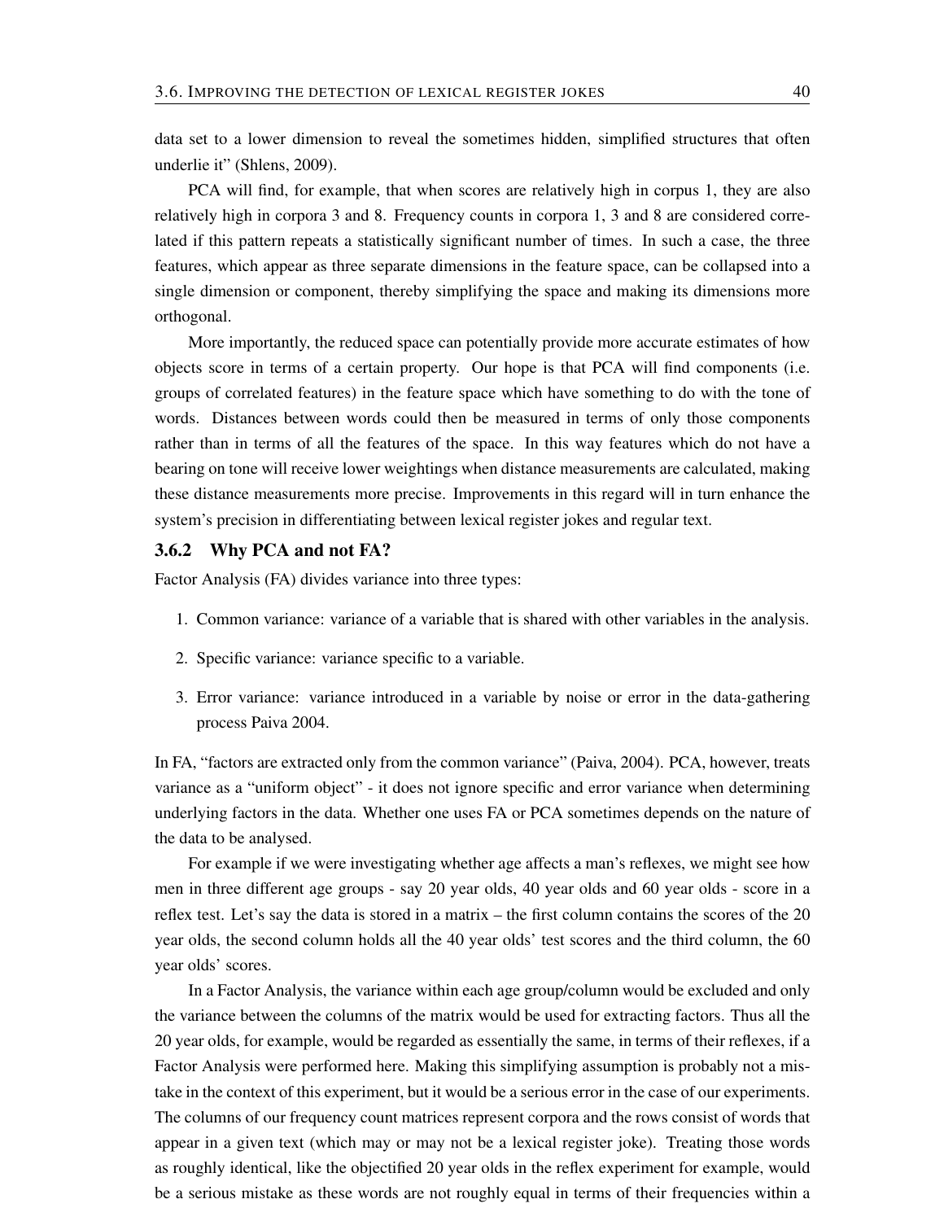data set to a lower dimension to reveal the sometimes hidden, simplified structures that often underlie it" (Shlens, 2009).

PCA will find, for example, that when scores are relatively high in corpus 1, they are also relatively high in corpora 3 and 8. Frequency counts in corpora 1, 3 and 8 are considered correlated if this pattern repeats a statistically significant number of times. In such a case, the three features, which appear as three separate dimensions in the feature space, can be collapsed into a single dimension or component, thereby simplifying the space and making its dimensions more orthogonal.

More importantly, the reduced space can potentially provide more accurate estimates of how objects score in terms of a certain property. Our hope is that PCA will find components (i.e. groups of correlated features) in the feature space which have something to do with the tone of words. Distances between words could then be measured in terms of only those components rather than in terms of all the features of the space. In this way features which do not have a bearing on tone will receive lower weightings when distance measurements are calculated, making these distance measurements more precise. Improvements in this regard will in turn enhance the system's precision in differentiating between lexical register jokes and regular text.

### 3.6.2 Why PCA and not FA?

Factor Analysis (FA) divides variance into three types:

1. Common variance: variance of a variable that is shared with other variables in the analysis.
2. Specific variance: variance specific to a variable.
3. Error variance: variance introduced in a variable by noise or error in the data-gathering process Paiva 2004.

In FA, "factors are extracted only from the common variance" (Paiva, 2004). PCA, however, treats variance as a "uniform object" - it does not ignore specific and error variance when determining underlying factors in the data. Whether one uses FA or PCA sometimes depends on the nature of the data to be analysed.

For example if we were investigating whether age affects a man's reflexes, we might see how men in three different age groups - say 20 year olds, 40 year olds and 60 year olds - score in a reflex test. Let's say the data is stored in a matrix – the first column contains the scores of the 20 year olds, the second column holds all the 40 year olds' test scores and the third column, the 60 year olds' scores.

In a Factor Analysis, the variance within each age group/column would be excluded and only the variance between the columns of the matrix would be used for extracting factors. Thus all the 20 year olds, for example, would be regarded as essentially the same, in terms of their reflexes, if a Factor Analysis were performed here. Making this simplifying assumption is probably not a mistake in the context of this experiment, but it would be a serious error in the case of our experiments. The columns of our frequency count matrices represent corpora and the rows consist of words that appear in a given text (which may or may not be a lexical register joke). Treating those words as roughly identical, like the objectified 20 year olds in the reflex experiment for example, would be a serious mistake as these words are not roughly equal in terms of their frequencies within a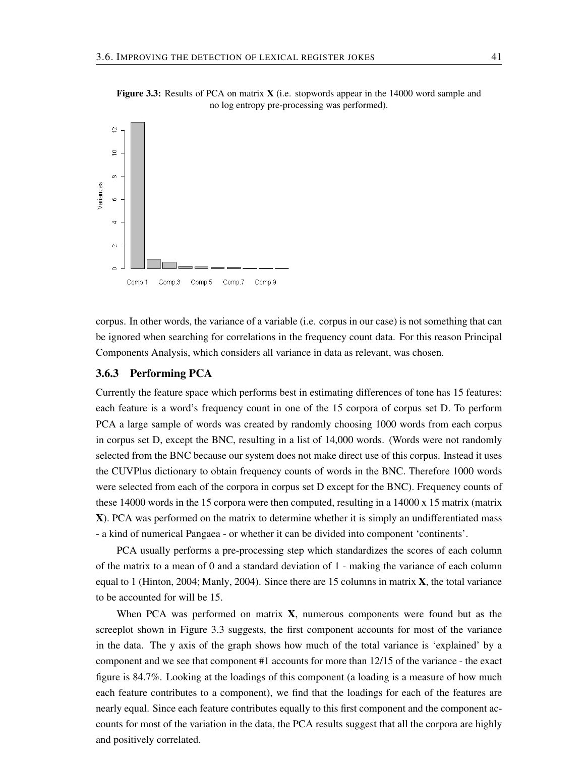**Figure 3.3:** Results of PCA on matrix **X** (i.e. stopwords appear in the 14000 word sample and no log entropy pre-processing was performed).

corpus. In other words, the variance of a variable (i.e. corpus in our case) is not something that can be ignored when searching for correlations in the frequency count data. For this reason Principal Components Analysis, which considers all variance in data as relevant, was chosen.

### 3.6.3 Performing PCA

Currently the feature space which performs best in estimating differences of tone has 15 features: each feature is a word's frequency count in one of the 15 corpora of corpus set D. To perform PCA a large sample of words was created by randomly choosing 1000 words from each corpus in corpus set D, except the BNC, resulting in a list of 14,000 words. (Words were not randomly selected from the BNC because our system does not make direct use of this corpus. Instead it uses the CUVPlus dictionary to obtain frequency counts of words in the BNC. Therefore 1000 words were selected from each of the corpora in corpus set D except for the BNC). Frequency counts of these 14000 words in the 15 corpora were then computed, resulting in a 14000 x 15 matrix (matrix **X**). PCA was performed on the matrix to determine whether it is simply an undifferentiated mass - a kind of numerical Pangaea - or whether it can be divided into component 'continents'.

PCA usually performs a pre-processing step which standardizes the scores of each column of the matrix to a mean of 0 and a standard deviation of 1 - making the variance of each column equal to 1 (Hinton, 2004; Manly, 2004). Since there are 15 columns in matrix **X**, the total variance to be accounted for will be 15.

When PCA was performed on matrix **X**, numerous components were found but as the screeplot shown in Figure 3.3 suggests, the first component accounts for most of the variance in the data. The y axis of the graph shows how much of the total variance is 'explained' by a component and we see that component #1 accounts for more than 12/15 of the variance - the exact figure is 84.7%. Looking at the loadings of this component (a loading is a measure of how much each feature contributes to a component), we find that the loadings for each of the features are nearly equal. Since each feature contributes equally to this first component and the component accounts for most of the variation in the data, the PCA results suggest that all the corpora are highly and positively correlated.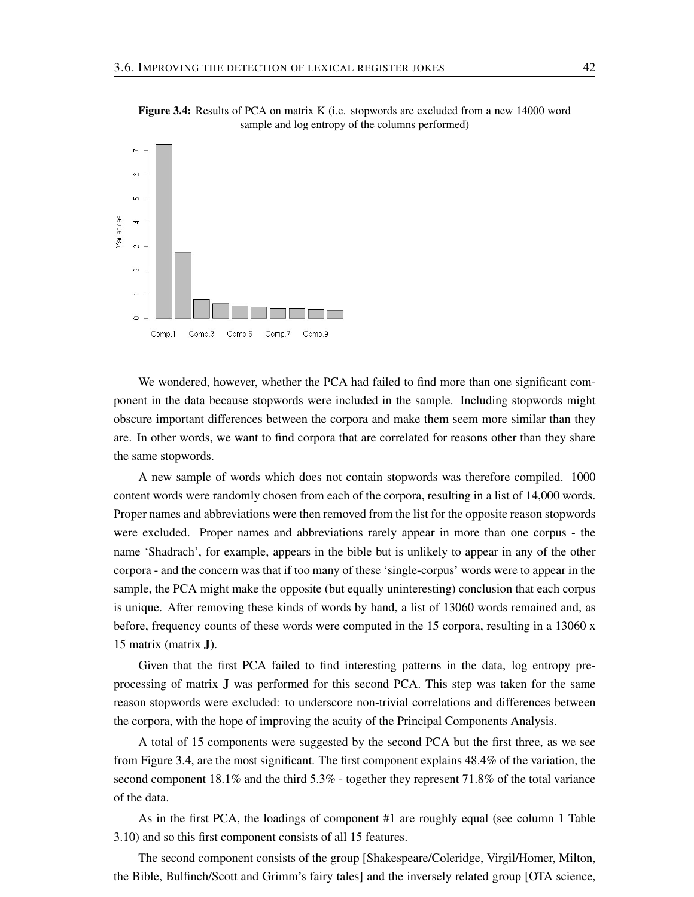**Figure 3.4:** Results of PCA on matrix K (i.e. stopwords are excluded from a new 14000 word sample and log entropy of the columns performed)

We wondered, however, whether the PCA had failed to find more than one significant component in the data because stopwords were included in the sample. Including stopwords might obscure important differences between the corpora and make them seem more similar than they are. In other words, we want to find corpora that are correlated for reasons other than they share the same stopwords.

A new sample of words which does not contain stopwords was therefore compiled. 1000 content words were randomly chosen from each of the corpora, resulting in a list of 14,000 words. Proper names and abbreviations were then removed from the list for the opposite reason stopwords were excluded. Proper names and abbreviations rarely appear in more than one corpus - the name 'Shadrach', for example, appears in the bible but is unlikely to appear in any of the other corpora - and the concern was that if too many of these 'single-corpus' words were to appear in the sample, the PCA might make the opposite (but equally uninteresting) conclusion that each corpus is unique. After removing these kinds of words by hand, a list of 13060 words remained and, as before, frequency counts of these words were computed in the 15 corpora, resulting in a 13060 x 15 matrix (matrix **J**).

Given that the first PCA failed to find interesting patterns in the data, log entropy preprocessing of matrix **J** was performed for this second PCA. This step was taken for the same reason stopwords were excluded: to underscore non-trivial correlations and differences between the corpora, with the hope of improving the acuity of the Principal Components Analysis.

A total of 15 components were suggested by the second PCA but the first three, as we see from Figure 3.4, are the most significant. The first component explains 48.4% of the variation, the second component 18.1% and the third 5.3% - together they represent 71.8% of the total variance of the data.

As in the first PCA, the loadings of component #1 are roughly equal (see column 1 Table 3.10) and so this first component consists of all 15 features.

The second component consists of the group [Shakespeare/Coleridge, Virgil/Homer, Milton, the Bible, Bulfinch/Scott and Grimm's fairy tales] and the inversely related group [OTA science,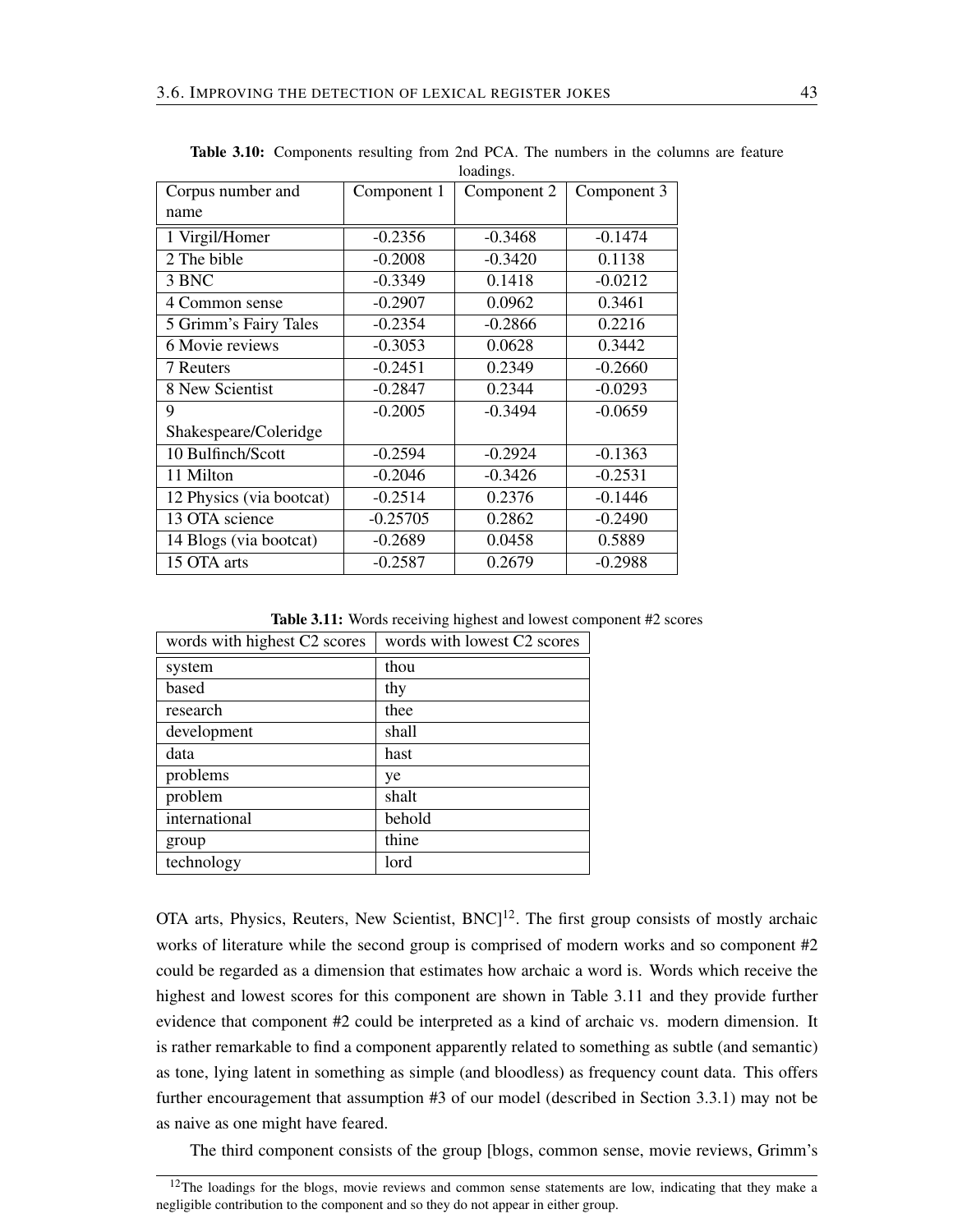**Table 3.10:** Components resulting from 2nd PCA. The numbers in the columns are feature loadings.

| Corpus number and name | Component 1 | Component 2 | Component 3 |
|---|---|---|---|
| 1 Virgil/Homer | -0.2356 | -0.3468 | -0.1474 |
| 2 The bible | -0.2008 | -0.3420 | 0.1138 |
| 3 BNC | -0.3349 | 0.1418 | -0.0212 |
| 4 Common sense | -0.2907 | 0.0962 | 0.3461 |
| 5 Grimm's Fairy Tales | -0.2354 | -0.2866 | 0.2216 |
| 6 Movie reviews | -0.3053 | 0.0628 | 0.3442 |
| 7 Reuters | -0.2451 | 0.2349 | -0.2660 |
| 8 New Scientist | -0.2847 | 0.2344 | -0.0293 |
| 9 Shakespeare/Coleridge | -0.2005 | -0.3494 | -0.0659 |
| 10 Bulfinch/Scott | -0.2594 | -0.2924 | -0.1363 |
| 11 Milton | -0.2046 | -0.3426 | -0.2531 |
| 12 Physics (via bootcat) | -0.2514 | 0.2376 | -0.1446 |
| 13 OTA science | -0.25705 | 0.2862 | -0.2490 |
| 14 Blogs (via bootcat) | -0.2689 | 0.0458 | 0.5889 |
| 15 OTA arts | -0.2587 | 0.2679 | -0.2988 |

**Table 3.11:** Words receiving highest and lowest component #2 scores

| words with highest C2 scores | words with lowest C2 scores |
|---|---|
| system | thou |
| based | thy |
| research | thee |
| development | shall |
| data | hast |
| problems | ye |
| problem | shalt |
| international | behold |
| group | thine |
| technology | lord |

OTA arts, Physics, Reuters, New Scientist, BNC][12]. The first group consists of mostly archaic works of literature while the second group is comprised of modern works and so component #2 could be regarded as a dimension that estimates how archaic a word is. Words which receive the highest and lowest scores for this component are shown in Table 3.11 and they provide further evidence that component #2 could be interpreted as a kind of archaic vs. modern dimension. It is rather remarkable to find a component apparently related to something as subtle (and semantic) as tone, lying latent in something as simple (and bloodless) as frequency count data. This offers further encouragement that assumption #3 of our model (described in Section 3.3.1) may not be as naive as one might have feared.

The third component consists of the group [blogs, common sense, movie reviews, Grimm's

[12] The loadings for the blogs, movie reviews and common sense statements are low, indicating that they make a negligible contribution to the component and so they do not appear in either group.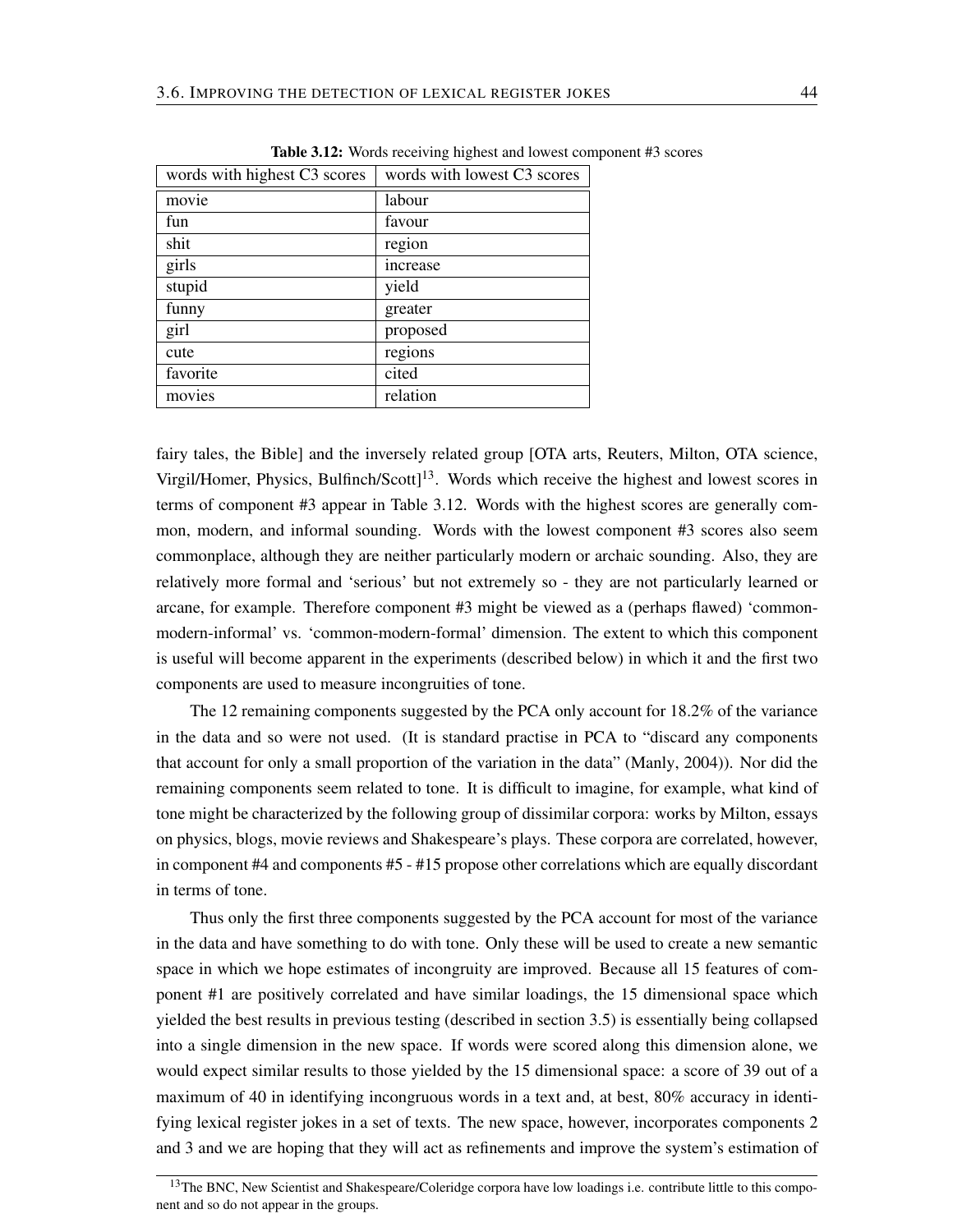**Table 3.12:** Words receiving highest and lowest component #3 scores

| words with highest C3 scores | words with lowest C3 scores |
|---|---|
| movie | labour |
| fun | favour |
| shit | region |
| girls | increase |
| stupid | yield |
| funny | greater |
| girl | proposed |
| cute | regions |
| favorite | cited |
| movies | relation |

fairy tales, the Bible] and the inversely related group [OTA arts, Reuters, Milton, OTA science, Virgil/Homer, Physics, Bulfinch/Scott][13]. Words which receive the highest and lowest scores in terms of component #3 appear in Table 3.12. Words with the highest scores are generally common, modern, and informal sounding. Words with the lowest component #3 scores also seem commonplace, although they are neither particularly modern or archaic sounding. Also, they are relatively more formal and 'serious' but not extremely so - they are not particularly learned or arcane, for example. Therefore component #3 might be viewed as a (perhaps flawed) 'common-modern-informal' vs. 'common-modern-formal' dimension. The extent to which this component is useful will become apparent in the experiments (described below) in which it and the first two components are used to measure incongruities of tone.

The 12 remaining components suggested by the PCA only account for 18.2% of the variance in the data and so were not used. (It is standard practise in PCA to "discard any components that account for only a small proportion of the variation in the data" (Manly, 2004)). Nor did the remaining components seem related to tone. It is difficult to imagine, for example, what kind of tone might be characterized by the following group of dissimilar corpora: works by Milton, essays on physics, blogs, movie reviews and Shakespeare's plays. These corpora are correlated, however, in component #4 and components #5 - #15 propose other correlations which are equally discordant in terms of tone.

Thus only the first three components suggested by the PCA account for most of the variance in the data and have something to do with tone. Only these will be used to create a new semantic space in which we hope estimates of incongruity are improved. Because all 15 features of component #1 are positively correlated and have similar loadings, the 15 dimensional space which yielded the best results in previous testing (described in section 3.5) is essentially being collapsed into a single dimension in the new space. If words were scored along this dimension alone, we would expect similar results to those yielded by the 15 dimensional space: a score of 39 out of a maximum of 40 in identifying incongruous words in a text and, at best, 80% accuracy in identifying lexical register jokes in a set of texts. The new space, however, incorporates components 2 and 3 and we are hoping that they will act as refinements and improve the system's estimation of

[13] The BNC, New Scientist and Shakespeare/Coleridge corpora have low loadings i.e. contribute little to this component and so do not appear in the groups.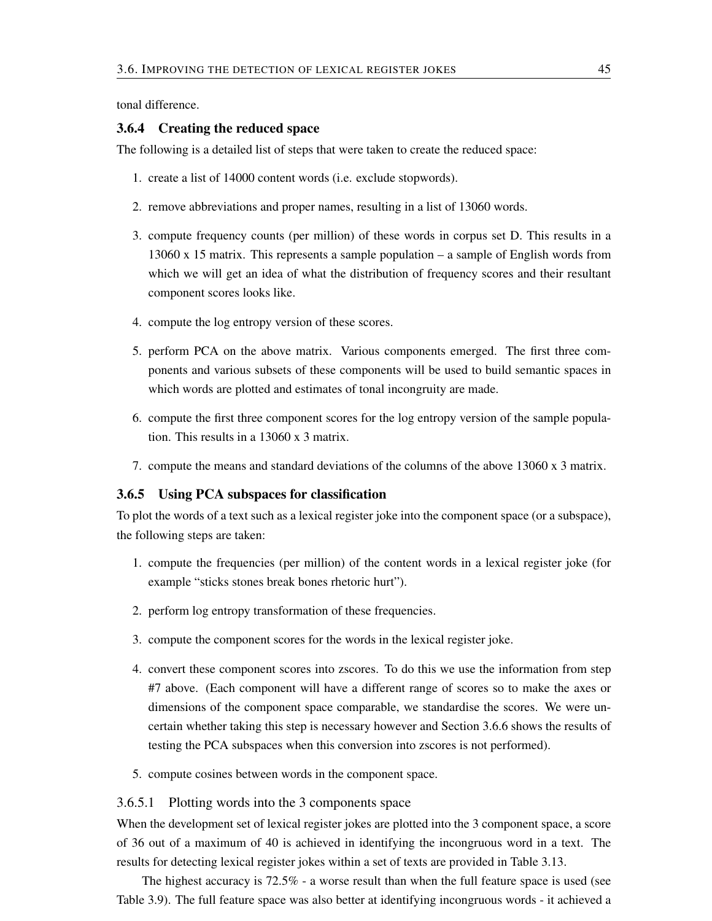tonal difference.

### 3.6.4 Creating the reduced space

The following is a detailed list of steps that were taken to create the reduced space:

1. create a list of 14000 content words (i.e. exclude stopwords).
2. remove abbreviations and proper names, resulting in a list of 13060 words.
3. compute frequency counts (per million) of these words in corpus set D. This results in a 13060 x 15 matrix. This represents a sample population – a sample of English words from which we will get an idea of what the distribution of frequency scores and their resultant component scores looks like.
4. compute the log entropy version of these scores.
5. perform PCA on the above matrix. Various components emerged. The first three components and various subsets of these components will be used to build semantic spaces in which words are plotted and estimates of tonal incongruity are made.
6. compute the first three component scores for the log entropy version of the sample population. This results in a 13060 x 3 matrix.
7. compute the means and standard deviations of the columns of the above 13060 x 3 matrix.

### 3.6.5 Using PCA subspaces for classification

To plot the words of a text such as a lexical register joke into the component space (or a subspace), the following steps are taken:

1. compute the frequencies (per million) of the content words in a lexical register joke (for example "sticks stones break bones rhetoric hurt").
2. perform log entropy transformation of these frequencies.
3. compute the component scores for the words in the lexical register joke.
4. convert these component scores into zscores. To do this we use the information from step #7 above. (Each component will have a different range of scores so to make the axes or dimensions of the component space comparable, we standardise the scores. We were uncertain whether taking this step is necessary however and Section 3.6.6 shows the results of testing the PCA subspaces when this conversion into zscores is not performed).
5. compute cosines between words in the component space.

#### 3.6.5.1 Plotting words into the 3 components space

When the development set of lexical register jokes are plotted into the 3 component space, a score of 36 out of a maximum of 40 is achieved in identifying the incongruous word in a text. The results for detecting lexical register jokes within a set of texts are provided in Table 3.13.

The highest accuracy is 72.5% - a worse result than when the full feature space is used (see Table 3.9). The full feature space was also better at identifying incongruous words - it achieved a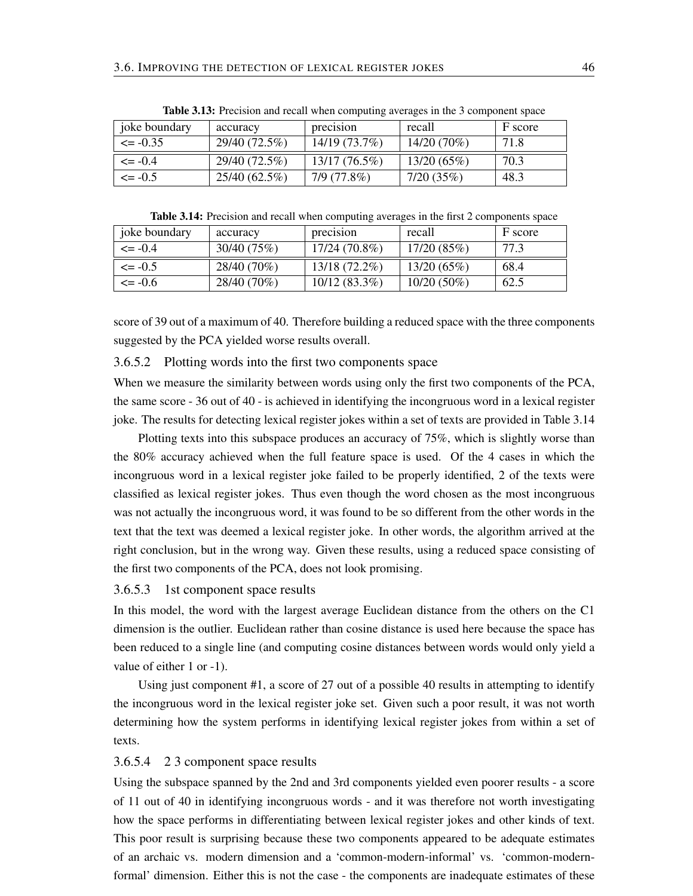**Table 3.13:** Precision and recall when computing averages in the 3 component space

| joke boundary | accuracy | precision | recall | F score |
|---|---|---|---|---|
| <= -0.35 | 29/40 (72.5%) | 14/19 (73.7%) | 14/20 (70%) | 71.8 |
| <= -0.4 | 29/40 (72.5%) | 13/17 (76.5%) | 13/20 (65%) | 70.3 |
| <= -0.5 | 25/40 (62.5%) | 7/9 (77.8%) | 7/20 (35%) | 48.3 |

**Table 3.14:** Precision and recall when computing averages in the first 2 components space

| joke boundary | accuracy | precision | recall | F score |
|---|---|---|---|---|
| <= -0.4 | 30/40 (75%) | 17/24 (70.8%) | 17/20 (85%) | 77.3 |
| <= -0.5 | 28/40 (70%) | 13/18 (72.2%) | 13/20 (65%) | 68.4 |
| <= -0.6 | 28/40 (70%) | 10/12 (83.3%) | 10/20 (50%) | 62.5 |

score of 39 out of a maximum of 40. Therefore building a reduced space with the three components suggested by the PCA yielded worse results overall.

#### 3.6.5.2 Plotting words into the first two components space

When we measure the similarity between words using only the first two components of the PCA, the same score - 36 out of 40 - is achieved in identifying the incongruous word in a lexical register joke. The results for detecting lexical register jokes within a set of texts are provided in Table 3.14

Plotting texts into this subspace produces an accuracy of 75%, which is slightly worse than the 80% accuracy achieved when the full feature space is used. Of the 4 cases in which the incongruous word in a lexical register joke failed to be properly identified, 2 of the texts were classified as lexical register jokes. Thus even though the word chosen as the most incongruous was not actually the incongruous word, it was found to be so different from the other words in the text that the text was deemed a lexical register joke. In other words, the algorithm arrived at the right conclusion, but in the wrong way. Given these results, using a reduced space consisting of the first two components of the PCA, does not look promising.

#### 3.6.5.3 1st component space results

In this model, the word with the largest average Euclidean distance from the others on the C1 dimension is the outlier. Euclidean rather than cosine distance is used here because the space has been reduced to a single line (and computing cosine distances between words would only yield a value of either 1 or -1).

Using just component #1, a score of 27 out of a possible 40 results in attempting to identify the incongruous word in the lexical register joke set. Given such a poor result, it was not worth determining how the system performs in identifying lexical register jokes from within a set of texts.

#### 3.6.5.4 2 3 component space results

Using the subspace spanned by the 2nd and 3rd components yielded even poorer results - a score of 11 out of 40 in identifying incongruous words - and it was therefore not worth investigating how the space performs in differentiating between lexical register jokes and other kinds of text. This poor result is surprising because these two components appeared to be adequate estimates of an archaic vs. modern dimension and a 'common-modern-informal' vs. 'common-modern-formal' dimension. Either this is not the case - the components are inadequate estimates of these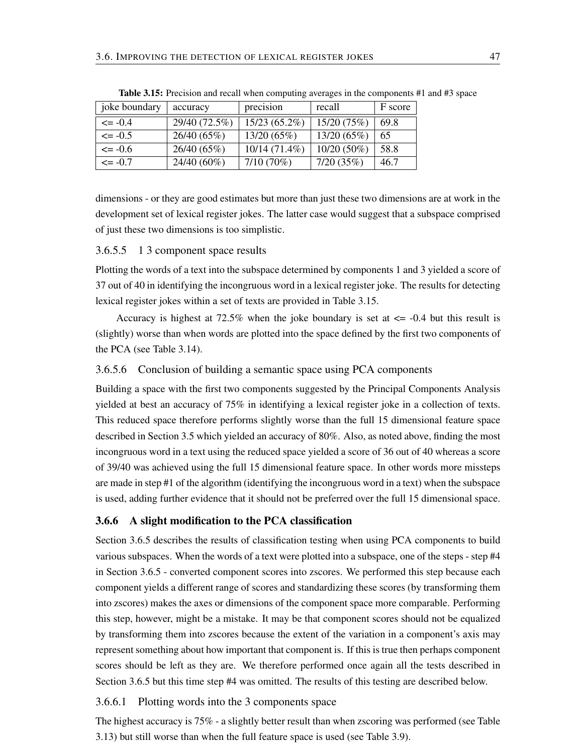**Table 3.15:** Precision and recall when computing averages in the components #1 and #3 space

| joke boundary | accuracy | precision | recall | F score |
|---|---|---|---|---|
| <= -0.4 | 29/40 (72.5%) | 15/23 (65.2%) | 15/20 (75%) | 69.8 |
| <= -0.5 | 26/40 (65%) | 13/20 (65%) | 13/20 (65%) | 65 |
| <= -0.6 | 26/40 (65%) | 10/14 (71.4%) | 10/20 (50%) | 58.8 |
| <= -0.7 | 24/40 (60%) | 7/10 (70%) | 7/20 (35%) | 46.7 |

dimensions - or they are good estimates but more than just these two dimensions are at work in the development set of lexical register jokes. The latter case would suggest that a subspace comprised of just these two dimensions is too simplistic.

#### 3.6.5.5 1 3 component space results

Plotting the words of a text into the subspace determined by components 1 and 3 yielded a score of 37 out of 40 in identifying the incongruous word in a lexical register joke. The results for detecting lexical register jokes within a set of texts are provided in Table 3.15.

Accuracy is highest at 72.5% when the joke boundary is set at <= -0.4 but this result is (slightly) worse than when words are plotted into the space defined by the first two components of the PCA (see Table 3.14).

#### 3.6.5.6 Conclusion of building a semantic space using PCA components

Building a space with the first two components suggested by the Principal Components Analysis yielded at best an accuracy of 75% in identifying a lexical register joke in a collection of texts. This reduced space therefore performs slightly worse than the full 15 dimensional feature space described in Section 3.5 which yielded an accuracy of 80%. Also, as noted above, finding the most incongruous word in a text using the reduced space yielded a score of 36 out of 40 whereas a score of 39/40 was achieved using the full 15 dimensional feature space. In other words more missteps are made in step #1 of the algorithm (identifying the incongruous word in a text) when the subspace is used, adding further evidence that it should not be preferred over the full 15 dimensional space.

### 3.6.6 A slight modification to the PCA classification

Section 3.6.5 describes the results of classification testing when using PCA components to build various subspaces. When the words of a text were plotted into a subspace, one of the steps - step #4 in Section 3.6.5 - converted component scores into zscores. We performed this step because each component yields a different range of scores and standardizing these scores (by transforming them into zscores) makes the axes or dimensions of the component space more comparable. Performing this step, however, might be a mistake. It may be that component scores should not be equalized by transforming them into zscores because the extent of the variation in a component's axis may represent something about how important that component is. If this is true then perhaps component scores should be left as they are. We therefore performed once again all the tests described in Section 3.6.5 but this time step #4 was omitted. The results of this testing are described below.

#### 3.6.6.1 Plotting words into the 3 components space

The highest accuracy is 75% - a slightly better result than when zscoring was performed (see Table 3.13) but still worse than when the full feature space is used (see Table 3.9).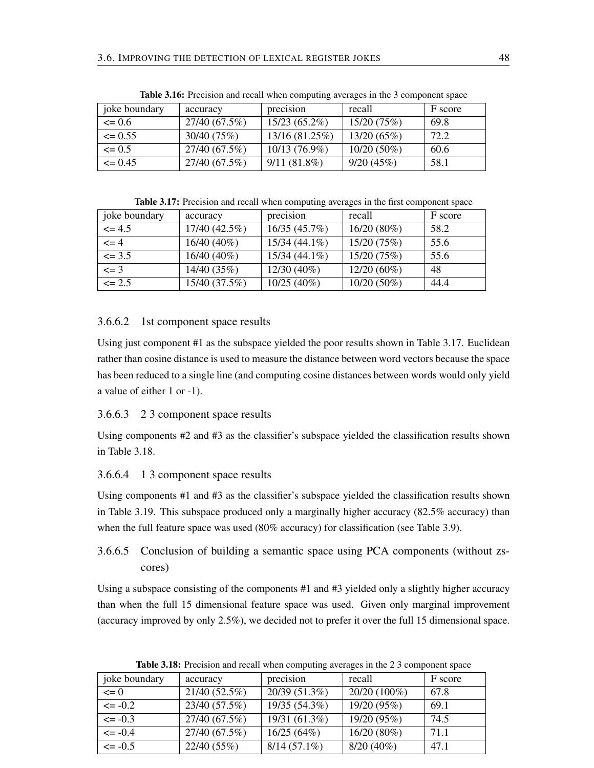**Table 3.16:** Precision and recall when computing averages in the 3 component space

| joke boundary | accuracy | precision | recall | F score |
|---|---|---|---|---|
| <= 0.6 | 27/40 (67.5%) | 15/23 (65.2%) | 15/20 (75%) | 69.8 |
| <= 0.55 | 30/40 (75%) | 13/16 (81.25%) | 13/20 (65%) | 72.2 |
| <= 0.5 | 27/40 (67.5%) | 10/13 (76.9%) | 10/20 (50%) | 60.6 |
| <= 0.45 | 27/40 (67.5%) | 9/11 (81.8%) | 9/20 (45%) | 58.1 |

**Table 3.17:** Precision and recall when computing averages in the first component space

| joke boundary | accuracy | precision | recall | F score |
|---|---|---|---|---|
| <= 4.5 | 17/40 (42.5%) | 16/35 (45.7%) | 16/20 (80%) | 58.2 |
| <= 4 | 16/40 (40%) | 15/34 (44.1%) | 15/20 (75%) | 55.6 |
| <= 3.5 | 16/40 (40%) | 15/34 (44.1%) | 15/20 (75%) | 55.6 |
| <= 3 | 14/40 (35%) | 12/30 (40%) | 12/20 (60%) | 48 |
| <= 2.5 | 15/40 (37.5%) | 10/25 (40%) | 10/20 (50%) | 44.4 |

#### 3.6.6.2 1st component space results

Using just component #1 as the subspace yielded the poor results shown in Table 3.17. Euclidean rather than cosine distance is used to measure the distance between word vectors because the space has been reduced to a single line (and computing cosine distances between words would only yield a value of either 1 or -1).

#### 3.6.6.3 2 3 component space results

Using components #2 and #3 as the classifier's subspace yielded the classification results shown in Table 3.18.

#### 3.6.6.4 1 3 component space results

Using components #1 and #3 as the classifier's subspace yielded the classification results shown in Table 3.19. This subspace produced only a marginally higher accuracy (82.5% accuracy) than when the full feature space was used (80% accuracy) for classification (see Table 3.9).

#### 3.6.6.5 Conclusion of building a semantic space using PCA components (without zscores)

Using a subspace consisting of the components #1 and #3 yielded only a slightly higher accuracy than when the full 15 dimensional feature space was used. Given only marginal improvement (accuracy improved by only 2.5%), we decided not to prefer it over the full 15 dimensional space.

**Table 3.18:** Precision and recall when computing averages in the 2 3 component space

| joke boundary | accuracy | precision | recall | F score |
|---|---|---|---|---|
| <= 0 | 21/40 (52.5%) | 20/39 (51.3%) | 20/20 (100%) | 67.8 |
| <= -0.2 | 23/40 (57.5%) | 19/35 (54.3%) | 19/20 (95%) | 69.1 |
| <= -0.3 | 27/40 (67.5%) | 19/31 (61.3%) | 19/20 (95%) | 74.5 |
| <= -0.4 | 27/40 (67.5%) | 16/25 (64%) | 16/20 (80%) | 71.1 |
| <= -0.5 | 22/40 (55%) | 8/14 (57.1%) | 8/20 (40%) | 47.1 |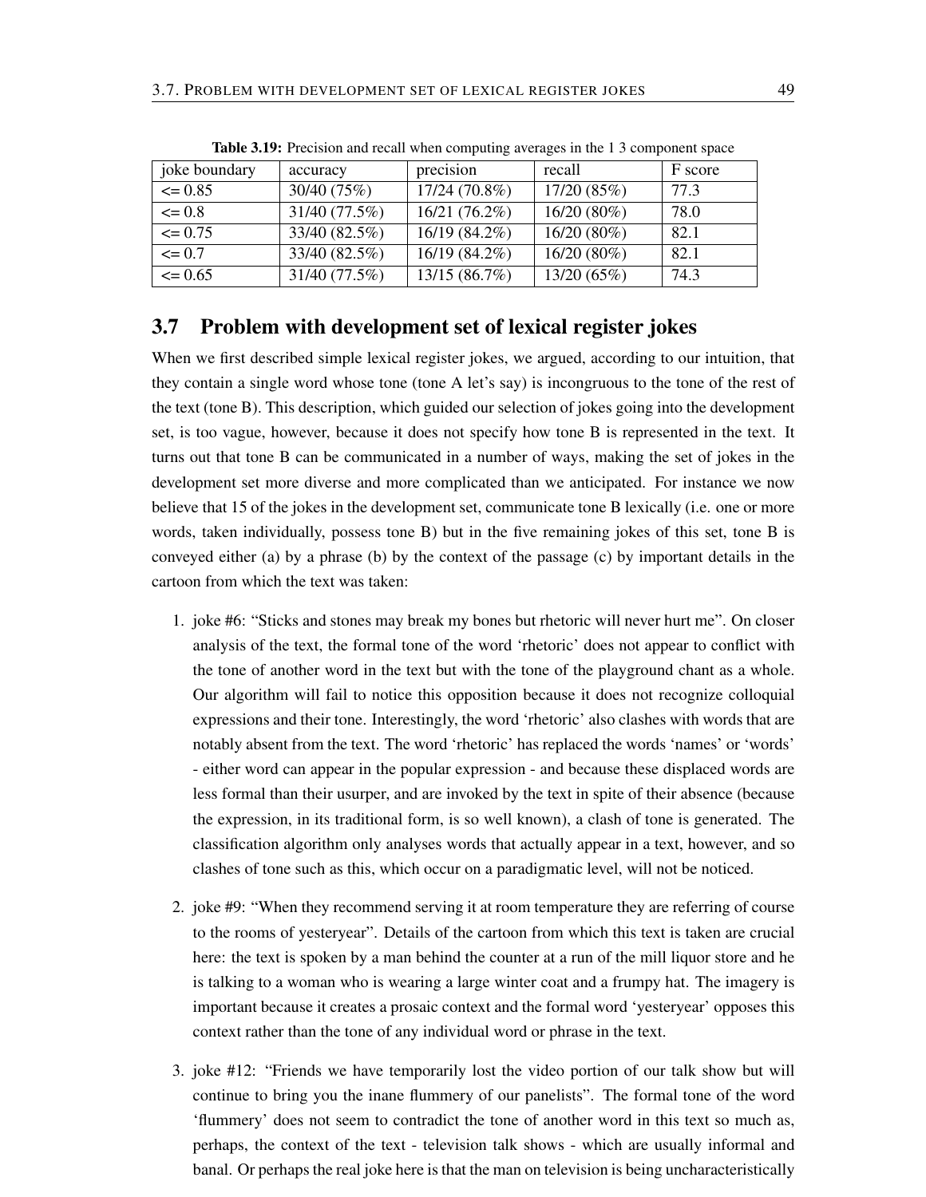**Table 3.19:** Precision and recall when computing averages in the 1 3 component space

| joke boundary | accuracy | precision | recall | F score |
| --- | --- | --- | --- | --- |
| <= 0.85 | 30/40 (75%) | 17/24 (70.8%) | 17/20 (85%) | 77.3 |
| <= 0.8 | 31/40 (77.5%) | 16/21 (76.2%) | 16/20 (80%) | 78.0 |
| <= 0.75 | 33/40 (82.5%) | 16/19 (84.2%) | 16/20 (80%) | 82.1 |
| <= 0.7 | 33/40 (82.5%) | 16/19 (84.2%) | 16/20 (80%) | 82.1 |
| <= 0.65 | 31/40 (77.5%) | 13/15 (86.7%) | 13/20 (65%) | 74.3 |

## 3.7 Problem with development set of lexical register jokes

When we first described simple lexical register jokes, we argued, according to our intuition, that they contain a single word whose tone (tone A let's say) is incongruous to the tone of the rest of the text (tone B). This description, which guided our selection of jokes going into the development set, is too vague, however, because it does not specify how tone B is represented in the text. It turns out that tone B can be communicated in a number of ways, making the set of jokes in the development set more diverse and more complicated than we anticipated. For instance we now believe that 15 of the jokes in the development set, communicate tone B lexically (i.e. one or more words, taken individually, possess tone B) but in the five remaining jokes of this set, tone B is conveyed either (a) by a phrase (b) by the context of the passage (c) by important details in the cartoon from which the text was taken:

1. joke #6: "Sticks and stones may break my bones but rhetoric will never hurt me". On closer analysis of the text, the formal tone of the word 'rhetoric' does not appear to conflict with the tone of another word in the text but with the tone of the playground chant as a whole. Our algorithm will fail to notice this opposition because it does not recognize colloquial expressions and their tone. Interestingly, the word 'rhetoric' also clashes with words that are notably absent from the text. The word 'rhetoric' has replaced the words 'names' or 'words' - either word can appear in the popular expression - and because these displaced words are less formal than their usurper, and are invoked by the text in spite of their absence (because the expression, in its traditional form, is so well known), a clash of tone is generated. The classification algorithm only analyses words that actually appear in a text, however, and so clashes of tone such as this, which occur on a paradigmatic level, will not be noticed.

2. joke #9: "When they recommend serving it at room temperature they are referring of course to the rooms of yesteryear". Details of the cartoon from which this text is taken are crucial here: the text is spoken by a man behind the counter at a run of the mill liquor store and he is talking to a woman who is wearing a large winter coat and a frumpy hat. The imagery is important because it creates a prosaic context and the formal word 'yesteryear' opposes this context rather than the tone of any individual word or phrase in the text.

3. joke #12: "Friends we have temporarily lost the video portion of our talk show but will continue to bring you the inane flummery of our panelists". The formal tone of the word 'flummery' does not seem to contradict the tone of another word in this text so much as, perhaps, the context of the text - television talk shows - which are usually informal and banal. Or perhaps the real joke here is that the man on television is being uncharacteristically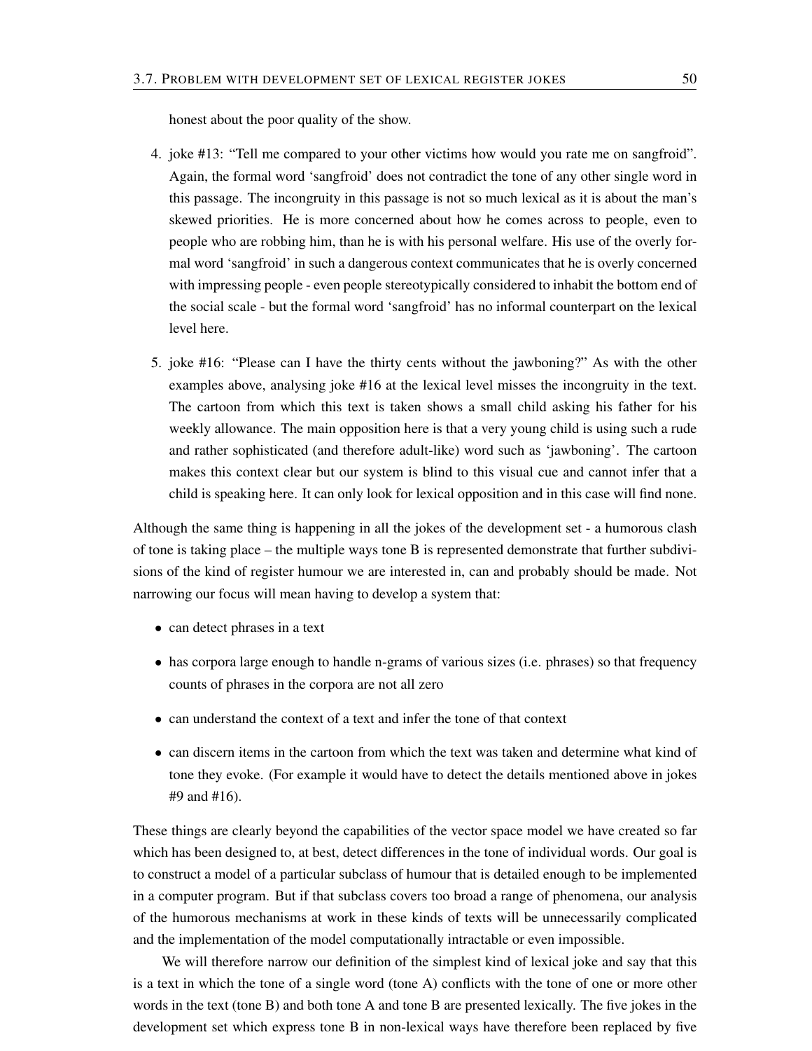honest about the poor quality of the show.

4. joke #13: "Tell me compared to your other victims how would you rate me on sangfroid". Again, the formal word 'sangfroid' does not contradict the tone of any other single word in this passage. The incongruity in this passage is not so much lexical as it is about the man's skewed priorities. He is more concerned about how he comes across to people, even to people who are robbing him, than he is with his personal welfare. His use of the overly formal word 'sangfroid' in such a dangerous context communicates that he is overly concerned with impressing people - even people stereotypically considered to inhabit the bottom end of the social scale - but the formal word 'sangfroid' has no informal counterpart on the lexical level here.

5. joke #16: "Please can I have the thirty cents without the jawboning?" As with the other examples above, analysing joke #16 at the lexical level misses the incongruity in the text. The cartoon from which this text is taken shows a small child asking his father for his weekly allowance. The main opposition here is that a very young child is using such a rude and rather sophisticated (and therefore adult-like) word such as 'jawboning'. The cartoon makes this context clear but our system is blind to this visual cue and cannot infer that a child is speaking here. It can only look for lexical opposition and in this case will find none.

Although the same thing is happening in all the jokes of the development set - a humorous clash of tone is taking place – the multiple ways tone B is represented demonstrate that further subdivisions of the kind of register humour we are interested in, can and probably should be made. Not narrowing our focus will mean having to develop a system that:

- can detect phrases in a text
- has corpora large enough to handle n-grams of various sizes (i.e. phrases) so that frequency counts of phrases in the corpora are not all zero
- can understand the context of a text and infer the tone of that context
- can discern items in the cartoon from which the text was taken and determine what kind of tone they evoke. (For example it would have to detect the details mentioned above in jokes #9 and #16).

These things are clearly beyond the capabilities of the vector space model we have created so far which has been designed to, at best, detect differences in the tone of individual words. Our goal is to construct a model of a particular subclass of humour that is detailed enough to be implemented in a computer program. But if that subclass covers too broad a range of phenomena, our analysis of the humorous mechanisms at work in these kinds of texts will be unnecessarily complicated and the implementation of the model computationally intractable or even impossible.

We will therefore narrow our definition of the simplest kind of lexical joke and say that this is a text in which the tone of a single word (tone A) conflicts with the tone of one or more other words in the text (tone B) and both tone A and tone B are presented lexically. The five jokes in the development set which express tone B in non-lexical ways have therefore been replaced by five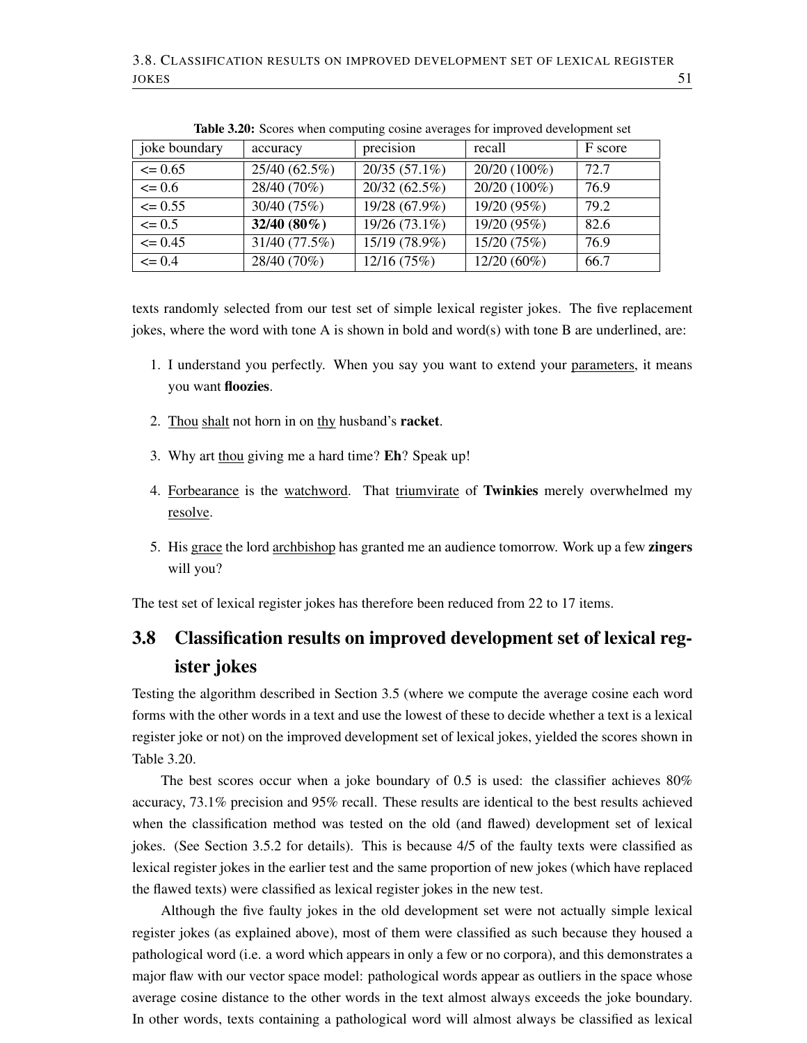**Table 3.20:** Scores when computing cosine averages for improved development set

| joke boundary | accuracy | precision | recall | F score |
|---|---|---|---|---|
| <= 0.65 | 25/40 (62.5%) | 20/35 (57.1%) | 20/20 (100%) | 72.7 |
| <= 0.6 | 28/40 (70%) | 20/32 (62.5%) | 20/20 (100%) | 76.9 |
| <= 0.55 | 30/40 (75%) | 19/28 (67.9%) | 19/20 (95%) | 79.2 |
| <= 0.5 | **32/40 (80%)** | 19/26 (73.1%) | 19/20 (95%) | 82.6 |
| <= 0.45 | 31/40 (77.5%) | 15/19 (78.9%) | 15/20 (75%) | 76.9 |
| <= 0.4 | 28/40 (70%) | 12/16 (75%) | 12/20 (60%) | 66.7 |

texts randomly selected from our test set of simple lexical register jokes. The five replacement jokes, where the word with tone A is shown in bold and word(s) with tone B are underlined, are:

1. I understand you perfectly. When you say you want to extend your <u>parameters</u>, it means you want **floozies**.
2. <u>Thou</u> <u>shalt</u> not horn in on <u>thy</u> husband's **racket**.
3. Why art <u>thou</u> giving me a hard time? **Eh**? Speak up!
4. <u>Forbearance</u> is the <u>watchword</u>. That <u>triumvirate</u> of **Twinkies** merely overwhelmed my <u>resolve</u>.
5. His <u>grace</u> the lord <u>archbishop</u> has granted me an audience tomorrow. Work up a few **zingers** will you?

The test set of lexical register jokes has therefore been reduced from 22 to 17 items.

## 3.8 Classification results on improved development set of lexical register jokes

Testing the algorithm described in Section 3.5 (where we compute the average cosine each word forms with the other words in a text and use the lowest of these to decide whether a text is a lexical register joke or not) on the improved development set of lexical jokes, yielded the scores shown in Table 3.20.

The best scores occur when a joke boundary of 0.5 is used: the classifier achieves 80% accuracy, 73.1% precision and 95% recall. These results are identical to the best results achieved when the classification method was tested on the old (and flawed) development set of lexical jokes. (See Section 3.5.2 for details). This is because 4/5 of the faulty texts were classified as lexical register jokes in the earlier test and the same proportion of new jokes (which have replaced the flawed texts) were classified as lexical register jokes in the new test.

Although the five faulty jokes in the old development set were not actually simple lexical register jokes (as explained above), most of them were classified as such because they housed a pathological word (i.e. a word which appears in only a few or no corpora), and this demonstrates a major flaw with our vector space model: pathological words appear as outliers in the space whose average cosine distance to the other words in the text almost always exceeds the joke boundary. In other words, texts containing a pathological word will almost always be classified as lexical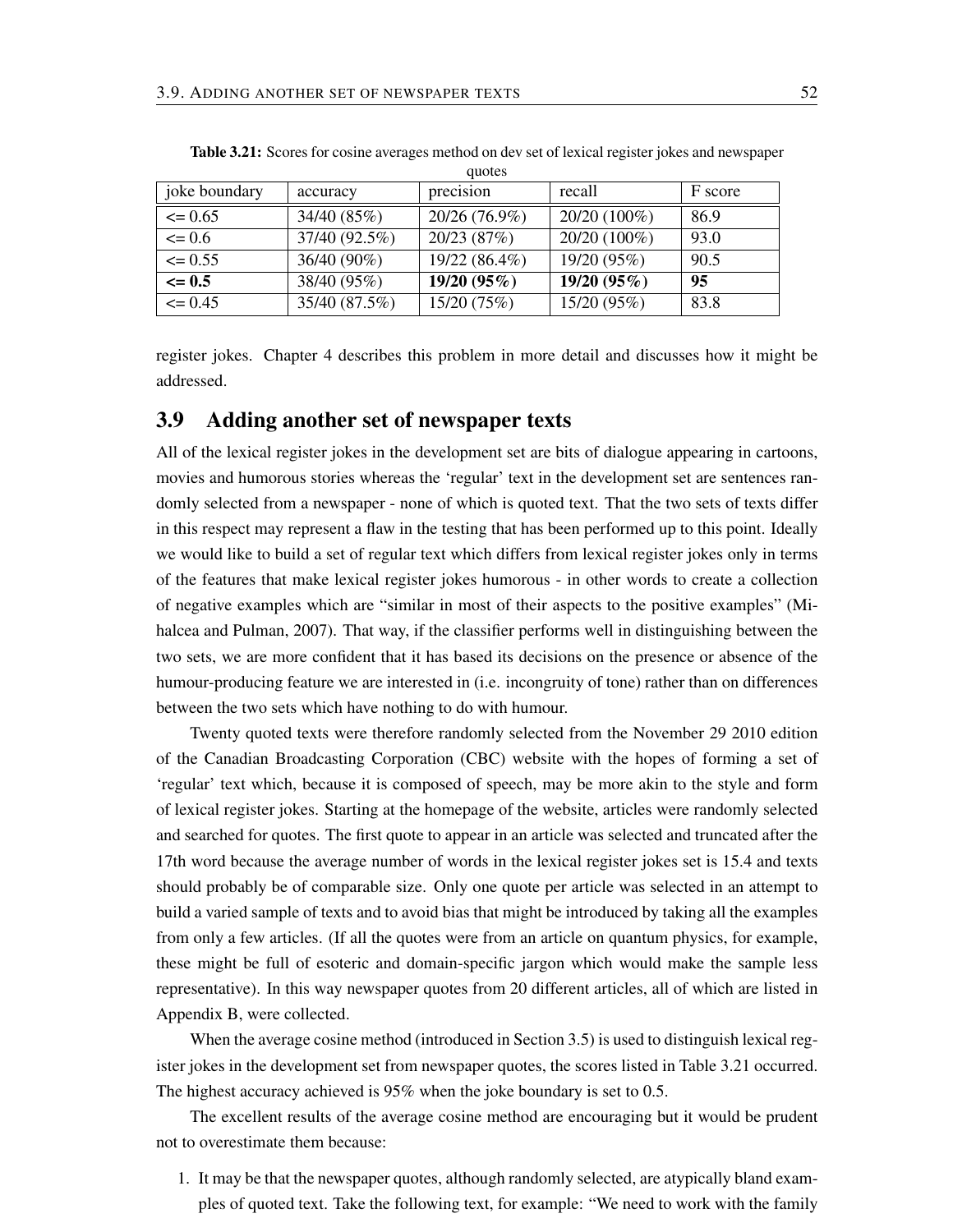**Table 3.21:** Scores for cosine averages method on dev set of lexical register jokes and newspaper quotes

| joke boundary | accuracy | precision | recall | F score |
|---|---|---|---|---|
| <= 0.65 | 34/40 (85%) | 20/26 (76.9%) | 20/20 (100%) | 86.9 |
| <= 0.6 | 37/40 (92.5%) | 20/23 (87%) | 20/20 (100%) | 93.0 |
| <= 0.55 | 36/40 (90%) | 19/22 (86.4%) | 19/20 (95%) | 90.5 |
| **<= 0.5** | 38/40 (95%) | **19/20 (95%)** | **19/20 (95%)** | **95** |
| <= 0.45 | 35/40 (87.5%) | 15/20 (75%) | 15/20 (95%) | 83.8 |

register jokes. Chapter 4 describes this problem in more detail and discusses how it might be addressed.

## 3.9 Adding another set of newspaper texts

All of the lexical register jokes in the development set are bits of dialogue appearing in cartoons, movies and humorous stories whereas the 'regular' text in the development set are sentences randomly selected from a newspaper - none of which is quoted text. That the two sets of texts differ in this respect may represent a flaw in the testing that has been performed up to this point. Ideally we would like to build a set of regular text which differs from lexical register jokes only in terms of the features that make lexical register jokes humorous - in other words to create a collection of negative examples which are "similar in most of their aspects to the positive examples" (Mihalcea and Pulman, 2007). That way, if the classifier performs well in distinguishing between the two sets, we are more confident that it has based its decisions on the presence or absence of the humour-producing feature we are interested in (i.e. incongruity of tone) rather than on differences between the two sets which have nothing to do with humour.

Twenty quoted texts were therefore randomly selected from the November 29 2010 edition of the Canadian Broadcasting Corporation (CBC) website with the hopes of forming a set of 'regular' text which, because it is composed of speech, may be more akin to the style and form of lexical register jokes. Starting at the homepage of the website, articles were randomly selected and searched for quotes. The first quote to appear in an article was selected and truncated after the 17th word because the average number of words in the lexical register jokes set is 15.4 and texts should probably be of comparable size. Only one quote per article was selected in an attempt to build a varied sample of texts and to avoid bias that might be introduced by taking all the examples from only a few articles. (If all the quotes were from an article on quantum physics, for example, these might be full of esoteric and domain-specific jargon which would make the sample less representative). In this way newspaper quotes from 20 different articles, all of which are listed in Appendix B, were collected.

When the average cosine method (introduced in Section 3.5) is used to distinguish lexical register jokes in the development set from newspaper quotes, the scores listed in Table 3.21 occurred. The highest accuracy achieved is 95% when the joke boundary is set to 0.5.

The excellent results of the average cosine method are encouraging but it would be prudent not to overestimate them because:

1. It may be that the newspaper quotes, although randomly selected, are atypically bland examples of quoted text. Take the following text, for example: "We need to work with the family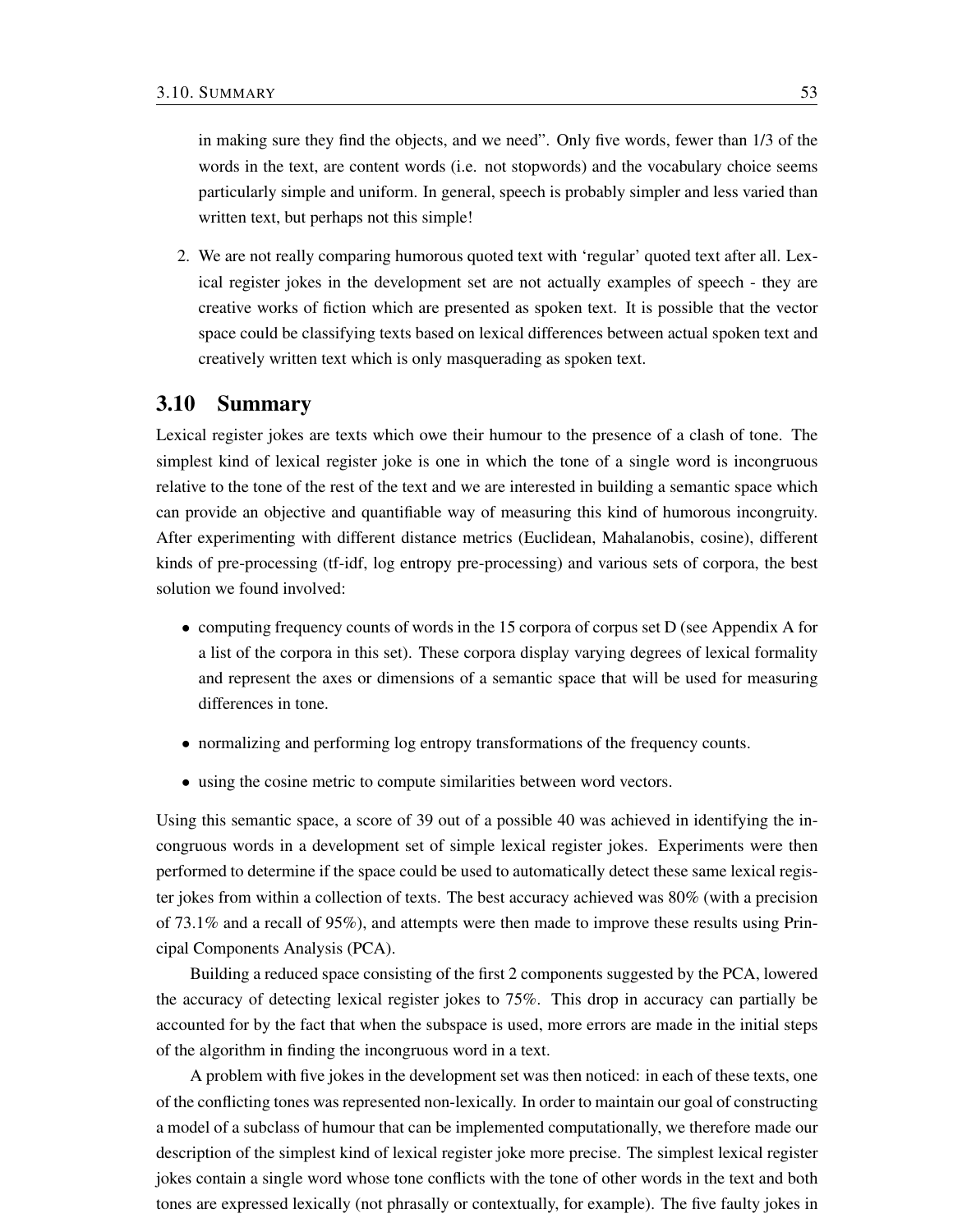in making sure they find the objects, and we need". Only five words, fewer than 1/3 of the words in the text, are content words (i.e. not stopwords) and the vocabulary choice seems particularly simple and uniform. In general, speech is probably simpler and less varied than written text, but perhaps not this simple!

2. We are not really comparing humorous quoted text with 'regular' quoted text after all. Lexical register jokes in the development set are not actually examples of speech - they are creative works of fiction which are presented as spoken text. It is possible that the vector space could be classifying texts based on lexical differences between actual spoken text and creatively written text which is only masquerading as spoken text.

## 3.10 Summary

Lexical register jokes are texts which owe their humour to the presence of a clash of tone. The simplest kind of lexical register joke is one in which the tone of a single word is incongruous relative to the tone of the rest of the text and we are interested in building a semantic space which can provide an objective and quantifiable way of measuring this kind of humorous incongruity. After experimenting with different distance metrics (Euclidean, Mahalanobis, cosine), different kinds of pre-processing (tf-idf, log entropy pre-processing) and various sets of corpora, the best solution we found involved:

- computing frequency counts of words in the 15 corpora of corpus set D (see Appendix A for a list of the corpora in this set). These corpora display varying degrees of lexical formality and represent the axes or dimensions of a semantic space that will be used for measuring differences in tone.
- normalizing and performing log entropy transformations of the frequency counts.
- using the cosine metric to compute similarities between word vectors.

Using this semantic space, a score of 39 out of a possible 40 was achieved in identifying the incongruous words in a development set of simple lexical register jokes. Experiments were then performed to determine if the space could be used to automatically detect these same lexical register jokes from within a collection of texts. The best accuracy achieved was 80% (with a precision of 73.1% and a recall of 95%), and attempts were then made to improve these results using Principal Components Analysis (PCA).

Building a reduced space consisting of the first 2 components suggested by the PCA, lowered the accuracy of detecting lexical register jokes to 75%. This drop in accuracy can partially be accounted for by the fact that when the subspace is used, more errors are made in the initial steps of the algorithm in finding the incongruous word in a text.

A problem with five jokes in the development set was then noticed: in each of these texts, one of the conflicting tones was represented non-lexically. In order to maintain our goal of constructing a model of a subclass of humour that can be implemented computationally, we therefore made our description of the simplest kind of lexical register joke more precise. The simplest lexical register jokes contain a single word whose tone conflicts with the tone of other words in the text and both tones are expressed lexically (not phrasally or contextually, for example). The five faulty jokes in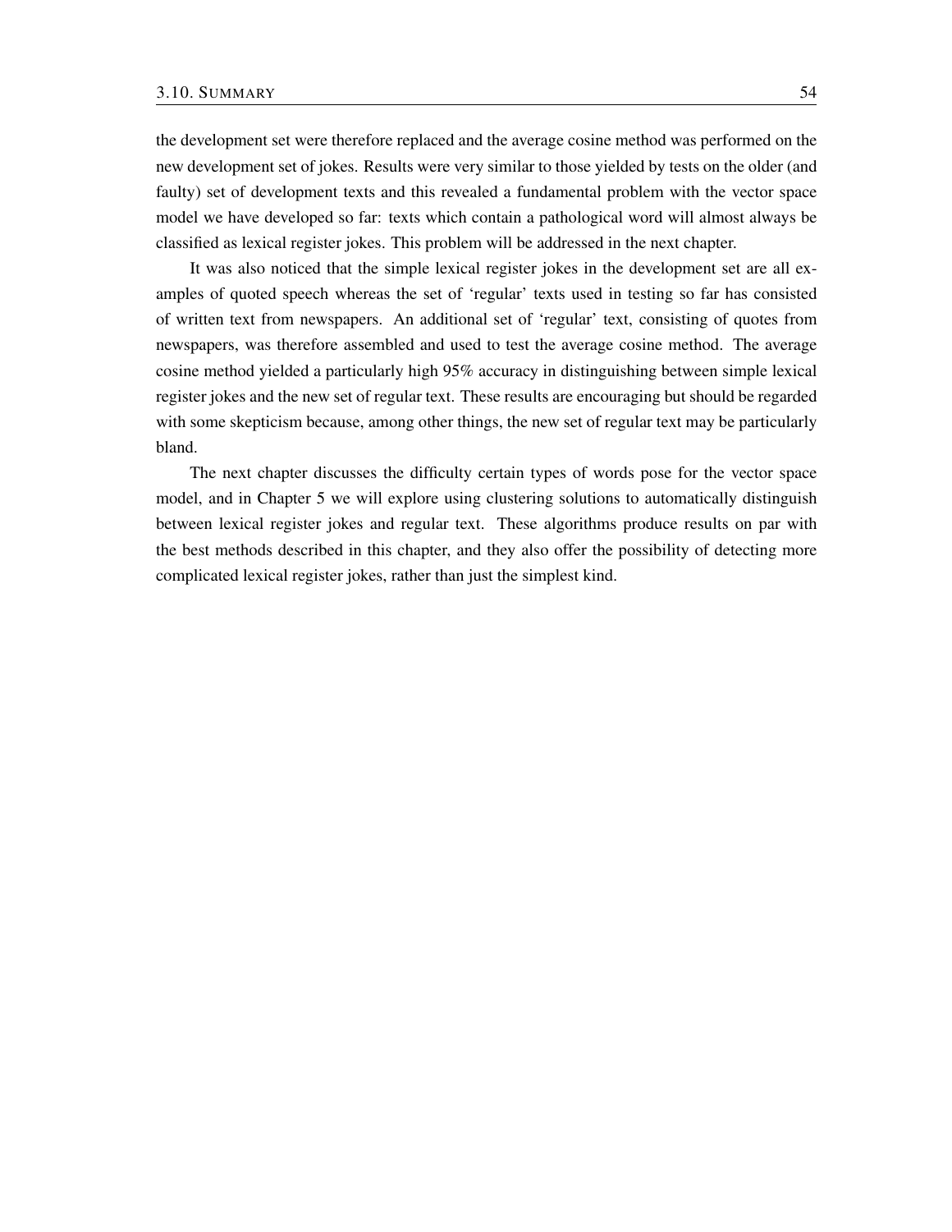the development set were therefore replaced and the average cosine method was performed on the new development set of jokes. Results were very similar to those yielded by tests on the older (and faulty) set of development texts and this revealed a fundamental problem with the vector space model we have developed so far: texts which contain a pathological word will almost always be classified as lexical register jokes. This problem will be addressed in the next chapter.

It was also noticed that the simple lexical register jokes in the development set are all examples of quoted speech whereas the set of 'regular' texts used in testing so far has consisted of written text from newspapers. An additional set of 'regular' text, consisting of quotes from newspapers, was therefore assembled and used to test the average cosine method. The average cosine method yielded a particularly high 95% accuracy in distinguishing between simple lexical register jokes and the new set of regular text. These results are encouraging but should be regarded with some skepticism because, among other things, the new set of regular text may be particularly bland.

The next chapter discusses the difficulty certain types of words pose for the vector space model, and in Chapter 5 we will explore using clustering solutions to automatically distinguish between lexical register jokes and regular text. These algorithms produce results on par with the best methods described in this chapter, and they also offer the possibility of detecting more complicated lexical register jokes, rather than just the simplest kind.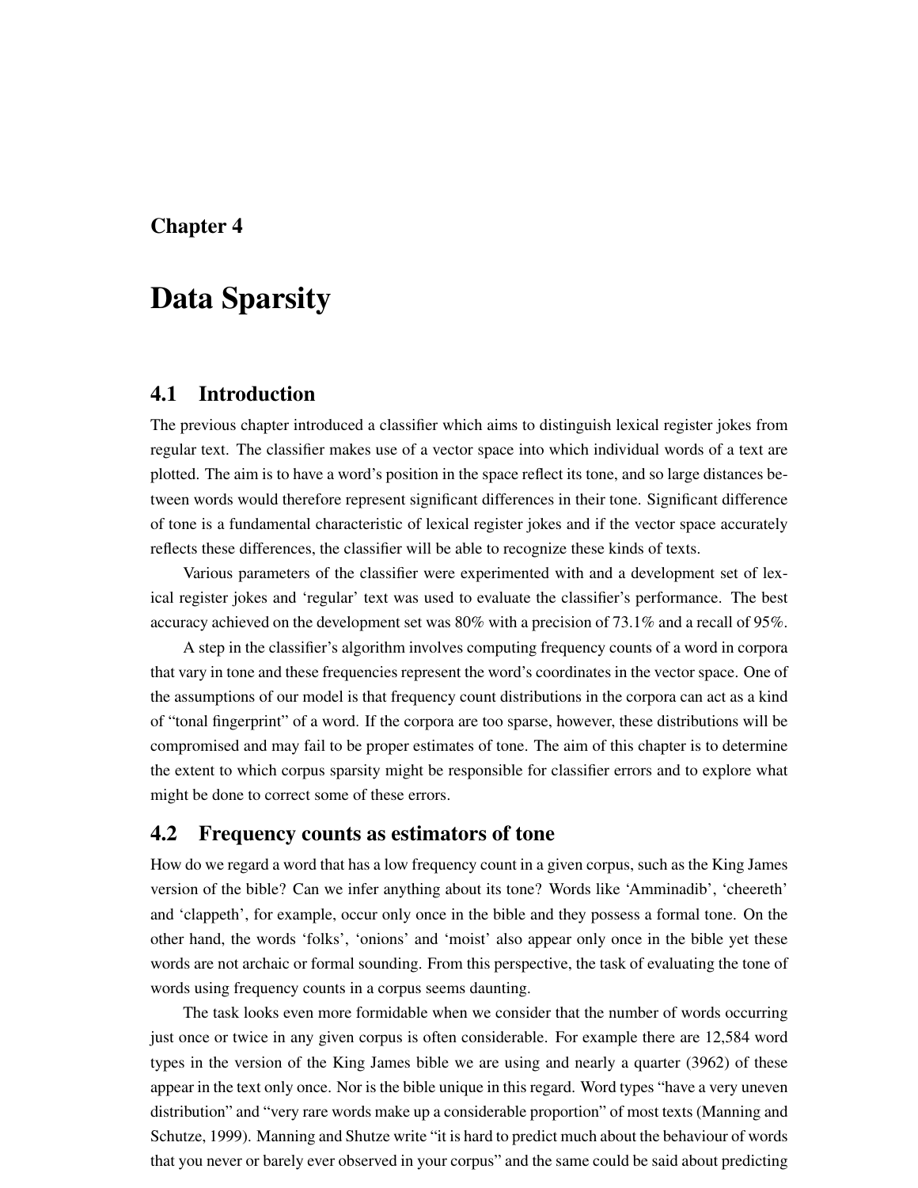Chapter 4

# Data Sparsity

## 4.1 Introduction

The previous chapter introduced a classifier which aims to distinguish lexical register jokes from regular text. The classifier makes use of a vector space into which individual words of a text are plotted. The aim is to have a word's position in the space reflect its tone, and so large distances between words would therefore represent significant differences in their tone. Significant difference of tone is a fundamental characteristic of lexical register jokes and if the vector space accurately reflects these differences, the classifier will be able to recognize these kinds of texts.

Various parameters of the classifier were experimented with and a development set of lexical register jokes and 'regular' text was used to evaluate the classifier's performance. The best accuracy achieved on the development set was 80% with a precision of 73.1% and a recall of 95%.

A step in the classifier's algorithm involves computing frequency counts of a word in corpora that vary in tone and these frequencies represent the word's coordinates in the vector space. One of the assumptions of our model is that frequency count distributions in the corpora can act as a kind of "tonal fingerprint" of a word. If the corpora are too sparse, however, these distributions will be compromised and may fail to be proper estimates of tone. The aim of this chapter is to determine the extent to which corpus sparsity might be responsible for classifier errors and to explore what might be done to correct some of these errors.

## 4.2 Frequency counts as estimators of tone

How do we regard a word that has a low frequency count in a given corpus, such as the King James version of the bible? Can we infer anything about its tone? Words like 'Amminadib', 'cheereth' and 'clappeth', for example, occur only once in the bible and they possess a formal tone. On the other hand, the words 'folks', 'onions' and 'moist' also appear only once in the bible yet these words are not archaic or formal sounding. From this perspective, the task of evaluating the tone of words using frequency counts in a corpus seems daunting.

The task looks even more formidable when we consider that the number of words occurring just once or twice in any given corpus is often considerable. For example there are 12,584 word types in the version of the King James bible we are using and nearly a quarter (3962) of these appear in the text only once. Nor is the bible unique in this regard. Word types "have a very uneven distribution" and "very rare words make up a considerable proportion" of most texts (Manning and Schutze, 1999). Manning and Shutze write "it is hard to predict much about the behaviour of words that you never or barely ever observed in your corpus" and the same could be said about predicting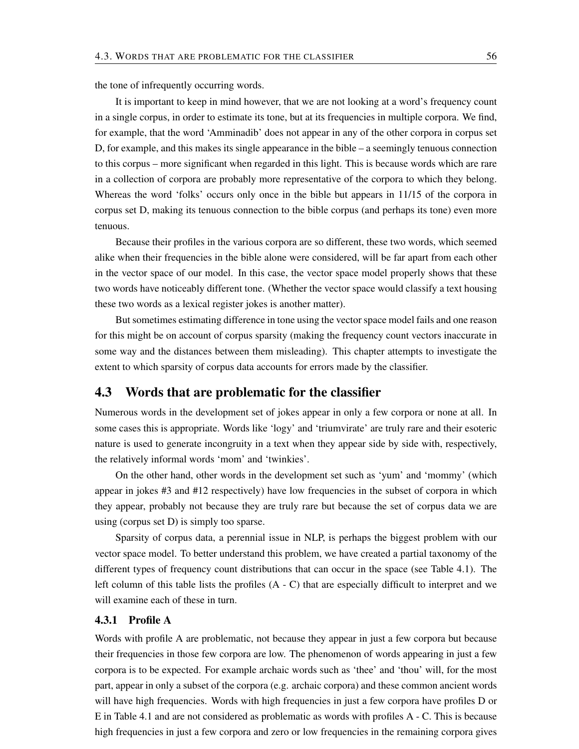the tone of infrequently occurring words.

It is important to keep in mind however, that we are not looking at a word's frequency count in a single corpus, in order to estimate its tone, but at its frequencies in multiple corpora. We find, for example, that the word 'Amminadib' does not appear in any of the other corpora in corpus set D, for example, and this makes its single appearance in the bible – a seemingly tenuous connection to this corpus – more significant when regarded in this light. This is because words which are rare in a collection of corpora are probably more representative of the corpora to which they belong. Whereas the word 'folks' occurs only once in the bible but appears in 11/15 of the corpora in corpus set D, making its tenuous connection to the bible corpus (and perhaps its tone) even more tenuous.

Because their profiles in the various corpora are so different, these two words, which seemed alike when their frequencies in the bible alone were considered, will be far apart from each other in the vector space of our model. In this case, the vector space model properly shows that these two words have noticeably different tone. (Whether the vector space would classify a text housing these two words as a lexical register jokes is another matter).

But sometimes estimating difference in tone using the vector space model fails and one reason for this might be on account of corpus sparsity (making the frequency count vectors inaccurate in some way and the distances between them misleading). This chapter attempts to investigate the extent to which sparsity of corpus data accounts for errors made by the classifier.

## 4.3 Words that are problematic for the classifier

Numerous words in the development set of jokes appear in only a few corpora or none at all. In some cases this is appropriate. Words like 'logy' and 'triumvirate' are truly rare and their esoteric nature is used to generate incongruity in a text when they appear side by side with, respectively, the relatively informal words 'mom' and 'twinkies'.

On the other hand, other words in the development set such as 'yum' and 'mommy' (which appear in jokes #3 and #12 respectively) have low frequencies in the subset of corpora in which they appear, probably not because they are truly rare but because the set of corpus data we are using (corpus set D) is simply too sparse.

Sparsity of corpus data, a perennial issue in NLP, is perhaps the biggest problem with our vector space model. To better understand this problem, we have created a partial taxonomy of the different types of frequency count distributions that can occur in the space (see Table 4.1). The left column of this table lists the profiles (A - C) that are especially difficult to interpret and we will examine each of these in turn.

### 4.3.1 Profile A

Words with profile A are problematic, not because they appear in just a few corpora but because their frequencies in those few corpora are low. The phenomenon of words appearing in just a few corpora is to be expected. For example archaic words such as 'thee' and 'thou' will, for the most part, appear in only a subset of the corpora (e.g. archaic corpora) and these common ancient words will have high frequencies. Words with high frequencies in just a few corpora have profiles D or E in Table 4.1 and are not considered as problematic as words with profiles A - C. This is because high frequencies in just a few corpora and zero or low frequencies in the remaining corpora gives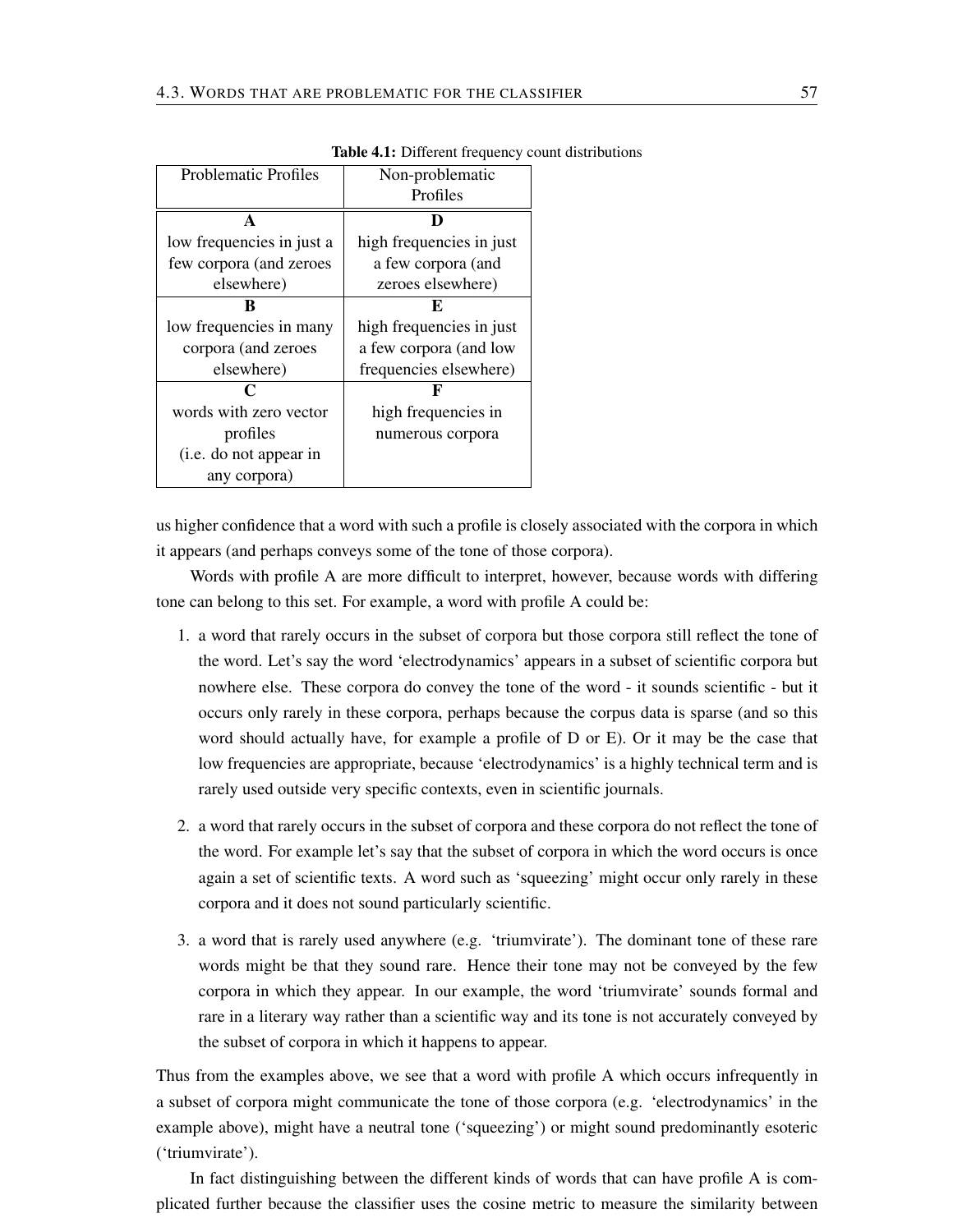**Table 4.1:** Different frequency count distributions

| Problematic Profiles | Non-problematic Profiles |
|---|---|
| **A**<br>low frequencies in just a few corpora (and zeroes elsewhere) | **D**<br>high frequencies in just a few corpora (and zeroes elsewhere) |
| **B**<br>low frequencies in many corpora (and zeroes elsewhere) | **E**<br>high frequencies in just a few corpora (and low frequencies elsewhere) |
| **C**<br>words with zero vector profiles<br>(i.e. do not appear in any corpora) | **F**<br>high frequencies in numerous corpora |

us higher confidence that a word with such a profile is closely associated with the corpora in which it appears (and perhaps conveys some of the tone of those corpora).

Words with profile A are more difficult to interpret, however, because words with differing tone can belong to this set. For example, a word with profile A could be:

1. a word that rarely occurs in the subset of corpora but those corpora still reflect the tone of the word. Let's say the word 'electrodynamics' appears in a subset of scientific corpora but nowhere else. These corpora do convey the tone of the word - it sounds scientific - but it occurs only rarely in these corpora, perhaps because the corpus data is sparse (and so this word should actually have, for example a profile of D or E). Or it may be the case that low frequencies are appropriate, because 'electrodynamics' is a highly technical term and is rarely used outside very specific contexts, even in scientific journals.

2. a word that rarely occurs in the subset of corpora and these corpora do not reflect the tone of the word. For example let's say that the subset of corpora in which the word occurs is once again a set of scientific texts. A word such as 'squeezing' might occur only rarely in these corpora and it does not sound particularly scientific.

3. a word that is rarely used anywhere (e.g. 'triumvirate'). The dominant tone of these rare words might be that they sound rare. Hence their tone may not be conveyed by the few corpora in which they appear. In our example, the word 'triumvirate' sounds formal and rare in a literary way rather than a scientific way and its tone is not accurately conveyed by the subset of corpora in which it happens to appear.

Thus from the examples above, we see that a word with profile A which occurs infrequently in a subset of corpora might communicate the tone of those corpora (e.g. 'electrodynamics' in the example above), might have a neutral tone ('squeezing') or might sound predominantly esoteric ('triumvirate').

In fact distinguishing between the different kinds of words that can have profile A is complicated further because the classifier uses the cosine metric to measure the similarity between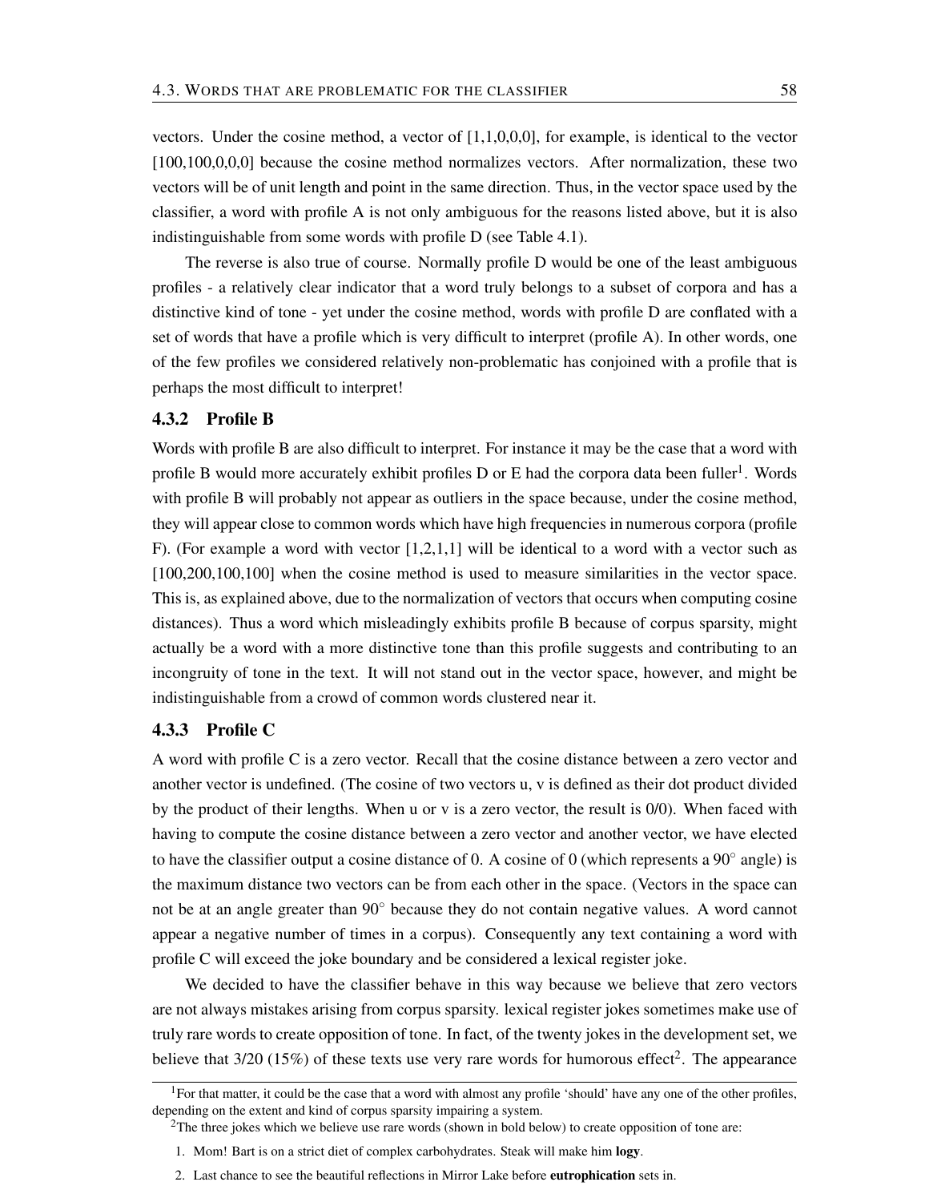vectors. Under the cosine method, a vector of [1,1,0,0,0], for example, is identical to the vector [100,100,0,0,0] because the cosine method normalizes vectors. After normalization, these two vectors will be of unit length and point in the same direction. Thus, in the vector space used by the classifier, a word with profile A is not only ambiguous for the reasons listed above, but it is also indistinguishable from some words with profile D (see Table 4.1).

The reverse is also true of course. Normally profile D would be one of the least ambiguous profiles - a relatively clear indicator that a word truly belongs to a subset of corpora and has a distinctive kind of tone - yet under the cosine method, words with profile D are conflated with a set of words that have a profile which is very difficult to interpret (profile A). In other words, one of the few profiles we considered relatively non-problematic has conjoined with a profile that is perhaps the most difficult to interpret!

### 4.3.2 Profile B

Words with profile B are also difficult to interpret. For instance it may be the case that a word with profile B would more accurately exhibit profiles D or E had the corpora data been fuller[1]. Words with profile B will probably not appear as outliers in the space because, under the cosine method, they will appear close to common words which have high frequencies in numerous corpora (profile F). (For example a word with vector [1,2,1,1] will be identical to a word with a vector such as [100,200,100,100] when the cosine method is used to measure similarities in the vector space. This is, as explained above, due to the normalization of vectors that occurs when computing cosine distances). Thus a word which misleadingly exhibits profile B because of corpus sparsity, might actually be a word with a more distinctive tone than this profile suggests and contributing to an incongruity of tone in the text. It will not stand out in the vector space, however, and might be indistinguishable from a crowd of common words clustered near it.

### 4.3.3 Profile C

A word with profile C is a zero vector. Recall that the cosine distance between a zero vector and another vector is undefined. (The cosine of two vectors u, v is defined as their dot product divided by the product of their lengths. When u or v is a zero vector, the result is 0/0). When faced with having to compute the cosine distance between a zero vector and another vector, we have elected to have the classifier output a cosine distance of 0. A cosine of 0 (which represents a $90^\circ$ angle) is the maximum distance two vectors can be from each other in the space. (Vectors in the space can not be at an angle greater than $90^\circ$ because they do not contain negative values. A word cannot appear a negative number of times in a corpus). Consequently any text containing a word with profile C will exceed the joke boundary and be considered a lexical register joke.

We decided to have the classifier behave in this way because we believe that zero vectors are not always mistakes arising from corpus sparsity. lexical register jokes sometimes make use of truly rare words to create opposition of tone. In fact, of the twenty jokes in the development set, we believe that 3/20 (15%) of these texts use very rare words for humorous effect[2]. The appearance

---

[1] For that matter, it could be the case that a word with almost any profile 'should' have any one of the other profiles, depending on the extent and kind of corpus sparsity impairing a system.

[2] The three jokes which we believe use rare words (shown in bold below) to create opposition of tone are:

1. Mom! Bart is on a strict diet of complex carbohydrates. Steak will make him **logy**.
2. Last chance to see the beautiful reflections in Mirror Lake before **eutrophication** sets in.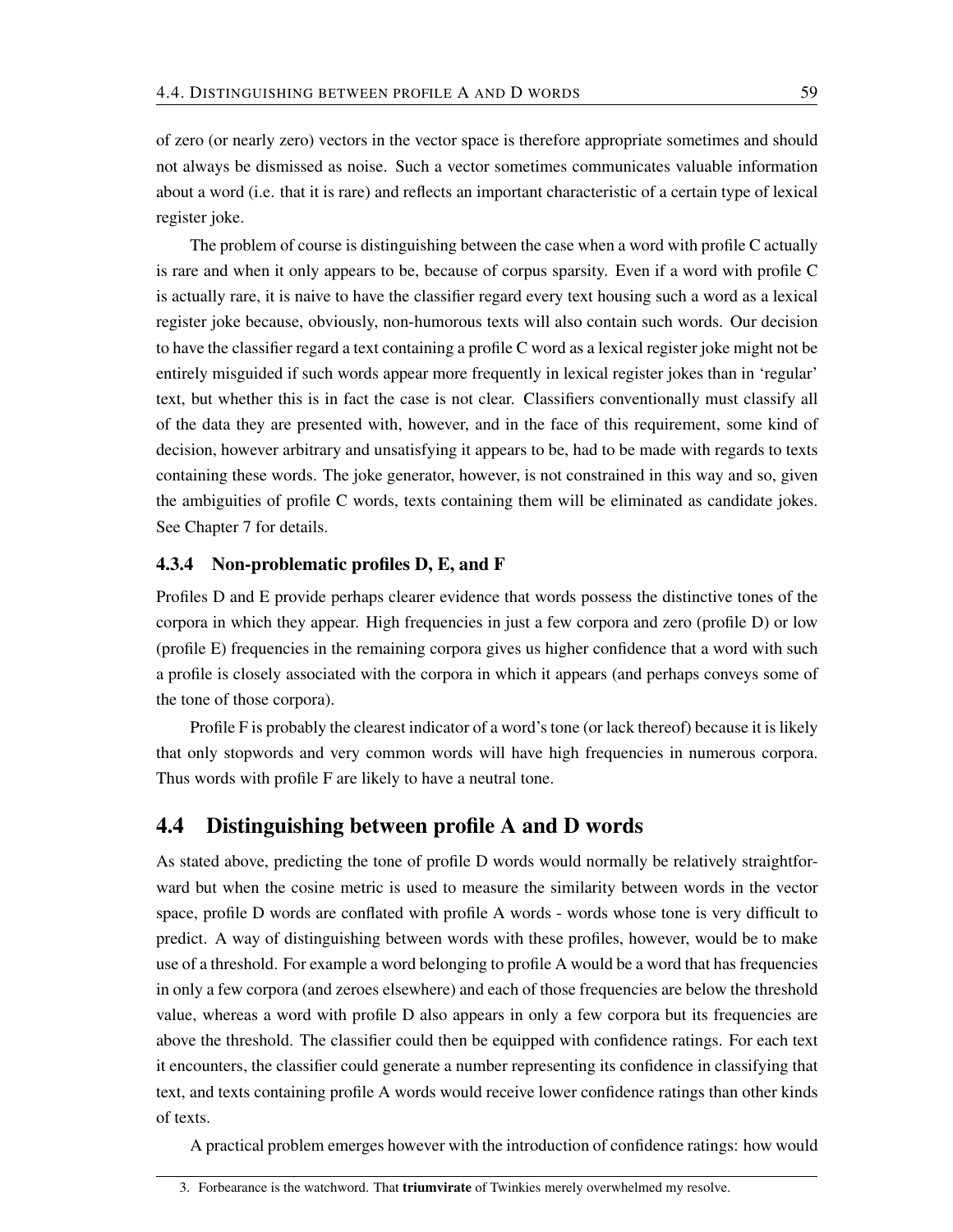of zero (or nearly zero) vectors in the vector space is therefore appropriate sometimes and should not always be dismissed as noise. Such a vector sometimes communicates valuable information about a word (i.e. that it is rare) and reflects an important characteristic of a certain type of lexical register joke.

The problem of course is distinguishing between the case when a word with profile C actually is rare and when it only appears to be, because of corpus sparsity. Even if a word with profile C is actually rare, it is naive to have the classifier regard every text housing such a word as a lexical register joke because, obviously, non-humorous texts will also contain such words. Our decision to have the classifier regard a text containing a profile C word as a lexical register joke might not be entirely misguided if such words appear more frequently in lexical register jokes than in 'regular' text, but whether this is in fact the case is not clear. Classifiers conventionally must classify all of the data they are presented with, however, and in the face of this requirement, some kind of decision, however arbitrary and unsatisfying it appears to be, had to be made with regards to texts containing these words. The joke generator, however, is not constrained in this way and so, given the ambiguities of profile C words, texts containing them will be eliminated as candidate jokes. See Chapter 7 for details.

### 4.3.4 Non-problematic profiles D, E, and F

Profiles D and E provide perhaps clearer evidence that words possess the distinctive tones of the corpora in which they appear. High frequencies in just a few corpora and zero (profile D) or low (profile E) frequencies in the remaining corpora gives us higher confidence that a word with such a profile is closely associated with the corpora in which it appears (and perhaps conveys some of the tone of those corpora).

Profile F is probably the clearest indicator of a word's tone (or lack thereof) because it is likely that only stopwords and very common words will have high frequencies in numerous corpora. Thus words with profile F are likely to have a neutral tone.

## 4.4 Distinguishing between profile A and D words

As stated above, predicting the tone of profile D words would normally be relatively straightforward but when the cosine metric is used to measure the similarity between words in the vector space, profile D words are conflated with profile A words - words whose tone is very difficult to predict. A way of distinguishing between words with these profiles, however, would be to make use of a threshold. For example a word belonging to profile A would be a word that has frequencies in only a few corpora (and zeroes elsewhere) and each of those frequencies are below the threshold value, whereas a word with profile D also appears in only a few corpora but its frequencies are above the threshold. The classifier could then be equipped with confidence ratings. For each text it encounters, the classifier could generate a number representing its confidence in classifying that text, and texts containing profile A words would receive lower confidence ratings than other kinds of texts.

A practical problem emerges however with the introduction of confidence ratings: how would

3. Forbearance is the watchword. That **triumvirate** of Twinkies merely overwhelmed my resolve.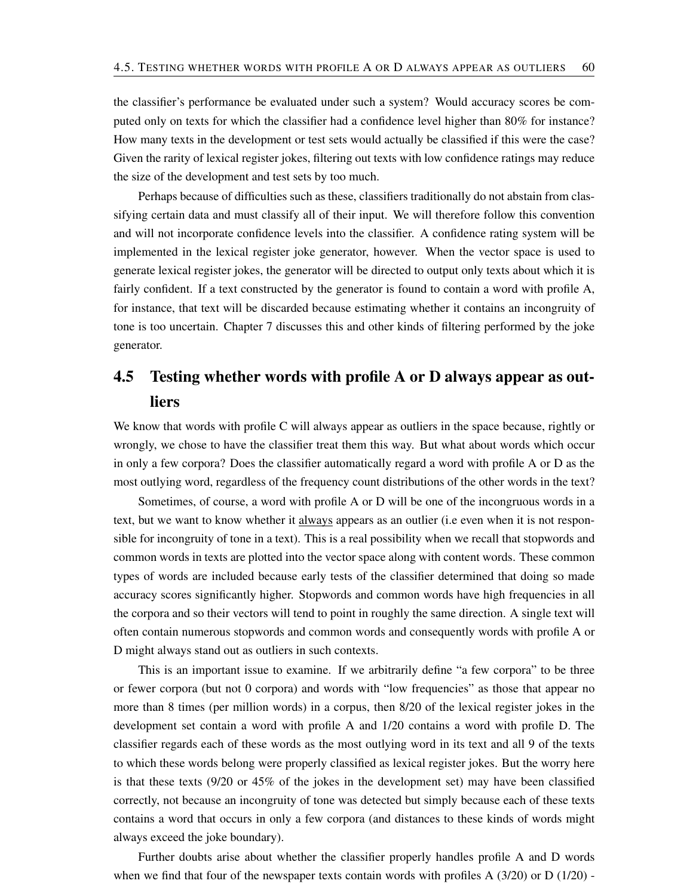the classifier's performance be evaluated under such a system? Would accuracy scores be computed only on texts for which the classifier had a confidence level higher than 80% for instance? How many texts in the development or test sets would actually be classified if this were the case? Given the rarity of lexical register jokes, filtering out texts with low confidence ratings may reduce the size of the development and test sets by too much.

Perhaps because of difficulties such as these, classifiers traditionally do not abstain from classifying certain data and must classify all of their input. We will therefore follow this convention and will not incorporate confidence levels into the classifier. A confidence rating system will be implemented in the lexical register joke generator, however. When the vector space is used to generate lexical register jokes, the generator will be directed to output only texts about which it is fairly confident. If a text constructed by the generator is found to contain a word with profile A, for instance, that text will be discarded because estimating whether it contains an incongruity of tone is too uncertain. Chapter 7 discusses this and other kinds of filtering performed by the joke generator.

## 4.5 Testing whether words with profile A or D always appear as outliers

We know that words with profile C will always appear as outliers in the space because, rightly or wrongly, we chose to have the classifier treat them this way. But what about words which occur in only a few corpora? Does the classifier automatically regard a word with profile A or D as the most outlying word, regardless of the frequency count distributions of the other words in the text?

Sometimes, of course, a word with profile A or D will be one of the incongruous words in a text, but we want to know whether it <u>always</u> appears as an outlier (i.e even when it is not responsible for incongruity of tone in a text). This is a real possibility when we recall that stopwords and common words in texts are plotted into the vector space along with content words. These common types of words are included because early tests of the classifier determined that doing so made accuracy scores significantly higher. Stopwords and common words have high frequencies in all the corpora and so their vectors will tend to point in roughly the same direction. A single text will often contain numerous stopwords and common words and consequently words with profile A or D might always stand out as outliers in such contexts.

This is an important issue to examine. If we arbitrarily define "a few corpora" to be three or fewer corpora (but not 0 corpora) and words with "low frequencies" as those that appear no more than 8 times (per million words) in a corpus, then 8/20 of the lexical register jokes in the development set contain a word with profile A and 1/20 contains a word with profile D. The classifier regards each of these words as the most outlying word in its text and all 9 of the texts to which these words belong were properly classified as lexical register jokes. But the worry here is that these texts (9/20 or 45% of the jokes in the development set) may have been classified correctly, not because an incongruity of tone was detected but simply because each of these texts contains a word that occurs in only a few corpora (and distances to these kinds of words might always exceed the joke boundary).

Further doubts arise about whether the classifier properly handles profile A and D words when we find that four of the newspaper texts contain words with profiles A (3/20) or D (1/20) -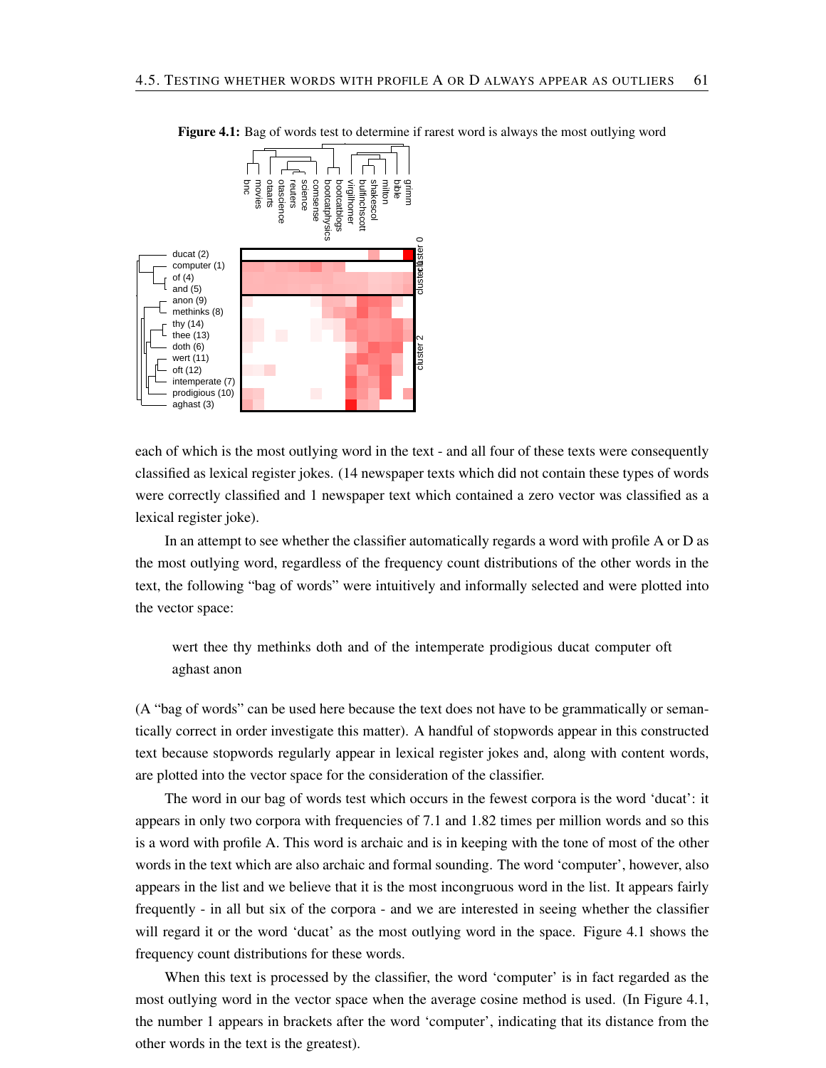**Figure 4.1:** Bag of words test to determine if rarest word is always the most outlying word

each of which is the most outlying word in the text - and all four of these texts were consequently classified as lexical register jokes. (14 newspaper texts which did not contain these types of words were correctly classified and 1 newspaper text which contained a zero vector was classified as a lexical register joke).

In an attempt to see whether the classifier automatically regards a word with profile A or D as the most outlying word, regardless of the frequency count distributions of the other words in the text, the following "bag of words" were intuitively and informally selected and were plotted into the vector space:

> wert thee thy methinks doth and of the intemperate prodigious ducat computer oft aghast anon

(A "bag of words" can be used here because the text does not have to be grammatically or semantically correct in order investigate this matter). A handful of stopwords appear in this constructed text because stopwords regularly appear in lexical register jokes and, along with content words, are plotted into the vector space for the consideration of the classifier.

The word in our bag of words test which occurs in the fewest corpora is the word 'ducat': it appears in only two corpora with frequencies of 7.1 and 1.82 times per million words and so this is a word with profile A. This word is archaic and is in keeping with the tone of most of the other words in the text which are also archaic and formal sounding. The word 'computer', however, also appears in the list and we believe that it is the most incongruous word in the list. It appears fairly frequently - in all but six of the corpora - and we are interested in seeing whether the classifier will regard it or the word 'ducat' as the most outlying word in the space. Figure 4.1 shows the frequency count distributions for these words.

When this text is processed by the classifier, the word 'computer' is in fact regarded as the most outlying word in the vector space when the average cosine method is used. (In Figure 4.1, the number 1 appears in brackets after the word 'computer', indicating that its distance from the other words in the text is the greatest).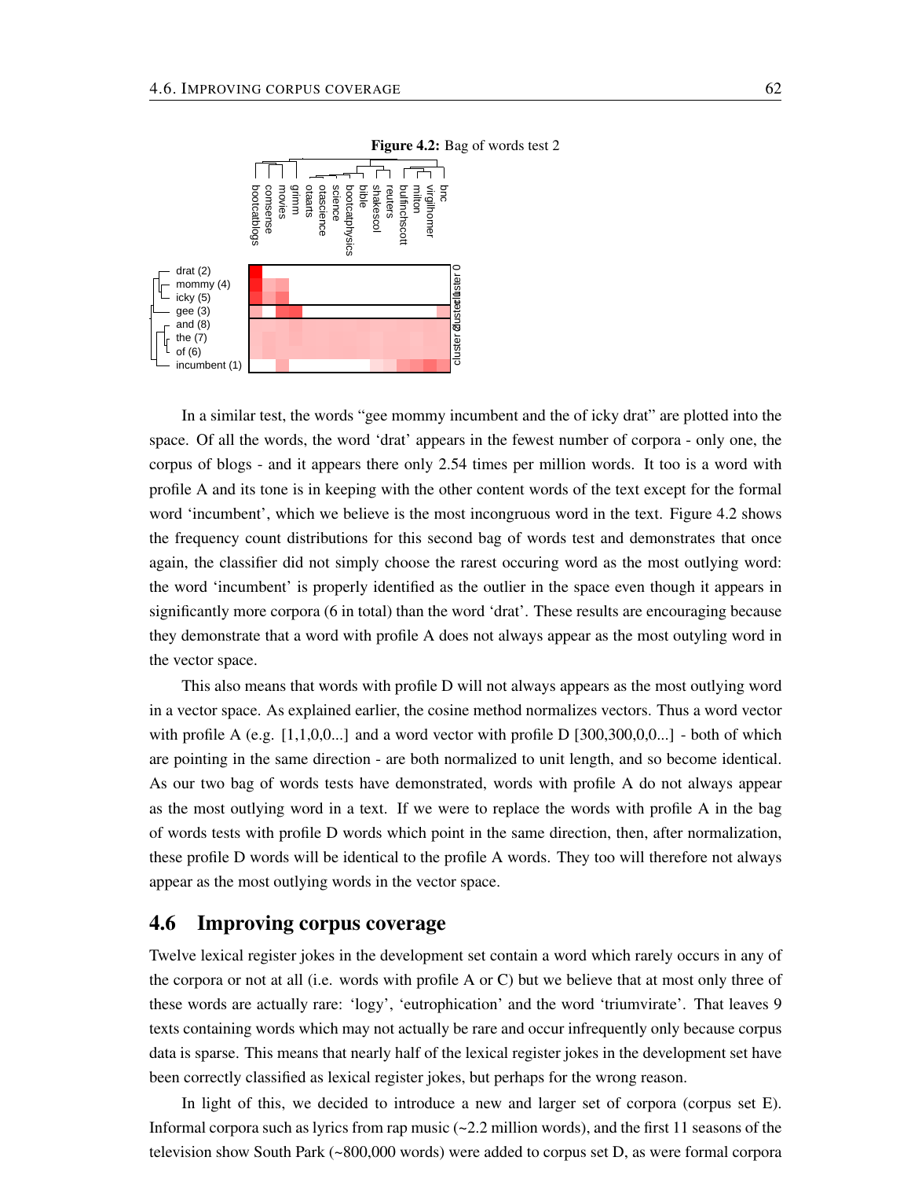**Figure 4.2:** Bag of words test 2

In a similar test, the words "gee mommy incumbent and the of icky drat" are plotted into the space. Of all the words, the word 'drat' appears in the fewest number of corpora - only one, the corpus of blogs - and it appears there only 2.54 times per million words. It too is a word with profile A and its tone is in keeping with the other content words of the text except for the formal word 'incumbent', which we believe is the most incongruous word in the text. Figure 4.2 shows the frequency count distributions for this second bag of words test and demonstrates that once again, the classifier did not simply choose the rarest occuring word as the most outlying word: the word 'incumbent' is properly identified as the outlier in the space even though it appears in significantly more corpora (6 in total) than the word 'drat'. These results are encouraging because they demonstrate that a word with profile A does not always appear as the most outyling word in the vector space.

This also means that words with profile D will not always appears as the most outlying word in a vector space. As explained earlier, the cosine method normalizes vectors. Thus a word vector with profile A (e.g. [1,1,0,0...] and a word vector with profile D [300,300,0,0...] - both of which are pointing in the same direction - are both normalized to unit length, and so become identical. As our two bag of words tests have demonstrated, words with profile A do not always appear as the most outlying word in a text. If we were to replace the words with profile A in the bag of words tests with profile D words which point in the same direction, then, after normalization, these profile D words will be identical to the profile A words. They too will therefore not always appear as the most outlying words in the vector space.

## 4.6 Improving corpus coverage

Twelve lexical register jokes in the development set contain a word which rarely occurs in any of the corpora or not at all (i.e. words with profile A or C) but we believe that at most only three of these words are actually rare: 'logy', 'eutrophication' and the word 'triumvirate'. That leaves 9 texts containing words which may not actually be rare and occur infrequently only because corpus data is sparse. This means that nearly half of the lexical register jokes in the development set have been correctly classified as lexical register jokes, but perhaps for the wrong reason.

In light of this, we decided to introduce a new and larger set of corpora (corpus set E). Informal corpora such as lyrics from rap music (~2.2 million words), and the first 11 seasons of the television show South Park (~800,000 words) were added to corpus set D, as were formal corpora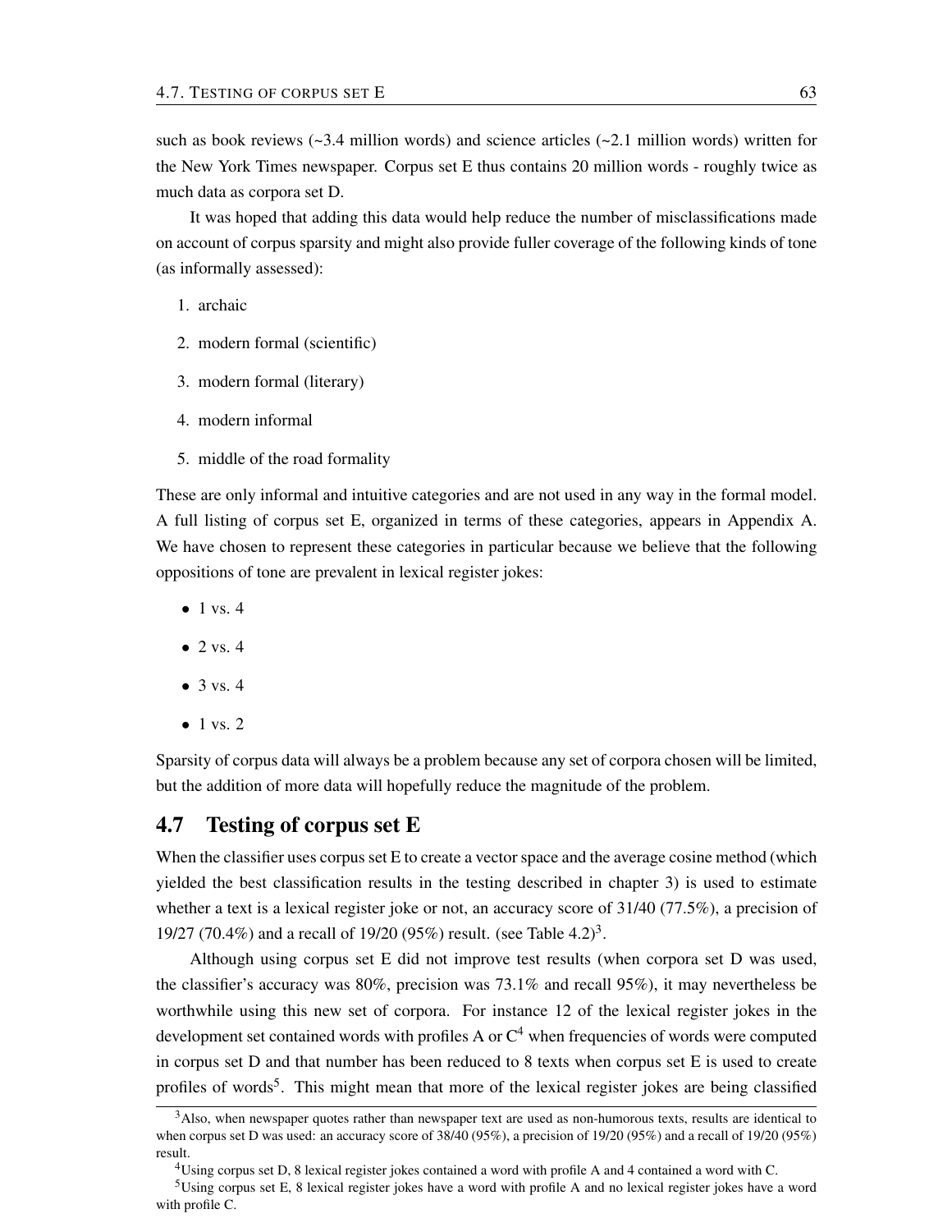such as book reviews (~3.4 million words) and science articles (~2.1 million words) written for the New York Times newspaper. Corpus set E thus contains 20 million words - roughly twice as much data as corpora set D.

It was hoped that adding this data would help reduce the number of misclassifications made on account of corpus sparsity and might also provide fuller coverage of the following kinds of tone (as informally assessed):

1. archaic
2. modern formal (scientific)
3. modern formal (literary)
4. modern informal
5. middle of the road formality

These are only informal and intuitive categories and are not used in any way in the formal model. A full listing of corpus set E, organized in terms of these categories, appears in Appendix A. We have chosen to represent these categories in particular because we believe that the following oppositions of tone are prevalent in lexical register jokes:

- 1 vs. 4
- 2 vs. 4
- 3 vs. 4
- 1 vs. 2

Sparsity of corpus data will always be a problem because any set of corpora chosen will be limited, but the addition of more data will hopefully reduce the magnitude of the problem.

## 4.7 Testing of corpus set E

When the classifier uses corpus set E to create a vector space and the average cosine method (which yielded the best classification results in the testing described in chapter 3) is used to estimate whether a text is a lexical register joke or not, an accuracy score of 31/40 (77.5%), a precision of 19/27 (70.4%) and a recall of 19/20 (95%) result. (see Table 4.2)[3].

Although using corpus set E did not improve test results (when corpora set D was used, the classifier's accuracy was 80%, precision was 73.1% and recall 95%), it may nevertheless be worthwhile using this new set of corpora. For instance 12 of the lexical register jokes in the development set contained words with profiles A or C[4] when frequencies of words were computed in corpus set D and that number has been reduced to 8 texts when corpus set E is used to create profiles of words[5]. This might mean that more of the lexical register jokes are being classified

[3] Also, when newspaper quotes rather than newspaper text are used as non-humorous texts, results are identical to when corpus set D was used: an accuracy score of 38/40 (95%), a precision of 19/20 (95%) and a recall of 19/20 (95%) result.

[4] Using corpus set D, 8 lexical register jokes contained a word with profile A and 4 contained a word with C.

[5] Using corpus set E, 8 lexical register jokes have a word with profile A and no lexical register jokes have a word with profile C.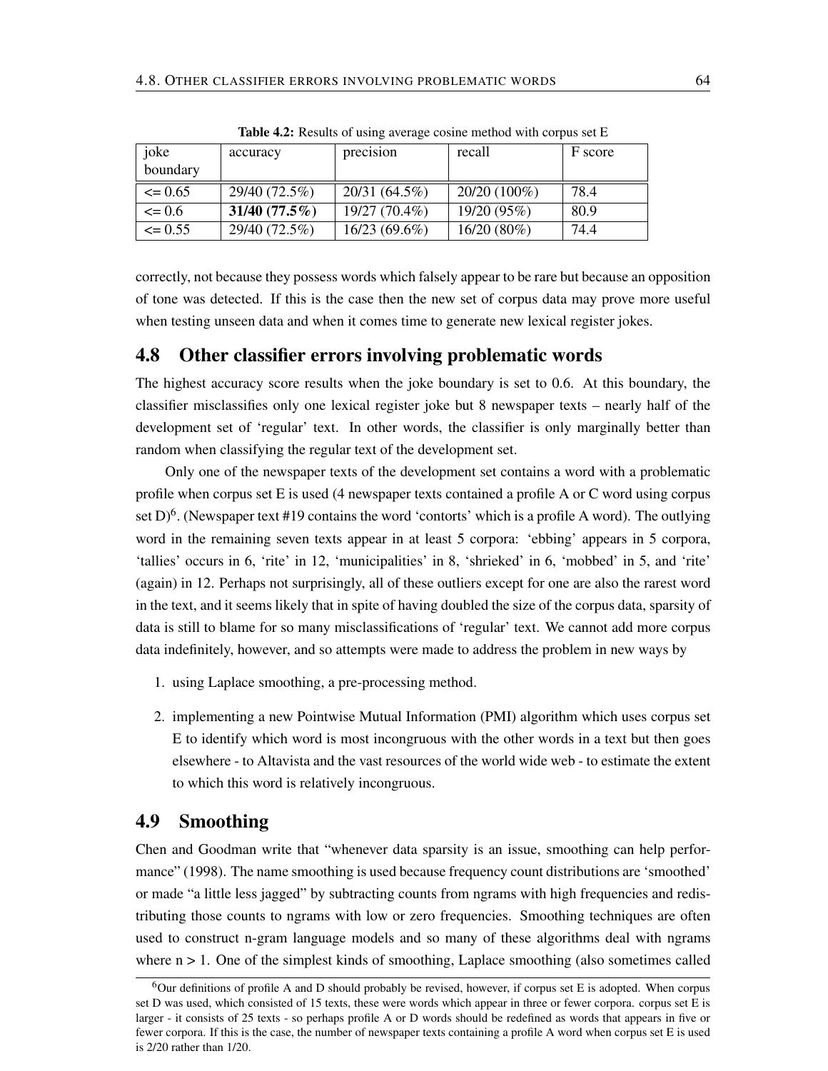Table 4.2: Results of using average cosine method with corpus set E

| joke boundary | accuracy | precision | recall | F score |
|---|---|---|---|---|
| <= 0.65 | 29/40 (72.5%) | 20/31 (64.5%) | 20/20 (100%) | 78.4 |
| <= 0.6 | **31/40 (77.5%)** | 19/27 (70.4%) | 19/20 (95%) | 80.9 |
| <= 0.55 | 29/40 (72.5%) | 16/23 (69.6%) | 16/20 (80%) | 74.4 |

correctly, not because they possess words which falsely appear to be rare but because an opposition of tone was detected. If this is the case then the new set of corpus data may prove more useful when testing unseen data and when it comes time to generate new lexical register jokes.

## 4.8 Other classifier errors involving problematic words

The highest accuracy score results when the joke boundary is set to 0.6. At this boundary, the classifier misclassifies only one lexical register joke but 8 newspaper texts – nearly half of the development set of 'regular' text. In other words, the classifier is only marginally better than random when classifying the regular text of the development set.

Only one of the newspaper texts of the development set contains a word with a problematic profile when corpus set E is used (4 newspaper texts contained a profile A or C word using corpus set D)[6]. (Newspaper text #19 contains the word 'contorts' which is a profile A word). The outlying word in the remaining seven texts appear in at least 5 corpora: 'ebbing' appears in 5 corpora, 'tallies' occurs in 6, 'rite' in 12, 'municipalities' in 8, 'shrieked' in 6, 'mobbed' in 5, and 'rite' (again) in 12. Perhaps not surprisingly, all of these outliers except for one are also the rarest word in the text, and it seems likely that in spite of having doubled the size of the corpus data, sparsity of data is still to blame for so many misclassifications of 'regular' text. We cannot add more corpus data indefinitely, however, and so attempts were made to address the problem in new ways by

1. using Laplace smoothing, a pre-processing method.
2. implementing a new Pointwise Mutual Information (PMI) algorithm which uses corpus set E to identify which word is most incongruous with the other words in a text but then goes elsewhere - to Altavista and the vast resources of the world wide web - to estimate the extent to which this word is relatively incongruous.

## 4.9 Smoothing

Chen and Goodman write that "whenever data sparsity is an issue, smoothing can help performance" (1998). The name smoothing is used because frequency count distributions are 'smoothed' or made "a little less jagged" by subtracting counts from ngrams with high frequencies and redistributing those counts to ngrams with low or zero frequencies. Smoothing techniques are often used to construct n-gram language models and so many of these algorithms deal with ngrams where $n > 1$. One of the simplest kinds of smoothing, Laplace smoothing (also sometimes called

[6] Our definitions of profile A and D should probably be revised, however, if corpus set E is adopted. When corpus set D was used, which consisted of 15 texts, these were words which appear in three or fewer corpora. corpus set E is larger - it consists of 25 texts - so perhaps profile A or D words should be redefined as words that appears in five or fewer corpora. If this is the case, the number of newspaper texts containing a profile A word when corpus set E is used is 2/20 rather than 1/20.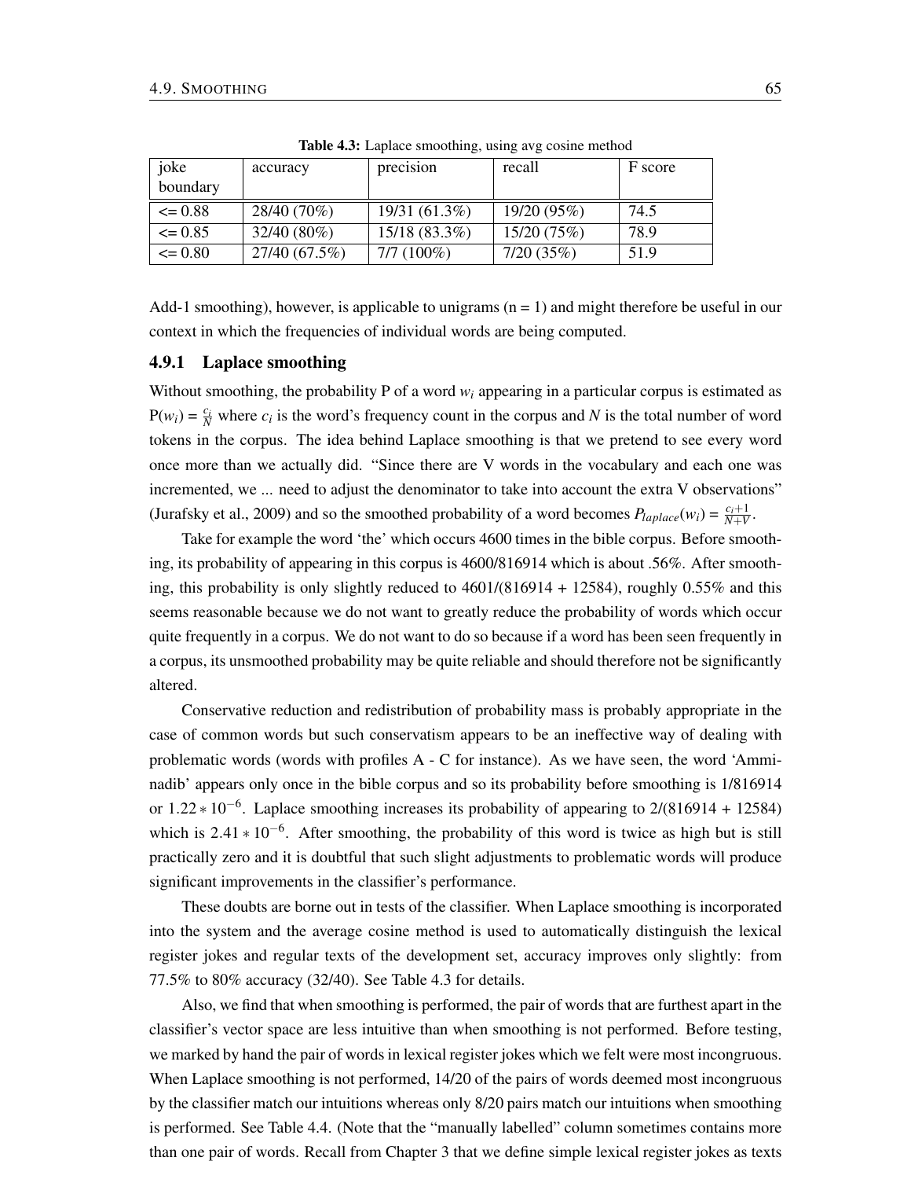**Table 4.3:** Laplace smoothing, using avg cosine method

| joke boundary | accuracy | precision | recall | F score |
|---|---|---|---|---|
| <= 0.88 | 28/40 (70%) | 19/31 (61.3%) | 19/20 (95%) | 74.5 |
| <= 0.85 | 32/40 (80%) | 15/18 (83.3%) | 15/20 (75%) | 78.9 |
| <= 0.80 | 27/40 (67.5%) | 7/7 (100%) | 7/20 (35%) | 51.9 |

Add-1 smoothing), however, is applicable to unigrams (n = 1) and might therefore be useful in our context in which the frequencies of individual words are being computed.

### 4.9.1 Laplace smoothing

Without smoothing, the probability P of a word $w_i$ appearing in a particular corpus is estimated as $P(w_i) = \frac{c_i}{N}$ where $c_i$ is the word's frequency count in the corpus and $N$ is the total number of word tokens in the corpus. The idea behind Laplace smoothing is that we pretend to see every word once more than we actually did. "Since there are V words in the vocabulary and each one was incremented, we ... need to adjust the denominator to take into account the extra V observations" (Jurafsky et al., 2009) and so the smoothed probability of a word becomes $P_{laplace}(w_i) = \frac{c_i+1}{N+V}$.

Take for example the word 'the' which occurs 4600 times in the bible corpus. Before smoothing, its probability of appearing in this corpus is 4600/816914 which is about .56%. After smoothing, this probability is only slightly reduced to 4601/(816914 + 12584), roughly 0.55% and this seems reasonable because we do not want to greatly reduce the probability of words which occur quite frequently in a corpus. We do not want to do so because if a word has been seen frequently in a corpus, its unsmoothed probability may be quite reliable and should therefore not be significantly altered.

Conservative reduction and redistribution of probability mass is probably appropriate in the case of common words but such conservatism appears to be an ineffective way of dealing with problematic words (words with profiles A - C for instance). As we have seen, the word 'Amminadib' appears only once in the bible corpus and so its probability before smoothing is 1/816914 or $1.22 * 10^{-6}$. Laplace smoothing increases its probability of appearing to 2/(816914 + 12584) which is $2.41 * 10^{-6}$. After smoothing, the probability of this word is twice as high but is still practically zero and it is doubtful that such slight adjustments to problematic words will produce significant improvements in the classifier's performance.

These doubts are borne out in tests of the classifier. When Laplace smoothing is incorporated into the system and the average cosine method is used to automatically distinguish the lexical register jokes and regular texts of the development set, accuracy improves only slightly: from 77.5% to 80% accuracy (32/40). See Table 4.3 for details.

Also, we find that when smoothing is performed, the pair of words that are furthest apart in the classifier's vector space are less intuitive than when smoothing is not performed. Before testing, we marked by hand the pair of words in lexical register jokes which we felt were most incongruous. When Laplace smoothing is not performed, 14/20 of the pairs of words deemed most incongruous by the classifier match our intuitions whereas only 8/20 pairs match our intuitions when smoothing is performed. See Table 4.4. (Note that the "manually labelled" column sometimes contains more than one pair of words. Recall from Chapter 3 that we define simple lexical register jokes as texts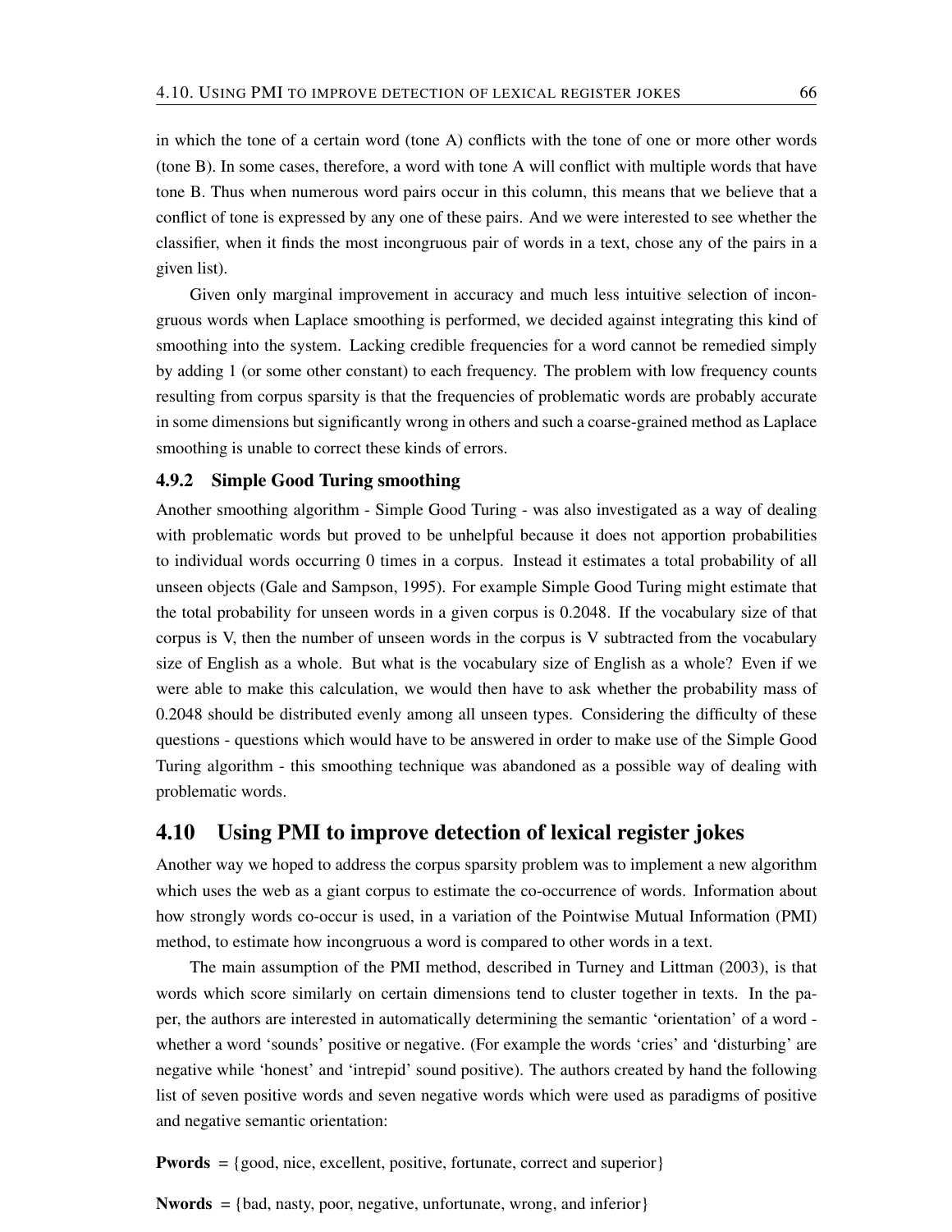in which the tone of a certain word (tone A) conflicts with the tone of one or more other words (tone B). In some cases, therefore, a word with tone A will conflict with multiple words that have tone B. Thus when numerous word pairs occur in this column, this means that we believe that a conflict of tone is expressed by any one of these pairs. And we were interested to see whether the classifier, when it finds the most incongruous pair of words in a text, chose any of the pairs in a given list).

Given only marginal improvement in accuracy and much less intuitive selection of incongruous words when Laplace smoothing is performed, we decided against integrating this kind of smoothing into the system. Lacking credible frequencies for a word cannot be remedied simply by adding 1 (or some other constant) to each frequency. The problem with low frequency counts resulting from corpus sparsity is that the frequencies of problematic words are probably accurate in some dimensions but significantly wrong in others and such a coarse-grained method as Laplace smoothing is unable to correct these kinds of errors.

### 4.9.2 Simple Good Turing smoothing

Another smoothing algorithm - Simple Good Turing - was also investigated as a way of dealing with problematic words but proved to be unhelpful because it does not apportion probabilities to individual words occurring 0 times in a corpus. Instead it estimates a total probability of all unseen objects (Gale and Sampson, 1995). For example Simple Good Turing might estimate that the total probability for unseen words in a given corpus is 0.2048. If the vocabulary size of that corpus is V, then the number of unseen words in the corpus is V subtracted from the vocabulary size of English as a whole. But what is the vocabulary size of English as a whole? Even if we were able to make this calculation, we would then have to ask whether the probability mass of 0.2048 should be distributed evenly among all unseen types. Considering the difficulty of these questions - questions which would have to be answered in order to make use of the Simple Good Turing algorithm - this smoothing technique was abandoned as a possible way of dealing with problematic words.

## 4.10 Using PMI to improve detection of lexical register jokes

Another way we hoped to address the corpus sparsity problem was to implement a new algorithm which uses the web as a giant corpus to estimate the co-occurrence of words. Information about how strongly words co-occur is used, in a variation of the Pointwise Mutual Information (PMI) method, to estimate how incongruous a word is compared to other words in a text.

The main assumption of the PMI method, described in Turney and Littman (2003), is that words which score similarly on certain dimensions tend to cluster together in texts. In the paper, the authors are interested in automatically determining the semantic 'orientation' of a word - whether a word 'sounds' positive or negative. (For example the words 'cries' and 'disturbing' are negative while 'honest' and 'intrepid' sound positive). The authors created by hand the following list of seven positive words and seven negative words which were used as paradigms of positive and negative semantic orientation:

**Pwords** = {good, nice, excellent, positive, fortunate, correct and superior}

**Nwords** = {bad, nasty, poor, negative, unfortunate, wrong, and inferior}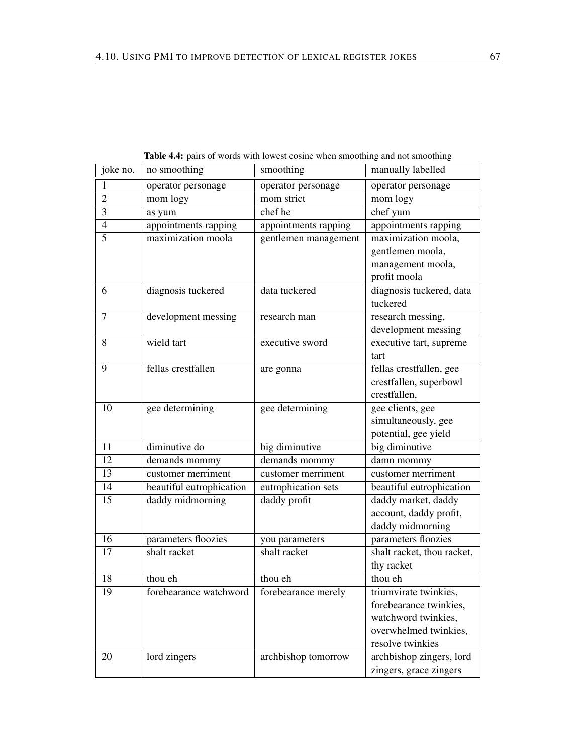**Table 4.4:** pairs of words with lowest cosine when smoothing and not smoothing

| joke no. | no smoothing | smoothing | manually labelled |
|---|---|---|---|
| 1 | operator personage | operator personage | operator personage |
| 2 | mom logy | mom strict | mom logy |
| 3 | as yum | chef he | chef yum |
| 4 | appointments rapping | appointments rapping | appointments rapping |
| 5 | maximization moola | gentlemen management | maximization moola, gentlemen moola, management moola, profit moola |
| 6 | diagnosis tuckered | data tuckered | diagnosis tuckered, data tuckered |
| 7 | development messing | research man | research messing, development messing |
| 8 | wield tart | executive sword | executive tart, supreme tart |
| 9 | fellas crestfallen | are gonna | fellas crestfallen, gee crestfallen, superbowl crestfallen, |
| 10 | gee determining | gee determining | gee clients, gee simultaneously, gee potential, gee yield |
| 11 | diminutive do | big diminutive | big diminutive |
| 12 | demands mommy | demands mommy | damn mommy |
| 13 | customer merriment | customer merriment | customer merriment |
| 14 | beautiful eutrophication | eutrophication sets | beautiful eutrophication |
| 15 | daddy midmorning | daddy profit | daddy market, daddy account, daddy profit, daddy midmorning |
| 16 | parameters floozies | you parameters | parameters floozies |
| 17 | shalt racket | shalt racket | shalt racket, thou racket, thy racket |
| 18 | thou eh | thou eh | thou eh |
| 19 | forebearance watchword | forebearance merely | triumvirate twinkies, forebearance twinkies, watchword twinkies, overwhelmed twinkies, resolve twinkies |
| 20 | lord zingers | archbishop tomorrow | archbishop zingers, lord zingers, grace zingers |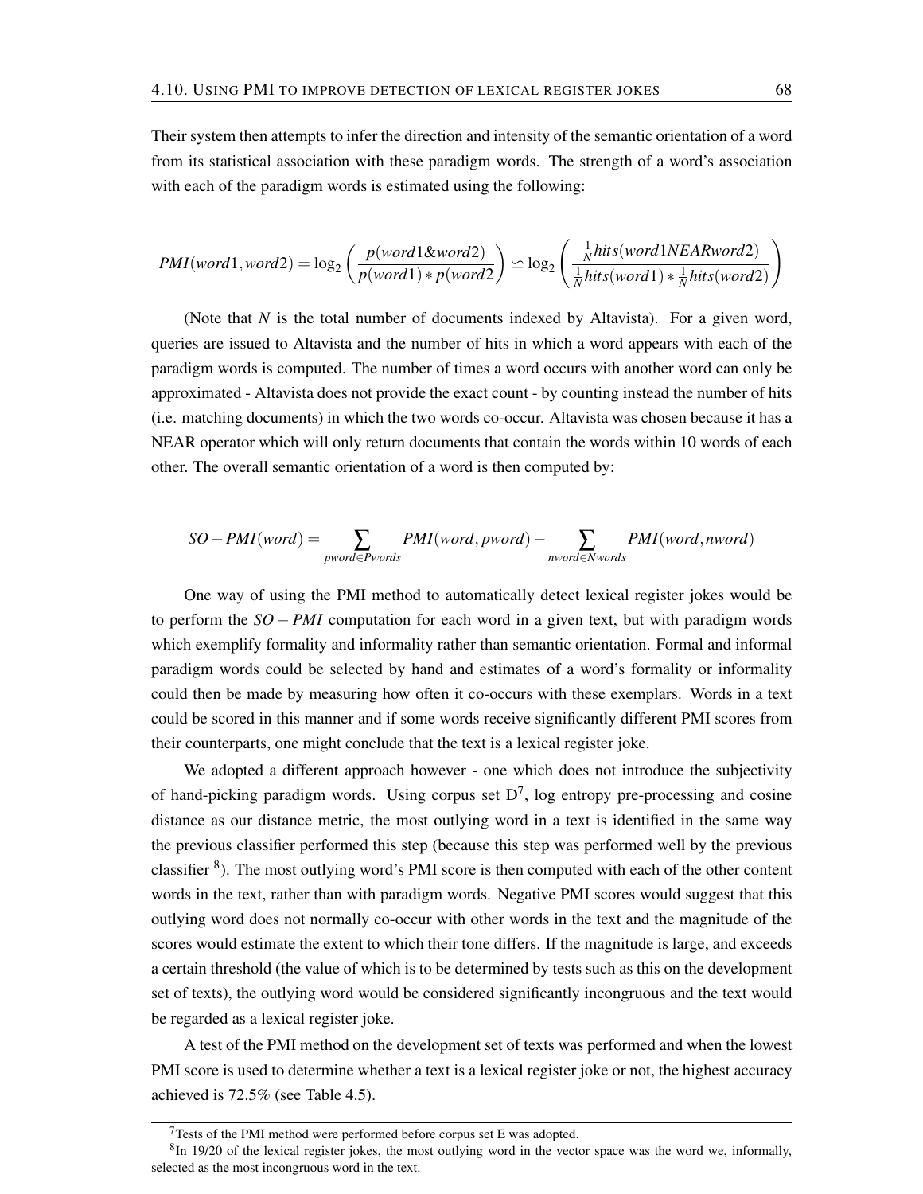Their system then attempts to infer the direction and intensity of the semantic orientation of a word from its statistical association with these paradigm words. The strength of a word's association with each of the paradigm words is estimated using the following:

$$PMI(word1, word2) = \log_2\left(\frac{p(word1\&word2)}{p(word1)*p(word2)}\right) \backsimeq \log_2\left(\frac{\frac{1}{N}hits(word1NEARword2)}{\frac{1}{N}hits(word1)*\frac{1}{N}hits(word2)}\right)$$

(Note that $N$ is the total number of documents indexed by Altavista). For a given word, queries are issued to Altavista and the number of hits in which a word appears with each of the paradigm words is computed. The number of times a word occurs with another word can only be approximated - Altavista does not provide the exact count - by counting instead the number of hits (i.e. matching documents) in which the two words co-occur. Altavista was chosen because it has a NEAR operator which will only return documents that contain the words within 10 words of each other. The overall semantic orientation of a word is then computed by:

$$SO-PMI(word) = \sum_{pword \in Pwords} PMI(word, pword) - \sum_{nword \in Nwords} PMI(word, nword)$$

One way of using the PMI method to automatically detect lexical register jokes would be to perform the $SO-PMI$ computation for each word in a given text, but with paradigm words which exemplify formality and informality rather than semantic orientation. Formal and informal paradigm words could be selected by hand and estimates of a word's formality or informality could then be made by measuring how often it co-occurs with these exemplars. Words in a text could be scored in this manner and if some words receive significantly different PMI scores from their counterparts, one might conclude that the text is a lexical register joke.

We adopted a different approach however - one which does not introduce the subjectivity of hand-picking paradigm words. Using corpus set D[7], log entropy pre-processing and cosine distance as our distance metric, the most outlying word in a text is identified in the same way the previous classifier performed this step (because this step was performed well by the previous classifier [8]). The most outlying word's PMI score is then computed with each of the other content words in the text, rather than with paradigm words. Negative PMI scores would suggest that this outlying word does not normally co-occur with other words in the text and the magnitude of the scores would estimate the extent to which their tone differs. If the magnitude is large, and exceeds a certain threshold (the value of which is to be determined by tests such as this on the development set of texts), the outlying word would be considered significantly incongruous and the text would be regarded as a lexical register joke.

A test of the PMI method on the development set of texts was performed and when the lowest PMI score is used to determine whether a text is a lexical register joke or not, the highest accuracy achieved is 72.5% (see Table 4.5).

[7] Tests of the PMI method were performed before corpus set E was adopted.

[8] In 19/20 of the lexical register jokes, the most outlying word in the vector space was the word we, informally, selected as the most incongruous word in the text.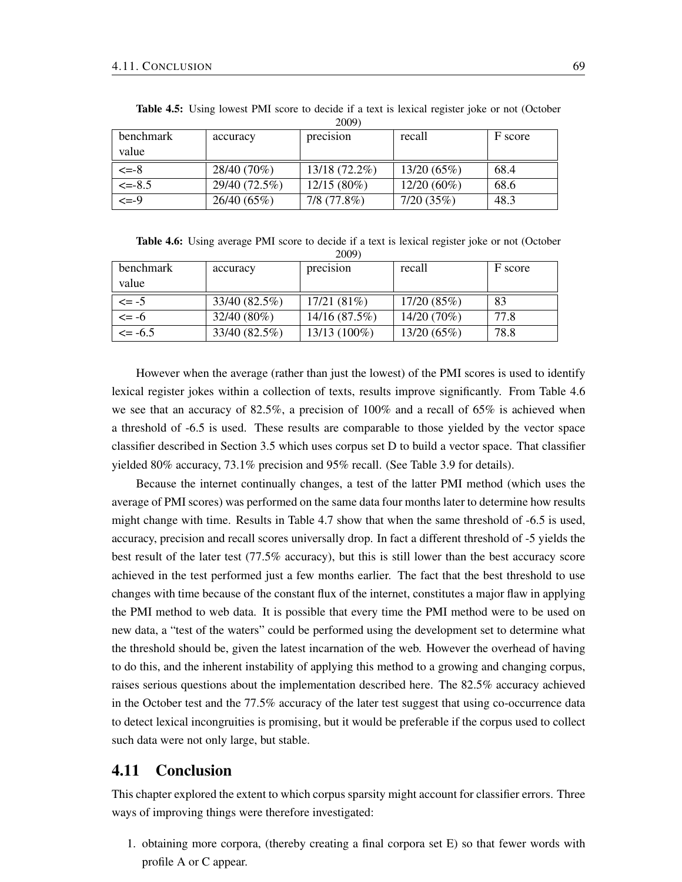**Table 4.5:** Using lowest PMI score to decide if a text is lexical register joke or not (October 2009)

| benchmark value | accuracy | precision | recall | F score |
|---|---|---|---|---|
| <=-8 | 28/40 (70%) | 13/18 (72.2%) | 13/20 (65%) | 68.4 |
| <=-8.5 | 29/40 (72.5%) | 12/15 (80%) | 12/20 (60%) | 68.6 |
| <=-9 | 26/40 (65%) | 7/8 (77.8%) | 7/20 (35%) | 48.3 |

**Table 4.6:** Using average PMI score to decide if a text is lexical register joke or not (October 2009)

| benchmark value | accuracy | precision | recall | F score |
|---|---|---|---|---|
| <= -5 | 33/40 (82.5%) | 17/21 (81%) | 17/20 (85%) | 83 |
| <= -6 | 32/40 (80%) | 14/16 (87.5%) | 14/20 (70%) | 77.8 |
| <= -6.5 | 33/40 (82.5%) | 13/13 (100%) | 13/20 (65%) | 78.8 |

However when the average (rather than just the lowest) of the PMI scores is used to identify lexical register jokes within a collection of texts, results improve significantly. From Table 4.6 we see that an accuracy of 82.5%, a precision of 100% and a recall of 65% is achieved when a threshold of -6.5 is used. These results are comparable to those yielded by the vector space classifier described in Section 3.5 which uses corpus set D to build a vector space. That classifier yielded 80% accuracy, 73.1% precision and 95% recall. (See Table 3.9 for details).

Because the internet continually changes, a test of the latter PMI method (which uses the average of PMI scores) was performed on the same data four months later to determine how results might change with time. Results in Table 4.7 show that when the same threshold of -6.5 is used, accuracy, precision and recall scores universally drop. In fact a different threshold of -5 yields the best result of the later test (77.5% accuracy), but this is still lower than the best accuracy score achieved in the test performed just a few months earlier. The fact that the best threshold to use changes with time because of the constant flux of the internet, constitutes a major flaw in applying the PMI method to web data. It is possible that every time the PMI method were to be used on new data, a "test of the waters" could be performed using the development set to determine what the threshold should be, given the latest incarnation of the web. However the overhead of having to do this, and the inherent instability of applying this method to a growing and changing corpus, raises serious questions about the implementation described here. The 82.5% accuracy achieved in the October test and the 77.5% accuracy of the later test suggest that using co-occurrence data to detect lexical incongruities is promising, but it would be preferable if the corpus used to collect such data were not only large, but stable.

## 4.11 Conclusion

This chapter explored the extent to which corpus sparsity might account for classifier errors. Three ways of improving things were therefore investigated:

1. obtaining more corpora, (thereby creating a final corpora set E) so that fewer words with profile A or C appear.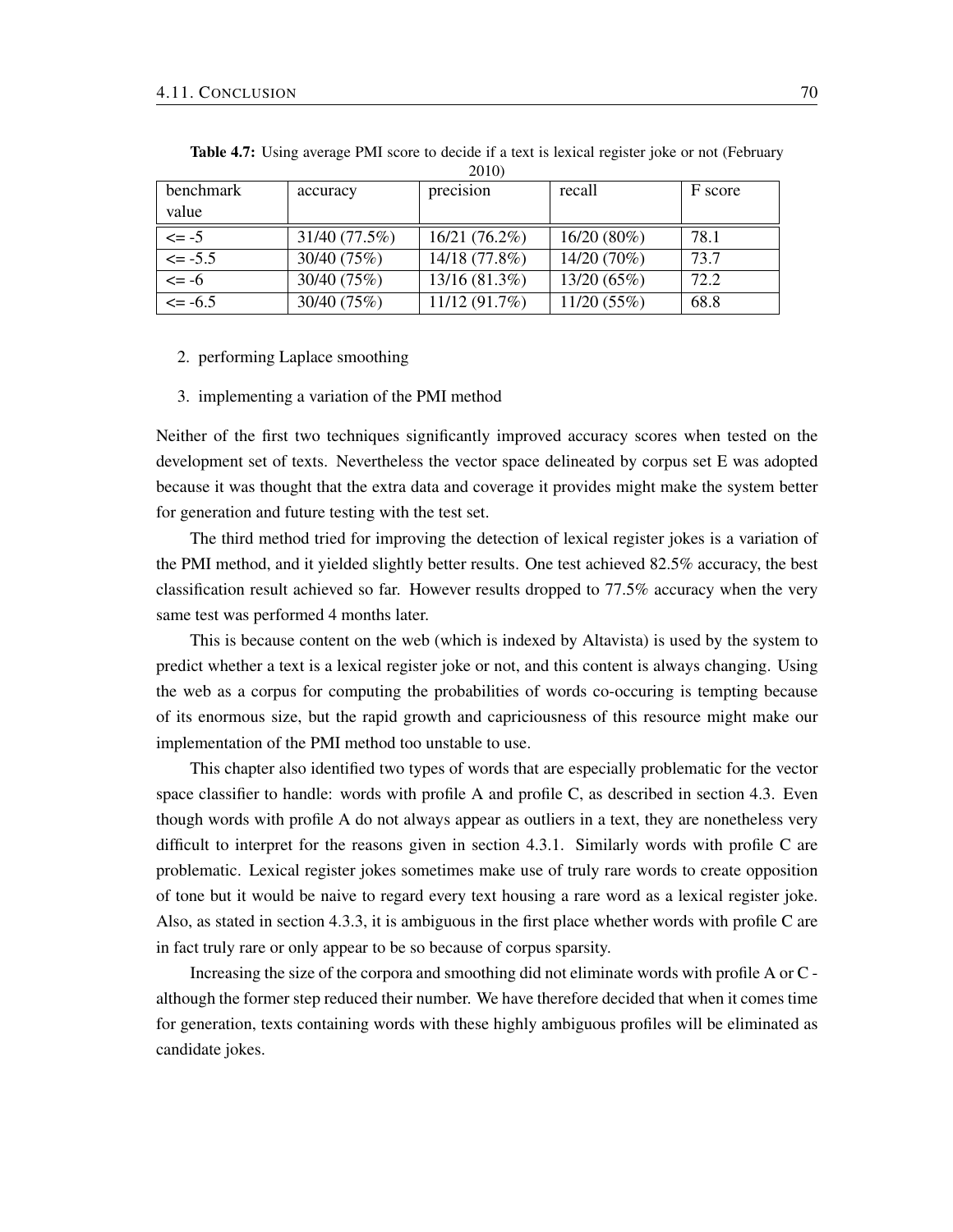**Table 4.7:** Using average PMI score to decide if a text is lexical register joke or not (February 2010)

| benchmark value | accuracy | precision | recall | F score |
|---|---|---|---|---|
| <= -5 | 31/40 (77.5%) | 16/21 (76.2%) | 16/20 (80%) | 78.1 |
| <= -5.5 | 30/40 (75%) | 14/18 (77.8%) | 14/20 (70%) | 73.7 |
| <= -6 | 30/40 (75%) | 13/16 (81.3%) | 13/20 (65%) | 72.2 |
| <= -6.5 | 30/40 (75%) | 11/12 (91.7%) | 11/20 (55%) | 68.8 |

2. performing Laplace smoothing

3. implementing a variation of the PMI method

Neither of the first two techniques significantly improved accuracy scores when tested on the development set of texts. Nevertheless the vector space delineated by corpus set E was adopted because it was thought that the extra data and coverage it provides might make the system better for generation and future testing with the test set.

The third method tried for improving the detection of lexical register jokes is a variation of the PMI method, and it yielded slightly better results. One test achieved 82.5% accuracy, the best classification result achieved so far. However results dropped to 77.5% accuracy when the very same test was performed 4 months later.

This is because content on the web (which is indexed by Altavista) is used by the system to predict whether a text is a lexical register joke or not, and this content is always changing. Using the web as a corpus for computing the probabilities of words co-occuring is tempting because of its enormous size, but the rapid growth and capriciousness of this resource might make our implementation of the PMI method too unstable to use.

This chapter also identified two types of words that are especially problematic for the vector space classifier to handle: words with profile A and profile C, as described in section 4.3. Even though words with profile A do not always appear as outliers in a text, they are nonetheless very difficult to interpret for the reasons given in section 4.3.1. Similarly words with profile C are problematic. Lexical register jokes sometimes make use of truly rare words to create opposition of tone but it would be naive to regard every text housing a rare word as a lexical register joke. Also, as stated in section 4.3.3, it is ambiguous in the first place whether words with profile C are in fact truly rare or only appear to be so because of corpus sparsity.

Increasing the size of the corpora and smoothing did not eliminate words with profile A or C - although the former step reduced their number. We have therefore decided that when it comes time for generation, texts containing words with these highly ambiguous profiles will be eliminated as candidate jokes.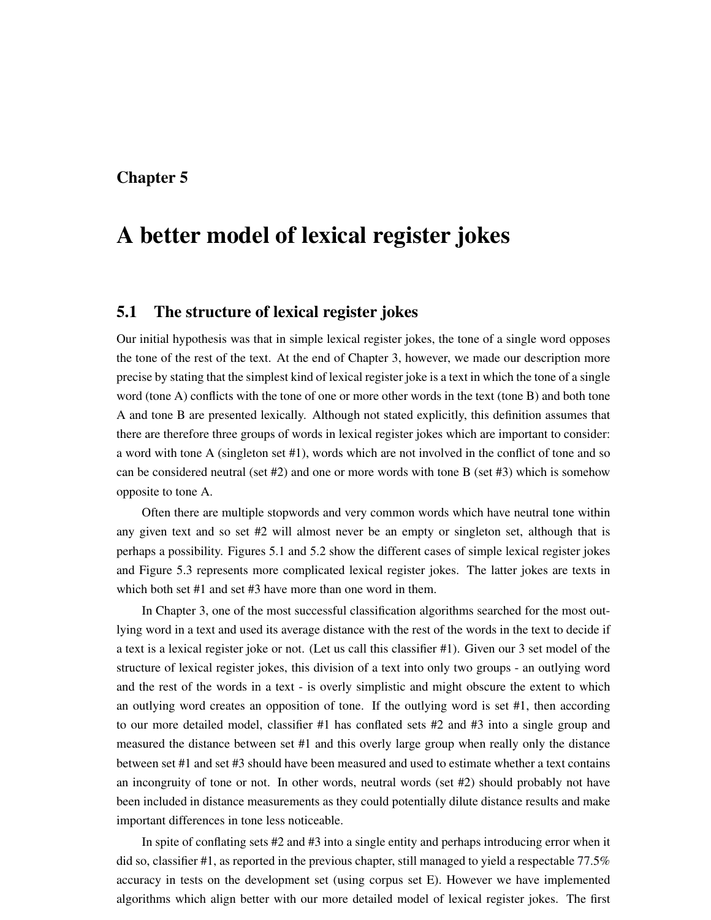# Chapter 5

# A better model of lexical register jokes

## 5.1 The structure of lexical register jokes

Our initial hypothesis was that in simple lexical register jokes, the tone of a single word opposes the tone of the rest of the text. At the end of Chapter 3, however, we made our description more precise by stating that the simplest kind of lexical register joke is a text in which the tone of a single word (tone A) conflicts with the tone of one or more other words in the text (tone B) and both tone A and tone B are presented lexically. Although not stated explicitly, this definition assumes that there are therefore three groups of words in lexical register jokes which are important to consider: a word with tone A (singleton set #1), words which are not involved in the conflict of tone and so can be considered neutral (set #2) and one or more words with tone B (set #3) which is somehow opposite to tone A.

Often there are multiple stopwords and very common words which have neutral tone within any given text and so set #2 will almost never be an empty or singleton set, although that is perhaps a possibility. Figures 5.1 and 5.2 show the different cases of simple lexical register jokes and Figure 5.3 represents more complicated lexical register jokes. The latter jokes are texts in which both set #1 and set #3 have more than one word in them.

In Chapter 3, one of the most successful classification algorithms searched for the most outlying word in a text and used its average distance with the rest of the words in the text to decide if a text is a lexical register joke or not. (Let us call this classifier #1). Given our 3 set model of the structure of lexical register jokes, this division of a text into only two groups - an outlying word and the rest of the words in a text - is overly simplistic and might obscure the extent to which an outlying word creates an opposition of tone. If the outlying word is set #1, then according to our more detailed model, classifier #1 has conflated sets #2 and #3 into a single group and measured the distance between set #1 and this overly large group when really only the distance between set #1 and set #3 should have been measured and used to estimate whether a text contains an incongruity of tone or not. In other words, neutral words (set #2) should probably not have been included in distance measurements as they could potentially dilute distance results and make important differences in tone less noticeable.

In spite of conflating sets #2 and #3 into a single entity and perhaps introducing error when it did so, classifier #1, as reported in the previous chapter, still managed to yield a respectable 77.5% accuracy in tests on the development set (using corpus set E). However we have implemented algorithms which align better with our more detailed model of lexical register jokes. The first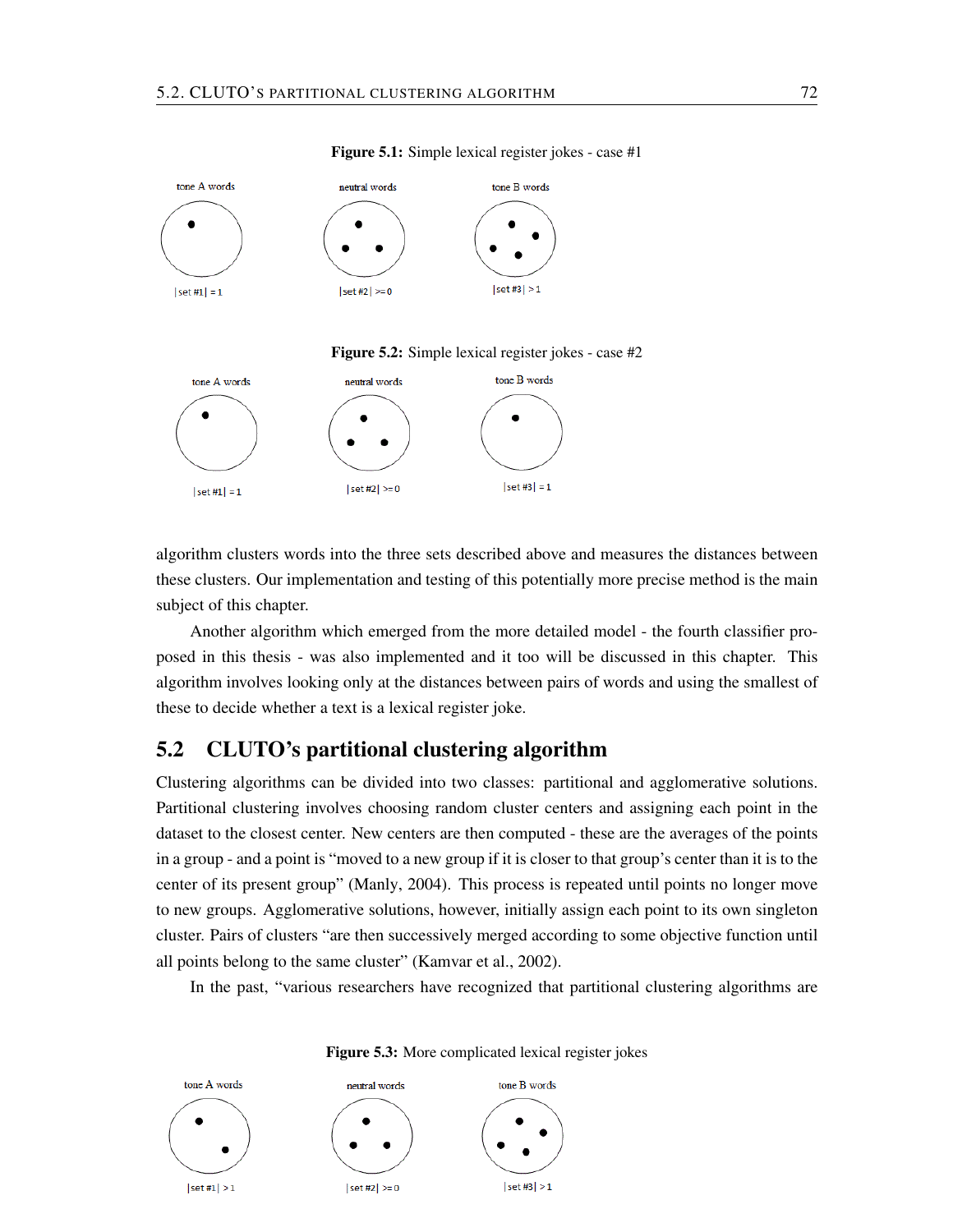**Figure 5.1:** Simple lexical register jokes - case #1

tone A words | neutral words | tone B words

|set #1| = 1 | |set #2| >= 0 | |set #3| > 1

**Figure 5.2:** Simple lexical register jokes - case #2

tone A words | neutral words | tone B words

|set #1| = 1 | |set #2| >= 0 | |set #3| = 1

algorithm clusters words into the three sets described above and measures the distances between these clusters. Our implementation and testing of this potentially more precise method is the main subject of this chapter.

Another algorithm which emerged from the more detailed model - the fourth classifier proposed in this thesis - was also implemented and it too will be discussed in this chapter. This algorithm involves looking only at the distances between pairs of words and using the smallest of these to decide whether a text is a lexical register joke.

## 5.2 CLUTO's partitional clustering algorithm

Clustering algorithms can be divided into two classes: partitional and agglomerative solutions. Partitional clustering involves choosing random cluster centers and assigning each point in the dataset to the closest center. New centers are then computed - these are the averages of the points in a group - and a point is "moved to a new group if it is closer to that group's center than it is to the center of its present group" (Manly, 2004). This process is repeated until points no longer move to new groups. Agglomerative solutions, however, initially assign each point to its own singleton cluster. Pairs of clusters "are then successively merged according to some objective function until all points belong to the same cluster" (Kamvar et al., 2002).

In the past, "various researchers have recognized that partitional clustering algorithms are

**Figure 5.3:** More complicated lexical register jokes

tone A words | neutral words | tone B words

|set #1| > 1 | |set #2| >= 0 | |set #3| > 1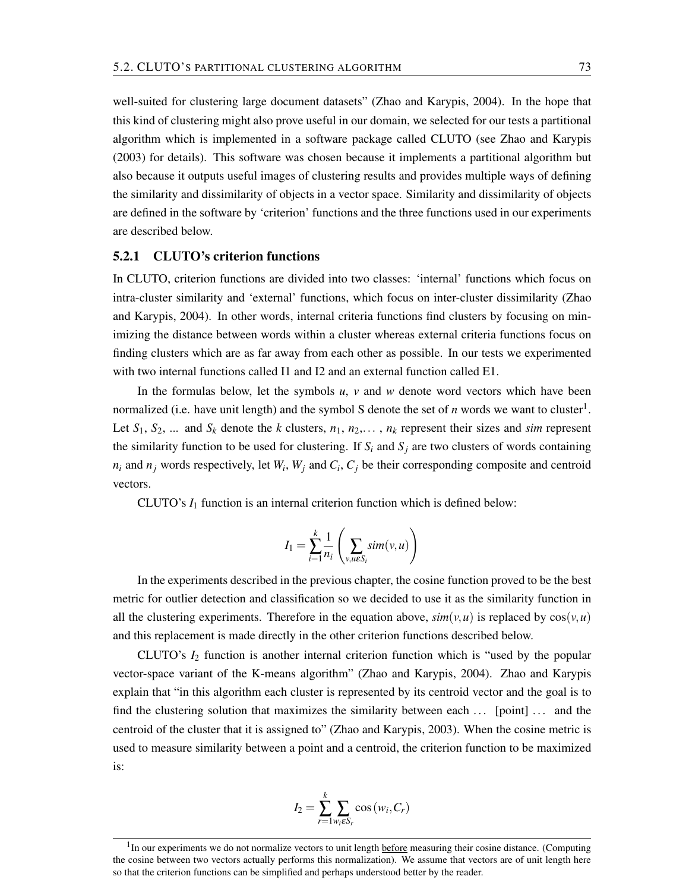well-suited for clustering large document datasets" (Zhao and Karypis, 2004). In the hope that this kind of clustering might also prove useful in our domain, we selected for our tests a partitional algorithm which is implemented in a software package called CLUTO (see Zhao and Karypis (2003) for details). This software was chosen because it implements a partitional algorithm but also because it outputs useful images of clustering results and provides multiple ways of defining the similarity and dissimilarity of objects in a vector space. Similarity and dissimilarity of objects are defined in the software by 'criterion' functions and the three functions used in our experiments are described below.

### 5.2.1 CLUTO's criterion functions

In CLUTO, criterion functions are divided into two classes: 'internal' functions which focus on intra-cluster similarity and 'external' functions, which focus on inter-cluster dissimilarity (Zhao and Karypis, 2004). In other words, internal criteria functions find clusters by focusing on minimizing the distance between words within a cluster whereas external criteria functions focus on finding clusters which are as far away from each other as possible. In our tests we experimented with two internal functions called I1 and I2 and an external function called E1.

In the formulas below, let the symbols $u$, $v$ and $w$ denote word vectors which have been normalized (i.e. have unit length) and the symbol S denote the set of $n$ words we want to cluster[1]. Let $S_1$, $S_2$, ... and $S_k$ denote the $k$ clusters, $n_1$, $n_2, \ldots$ , $n_k$ represent their sizes and *sim* represent the similarity function to be used for clustering. If $S_i$ and $S_j$ are two clusters of words containing $n_i$ and $n_j$ words respectively, let $W_i$, $W_j$ and $C_i$, $C_j$ be their corresponding composite and centroid vectors.

CLUTO's $I_1$ function is an internal criterion function which is defined below:

$$I_1 = \sum_{i=1}^{k} \frac{1}{n_i} \left( \sum_{v,u \varepsilon S_i} sim(v,u) \right)$$

In the experiments described in the previous chapter, the cosine function proved to be the best metric for outlier detection and classification so we decided to use it as the similarity function in all the clustering experiments. Therefore in the equation above, $sim(v,u)$ is replaced by $\cos(v,u)$ and this replacement is made directly in the other criterion functions described below.

CLUTO's $I_2$ function is another internal criterion function which is "used by the popular vector-space variant of the K-means algorithm" (Zhao and Karypis, 2004). Zhao and Karypis explain that "in this algorithm each cluster is represented by its centroid vector and the goal is to find the clustering solution that maximizes the similarity between each ... [point] ... and the centroid of the cluster that it is assigned to" (Zhao and Karypis, 2003). When the cosine metric is used to measure similarity between a point and a centroid, the criterion function to be maximized is:

$$I_2 = \sum_{r=1}^{k} \sum_{w_i \varepsilon S_r} \cos(w_i, C_r)$$

[1] In our experiments we do not normalize vectors to unit length before measuring their cosine distance. (Computing the cosine between two vectors actually performs this normalization). We assume that vectors are of unit length here so that the criterion functions can be simplified and perhaps understood better by the reader.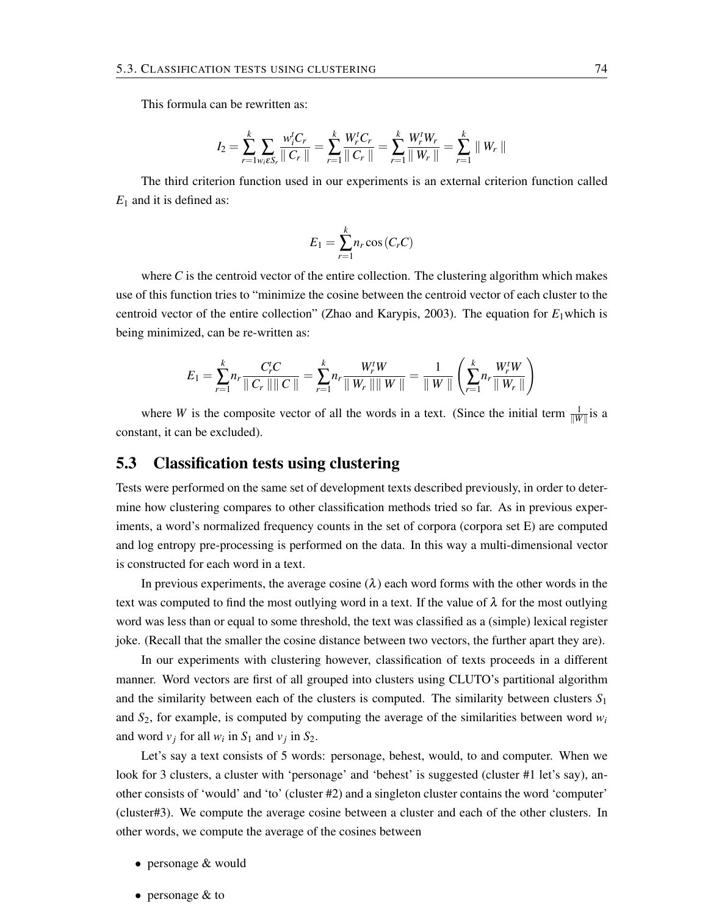This formula can be rewritten as:

$$I_2 = \sum_{r=1}^{k} \sum_{w_i \varepsilon S_r} \frac{w_i^t C_r}{\| C_r \|} = \sum_{r=1}^{k} \frac{W_r^t C_r}{\| C_r \|} = \sum_{r=1}^{k} \frac{W_r^t W_r}{\| W_r \|} = \sum_{r=1}^{k} \| W_r \|$$

The third criterion function used in our experiments is an external criterion function called $E_1$ and it is defined as:

$$E_1 = \sum_{r=1}^{k} n_r \cos(C_r C)$$

where $C$ is the centroid vector of the entire collection. The clustering algorithm which makes use of this function tries to "minimize the cosine between the centroid vector of each cluster to the centroid vector of the entire collection" (Zhao and Karypis, 2003). The equation for $E_1$which is being minimized, can be re-written as:

$$E_1 = \sum_{r=1}^{k} n_r \frac{C_r^t C}{\| C_r \| \| C \|} = \sum_{r=1}^{k} n_r \frac{W_r^t W}{\| W_r \| \| W \|} = \frac{1}{\| W \|} \left( \sum_{r=1}^{k} n_r \frac{W_r^t W}{\| W_r \|} \right)$$

where $W$ is the composite vector of all the words in a text. (Since the initial term $\frac{1}{\|W\|}$is a constant, it can be excluded).

## 5.3 Classification tests using clustering

Tests were performed on the same set of development texts described previously, in order to determine how clustering compares to other classification methods tried so far. As in previous experiments, a word's normalized frequency counts in the set of corpora (corpora set E) are computed and log entropy pre-processing is performed on the data. In this way a multi-dimensional vector is constructed for each word in a text.

In previous experiments, the average cosine ($\lambda$) each word forms with the other words in the text was computed to find the most outlying word in a text. If the value of $\lambda$ for the most outlying word was less than or equal to some threshold, the text was classified as a (simple) lexical register joke. (Recall that the smaller the cosine distance between two vectors, the further apart they are).

In our experiments with clustering however, classification of texts proceeds in a different manner. Word vectors are first of all grouped into clusters using CLUTO's partitional algorithm and the similarity between each of the clusters is computed. The similarity between clusters $S_1$ and $S_2$, for example, is computed by computing the average of the similarities between word $w_i$ and word $v_j$ for all $w_i$ in $S_1$ and $v_j$ in $S_2$.

Let's say a text consists of 5 words: personage, behest, would, to and computer. When we look for 3 clusters, a cluster with 'personage' and 'behest' is suggested (cluster #1 let's say), another consists of 'would' and 'to' (cluster #2) and a singleton cluster contains the word 'computer' (cluster#3). We compute the average cosine between a cluster and each of the other clusters. In other words, we compute the average of the cosines between

- personage & would
- personage & to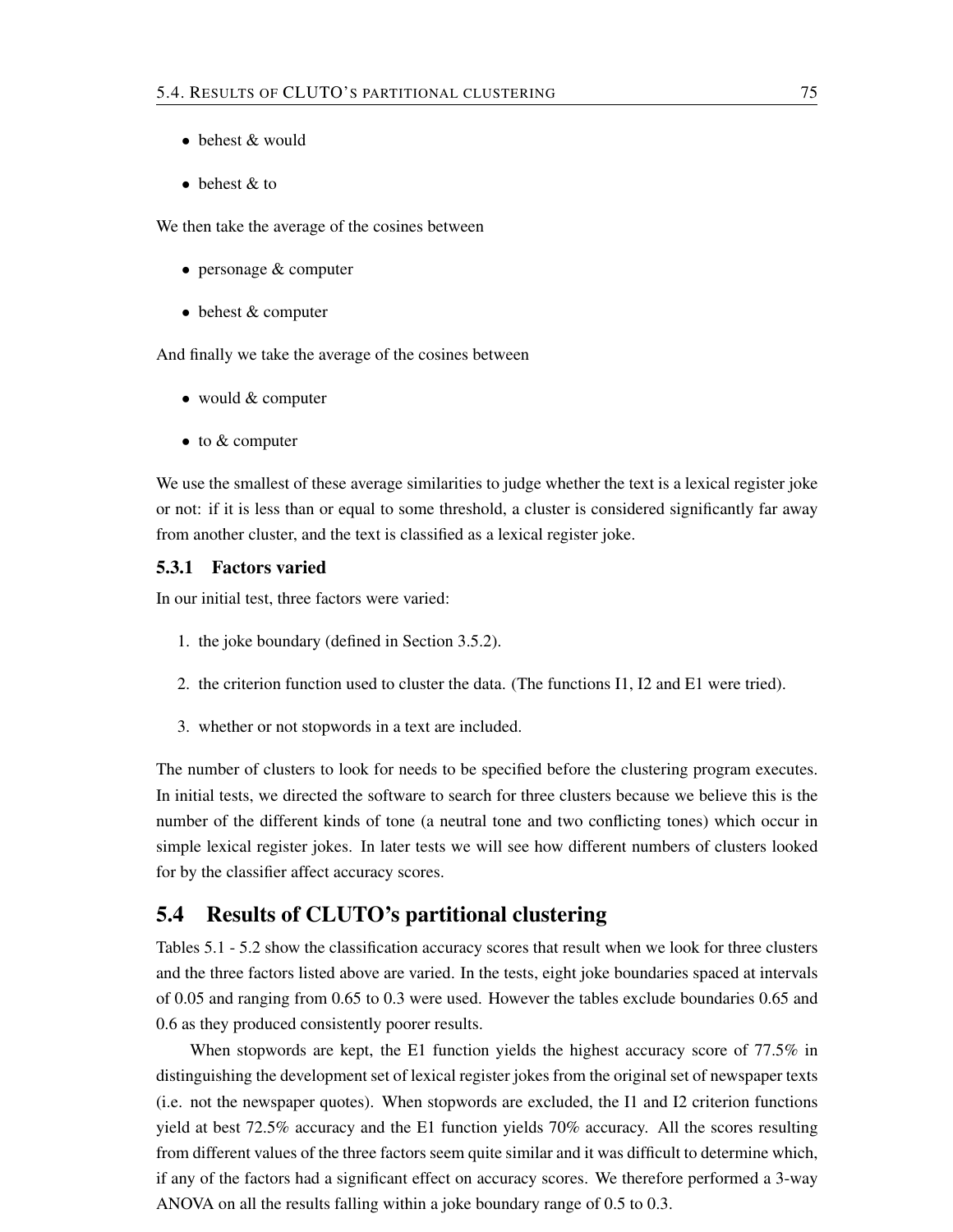- behest & would
- behest & to

We then take the average of the cosines between

- personage & computer
- behest & computer

And finally we take the average of the cosines between

- would & computer
- to & computer

We use the smallest of these average similarities to judge whether the text is a lexical register joke or not: if it is less than or equal to some threshold, a cluster is considered significantly far away from another cluster, and the text is classified as a lexical register joke.

### 5.3.1 Factors varied

In our initial test, three factors were varied:

1. the joke boundary (defined in Section 3.5.2).
2. the criterion function used to cluster the data. (The functions I1, I2 and E1 were tried).
3. whether or not stopwords in a text are included.

The number of clusters to look for needs to be specified before the clustering program executes. In initial tests, we directed the software to search for three clusters because we believe this is the number of the different kinds of tone (a neutral tone and two conflicting tones) which occur in simple lexical register jokes. In later tests we will see how different numbers of clusters looked for by the classifier affect accuracy scores.

## 5.4 Results of CLUTO's partitional clustering

Tables 5.1 - 5.2 show the classification accuracy scores that result when we look for three clusters and the three factors listed above are varied. In the tests, eight joke boundaries spaced at intervals of 0.05 and ranging from 0.65 to 0.3 were used. However the tables exclude boundaries 0.65 and 0.6 as they produced consistently poorer results.

When stopwords are kept, the E1 function yields the highest accuracy score of 77.5% in distinguishing the development set of lexical register jokes from the original set of newspaper texts (i.e. not the newspaper quotes). When stopwords are excluded, the I1 and I2 criterion functions yield at best 72.5% accuracy and the E1 function yields 70% accuracy. All the scores resulting from different values of the three factors seem quite similar and it was difficult to determine which, if any of the factors had a significant effect on accuracy scores. We therefore performed a 3-way ANOVA on all the results falling within a joke boundary range of 0.5 to 0.3.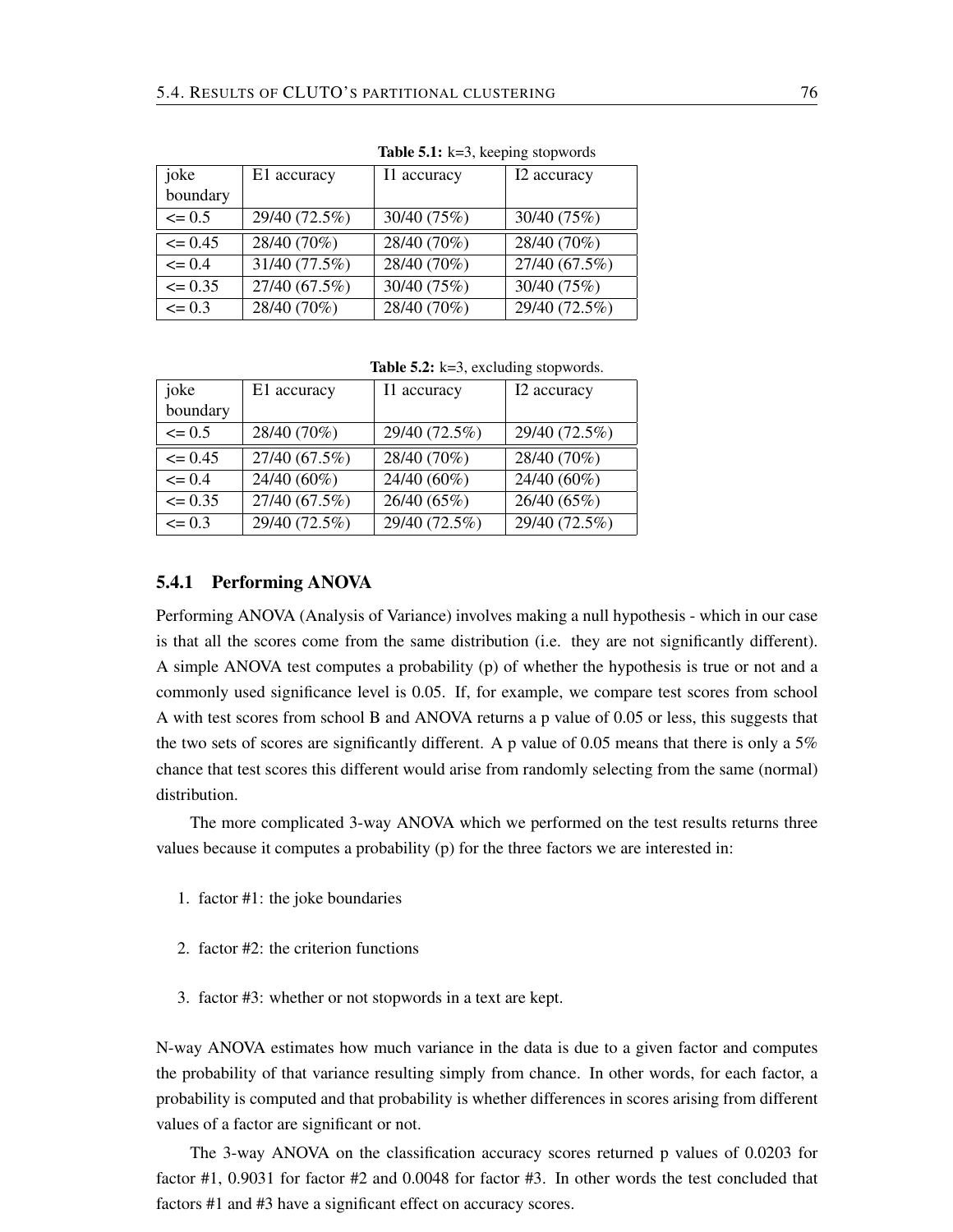**Table 5.1:** k=3, keeping stopwords

| joke boundary | E1 accuracy | I1 accuracy | I2 accuracy |
|---|---|---|---|
| <= 0.5 | 29/40 (72.5%) | 30/40 (75%) | 30/40 (75%) |
| <= 0.45 | 28/40 (70%) | 28/40 (70%) | 28/40 (70%) |
| <= 0.4 | 31/40 (77.5%) | 28/40 (70%) | 27/40 (67.5%) |
| <= 0.35 | 27/40 (67.5%) | 30/40 (75%) | 30/40 (75%) |
| <= 0.3 | 28/40 (70%) | 28/40 (70%) | 29/40 (72.5%) |

**Table 5.2:** k=3, excluding stopwords.

| joke boundary | E1 accuracy | I1 accuracy | I2 accuracy |
|---|---|---|---|
| <= 0.5 | 28/40 (70%) | 29/40 (72.5%) | 29/40 (72.5%) |
| <= 0.45 | 27/40 (67.5%) | 28/40 (70%) | 28/40 (70%) |
| <= 0.4 | 24/40 (60%) | 24/40 (60%) | 24/40 (60%) |
| <= 0.35 | 27/40 (67.5%) | 26/40 (65%) | 26/40 (65%) |
| <= 0.3 | 29/40 (72.5%) | 29/40 (72.5%) | 29/40 (72.5%) |

### 5.4.1 Performing ANOVA

Performing ANOVA (Analysis of Variance) involves making a null hypothesis - which in our case is that all the scores come from the same distribution (i.e. they are not significantly different). A simple ANOVA test computes a probability (p) of whether the hypothesis is true or not and a commonly used significance level is 0.05. If, for example, we compare test scores from school A with test scores from school B and ANOVA returns a p value of 0.05 or less, this suggests that the two sets of scores are significantly different. A p value of 0.05 means that there is only a 5% chance that test scores this different would arise from randomly selecting from the same (normal) distribution.

The more complicated 3-way ANOVA which we performed on the test results returns three values because it computes a probability (p) for the three factors we are interested in:

1. factor #1: the joke boundaries
2. factor #2: the criterion functions
3. factor #3: whether or not stopwords in a text are kept.

N-way ANOVA estimates how much variance in the data is due to a given factor and computes the probability of that variance resulting simply from chance. In other words, for each factor, a probability is computed and that probability is whether differences in scores arising from different values of a factor are significant or not.

The 3-way ANOVA on the classification accuracy scores returned p values of 0.0203 for factor #1, 0.9031 for factor #2 and 0.0048 for factor #3. In other words the test concluded that factors #1 and #3 have a significant effect on accuracy scores.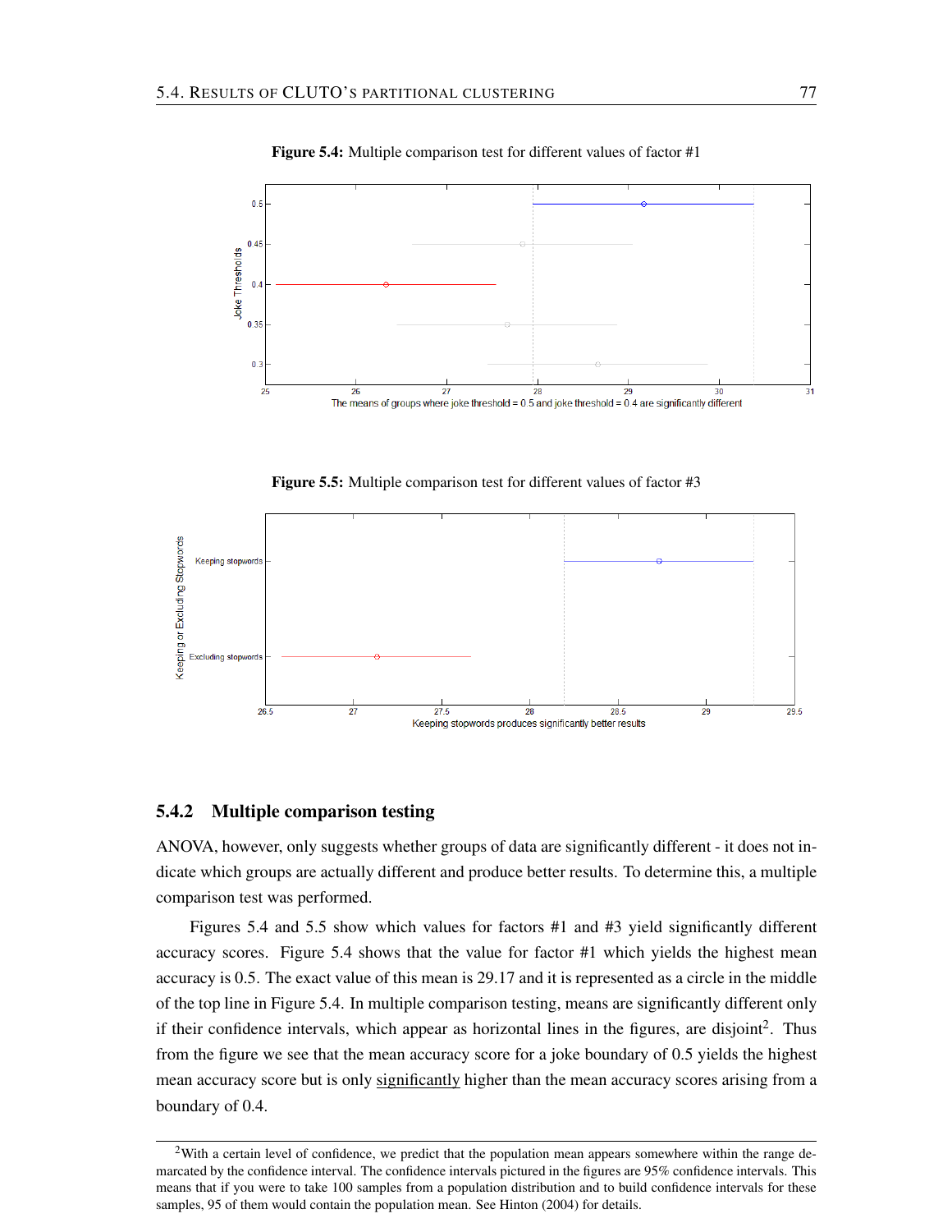**Figure 5.4:** Multiple comparison test for different values of factor #1

The means of groups where joke threshold = 0.5 and joke threshold = 0.4 are significantly different

**Figure 5.5:** Multiple comparison test for different values of factor #3

Keeping stopwords produces significantly better results

### 5.4.2 Multiple comparison testing

ANOVA, however, only suggests whether groups of data are significantly different - it does not indicate which groups are actually different and produce better results. To determine this, a multiple comparison test was performed.

Figures 5.4 and 5.5 show which values for factors #1 and #3 yield significantly different accuracy scores. Figure 5.4 shows that the value for factor #1 which yields the highest mean accuracy is 0.5. The exact value of this mean is 29.17 and it is represented as a circle in the middle of the top line in Figure 5.4. In multiple comparison testing, means are significantly different only if their confidence intervals, which appear as horizontal lines in the figures, are disjoint[2]. Thus from the figure we see that the mean accuracy score for a joke boundary of 0.5 yields the highest mean accuracy score but is only <u>significantly</u> higher than the mean accuracy scores arising from a boundary of 0.4.

---

[2] With a certain level of confidence, we predict that the population mean appears somewhere within the range demarcated by the confidence interval. The confidence intervals pictured in the figures are 95% confidence intervals. This means that if you were to take 100 samples from a population distribution and to build confidence intervals for these samples, 95 of them would contain the population mean. See Hinton (2004) for details.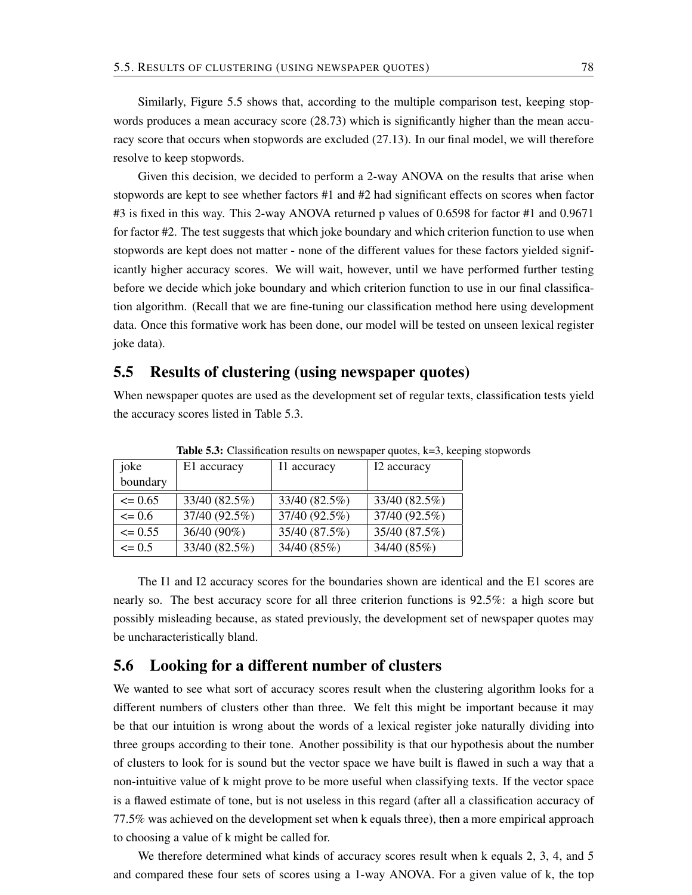Similarly, Figure 5.5 shows that, according to the multiple comparison test, keeping stopwords produces a mean accuracy score (28.73) which is significantly higher than the mean accuracy score that occurs when stopwords are excluded (27.13). In our final model, we will therefore resolve to keep stopwords.

Given this decision, we decided to perform a 2-way ANOVA on the results that arise when stopwords are kept to see whether factors #1 and #2 had significant effects on scores when factor #3 is fixed in this way. This 2-way ANOVA returned p values of 0.6598 for factor #1 and 0.9671 for factor #2. The test suggests that which joke boundary and which criterion function to use when stopwords are kept does not matter - none of the different values for these factors yielded significantly higher accuracy scores. We will wait, however, until we have performed further testing before we decide which joke boundary and which criterion function to use in our final classification algorithm. (Recall that we are fine-tuning our classification method here using development data. Once this formative work has been done, our model will be tested on unseen lexical register joke data).

## 5.5 Results of clustering (using newspaper quotes)

When newspaper quotes are used as the development set of regular texts, classification tests yield the accuracy scores listed in Table 5.3.

**Table 5.3:** Classification results on newspaper quotes, k=3, keeping stopwords

| joke boundary | E1 accuracy | I1 accuracy | I2 accuracy |
|---|---|---|---|
| <= 0.65 | 33/40 (82.5%) | 33/40 (82.5%) | 33/40 (82.5%) |
| <= 0.6 | 37/40 (92.5%) | 37/40 (92.5%) | 37/40 (92.5%) |
| <= 0.55 | 36/40 (90%) | 35/40 (87.5%) | 35/40 (87.5%) |
| <= 0.5 | 33/40 (82.5%) | 34/40 (85%) | 34/40 (85%) |

The I1 and I2 accuracy scores for the boundaries shown are identical and the E1 scores are nearly so. The best accuracy score for all three criterion functions is 92.5%: a high score but possibly misleading because, as stated previously, the development set of newspaper quotes may be uncharacteristically bland.

## 5.6 Looking for a different number of clusters

We wanted to see what sort of accuracy scores result when the clustering algorithm looks for a different numbers of clusters other than three. We felt this might be important because it may be that our intuition is wrong about the words of a lexical register joke naturally dividing into three groups according to their tone. Another possibility is that our hypothesis about the number of clusters to look for is sound but the vector space we have built is flawed in such a way that a non-intuitive value of k might prove to be more useful when classifying texts. If the vector space is a flawed estimate of tone, but is not useless in this regard (after all a classification accuracy of 77.5% was achieved on the development set when k equals three), then a more empirical approach to choosing a value of k might be called for.

We therefore determined what kinds of accuracy scores result when k equals 2, 3, 4, and 5 and compared these four sets of scores using a 1-way ANOVA. For a given value of k, the top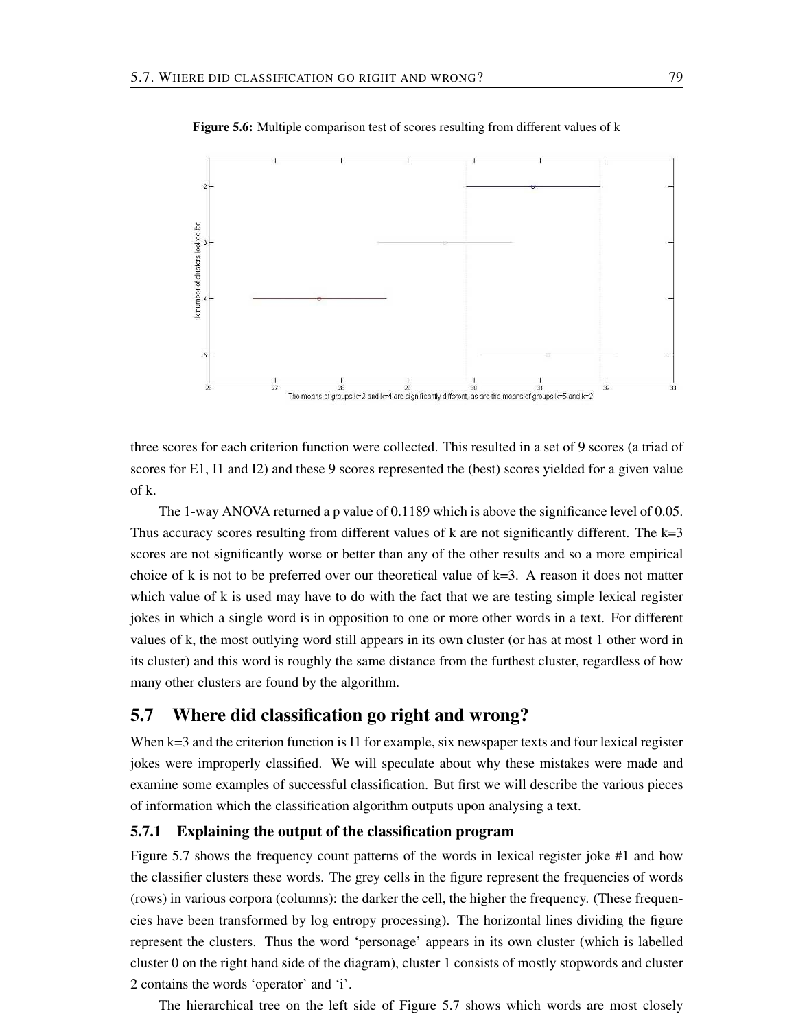**Figure 5.6:** Multiple comparison test of scores resulting from different values of k

three scores for each criterion function were collected. This resulted in a set of 9 scores (a triad of scores for E1, I1 and I2) and these 9 scores represented the (best) scores yielded for a given value of k.

The 1-way ANOVA returned a p value of 0.1189 which is above the significance level of 0.05. Thus accuracy scores resulting from different values of k are not significantly different. The k=3 scores are not significantly worse or better than any of the other results and so a more empirical choice of k is not to be preferred over our theoretical value of k=3. A reason it does not matter which value of k is used may have to do with the fact that we are testing simple lexical register jokes in which a single word is in opposition to one or more other words in a text. For different values of k, the most outlying word still appears in its own cluster (or has at most 1 other word in its cluster) and this word is roughly the same distance from the furthest cluster, regardless of how many other clusters are found by the algorithm.

## 5.7 Where did classification go right and wrong?

When k=3 and the criterion function is I1 for example, six newspaper texts and four lexical register jokes were improperly classified. We will speculate about why these mistakes were made and examine some examples of successful classification. But first we will describe the various pieces of information which the classification algorithm outputs upon analysing a text.

### 5.7.1 Explaining the output of the classification program

Figure 5.7 shows the frequency count patterns of the words in lexical register joke #1 and how the classifier clusters these words. The grey cells in the figure represent the frequencies of words (rows) in various corpora (columns): the darker the cell, the higher the frequency. (These frequencies have been transformed by log entropy processing). The horizontal lines dividing the figure represent the clusters. Thus the word 'personage' appears in its own cluster (which is labelled cluster 0 on the right hand side of the diagram), cluster 1 consists of mostly stopwords and cluster 2 contains the words 'operator' and 'i'.

The hierarchical tree on the left side of Figure 5.7 shows which words are most closely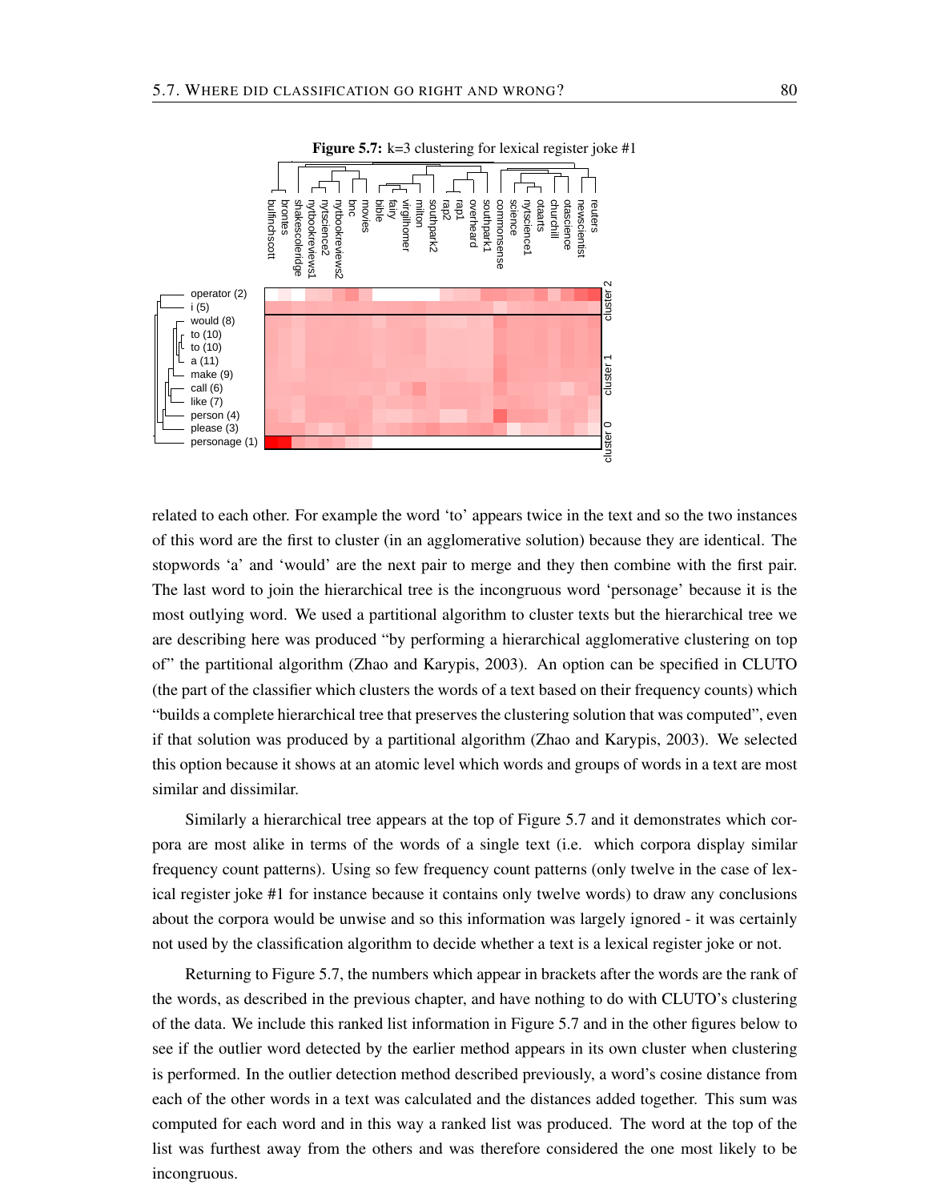**Figure 5.7:** k=3 clustering for lexical register joke #1

related to each other. For example the word 'to' appears twice in the text and so the two instances of this word are the first to cluster (in an agglomerative solution) because they are identical. The stopwords 'a' and 'would' are the next pair to merge and they then combine with the first pair. The last word to join the hierarchical tree is the incongruous word 'personage' because it is the most outlying word. We used a partitional algorithm to cluster texts but the hierarchical tree we are describing here was produced "by performing a hierarchical agglomerative clustering on top of" the partitional algorithm (Zhao and Karypis, 2003). An option can be specified in CLUTO (the part of the classifier which clusters the words of a text based on their frequency counts) which "builds a complete hierarchical tree that preserves the clustering solution that was computed", even if that solution was produced by a partitional algorithm (Zhao and Karypis, 2003). We selected this option because it shows at an atomic level which words and groups of words in a text are most similar and dissimilar.

Similarly a hierarchical tree appears at the top of Figure 5.7 and it demonstrates which corpora are most alike in terms of the words of a single text (i.e. which corpora display similar frequency count patterns). Using so few frequency count patterns (only twelve in the case of lexical register joke #1 for instance because it contains only twelve words) to draw any conclusions about the corpora would be unwise and so this information was largely ignored - it was certainly not used by the classification algorithm to decide whether a text is a lexical register joke or not.

Returning to Figure 5.7, the numbers which appear in brackets after the words are the rank of the words, as described in the previous chapter, and have nothing to do with CLUTO's clustering of the data. We include this ranked list information in Figure 5.7 and in the other figures below to see if the outlier word detected by the earlier method appears in its own cluster when clustering is performed. In the outlier detection method described previously, a word's cosine distance from each of the other words in a text was calculated and the distances added together. This sum was computed for each word and in this way a ranked list was produced. The word at the top of the list was furthest away from the others and was therefore considered the one most likely to be incongruous.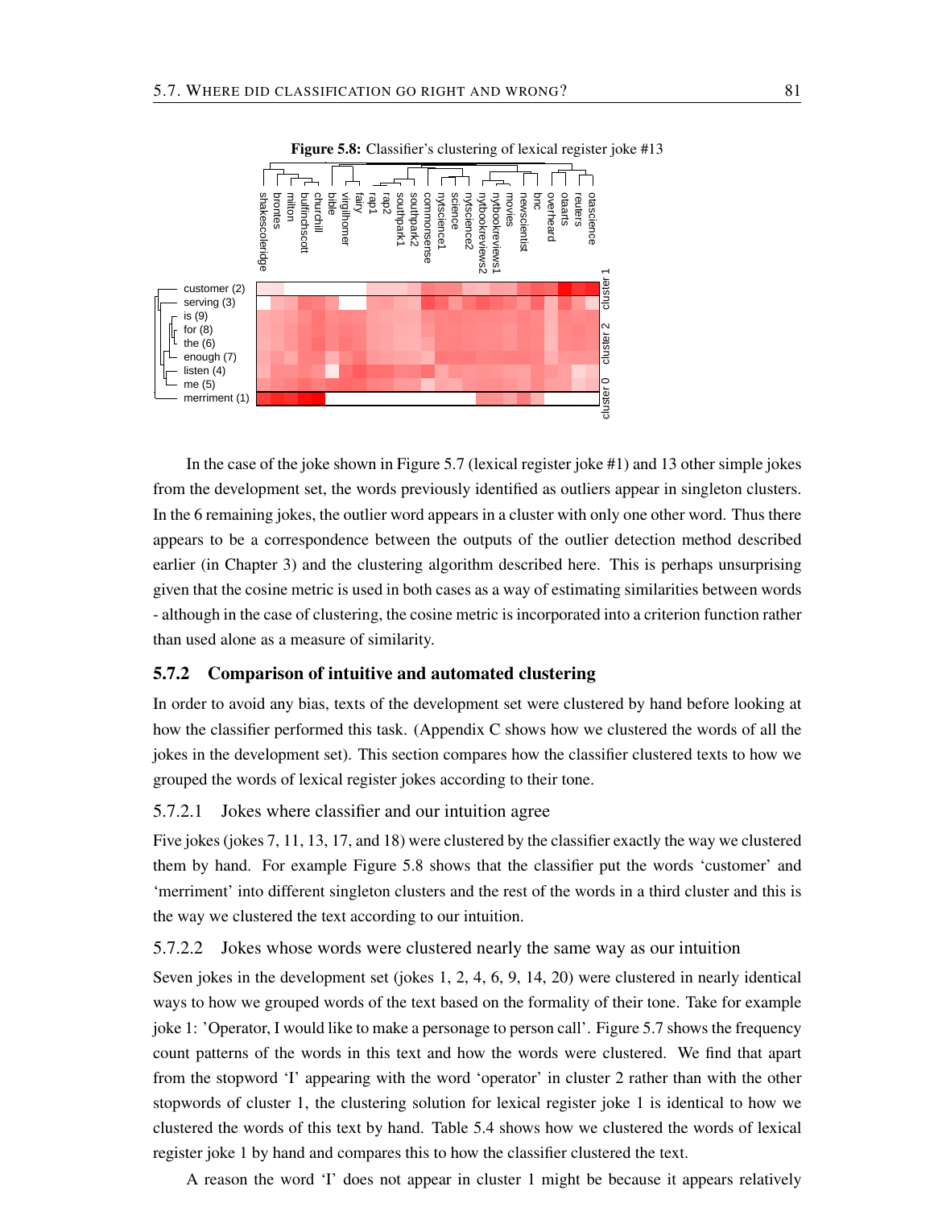**Figure 5.8:** Classifier's clustering of lexical register joke #13

In the case of the joke shown in Figure 5.7 (lexical register joke #1) and 13 other simple jokes from the development set, the words previously identified as outliers appear in singleton clusters. In the 6 remaining jokes, the outlier word appears in a cluster with only one other word. Thus there appears to be a correspondence between the outputs of the outlier detection method described earlier (in Chapter 3) and the clustering algorithm described here. This is perhaps unsurprising given that the cosine metric is used in both cases as a way of estimating similarities between words - although in the case of clustering, the cosine metric is incorporated into a criterion function rather than used alone as a measure of similarity.

### 5.7.2 Comparison of intuitive and automated clustering

In order to avoid any bias, texts of the development set were clustered by hand before looking at how the classifier performed this task. (Appendix C shows how we clustered the words of all the jokes in the development set). This section compares how the classifier clustered texts to how we grouped the words of lexical register jokes according to their tone.

#### 5.7.2.1 Jokes where classifier and our intuition agree

Five jokes (jokes 7, 11, 13, 17, and 18) were clustered by the classifier exactly the way we clustered them by hand. For example Figure 5.8 shows that the classifier put the words 'customer' and 'merriment' into different singleton clusters and the rest of the words in a third cluster and this is the way we clustered the text according to our intuition.

#### 5.7.2.2 Jokes whose words were clustered nearly the same way as our intuition

Seven jokes in the development set (jokes 1, 2, 4, 6, 9, 14, 20) were clustered in nearly identical ways to how we grouped words of the text based on the formality of their tone. Take for example joke 1: 'Operator, I would like to make a personage to person call'. Figure 5.7 shows the frequency count patterns of the words in this text and how the words were clustered. We find that apart from the stopword 'I' appearing with the word 'operator' in cluster 2 rather than with the other stopwords of cluster 1, the clustering solution for lexical register joke 1 is identical to how we clustered the words of this text by hand. Table 5.4 shows how we clustered the words of lexical register joke 1 by hand and compares this to how the classifier clustered the text.

A reason the word 'I' does not appear in cluster 1 might be because it appears relatively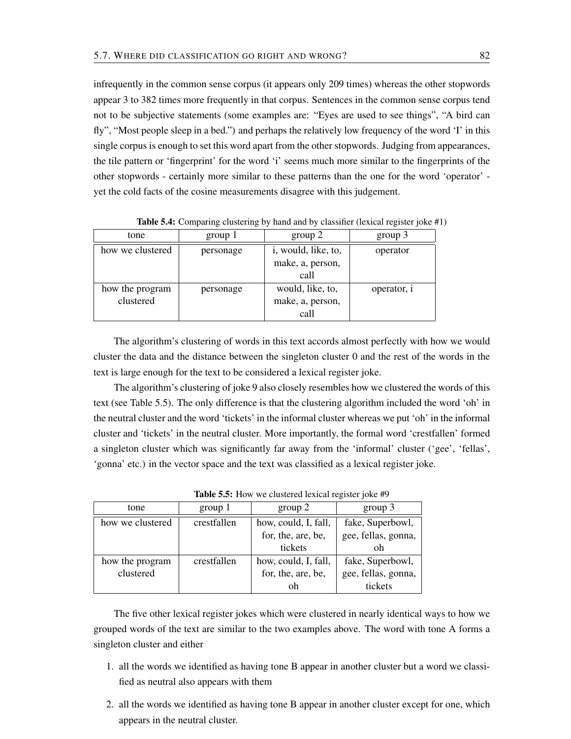infrequently in the common sense corpus (it appears only 209 times) whereas the other stopwords appear 3 to 382 times more frequently in that corpus. Sentences in the common sense corpus tend not to be subjective statements (some examples are: "Eyes are used to see things", "A bird can fly", "Most people sleep in a bed.") and perhaps the relatively low frequency of the word 'I' in this single corpus is enough to set this word apart from the other stopwords. Judging from appearances, the tile pattern or 'fingerprint' for the word 'i' seems much more similar to the fingerprints of the other stopwords - certainly more similar to these patterns than the one for the word 'operator' - yet the cold facts of the cosine measurements disagree with this judgement.

**Table 5.4:** Comparing clustering by hand and by classifier (lexical register joke #1)

| tone | group 1 | group 2 | group 3 |
|---|---|---|---|
| how we clustered | personage | i, would, like, to, make, a, person, call | operator |
| how the program clustered | personage | would, like, to, make, a, person, call | operator, i |

The algorithm's clustering of words in this text accords almost perfectly with how we would cluster the data and the distance between the singleton cluster 0 and the rest of the words in the text is large enough for the text to be considered a lexical register joke.

The algorithm's clustering of joke 9 also closely resembles how we clustered the words of this text (see Table 5.5). The only difference is that the clustering algorithm included the word 'oh' in the neutral cluster and the word 'tickets' in the informal cluster whereas we put 'oh' in the informal cluster and 'tickets' in the neutral cluster. More importantly, the formal word 'crestfallen' formed a singleton cluster which was significantly far away from the 'informal' cluster ('gee', 'fellas', 'gonna', etc.) in the vector space and the text was classified as a lexical register joke.

**Table 5.5:** How we clustered lexical register joke #9

| tone | group 1 | group 2 | group 3 |
|---|---|---|---|
| how we clustered | crestfallen | how, could, I, fall, for, the, are, be, tickets | fake, Superbowl, gee, fellas, gonna, oh |
| how the program clustered | crestfallen | how, could, I, fall, for, the, are, be, oh | fake, Superbowl, gee, fellas, gonna, tickets |

The five other lexical register jokes which were clustered in nearly identical ways to how we grouped words of the text are similar to the two examples above. The word with tone A forms a singleton cluster and either

1. all the words we identified as having tone B appear in another cluster but a word we classified as neutral also appears with them
2. all the words we identified as having tone B appear in another cluster except for one, which appears in the neutral cluster.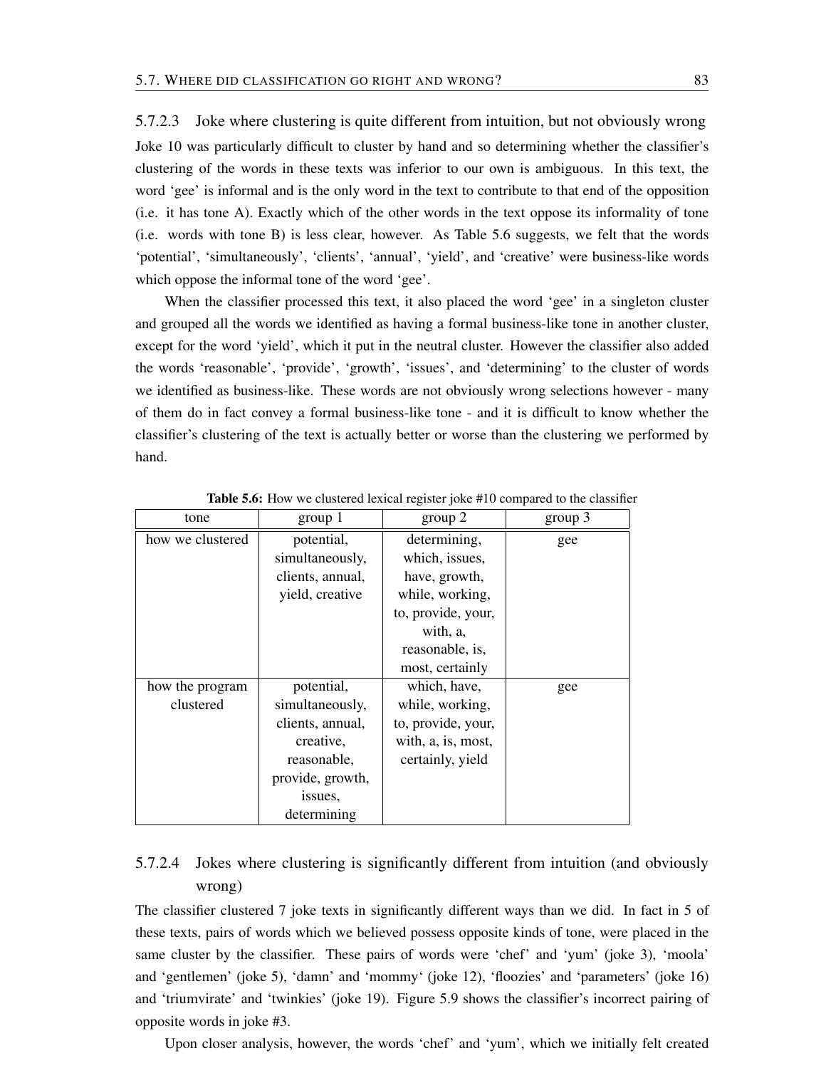#### 5.7.2.3 Joke where clustering is quite different from intuition, but not obviously wrong

Joke 10 was particularly difficult to cluster by hand and so determining whether the classifier's clustering of the words in these texts was inferior to our own is ambiguous. In this text, the word 'gee' is informal and is the only word in the text to contribute to that end of the opposition (i.e. it has tone A). Exactly which of the other words in the text oppose its informality of tone (i.e. words with tone B) is less clear, however. As Table 5.6 suggests, we felt that the words 'potential', 'simultaneously', 'clients', 'annual', 'yield', and 'creative' were business-like words which oppose the informal tone of the word 'gee'.

When the classifier processed this text, it also placed the word 'gee' in a singleton cluster and grouped all the words we identified as having a formal business-like tone in another cluster, except for the word 'yield', which it put in the neutral cluster. However the classifier also added the words 'reasonable', 'provide', 'growth', 'issues', and 'determining' to the cluster of words we identified as business-like. These words are not obviously wrong selections however - many of them do in fact convey a formal business-like tone - and it is difficult to know whether the classifier's clustering of the text is actually better or worse than the clustering we performed by hand.

**Table 5.6:** How we clustered lexical register joke #10 compared to the classifier

| tone | group 1 | group 2 | group 3 |
|---|---|---|---|
| how we clustered | potential, simultaneously, clients, annual, yield, creative | determining, which, issues, have, growth, while, working, to, provide, your, with, a, reasonable, is, most, certainly | gee |
| how the program clustered | potential, simultaneously, clients, annual, creative, reasonable, provide, growth, issues, determining | which, have, while, working, to, provide, your, with, a, is, most, certainly, yield | gee |

#### 5.7.2.4 Jokes where clustering is significantly different from intuition (and obviously wrong)

The classifier clustered 7 joke texts in significantly different ways than we did. In fact in 5 of these texts, pairs of words which we believed possess opposite kinds of tone, were placed in the same cluster by the classifier. These pairs of words were 'chef' and 'yum' (joke 3), 'moola' and 'gentlemen' (joke 5), 'damn' and 'mommy' (joke 12), 'floozies' and 'parameters' (joke 16) and 'triumvirate' and 'twinkies' (joke 19). Figure 5.9 shows the classifier's incorrect pairing of opposite words in joke #3.

Upon closer analysis, however, the words 'chef' and 'yum', which we initially felt created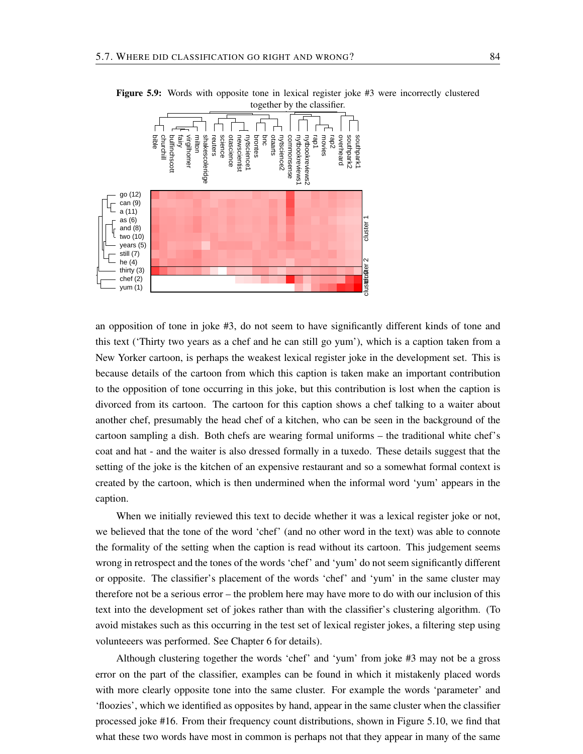**Figure 5.9:** Words with opposite tone in lexical register joke #3 were incorrectly clustered together by the classifier.

an opposition of tone in joke #3, do not seem to have significantly different kinds of tone and this text ('Thirty two years as a chef and he can still go yum'), which is a caption taken from a New Yorker cartoon, is perhaps the weakest lexical register joke in the development set. This is because details of the cartoon from which this caption is taken make an important contribution to the opposition of tone occurring in this joke, but this contribution is lost when the caption is divorced from its cartoon. The cartoon for this caption shows a chef talking to a waiter about another chef, presumably the head chef of a kitchen, who can be seen in the background of the cartoon sampling a dish. Both chefs are wearing formal uniforms – the traditional white chef's coat and hat - and the waiter is also dressed formally in a tuxedo. These details suggest that the setting of the joke is the kitchen of an expensive restaurant and so a somewhat formal context is created by the cartoon, which is then undermined when the informal word 'yum' appears in the caption.

When we initially reviewed this text to decide whether it was a lexical register joke or not, we believed that the tone of the word 'chef' (and no other word in the text) was able to connote the formality of the setting when the caption is read without its cartoon. This judgement seems wrong in retrospect and the tones of the words 'chef' and 'yum' do not seem significantly different or opposite. The classifier's placement of the words 'chef' and 'yum' in the same cluster may therefore not be a serious error – the problem here may have more to do with our inclusion of this text into the development set of jokes rather than with the classifier's clustering algorithm. (To avoid mistakes such as this occurring in the test set of lexical register jokes, a filtering step using volunteeers was performed. See Chapter 6 for details).

Although clustering together the words 'chef' and 'yum' from joke #3 may not be a gross error on the part of the classifier, examples can be found in which it mistakenly placed words with more clearly opposite tone into the same cluster. For example the words 'parameter' and 'floozies', which we identified as opposites by hand, appear in the same cluster when the classifier processed joke #16. From their frequency count distributions, shown in Figure 5.10, we find that what these two words have most in common is perhaps not that they appear in many of the same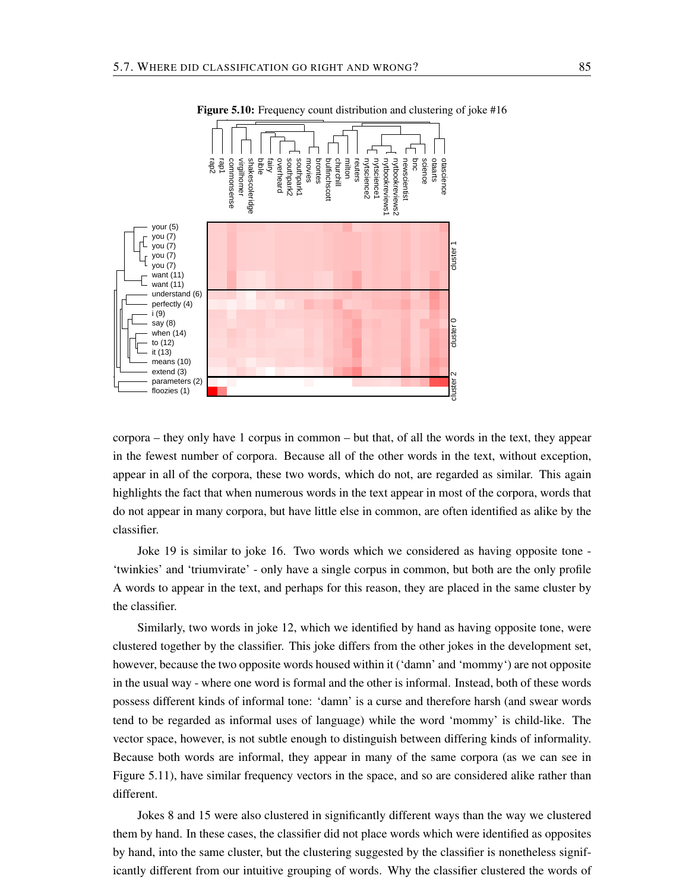**Figure 5.10:** Frequency count distribution and clustering of joke #16

corpora – they only have 1 corpus in common – but that, of all the words in the text, they appear in the fewest number of corpora. Because all of the other words in the text, without exception, appear in all of the corpora, these two words, which do not, are regarded as similar. This again highlights the fact that when numerous words in the text appear in most of the corpora, words that do not appear in many corpora, but have little else in common, are often identified as alike by the classifier.

Joke 19 is similar to joke 16. Two words which we considered as having opposite tone - 'twinkies' and 'triumvirate' - only have a single corpus in common, but both are the only profile A words to appear in the text, and perhaps for this reason, they are placed in the same cluster by the classifier.

Similarly, two words in joke 12, which we identified by hand as having opposite tone, were clustered together by the classifier. This joke differs from the other jokes in the development set, however, because the two opposite words housed within it ('damn' and 'mommy') are not opposite in the usual way - where one word is formal and the other is informal. Instead, both of these words possess different kinds of informal tone: 'damn' is a curse and therefore harsh (and swear words tend to be regarded as informal uses of language) while the word 'mommy' is child-like. The vector space, however, is not subtle enough to distinguish between differing kinds of informality. Because both words are informal, they appear in many of the same corpora (as we can see in Figure 5.11), have similar frequency vectors in the space, and so are considered alike rather than different.

Jokes 8 and 15 were also clustered in significantly different ways than the way we clustered them by hand. In these cases, the classifier did not place words which were identified as opposites by hand, into the same cluster, but the clustering suggested by the classifier is nonetheless significantly different from our intuitive grouping of words. Why the classifier clustered the words of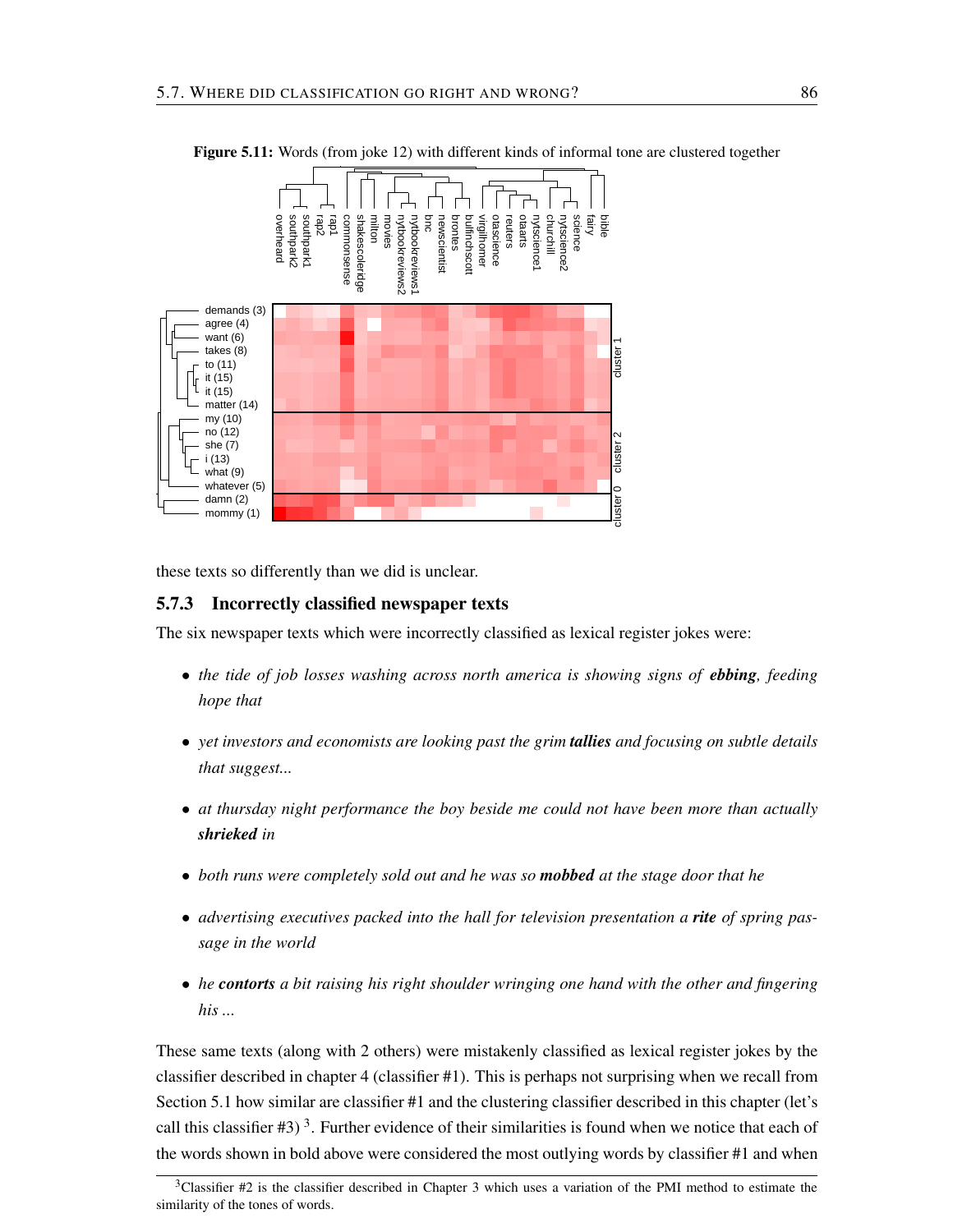**Figure 5.11:** Words (from joke 12) with different kinds of informal tone are clustered together

these texts so differently than we did is unclear.

### 5.7.3 Incorrectly classified newspaper texts

The six newspaper texts which were incorrectly classified as lexical register jokes were:

- *the tide of job losses washing across north america is showing signs of **ebbing**, feeding hope that*
- *yet investors and economists are looking past the grim **tallies** and focusing on subtle details that suggest...*
- *at thursday night performance the boy beside me could not have been more than actually **shrieked** in*
- *both runs were completely sold out and he was so **mobbed** at the stage door that he*
- *advertising executives packed into the hall for television presentation a **rite** of spring passage in the world*
- *he **contorts** a bit raising his right shoulder wringing one hand with the other and fingering his ...*

These same texts (along with 2 others) were mistakenly classified as lexical register jokes by the classifier described in chapter 4 (classifier #1). This is perhaps not surprising when we recall from Section 5.1 how similar are classifier #1 and the clustering classifier described in this chapter (let's call this classifier #3) [3]. Further evidence of their similarities is found when we notice that each of the words shown in bold above were considered the most outlying words by classifier #1 and when

[3] Classifier #2 is the classifier described in Chapter 3 which uses a variation of the PMI method to estimate the similarity of the tones of words.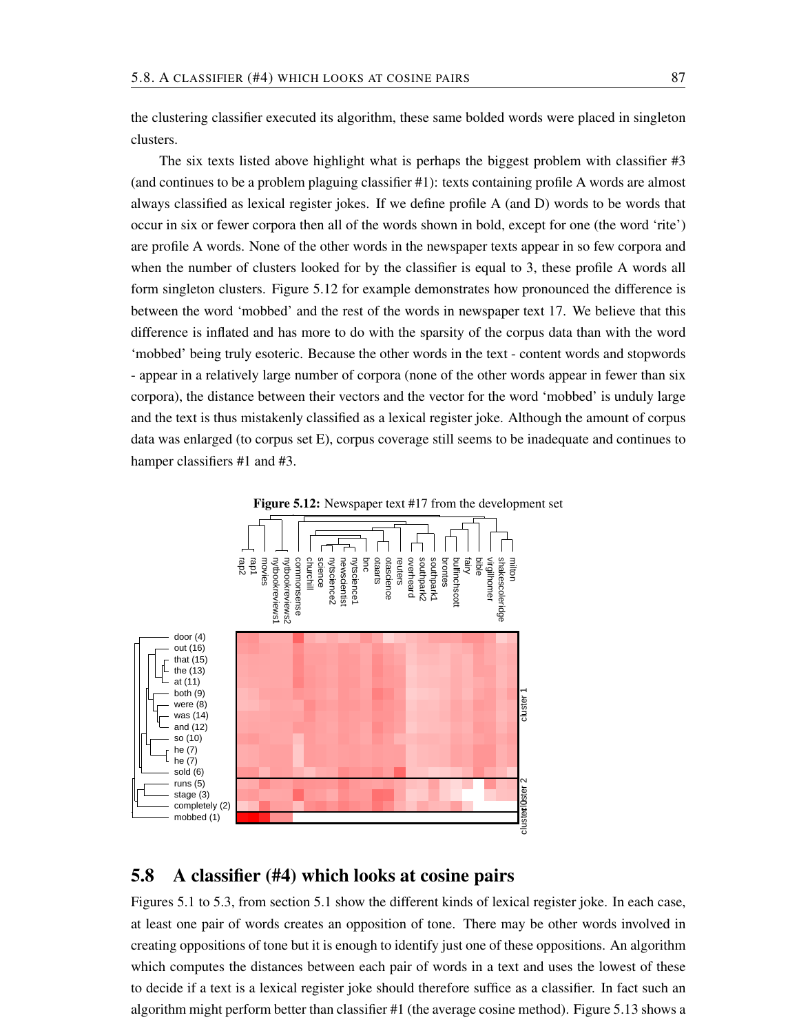the clustering classifier executed its algorithm, these same bolded words were placed in singleton clusters.

The six texts listed above highlight what is perhaps the biggest problem with classifier #3 (and continues to be a problem plaguing classifier #1): texts containing profile A words are almost always classified as lexical register jokes. If we define profile A (and D) words to be words that occur in six or fewer corpora then all of the words shown in bold, except for one (the word 'rite') are profile A words. None of the other words in the newspaper texts appear in so few corpora and when the number of clusters looked for by the classifier is equal to 3, these profile A words all form singleton clusters. Figure 5.12 for example demonstrates how pronounced the difference is between the word 'mobbed' and the rest of the words in newspaper text 17. We believe that this difference is inflated and has more to do with the sparsity of the corpus data than with the word 'mobbed' being truly esoteric. Because the other words in the text - content words and stopwords - appear in a relatively large number of corpora (none of the other words appear in fewer than six corpora), the distance between their vectors and the vector for the word 'mobbed' is unduly large and the text is thus mistakenly classified as a lexical register joke. Although the amount of corpus data was enlarged (to corpus set E), corpus coverage still seems to be inadequate and continues to hamper classifiers #1 and #3.

**Figure 5.12:** Newspaper text #17 from the development set

## 5.8 A classifier (#4) which looks at cosine pairs

Figures 5.1 to 5.3, from section 5.1 show the different kinds of lexical register joke. In each case, at least one pair of words creates an opposition of tone. There may be other words involved in creating oppositions of tone but it is enough to identify just one of these oppositions. An algorithm which computes the distances between each pair of words in a text and uses the lowest of these to decide if a text is a lexical register joke should therefore suffice as a classifier. In fact such an algorithm might perform better than classifier #1 (the average cosine method). Figure 5.13 shows a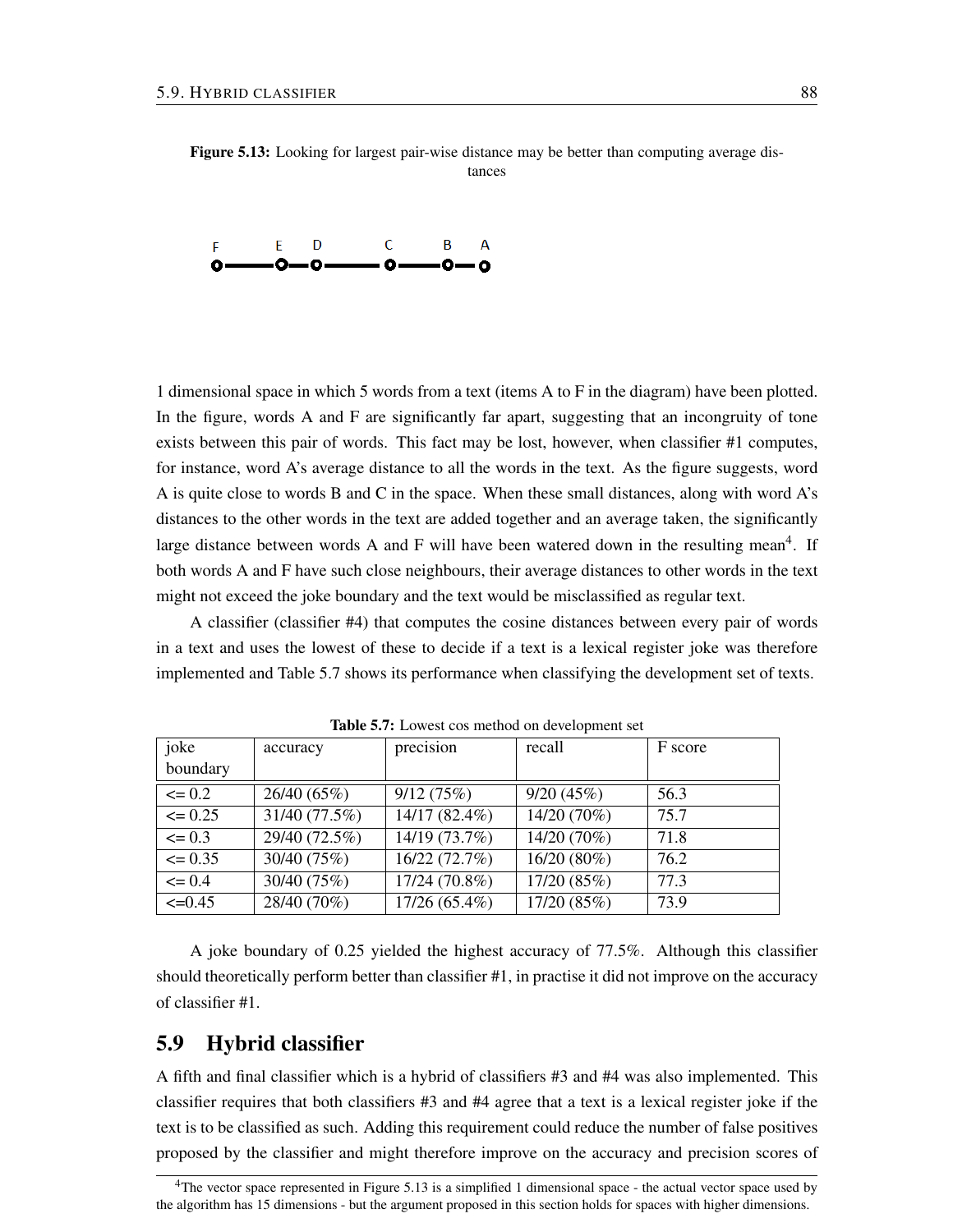**Figure 5.13:** Looking for largest pair-wise distance may be better than computing average distances

1 dimensional space in which 5 words from a text (items A to F in the diagram) have been plotted. In the figure, words A and F are significantly far apart, suggesting that an incongruity of tone exists between this pair of words. This fact may be lost, however, when classifier #1 computes, for instance, word A's average distance to all the words in the text. As the figure suggests, word A is quite close to words B and C in the space. When these small distances, along with word A's distances to the other words in the text are added together and an average taken, the significantly large distance between words A and F will have been watered down in the resulting mean[4]. If both words A and F have such close neighbours, their average distances to other words in the text might not exceed the joke boundary and the text would be misclassified as regular text.

A classifier (classifier #4) that computes the cosine distances between every pair of words in a text and uses the lowest of these to decide if a text is a lexical register joke was therefore implemented and Table 5.7 shows its performance when classifying the development set of texts.

**Table 5.7:** Lowest cos method on development set

| joke boundary | accuracy | precision | recall | F score |
|---|---|---|---|---|
| <= 0.2 | 26/40 (65%) | 9/12 (75%) | 9/20 (45%) | 56.3 |
| <= 0.25 | 31/40 (77.5%) | 14/17 (82.4%) | 14/20 (70%) | 75.7 |
| <= 0.3 | 29/40 (72.5%) | 14/19 (73.7%) | 14/20 (70%) | 71.8 |
| <= 0.35 | 30/40 (75%) | 16/22 (72.7%) | 16/20 (80%) | 76.2 |
| <= 0.4 | 30/40 (75%) | 17/24 (70.8%) | 17/20 (85%) | 77.3 |
| <=0.45 | 28/40 (70%) | 17/26 (65.4%) | 17/20 (85%) | 73.9 |

A joke boundary of 0.25 yielded the highest accuracy of 77.5%. Although this classifier should theoretically perform better than classifier #1, in practise it did not improve on the accuracy of classifier #1.

## 5.9 Hybrid classifier

A fifth and final classifier which is a hybrid of classifiers #3 and #4 was also implemented. This classifier requires that both classifiers #3 and #4 agree that a text is a lexical register joke if the text is to be classified as such. Adding this requirement could reduce the number of false positives proposed by the classifier and might therefore improve on the accuracy and precision scores of

[4] The vector space represented in Figure 5.13 is a simplified 1 dimensional space - the actual vector space used by the algorithm has 15 dimensions - but the argument proposed in this section holds for spaces with higher dimensions.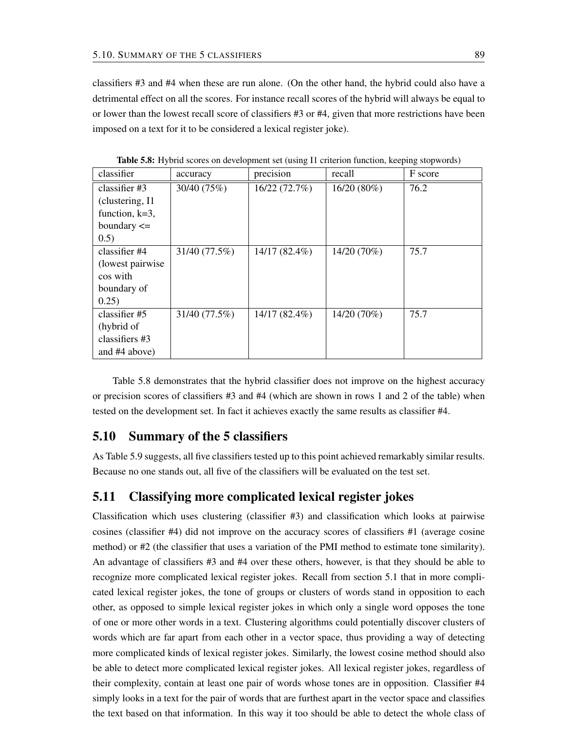classifiers #3 and #4 when these are run alone. (On the other hand, the hybrid could also have a detrimental effect on all the scores. For instance recall scores of the hybrid will always be equal to or lower than the lowest recall score of classifiers #3 or #4, given that more restrictions have been imposed on a text for it to be considered a lexical register joke).

**Table 5.8:** Hybrid scores on development set (using I1 criterion function, keeping stopwords)

| classifier | accuracy | precision | recall | F score |
|---|---|---|---|---|
| classifier #3 (clustering, I1 function, k=3, boundary <= 0.5) | 30/40 (75%) | 16/22 (72.7%) | 16/20 (80%) | 76.2 |
| classifier #4 (lowest pairwise cos with boundary of 0.25) | 31/40 (77.5%) | 14/17 (82.4%) | 14/20 (70%) | 75.7 |
| classifier #5 (hybrid of classifiers #3 and #4 above) | 31/40 (77.5%) | 14/17 (82.4%) | 14/20 (70%) | 75.7 |

Table 5.8 demonstrates that the hybrid classifier does not improve on the highest accuracy or precision scores of classifiers #3 and #4 (which are shown in rows 1 and 2 of the table) when tested on the development set. In fact it achieves exactly the same results as classifier #4.

## 5.10 Summary of the 5 classifiers

As Table 5.9 suggests, all five classifiers tested up to this point achieved remarkably similar results. Because no one stands out, all five of the classifiers will be evaluated on the test set.

## 5.11 Classifying more complicated lexical register jokes

Classification which uses clustering (classifier #3) and classification which looks at pairwise cosines (classifier #4) did not improve on the accuracy scores of classifiers #1 (average cosine method) or #2 (the classifier that uses a variation of the PMI method to estimate tone similarity). An advantage of classifiers #3 and #4 over these others, however, is that they should be able to recognize more complicated lexical register jokes. Recall from section 5.1 that in more complicated lexical register jokes, the tone of groups or clusters of words stand in opposition to each other, as opposed to simple lexical register jokes in which only a single word opposes the tone of one or more other words in a text. Clustering algorithms could potentially discover clusters of words which are far apart from each other in a vector space, thus providing a way of detecting more complicated kinds of lexical register jokes. Similarly, the lowest cosine method should also be able to detect more complicated lexical register jokes. All lexical register jokes, regardless of their complexity, contain at least one pair of words whose tones are in opposition. Classifier #4 simply looks in a text for the pair of words that are furthest apart in the vector space and classifies the text based on that information. In this way it too should be able to detect the whole class of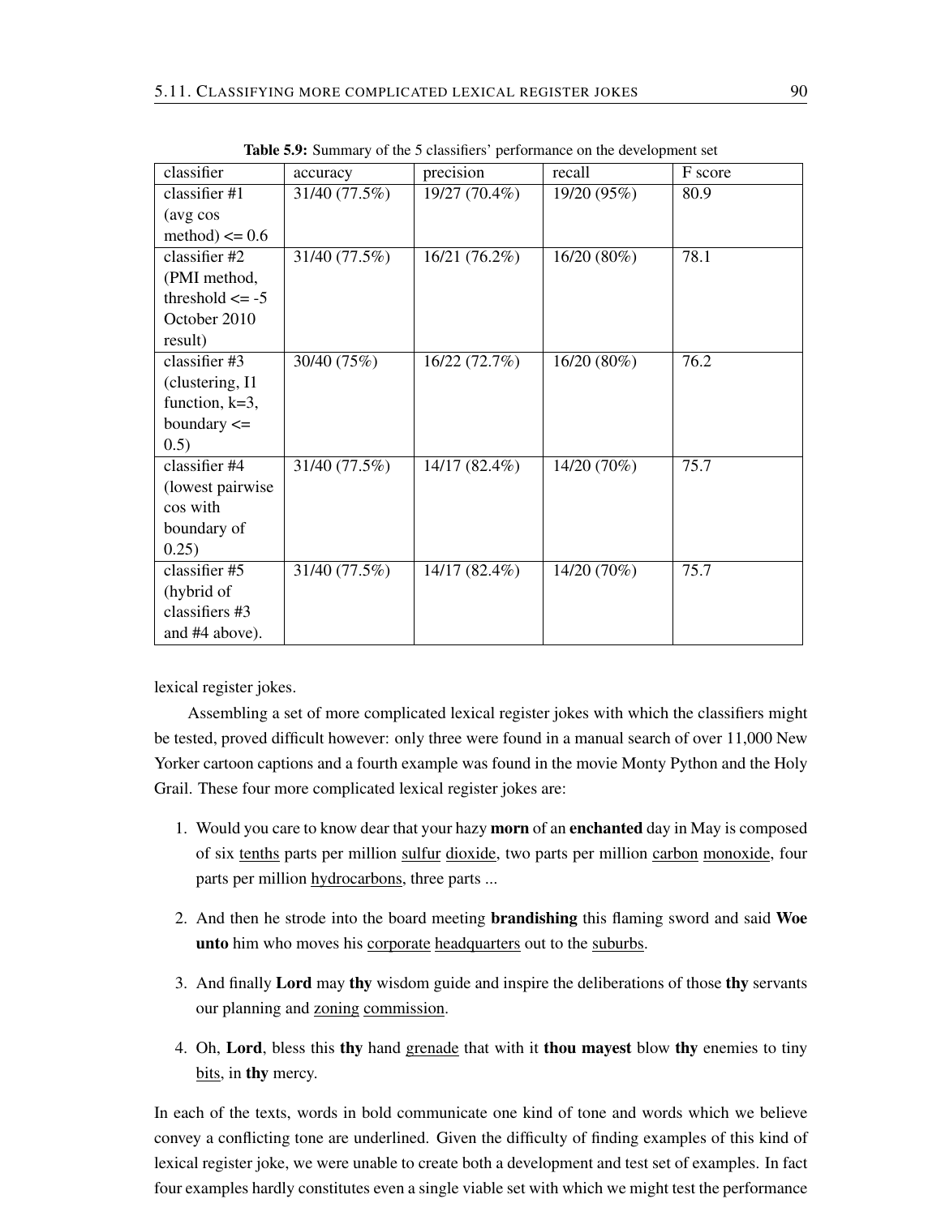**Table 5.9:** Summary of the 5 classifiers' performance on the development set

| classifier | accuracy | precision | recall | F score |
|---|---|---|---|---|
| classifier #1 (avg cos method) <= 0.6 | 31/40 (77.5%) | 19/27 (70.4%) | 19/20 (95%) | 80.9 |
| classifier #2 (PMI method, threshold <= -5 October 2010 result) | 31/40 (77.5%) | 16/21 (76.2%) | 16/20 (80%) | 78.1 |
| classifier #3 (clustering, I1 function, k=3, boundary <= 0.5) | 30/40 (75%) | 16/22 (72.7%) | 16/20 (80%) | 76.2 |
| classifier #4 (lowest pairwise cos with boundary of 0.25) | 31/40 (77.5%) | 14/17 (82.4%) | 14/20 (70%) | 75.7 |
| classifier #5 (hybrid of classifiers #3 and #4 above). | 31/40 (77.5%) | 14/17 (82.4%) | 14/20 (70%) | 75.7 |

lexical register jokes.

Assembling a set of more complicated lexical register jokes with which the classifiers might be tested, proved difficult however: only three were found in a manual search of over 11,000 New Yorker cartoon captions and a fourth example was found in the movie Monty Python and the Holy Grail. These four more complicated lexical register jokes are:

1. Would you care to know dear that your hazy **morn** of an **enchanted** day in May is composed of six <u>tenths</u> parts per million <u>sulfur</u> <u>dioxide</u>, two parts per million <u>carbon</u> <u>monoxide</u>, four parts per million <u>hydrocarbons</u>, three parts ...

2. And then he strode into the board meeting **brandishing** this flaming sword and said **Woe unto** him who moves his <u>corporate</u> <u>headquarters</u> out to the <u>suburbs</u>.

3. And finally **Lord** may **thy** wisdom guide and inspire the deliberations of those **thy** servants our planning and <u>zoning</u> <u>commission</u>.

4. Oh, **Lord**, bless this **thy** hand <u>grenade</u> that with it **thou mayest** blow **thy** enemies to tiny <u>bits</u>, in **thy** mercy.

In each of the texts, words in bold communicate one kind of tone and words which we believe convey a conflicting tone are underlined. Given the difficulty of finding examples of this kind of lexical register joke, we were unable to create both a development and test set of examples. In fact four examples hardly constitutes even a single viable set with which we might test the performance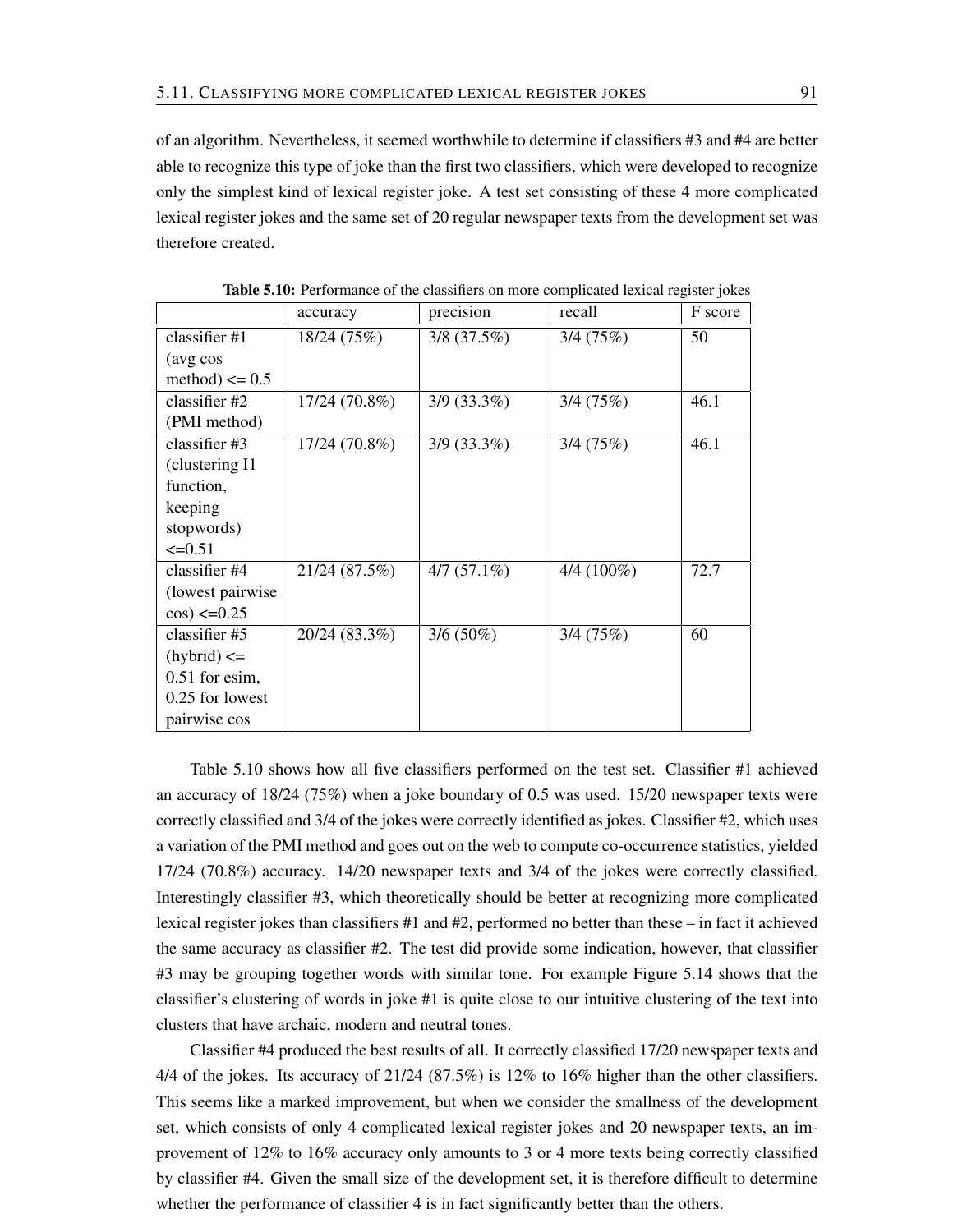of an algorithm. Nevertheless, it seemed worthwhile to determine if classifiers #3 and #4 are better able to recognize this type of joke than the first two classifiers, which were developed to recognize only the simplest kind of lexical register joke. A test set consisting of these 4 more complicated lexical register jokes and the same set of 20 regular newspaper texts from the development set was therefore created.

**Table 5.10:** Performance of the classifiers on more complicated lexical register jokes

| | accuracy | precision | recall | F score |
|---|---|---|---|---|
| classifier #1 (avg cos method) <= 0.5 | 18/24 (75%) | 3/8 (37.5%) | 3/4 (75%) | 50 |
| classifier #2 (PMI method) | 17/24 (70.8%) | 3/9 (33.3%) | 3/4 (75%) | 46.1 |
| classifier #3 (clustering I1 function, keeping stopwords) <=0.51 | 17/24 (70.8%) | 3/9 (33.3%) | 3/4 (75%) | 46.1 |
| classifier #4 (lowest pairwise cos) <=0.25 | 21/24 (87.5%) | 4/7 (57.1%) | 4/4 (100%) | 72.7 |
| classifier #5 (hybrid) <= 0.51 for esim, 0.25 for lowest pairwise cos | 20/24 (83.3%) | 3/6 (50%) | 3/4 (75%) | 60 |

Table 5.10 shows how all five classifiers performed on the test set. Classifier #1 achieved an accuracy of 18/24 (75%) when a joke boundary of 0.5 was used. 15/20 newspaper texts were correctly classified and 3/4 of the jokes were correctly identified as jokes. Classifier #2, which uses a variation of the PMI method and goes out on the web to compute co-occurrence statistics, yielded 17/24 (70.8%) accuracy. 14/20 newspaper texts and 3/4 of the jokes were correctly classified. Interestingly classifier #3, which theoretically should be better at recognizing more complicated lexical register jokes than classifiers #1 and #2, performed no better than these – in fact it achieved the same accuracy as classifier #2. The test did provide some indication, however, that classifier #3 may be grouping together words with similar tone. For example Figure 5.14 shows that the classifier's clustering of words in joke #1 is quite close to our intuitive clustering of the text into clusters that have archaic, modern and neutral tones.

Classifier #4 produced the best results of all. It correctly classified 17/20 newspaper texts and 4/4 of the jokes. Its accuracy of 21/24 (87.5%) is 12% to 16% higher than the other classifiers. This seems like a marked improvement, but when we consider the smallness of the development set, which consists of only 4 complicated lexical register jokes and 20 newspaper texts, an improvement of 12% to 16% accuracy only amounts to 3 or 4 more texts being correctly classified by classifier #4. Given the small size of the development set, it is therefore difficult to determine whether the performance of classifier 4 is in fact significantly better than the others.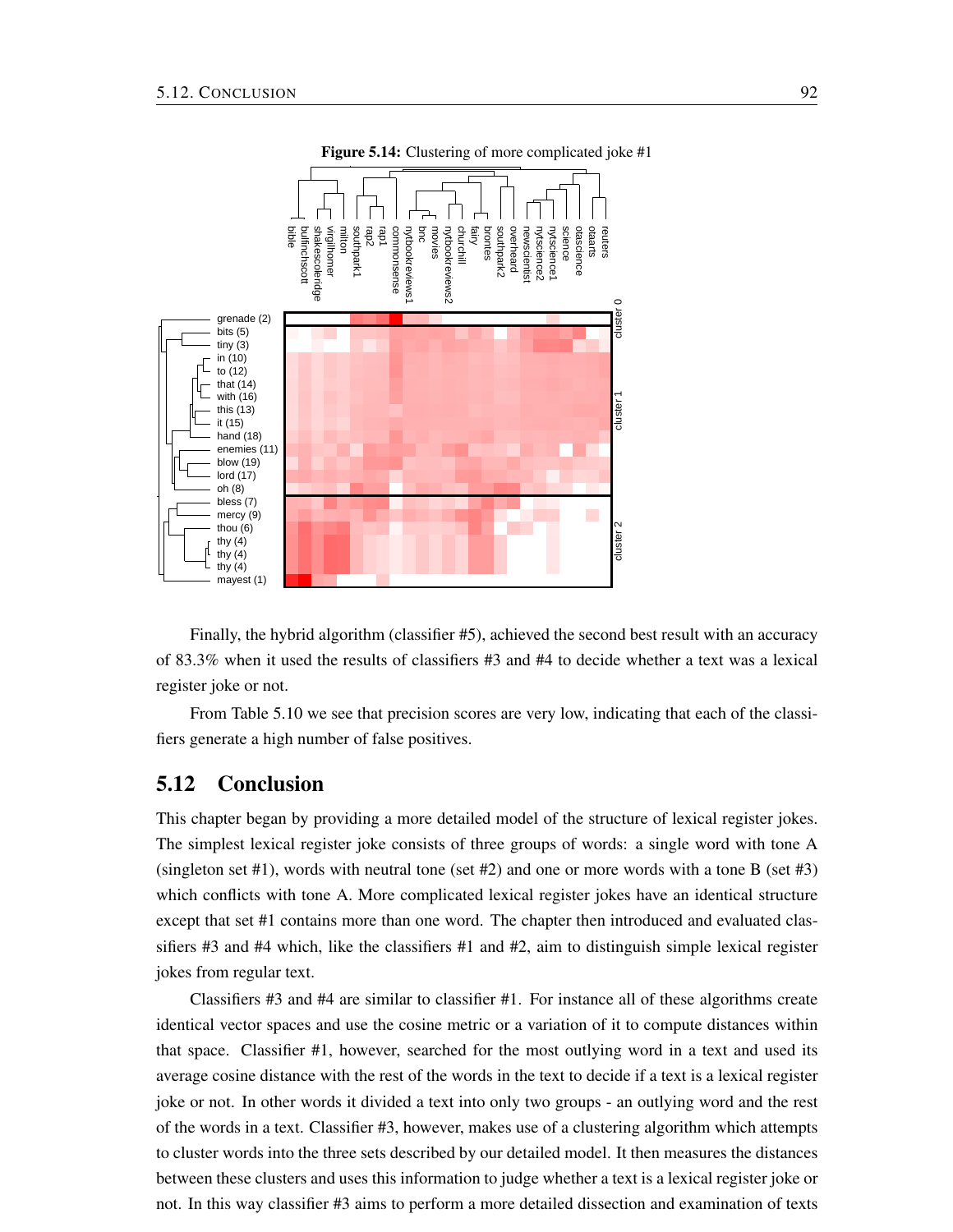**Figure 5.14:** Clustering of more complicated joke #1

Finally, the hybrid algorithm (classifier #5), achieved the second best result with an accuracy of 83.3% when it used the results of classifiers #3 and #4 to decide whether a text was a lexical register joke or not.

From Table 5.10 we see that precision scores are very low, indicating that each of the classifiers generate a high number of false positives.

## 5.12 Conclusion

This chapter began by providing a more detailed model of the structure of lexical register jokes. The simplest lexical register joke consists of three groups of words: a single word with tone A (singleton set #1), words with neutral tone (set #2) and one or more words with a tone B (set #3) which conflicts with tone A. More complicated lexical register jokes have an identical structure except that set #1 contains more than one word. The chapter then introduced and evaluated classifiers #3 and #4 which, like the classifiers #1 and #2, aim to distinguish simple lexical register jokes from regular text.

Classifiers #3 and #4 are similar to classifier #1. For instance all of these algorithms create identical vector spaces and use the cosine metric or a variation of it to compute distances within that space. Classifier #1, however, searched for the most outlying word in a text and used its average cosine distance with the rest of the words in the text to decide if a text is a lexical register joke or not. In other words it divided a text into only two groups - an outlying word and the rest of the words in a text. Classifier #3, however, makes use of a clustering algorithm which attempts to cluster words into the three sets described by our detailed model. It then measures the distances between these clusters and uses this information to judge whether a text is a lexical register joke or not. In this way classifier #3 aims to perform a more detailed dissection and examination of texts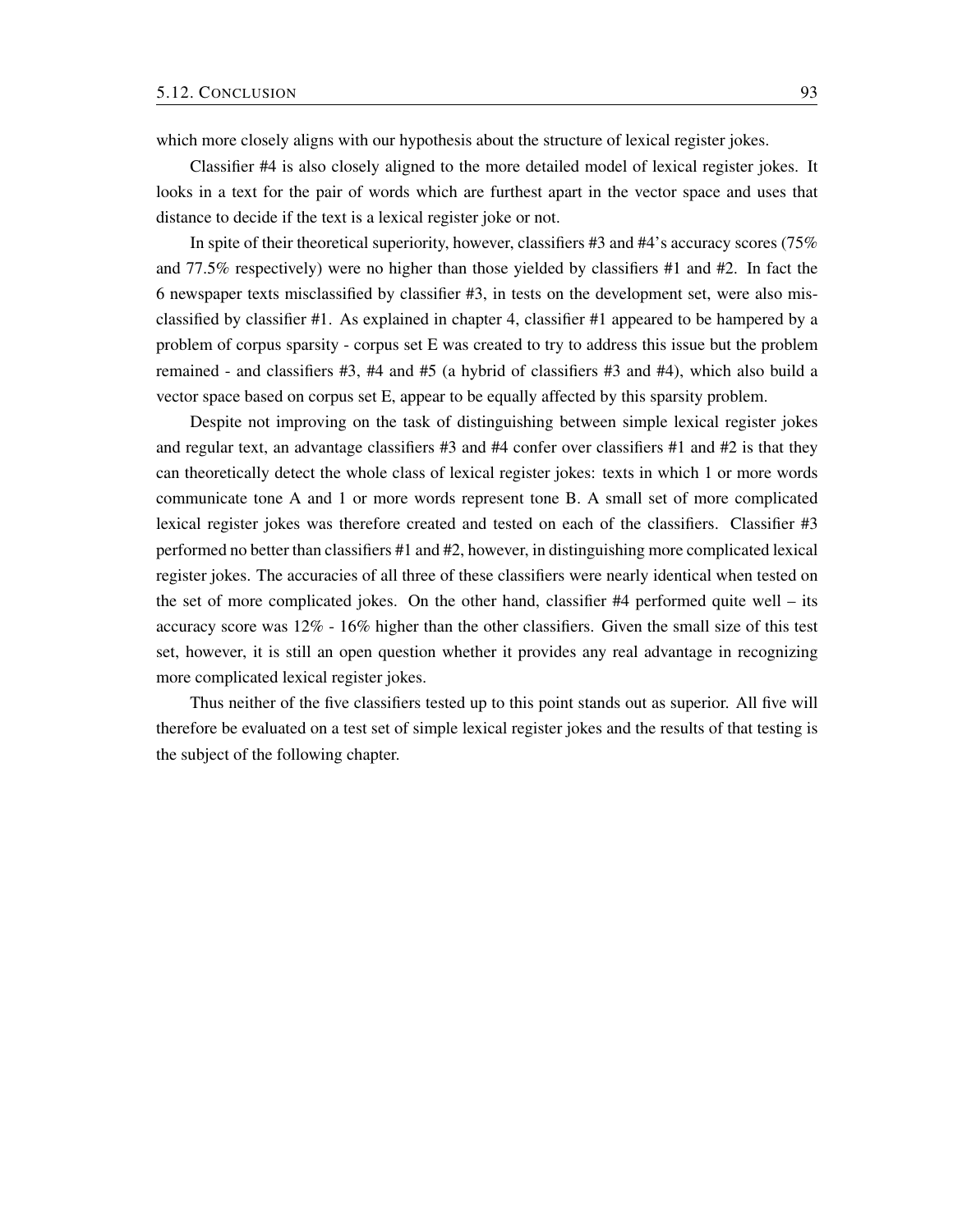which more closely aligns with our hypothesis about the structure of lexical register jokes.

Classifier #4 is also closely aligned to the more detailed model of lexical register jokes. It looks in a text for the pair of words which are furthest apart in the vector space and uses that distance to decide if the text is a lexical register joke or not.

In spite of their theoretical superiority, however, classifiers #3 and #4's accuracy scores (75% and 77.5% respectively) were no higher than those yielded by classifiers #1 and #2. In fact the 6 newspaper texts misclassified by classifier #3, in tests on the development set, were also misclassified by classifier #1. As explained in chapter 4, classifier #1 appeared to be hampered by a problem of corpus sparsity - corpus set E was created to try to address this issue but the problem remained - and classifiers #3, #4 and #5 (a hybrid of classifiers #3 and #4), which also build a vector space based on corpus set E, appear to be equally affected by this sparsity problem.

Despite not improving on the task of distinguishing between simple lexical register jokes and regular text, an advantage classifiers #3 and #4 confer over classifiers #1 and #2 is that they can theoretically detect the whole class of lexical register jokes: texts in which 1 or more words communicate tone A and 1 or more words represent tone B. A small set of more complicated lexical register jokes was therefore created and tested on each of the classifiers. Classifier #3 performed no better than classifiers #1 and #2, however, in distinguishing more complicated lexical register jokes. The accuracies of all three of these classifiers were nearly identical when tested on the set of more complicated jokes. On the other hand, classifier #4 performed quite well – its accuracy score was 12% - 16% higher than the other classifiers. Given the small size of this test set, however, it is still an open question whether it provides any real advantage in recognizing more complicated lexical register jokes.

Thus neither of the five classifiers tested up to this point stands out as superior. All five will therefore be evaluated on a test set of simple lexical register jokes and the results of that testing is the subject of the following chapter.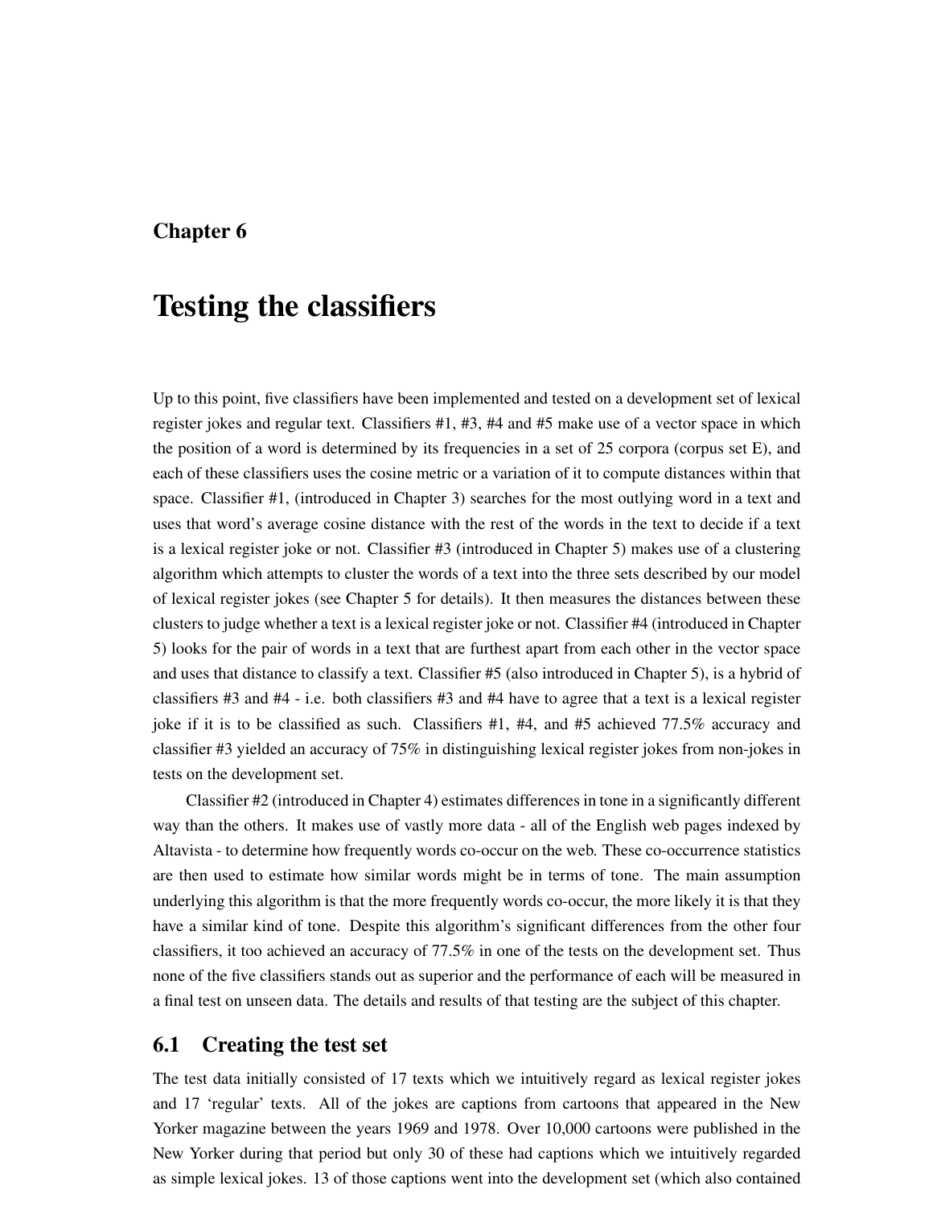# Chapter 6

# Testing the classifiers

Up to this point, five classifiers have been implemented and tested on a development set of lexical register jokes and regular text. Classifiers #1, #3, #4 and #5 make use of a vector space in which the position of a word is determined by its frequencies in a set of 25 corpora (corpus set E), and each of these classifiers uses the cosine metric or a variation of it to compute distances within that space. Classifier #1, (introduced in Chapter 3) searches for the most outlying word in a text and uses that word's average cosine distance with the rest of the words in the text to decide if a text is a lexical register joke or not. Classifier #3 (introduced in Chapter 5) makes use of a clustering algorithm which attempts to cluster the words of a text into the three sets described by our model of lexical register jokes (see Chapter 5 for details). It then measures the distances between these clusters to judge whether a text is a lexical register joke or not. Classifier #4 (introduced in Chapter 5) looks for the pair of words in a text that are furthest apart from each other in the vector space and uses that distance to classify a text. Classifier #5 (also introduced in Chapter 5), is a hybrid of classifiers #3 and #4 - i.e. both classifiers #3 and #4 have to agree that a text is a lexical register joke if it is to be classified as such. Classifiers #1, #4, and #5 achieved 77.5% accuracy and classifier #3 yielded an accuracy of 75% in distinguishing lexical register jokes from non-jokes in tests on the development set.

Classifier #2 (introduced in Chapter 4) estimates differences in tone in a significantly different way than the others. It makes use of vastly more data - all of the English web pages indexed by Altavista - to determine how frequently words co-occur on the web. These co-occurrence statistics are then used to estimate how similar words might be in terms of tone. The main assumption underlying this algorithm is that the more frequently words co-occur, the more likely it is that they have a similar kind of tone. Despite this algorithm's significant differences from the other four classifiers, it too achieved an accuracy of 77.5% in one of the tests on the development set. Thus none of the five classifiers stands out as superior and the performance of each will be measured in a final test on unseen data. The details and results of that testing are the subject of this chapter.

## 6.1 Creating the test set

The test data initially consisted of 17 texts which we intuitively regard as lexical register jokes and 17 'regular' texts. All of the jokes are captions from cartoons that appeared in the New Yorker magazine between the years 1969 and 1978. Over 10,000 cartoons were published in the New Yorker during that period but only 30 of these had captions which we intuitively regarded as simple lexical jokes. 13 of those captions went into the development set (which also contained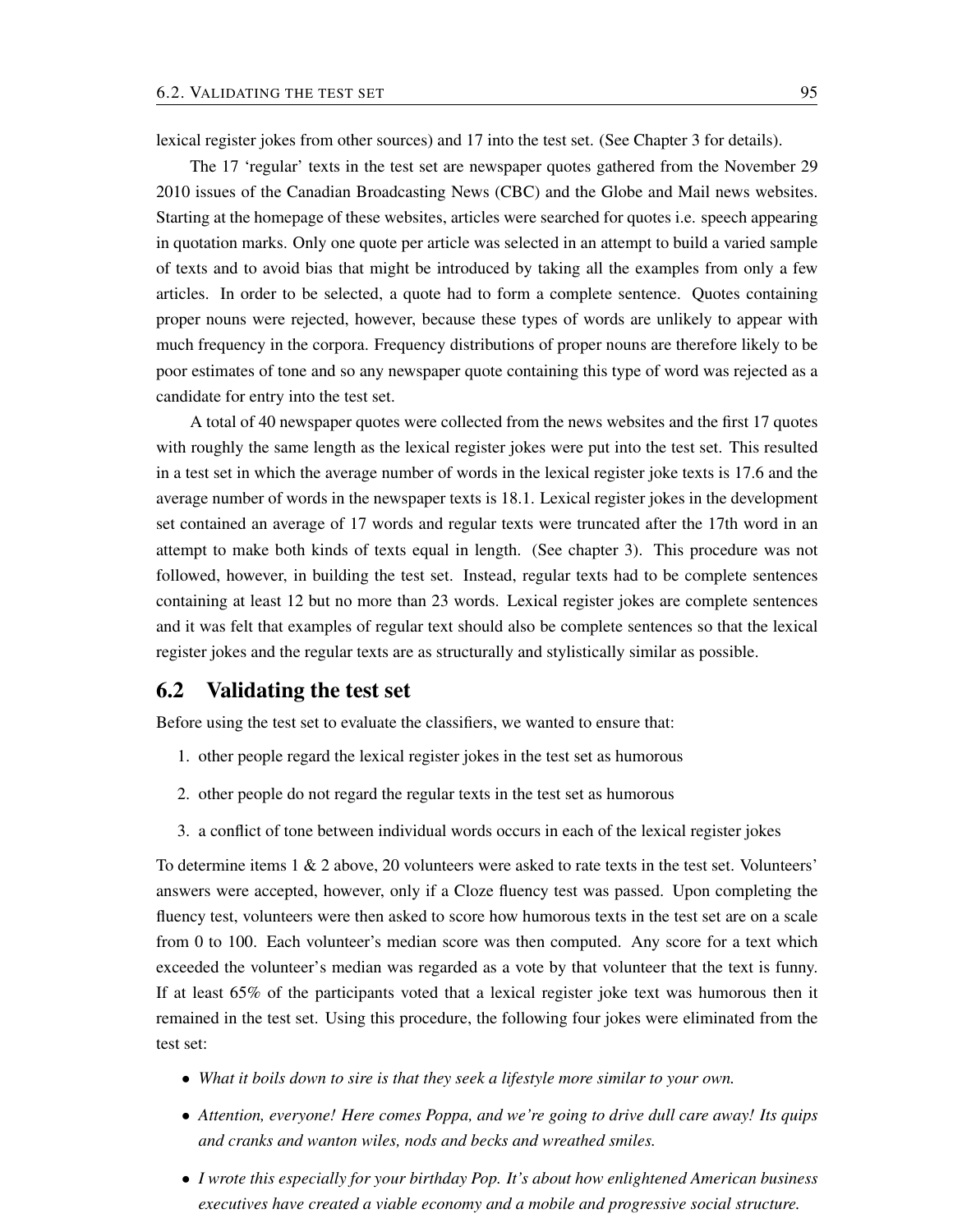lexical register jokes from other sources) and 17 into the test set. (See Chapter 3 for details).

The 17 'regular' texts in the test set are newspaper quotes gathered from the November 29 2010 issues of the Canadian Broadcasting News (CBC) and the Globe and Mail news websites. Starting at the homepage of these websites, articles were searched for quotes i.e. speech appearing in quotation marks. Only one quote per article was selected in an attempt to build a varied sample of texts and to avoid bias that might be introduced by taking all the examples from only a few articles. In order to be selected, a quote had to form a complete sentence. Quotes containing proper nouns were rejected, however, because these types of words are unlikely to appear with much frequency in the corpora. Frequency distributions of proper nouns are therefore likely to be poor estimates of tone and so any newspaper quote containing this type of word was rejected as a candidate for entry into the test set.

A total of 40 newspaper quotes were collected from the news websites and the first 17 quotes with roughly the same length as the lexical register jokes were put into the test set. This resulted in a test set in which the average number of words in the lexical register joke texts is 17.6 and the average number of words in the newspaper texts is 18.1. Lexical register jokes in the development set contained an average of 17 words and regular texts were truncated after the 17th word in an attempt to make both kinds of texts equal in length. (See chapter 3). This procedure was not followed, however, in building the test set. Instead, regular texts had to be complete sentences containing at least 12 but no more than 23 words. Lexical register jokes are complete sentences and it was felt that examples of regular text should also be complete sentences so that the lexical register jokes and the regular texts are as structurally and stylistically similar as possible.

## 6.2 Validating the test set

Before using the test set to evaluate the classifiers, we wanted to ensure that:

1. other people regard the lexical register jokes in the test set as humorous
2. other people do not regard the regular texts in the test set as humorous
3. a conflict of tone between individual words occurs in each of the lexical register jokes

To determine items 1 & 2 above, 20 volunteers were asked to rate texts in the test set. Volunteers' answers were accepted, however, only if a Cloze fluency test was passed. Upon completing the fluency test, volunteers were then asked to score how humorous texts in the test set are on a scale from 0 to 100. Each volunteer's median score was then computed. Any score for a text which exceeded the volunteer's median was regarded as a vote by that volunteer that the text is funny. If at least 65% of the participants voted that a lexical register joke text was humorous then it remained in the test set. Using this procedure, the following four jokes were eliminated from the test set:

- *What it boils down to sire is that they seek a lifestyle more similar to your own.*
- *Attention, everyone! Here comes Poppa, and we're going to drive dull care away! Its quips and cranks and wanton wiles, nods and becks and wreathed smiles.*
- *I wrote this especially for your birthday Pop. It's about how enlightened American business executives have created a viable economy and a mobile and progressive social structure.*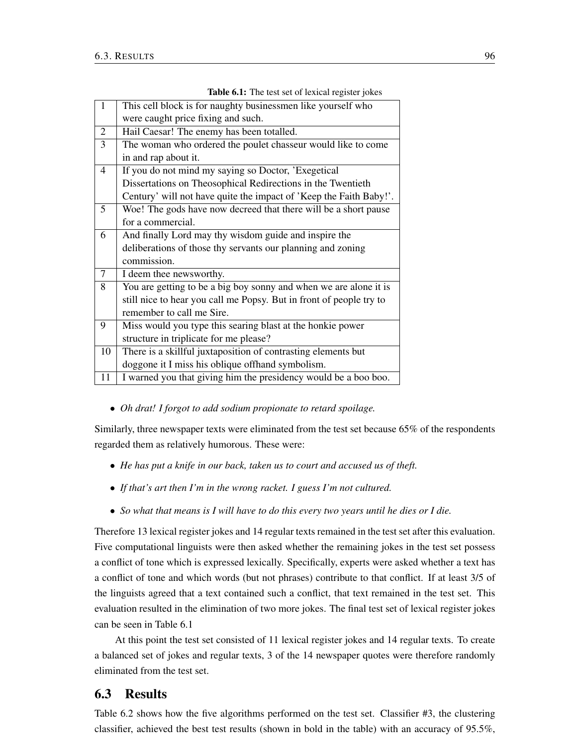**Table 6.1:** The test set of lexical register jokes

| | |
|---|---|
| 1 | This cell block is for naughty businessmen like yourself who were caught price fixing and such. |
| 2 | Hail Caesar! The enemy has been totalled. |
| 3 | The woman who ordered the poulet chasseur would like to come in and rap about it. |
| 4 | If you do not mind my saying so Doctor, 'Exegetical Dissertations on Theosophical Redirections in the Twentieth Century' will not have quite the impact of 'Keep the Faith Baby!'. |
| 5 | Woe! The gods have now decreed that there will be a short pause for a commercial. |
| 6 | And finally Lord may thy wisdom guide and inspire the deliberations of those thy servants our planning and zoning commission. |
| 7 | I deem thee newsworthy. |
| 8 | You are getting to be a big boy sonny and when we are alone it is still nice to hear you call me Popsy. But in front of people try to remember to call me Sire. |
| 9 | Miss would you type this searing blast at the honkie power structure in triplicate for me please? |
| 10 | There is a skillful juxtaposition of contrasting elements but doggone it I miss his oblique offhand symbolism. |
| 11 | I warned you that giving him the presidency would be a boo boo. |

- *Oh drat! I forgot to add sodium propionate to retard spoilage.*

Similarly, three newspaper texts were eliminated from the test set because 65% of the respondents regarded them as relatively humorous. These were:

- *He has put a knife in our back, taken us to court and accused us of theft.*
- *If that's art then I'm in the wrong racket. I guess I'm not cultured.*
- *So what that means is I will have to do this every two years until he dies or I die.*

Therefore 13 lexical register jokes and 14 regular texts remained in the test set after this evaluation. Five computational linguists were then asked whether the remaining jokes in the test set possess a conflict of tone which is expressed lexically. Specifically, experts were asked whether a text has a conflict of tone and which words (but not phrases) contribute to that conflict. If at least 3/5 of the linguists agreed that a text contained such a conflict, that text remained in the test set. This evaluation resulted in the elimination of two more jokes. The final test set of lexical register jokes can be seen in Table 6.1

At this point the test set consisted of 11 lexical register jokes and 14 regular texts. To create a balanced set of jokes and regular texts, 3 of the 14 newspaper quotes were therefore randomly eliminated from the test set.

## 6.3 Results

Table 6.2 shows how the five algorithms performed on the test set. Classifier #3, the clustering classifier, achieved the best test results (shown in bold in the table) with an accuracy of 95.5%,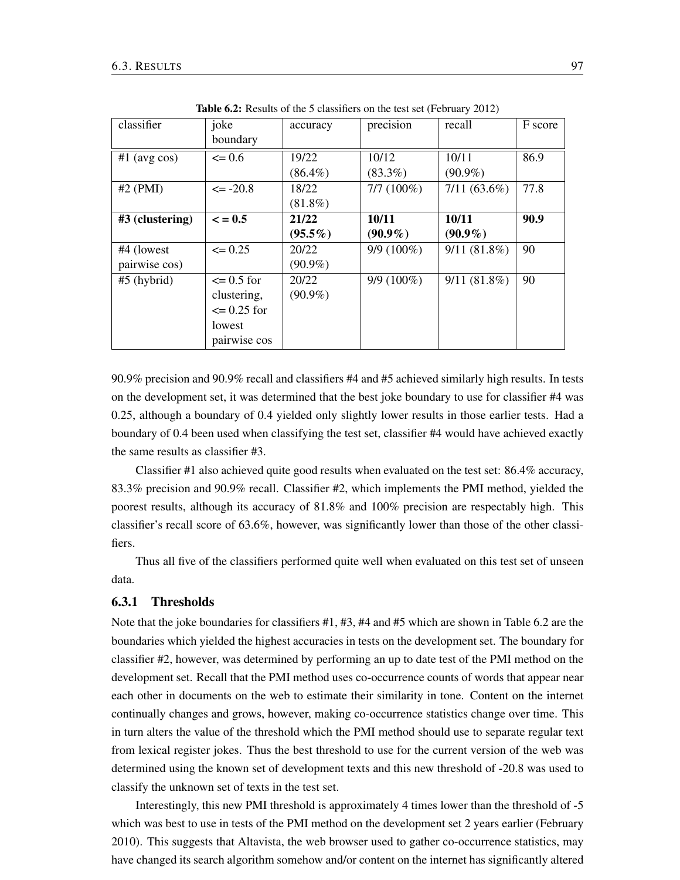Table 6.2: Results of the 5 classifiers on the test set (February 2012)

| classifier | joke boundary | accuracy | precision | recall | F score |
|---|---|---|---|---|---|
| #1 (avg cos) | <= 0.6 | 19/22 (86.4%) | 10/12 (83.3%) | 10/11 (90.9%) | 86.9 |
| #2 (PMI) | <= -20.8 | 18/22 (81.8%) | 7/7 (100%) | 7/11 (63.6%) | 77.8 |
| **#3 (clustering)** | **< = 0.5** | **21/22 (95.5%)** | **10/11 (90.9%)** | **10/11 (90.9%)** | **90.9** |
| #4 (lowest pairwise cos) | <= 0.25 | 20/22 (90.9%) | 9/9 (100%) | 9/11 (81.8%) | 90 |
| #5 (hybrid) | <= 0.5 for clustering, <= 0.25 for lowest pairwise cos | 20/22 (90.9%) | 9/9 (100%) | 9/11 (81.8%) | 90 |

90.9% precision and 90.9% recall and classifiers #4 and #5 achieved similarly high results. In tests on the development set, it was determined that the best joke boundary to use for classifier #4 was 0.25, although a boundary of 0.4 yielded only slightly lower results in those earlier tests. Had a boundary of 0.4 been used when classifying the test set, classifier #4 would have achieved exactly the same results as classifier #3.

Classifier #1 also achieved quite good results when evaluated on the test set: 86.4% accuracy, 83.3% precision and 90.9% recall. Classifier #2, which implements the PMI method, yielded the poorest results, although its accuracy of 81.8% and 100% precision are respectably high. This classifier's recall score of 63.6%, however, was significantly lower than those of the other classifiers.

Thus all five of the classifiers performed quite well when evaluated on this test set of unseen data.

### 6.3.1 Thresholds

Note that the joke boundaries for classifiers #1, #3, #4 and #5 which are shown in Table 6.2 are the boundaries which yielded the highest accuracies in tests on the development set. The boundary for classifier #2, however, was determined by performing an up to date test of the PMI method on the development set. Recall that the PMI method uses co-occurrence counts of words that appear near each other in documents on the web to estimate their similarity in tone. Content on the internet continually changes and grows, however, making co-occurrence statistics change over time. This in turn alters the value of the threshold which the PMI method should use to separate regular text from lexical register jokes. Thus the best threshold to use for the current version of the web was determined using the known set of development texts and this new threshold of -20.8 was used to classify the unknown set of texts in the test set.

Interestingly, this new PMI threshold is approximately 4 times lower than the threshold of -5 which was best to use in tests of the PMI method on the development set 2 years earlier (February 2010). This suggests that Altavista, the web browser used to gather co-occurrence statistics, may have changed its search algorithm somehow and/or content on the internet has significantly altered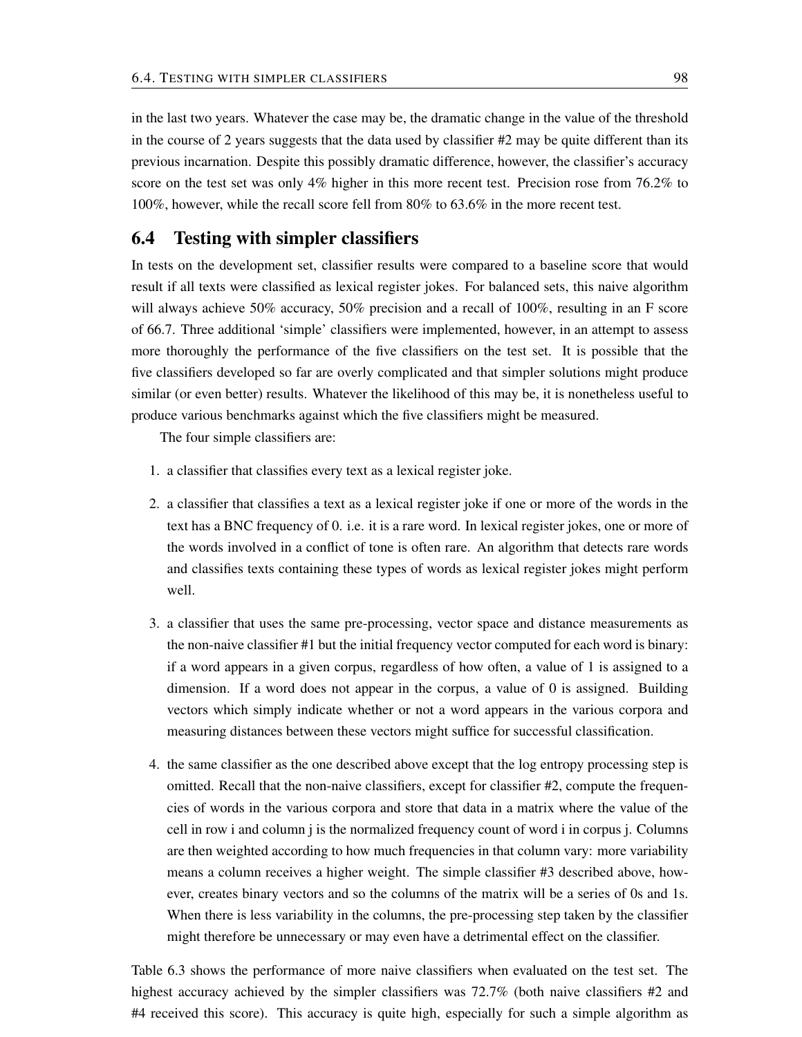in the last two years. Whatever the case may be, the dramatic change in the value of the threshold in the course of 2 years suggests that the data used by classifier #2 may be quite different than its previous incarnation. Despite this possibly dramatic difference, however, the classifier's accuracy score on the test set was only 4% higher in this more recent test. Precision rose from 76.2% to 100%, however, while the recall score fell from 80% to 63.6% in the more recent test.

## 6.4 Testing with simpler classifiers

In tests on the development set, classifier results were compared to a baseline score that would result if all texts were classified as lexical register jokes. For balanced sets, this naive algorithm will always achieve 50% accuracy, 50% precision and a recall of 100%, resulting in an F score of 66.7. Three additional 'simple' classifiers were implemented, however, in an attempt to assess more thoroughly the performance of the five classifiers on the test set. It is possible that the five classifiers developed so far are overly complicated and that simpler solutions might produce similar (or even better) results. Whatever the likelihood of this may be, it is nonetheless useful to produce various benchmarks against which the five classifiers might be measured.

The four simple classifiers are:

1. a classifier that classifies every text as a lexical register joke.

2. a classifier that classifies a text as a lexical register joke if one or more of the words in the text has a BNC frequency of 0. i.e. it is a rare word. In lexical register jokes, one or more of the words involved in a conflict of tone is often rare. An algorithm that detects rare words and classifies texts containing these types of words as lexical register jokes might perform well.

3. a classifier that uses the same pre-processing, vector space and distance measurements as the non-naive classifier #1 but the initial frequency vector computed for each word is binary: if a word appears in a given corpus, regardless of how often, a value of 1 is assigned to a dimension. If a word does not appear in the corpus, a value of 0 is assigned. Building vectors which simply indicate whether or not a word appears in the various corpora and measuring distances between these vectors might suffice for successful classification.

4. the same classifier as the one described above except that the log entropy processing step is omitted. Recall that the non-naive classifiers, except for classifier #2, compute the frequencies of words in the various corpora and store that data in a matrix where the value of the cell in row i and column j is the normalized frequency count of word i in corpus j. Columns are then weighted according to how much frequencies in that column vary: more variability means a column receives a higher weight. The simple classifier #3 described above, however, creates binary vectors and so the columns of the matrix will be a series of 0s and 1s. When there is less variability in the columns, the pre-processing step taken by the classifier might therefore be unnecessary or may even have a detrimental effect on the classifier.

Table 6.3 shows the performance of more naive classifiers when evaluated on the test set. The highest accuracy achieved by the simpler classifiers was 72.7% (both naive classifiers #2 and #4 received this score). This accuracy is quite high, especially for such a simple algorithm as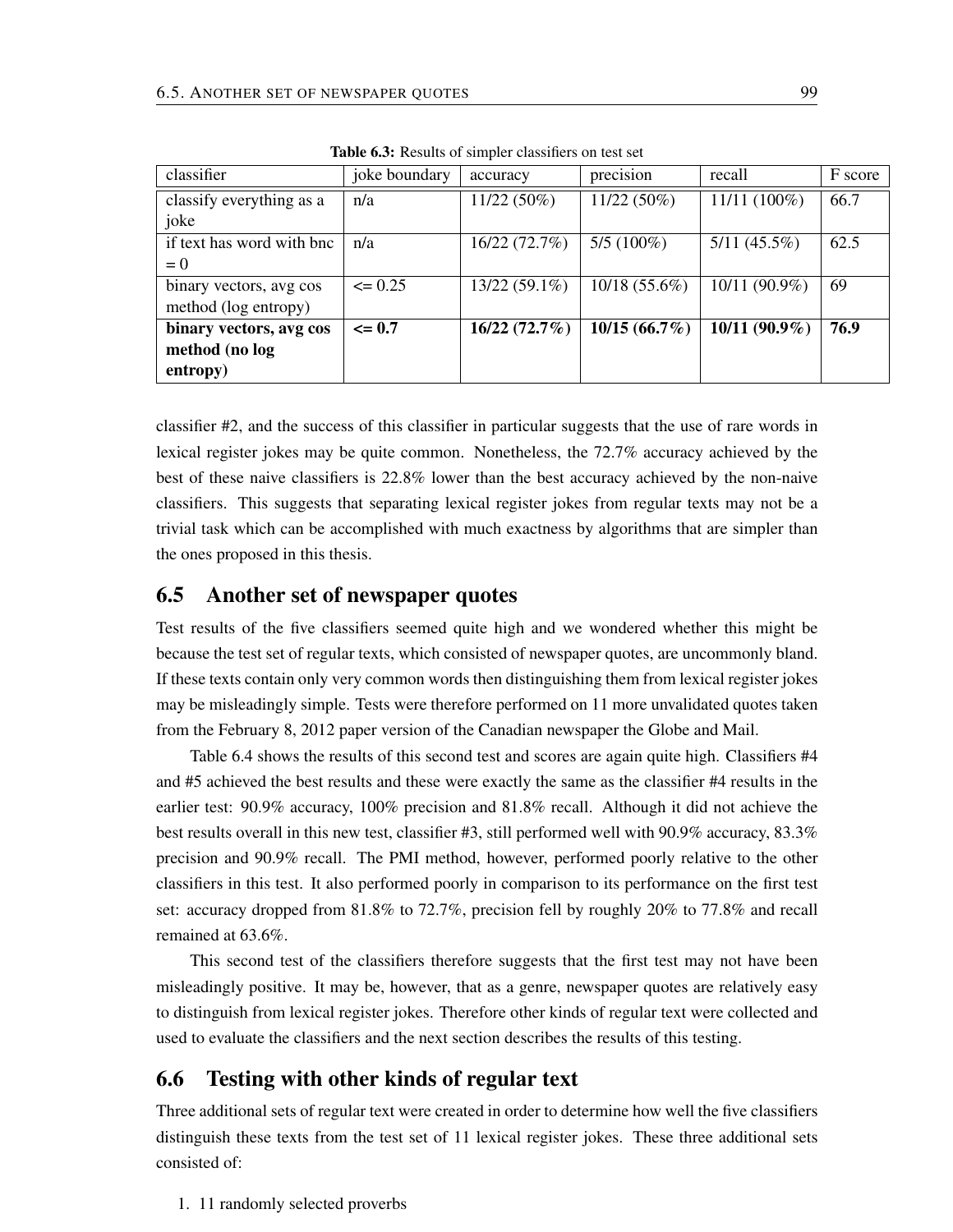**Table 6.3:** Results of simpler classifiers on test set

| classifier | joke boundary | accuracy | precision | recall | F score |
|---|---|---|---|---|---|
| classify everything as a joke | n/a | 11/22 (50%) | 11/22 (50%) | 11/11 (100%) | 66.7 |
| if text has word with bnc = 0 | n/a | 16/22 (72.7%) | 5/5 (100%) | 5/11 (45.5%) | 62.5 |
| binary vectors, avg cos method (log entropy) | <= 0.25 | 13/22 (59.1%) | 10/18 (55.6%) | 10/11 (90.9%) | 69 |
| **binary vectors, avg cos method (no log entropy)** | **<= 0.7** | **16/22 (72.7%)** | **10/15 (66.7%)** | **10/11 (90.9%)** | **76.9** |

classifier #2, and the success of this classifier in particular suggests that the use of rare words in lexical register jokes may be quite common. Nonetheless, the 72.7% accuracy achieved by the best of these naive classifiers is 22.8% lower than the best accuracy achieved by the non-naive classifiers. This suggests that separating lexical register jokes from regular texts may not be a trivial task which can be accomplished with much exactness by algorithms that are simpler than the ones proposed in this thesis.

## 6.5 Another set of newspaper quotes

Test results of the five classifiers seemed quite high and we wondered whether this might be because the test set of regular texts, which consisted of newspaper quotes, are uncommonly bland. If these texts contain only very common words then distinguishing them from lexical register jokes may be misleadingly simple. Tests were therefore performed on 11 more unvalidated quotes taken from the February 8, 2012 paper version of the Canadian newspaper the Globe and Mail.

Table 6.4 shows the results of this second test and scores are again quite high. Classifiers #4 and #5 achieved the best results and these were exactly the same as the classifier #4 results in the earlier test: 90.9% accuracy, 100% precision and 81.8% recall. Although it did not achieve the best results overall in this new test, classifier #3, still performed well with 90.9% accuracy, 83.3% precision and 90.9% recall. The PMI method, however, performed poorly relative to the other classifiers in this test. It also performed poorly in comparison to its performance on the first test set: accuracy dropped from 81.8% to 72.7%, precision fell by roughly 20% to 77.8% and recall remained at 63.6%.

This second test of the classifiers therefore suggests that the first test may not have been misleadingly positive. It may be, however, that as a genre, newspaper quotes are relatively easy to distinguish from lexical register jokes. Therefore other kinds of regular text were collected and used to evaluate the classifiers and the next section describes the results of this testing.

## 6.6 Testing with other kinds of regular text

Three additional sets of regular text were created in order to determine how well the five classifiers distinguish these texts from the test set of 11 lexical register jokes. These three additional sets consisted of:

1. 11 randomly selected proverbs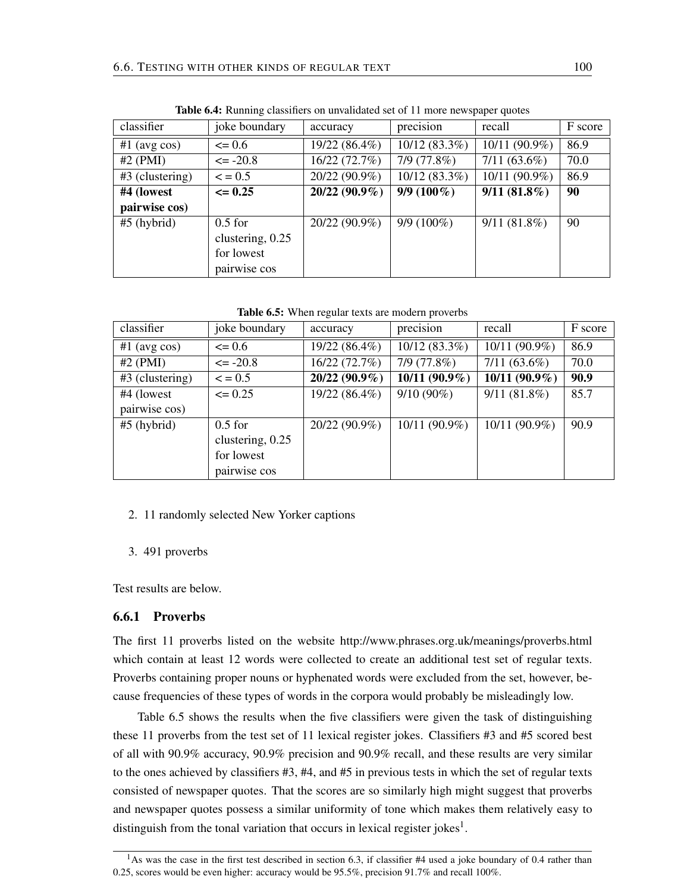**Table 6.4:** Running classifiers on unvalidated set of 11 more newspaper quotes

| classifier | joke boundary | accuracy | precision | recall | F score |
|---|---|---|---|---|---|
| #1 (avg cos) | <= 0.6 | 19/22 (86.4%) | 10/12 (83.3%) | 10/11 (90.9%) | 86.9 |
| #2 (PMI) | <= -20.8 | 16/22 (72.7%) | 7/9 (77.8%) | 7/11 (63.6%) | 70.0 |
| #3 (clustering) | < = 0.5 | 20/22 (90.9%) | 10/12 (83.3%) | 10/11 (90.9%) | 86.9 |
| **#4 (lowest pairwise cos)** | **<= 0.25** | **20/22 (90.9%)** | **9/9 (100%)** | **9/11 (81.8%)** | **90** |
| #5 (hybrid) | 0.5 for clustering, 0.25 for lowest pairwise cos | 20/22 (90.9%) | 9/9 (100%) | 9/11 (81.8%) | 90 |

**Table 6.5:** When regular texts are modern proverbs

| classifier | joke boundary | accuracy | precision | recall | F score |
|---|---|---|---|---|---|
| #1 (avg cos) | <= 0.6 | 19/22 (86.4%) | 10/12 (83.3%) | 10/11 (90.9%) | 86.9 |
| #2 (PMI) | <= -20.8 | 16/22 (72.7%) | 7/9 (77.8%) | 7/11 (63.6%) | 70.0 |
| #3 (clustering) | < = 0.5 | **20/22 (90.9%)** | **10/11 (90.9%)** | **10/11 (90.9%)** | **90.9** |
| #4 (lowest pairwise cos) | <= 0.25 | 19/22 (86.4%) | 9/10 (90%) | 9/11 (81.8%) | 85.7 |
| #5 (hybrid) | 0.5 for clustering, 0.25 for lowest pairwise cos | 20/22 (90.9%) | 10/11 (90.9%) | 10/11 (90.9%) | 90.9 |

2. 11 randomly selected New Yorker captions

3. 491 proverbs

Test results are below.

### 6.6.1 Proverbs

The first 11 proverbs listed on the website http://www.phrases.org.uk/meanings/proverbs.html which contain at least 12 words were collected to create an additional test set of regular texts. Proverbs containing proper nouns or hyphenated words were excluded from the set, however, because frequencies of these types of words in the corpora would probably be misleadingly low.

Table 6.5 shows the results when the five classifiers were given the task of distinguishing these 11 proverbs from the test set of 11 lexical register jokes. Classifiers #3 and #5 scored best of all with 90.9% accuracy, 90.9% precision and 90.9% recall, and these results are very similar to the ones achieved by classifiers #3, #4, and #5 in previous tests in which the set of regular texts consisted of newspaper quotes. That the scores are so similarly high might suggest that proverbs and newspaper quotes possess a similar uniformity of tone which makes them relatively easy to distinguish from the tonal variation that occurs in lexical register jokes[1].

[1] As was the case in the first test described in section 6.3, if classifier #4 used a joke boundary of 0.4 rather than 0.25, scores would be even higher: accuracy would be 95.5%, precision 91.7% and recall 100%.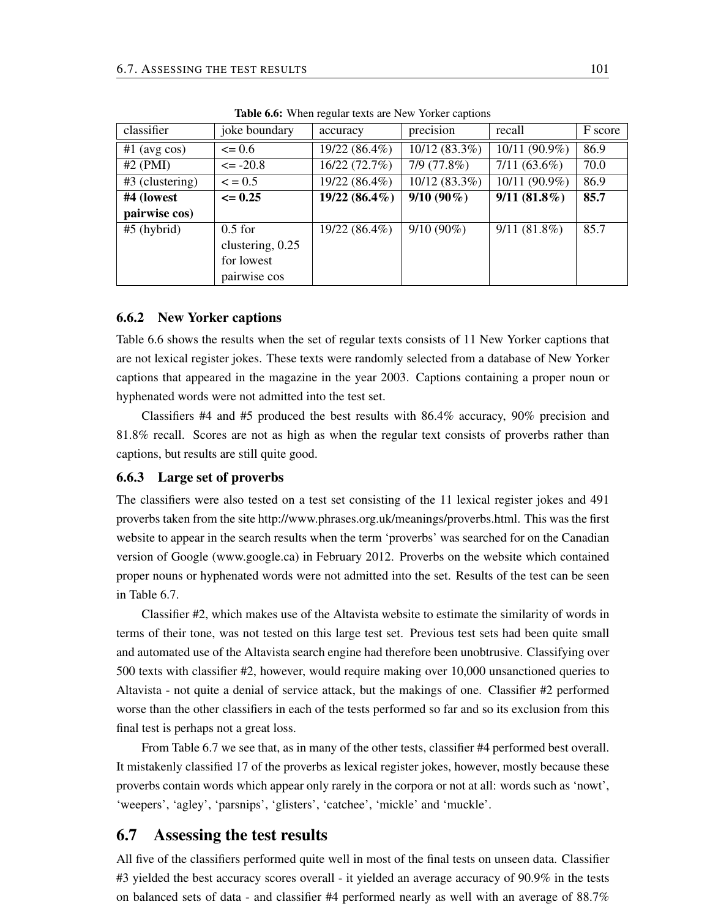**Table 6.6:** When regular texts are New Yorker captions

| classifier | joke boundary | accuracy | precision | recall | F score |
|---|---|---|---|---|---|
| #1 (avg cos) | <= 0.6 | 19/22 (86.4%) | 10/12 (83.3%) | 10/11 (90.9%) | 86.9 |
| #2 (PMI) | <= -20.8 | 16/22 (72.7%) | 7/9 (77.8%) | 7/11 (63.6%) | 70.0 |
| #3 (clustering) | < = 0.5 | 19/22 (86.4%) | 10/12 (83.3%) | 10/11 (90.9%) | 86.9 |
| **#4 (lowest pairwise cos)** | **<= 0.25** | **19/22 (86.4%)** | **9/10 (90%)** | **9/11 (81.8%)** | **85.7** |
| #5 (hybrid) | 0.5 for clustering, 0.25 for lowest pairwise cos | 19/22 (86.4%) | 9/10 (90%) | 9/11 (81.8%) | 85.7 |

### 6.6.2 New Yorker captions

Table 6.6 shows the results when the set of regular texts consists of 11 New Yorker captions that are not lexical register jokes. These texts were randomly selected from a database of New Yorker captions that appeared in the magazine in the year 2003. Captions containing a proper noun or hyphenated words were not admitted into the test set.

Classifiers #4 and #5 produced the best results with 86.4% accuracy, 90% precision and 81.8% recall. Scores are not as high as when the regular text consists of proverbs rather than captions, but results are still quite good.

### 6.6.3 Large set of proverbs

The classifiers were also tested on a test set consisting of the 11 lexical register jokes and 491 proverbs taken from the site http://www.phrases.org.uk/meanings/proverbs.html. This was the first website to appear in the search results when the term 'proverbs' was searched for on the Canadian version of Google (www.google.ca) in February 2012. Proverbs on the website which contained proper nouns or hyphenated words were not admitted into the set. Results of the test can be seen in Table 6.7.

Classifier #2, which makes use of the Altavista website to estimate the similarity of words in terms of their tone, was not tested on this large test set. Previous test sets had been quite small and automated use of the Altavista search engine had therefore been unobtrusive. Classifying over 500 texts with classifier #2, however, would require making over 10,000 unsanctioned queries to Altavista - not quite a denial of service attack, but the makings of one. Classifier #2 performed worse than the other classifiers in each of the tests performed so far and so its exclusion from this final test is perhaps not a great loss.

From Table 6.7 we see that, as in many of the other tests, classifier #4 performed best overall. It mistakenly classified 17 of the proverbs as lexical register jokes, however, mostly because these proverbs contain words which appear only rarely in the corpora or not at all: words such as 'nowt', 'weepers', 'agley', 'parsnips', 'glisters', 'catchee', 'mickle' and 'muckle'.

## 6.7 Assessing the test results

All five of the classifiers performed quite well in most of the final tests on unseen data. Classifier #3 yielded the best accuracy scores overall - it yielded an average accuracy of 90.9% in the tests on balanced sets of data - and classifier #4 performed nearly as well with an average of 88.7%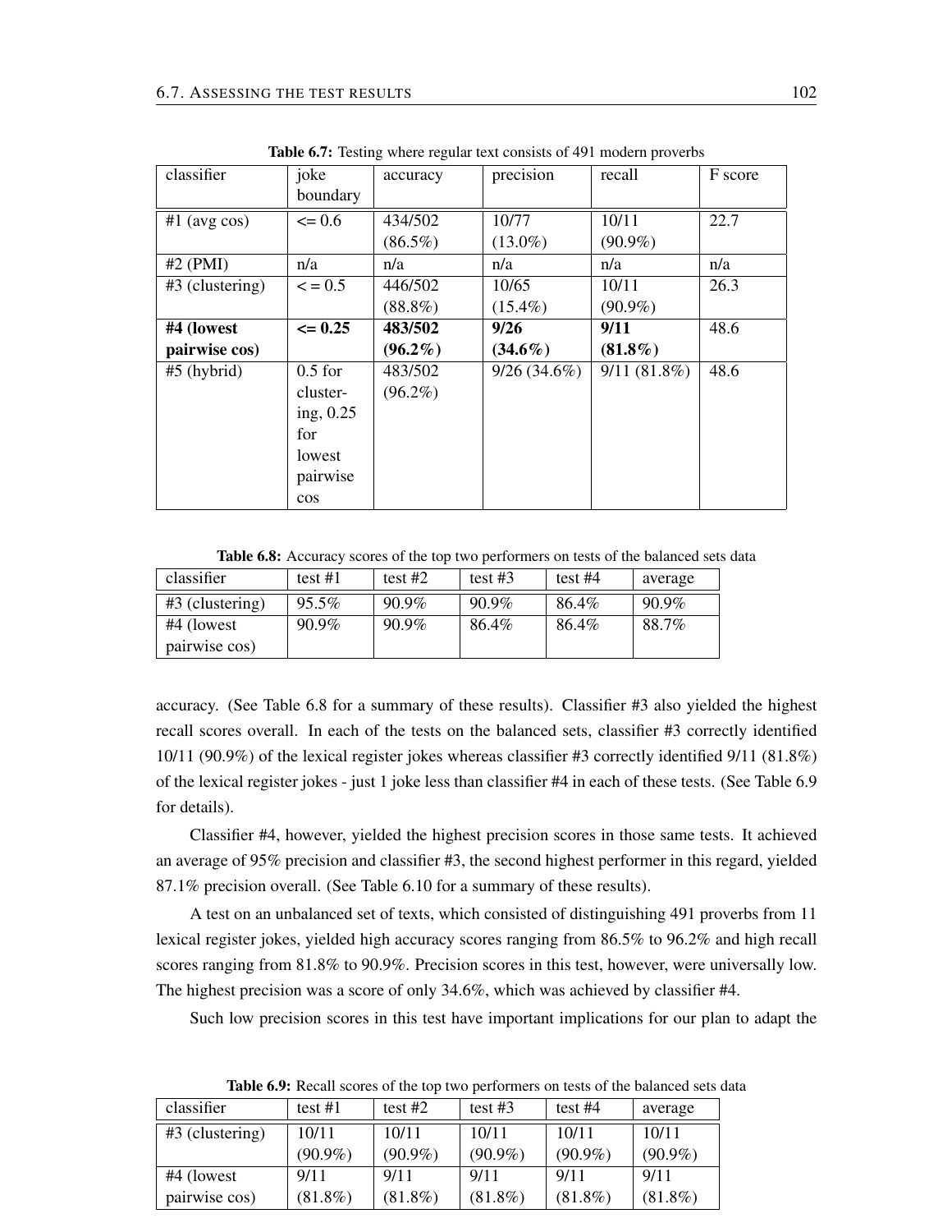**Table 6.7:** Testing where regular text consists of 491 modern proverbs

| classifier | joke boundary | accuracy | precision | recall | F score |
|---|---|---|---|---|---|
| #1 (avg cos) | <= 0.6 | 434/502 (86.5%) | 10/77 (13.0%) | 10/11 (90.9%) | 22.7 |
| #2 (PMI) | n/a | n/a | n/a | n/a | n/a |
| #3 (clustering) | < = 0.5 | 446/502 (88.8%) | 10/65 (15.4%) | 10/11 (90.9%) | 26.3 |
| **#4 (lowest pairwise cos)** | **<= 0.25** | **483/502 (96.2%)** | **9/26 (34.6%)** | **9/11 (81.8%)** | 48.6 |
| #5 (hybrid) | 0.5 for clustering, 0.25 for lowest pairwise cos | 483/502 (96.2%) | 9/26 (34.6%) | 9/11 (81.8%) | 48.6 |

**Table 6.8:** Accuracy scores of the top two performers on tests of the balanced sets data

| classifier | test #1 | test #2 | test #3 | test #4 | average |
|---|---|---|---|---|---|
| #3 (clustering) | 95.5% | 90.9% | 90.9% | 86.4% | 90.9% |
| #4 (lowest pairwise cos) | 90.9% | 90.9% | 86.4% | 86.4% | 88.7% |

accuracy. (See Table 6.8 for a summary of these results). Classifier #3 also yielded the highest recall scores overall. In each of the tests on the balanced sets, classifier #3 correctly identified 10/11 (90.9%) of the lexical register jokes whereas classifier #3 correctly identified 9/11 (81.8%) of the lexical register jokes - just 1 joke less than classifier #4 in each of these tests. (See Table 6.9 for details).

Classifier #4, however, yielded the highest precision scores in those same tests. It achieved an average of 95% precision and classifier #3, the second highest performer in this regard, yielded 87.1% precision overall. (See Table 6.10 for a summary of these results).

A test on an unbalanced set of texts, which consisted of distinguishing 491 proverbs from 11 lexical register jokes, yielded high accuracy scores ranging from 86.5% to 96.2% and high recall scores ranging from 81.8% to 90.9%. Precision scores in this test, however, were universally low. The highest precision was a score of only 34.6%, which was achieved by classifier #4.

Such low precision scores in this test have important implications for our plan to adapt the

**Table 6.9:** Recall scores of the top two performers on tests of the balanced sets data

| classifier | test #1 | test #2 | test #3 | test #4 | average |
|---|---|---|---|---|---|
| #3 (clustering) | 10/11 (90.9%) | 10/11 (90.9%) | 10/11 (90.9%) | 10/11 (90.9%) | 10/11 (90.9%) |
| #4 (lowest pairwise cos) | 9/11 (81.8%) | 9/11 (81.8%) | 9/11 (81.8%) | 9/11 (81.8%) | 9/11 (81.8%) |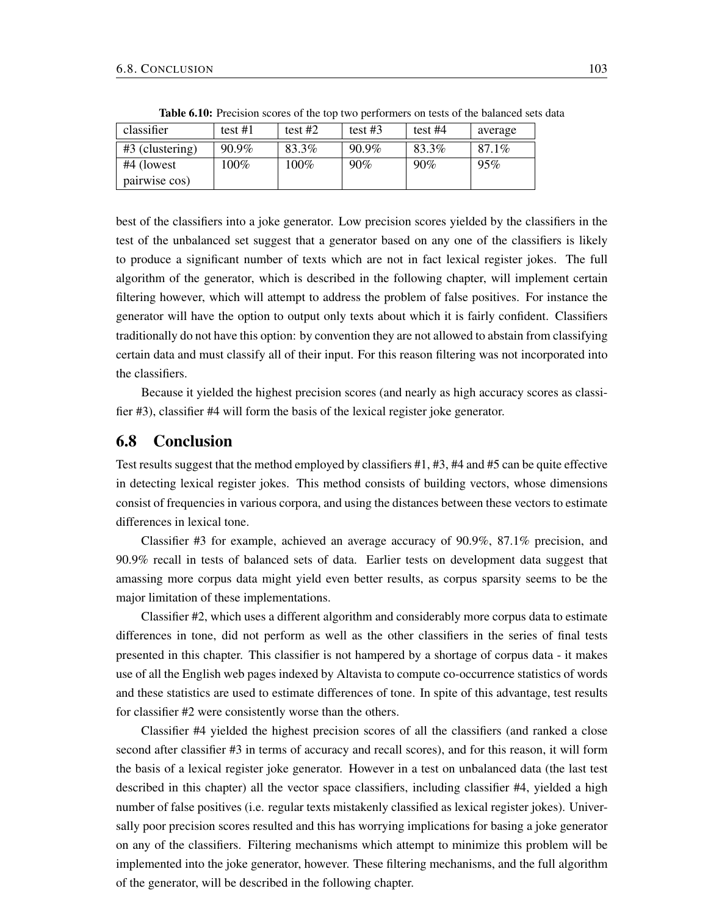**Table 6.10:** Precision scores of the top two performers on tests of the balanced sets data

| classifier | test #1 | test #2 | test #3 | test #4 | average |
|---|---|---|---|---|---|
| #3 (clustering) | 90.9% | 83.3% | 90.9% | 83.3% | 87.1% |
| #4 (lowest pairwise cos) | 100% | 100% | 90% | 90% | 95% |

best of the classifiers into a joke generator. Low precision scores yielded by the classifiers in the test of the unbalanced set suggest that a generator based on any one of the classifiers is likely to produce a significant number of texts which are not in fact lexical register jokes. The full algorithm of the generator, which is described in the following chapter, will implement certain filtering however, which will attempt to address the problem of false positives. For instance the generator will have the option to output only texts about which it is fairly confident. Classifiers traditionally do not have this option: by convention they are not allowed to abstain from classifying certain data and must classify all of their input. For this reason filtering was not incorporated into the classifiers.

Because it yielded the highest precision scores (and nearly as high accuracy scores as classifier #3), classifier #4 will form the basis of the lexical register joke generator.

## 6.8 Conclusion

Test results suggest that the method employed by classifiers #1, #3, #4 and #5 can be quite effective in detecting lexical register jokes. This method consists of building vectors, whose dimensions consist of frequencies in various corpora, and using the distances between these vectors to estimate differences in lexical tone.

Classifier #3 for example, achieved an average accuracy of 90.9%, 87.1% precision, and 90.9% recall in tests of balanced sets of data. Earlier tests on development data suggest that amassing more corpus data might yield even better results, as corpus sparsity seems to be the major limitation of these implementations.

Classifier #2, which uses a different algorithm and considerably more corpus data to estimate differences in tone, did not perform as well as the other classifiers in the series of final tests presented in this chapter. This classifier is not hampered by a shortage of corpus data - it makes use of all the English web pages indexed by Altavista to compute co-occurrence statistics of words and these statistics are used to estimate differences of tone. In spite of this advantage, test results for classifier #2 were consistently worse than the others.

Classifier #4 yielded the highest precision scores of all the classifiers (and ranked a close second after classifier #3 in terms of accuracy and recall scores), and for this reason, it will form the basis of a lexical register joke generator. However in a test on unbalanced data (the last test described in this chapter) all the vector space classifiers, including classifier #4, yielded a high number of false positives (i.e. regular texts mistakenly classified as lexical register jokes). Universally poor precision scores resulted and this has worrying implications for basing a joke generator on any of the classifiers. Filtering mechanisms which attempt to minimize this problem will be implemented into the joke generator, however. These filtering mechanisms, and the full algorithm of the generator, will be described in the following chapter.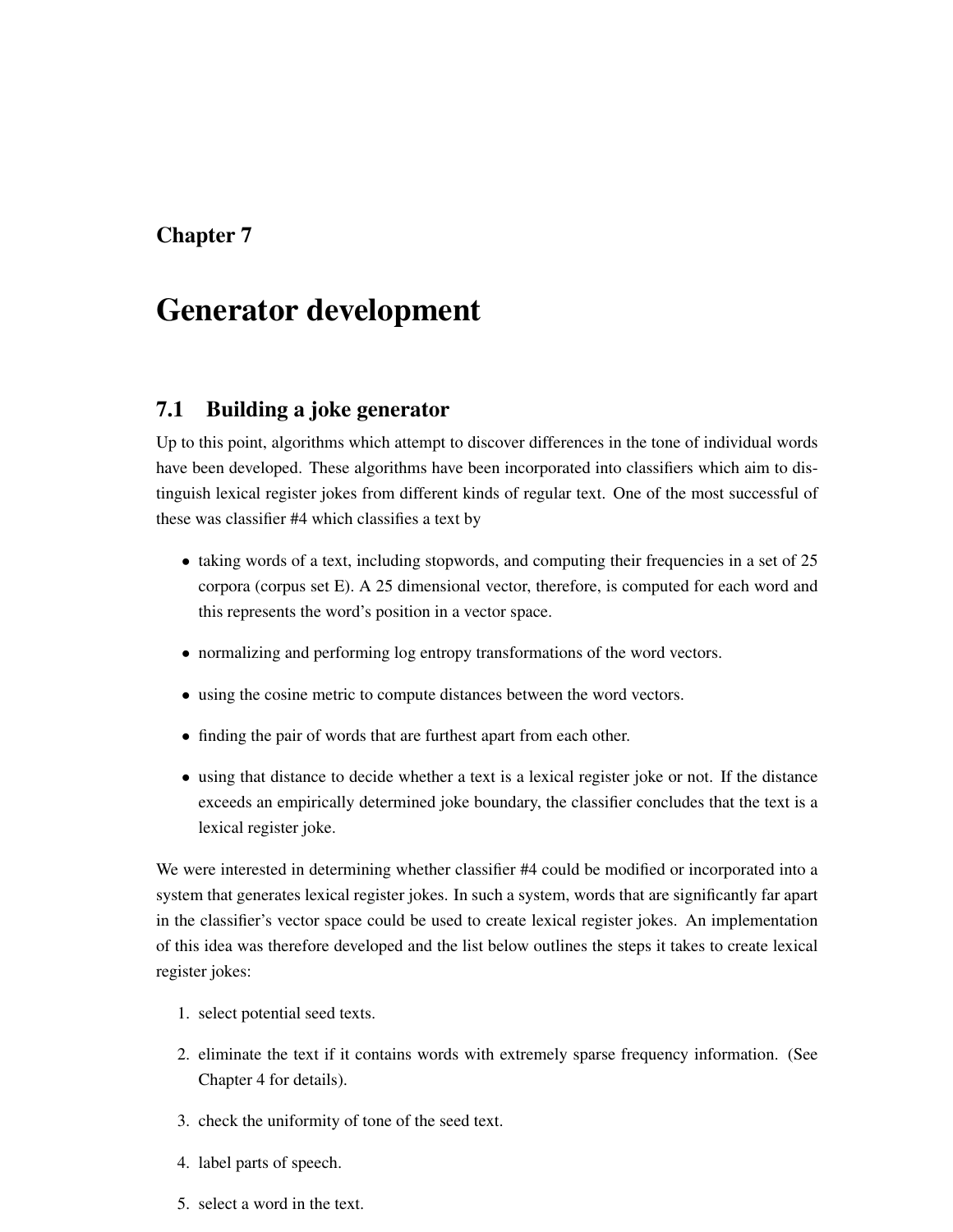# Chapter 7

# Generator development

## 7.1 Building a joke generator

Up to this point, algorithms which attempt to discover differences in the tone of individual words have been developed. These algorithms have been incorporated into classifiers which aim to distinguish lexical register jokes from different kinds of regular text. One of the most successful of these was classifier #4 which classifies a text by

- taking words of a text, including stopwords, and computing their frequencies in a set of 25 corpora (corpus set E). A 25 dimensional vector, therefore, is computed for each word and this represents the word's position in a vector space.
- normalizing and performing log entropy transformations of the word vectors.
- using the cosine metric to compute distances between the word vectors.
- finding the pair of words that are furthest apart from each other.
- using that distance to decide whether a text is a lexical register joke or not. If the distance exceeds an empirically determined joke boundary, the classifier concludes that the text is a lexical register joke.

We were interested in determining whether classifier #4 could be modified or incorporated into a system that generates lexical register jokes. In such a system, words that are significantly far apart in the classifier's vector space could be used to create lexical register jokes. An implementation of this idea was therefore developed and the list below outlines the steps it takes to create lexical register jokes:

1. select potential seed texts.
2. eliminate the text if it contains words with extremely sparse frequency information. (See Chapter 4 for details).
3. check the uniformity of tone of the seed text.
4. label parts of speech.
5. select a word in the text.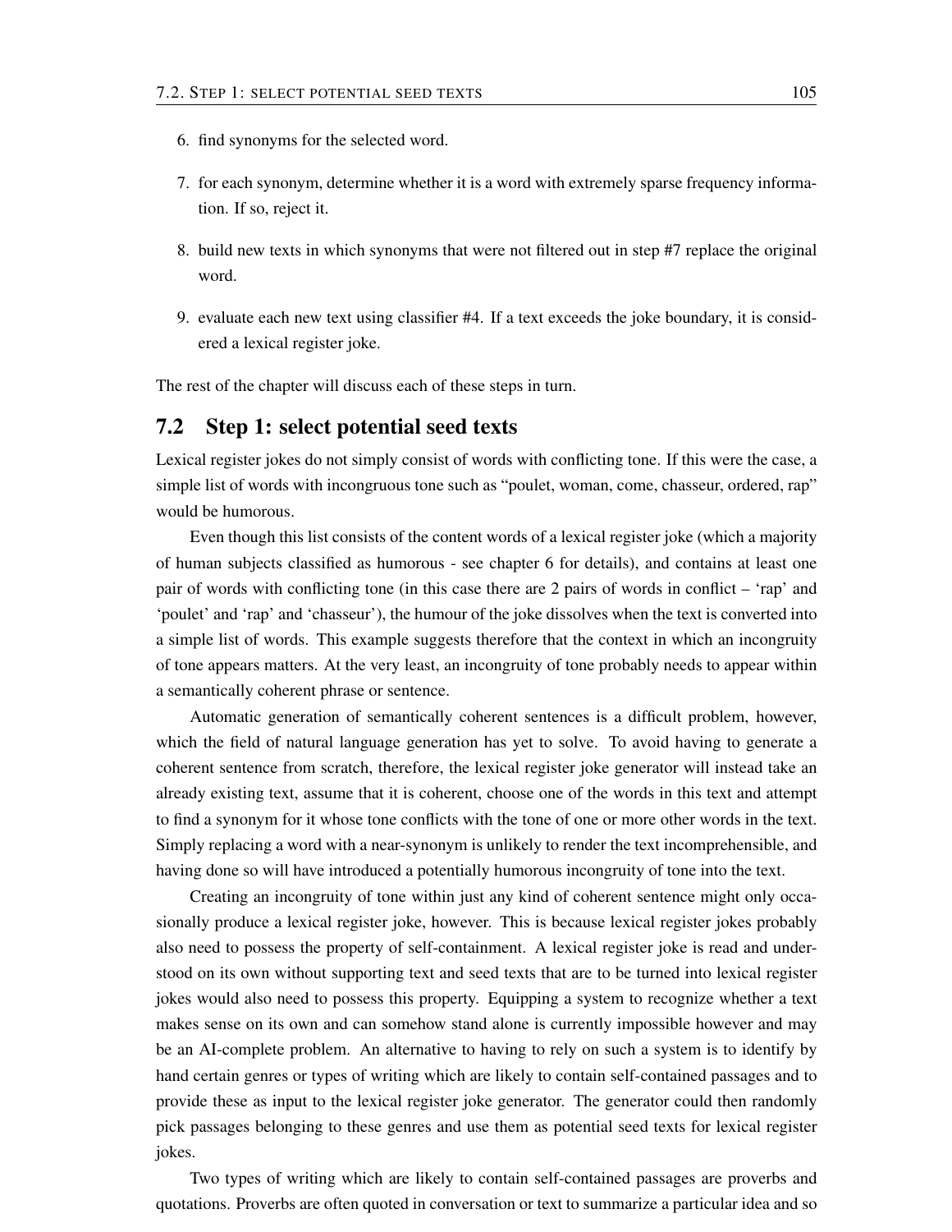6. find synonyms for the selected word.

7. for each synonym, determine whether it is a word with extremely sparse frequency information. If so, reject it.

8. build new texts in which synonyms that were not filtered out in step #7 replace the original word.

9. evaluate each new text using classifier #4. If a text exceeds the joke boundary, it is considered a lexical register joke.

The rest of the chapter will discuss each of these steps in turn.

## 7.2 Step 1: select potential seed texts

Lexical register jokes do not simply consist of words with conflicting tone. If this were the case, a simple list of words with incongruous tone such as "poulet, woman, come, chasseur, ordered, rap" would be humorous.

Even though this list consists of the content words of a lexical register joke (which a majority of human subjects classified as humorous - see chapter 6 for details), and contains at least one pair of words with conflicting tone (in this case there are 2 pairs of words in conflict – 'rap' and 'poulet' and 'rap' and 'chasseur'), the humour of the joke dissolves when the text is converted into a simple list of words. This example suggests therefore that the context in which an incongruity of tone appears matters. At the very least, an incongruity of tone probably needs to appear within a semantically coherent phrase or sentence.

Automatic generation of semantically coherent sentences is a difficult problem, however, which the field of natural language generation has yet to solve. To avoid having to generate a coherent sentence from scratch, therefore, the lexical register joke generator will instead take an already existing text, assume that it is coherent, choose one of the words in this text and attempt to find a synonym for it whose tone conflicts with the tone of one or more other words in the text. Simply replacing a word with a near-synonym is unlikely to render the text incomprehensible, and having done so will have introduced a potentially humorous incongruity of tone into the text.

Creating an incongruity of tone within just any kind of coherent sentence might only occasionally produce a lexical register joke, however. This is because lexical register jokes probably also need to possess the property of self-containment. A lexical register joke is read and understood on its own without supporting text and seed texts that are to be turned into lexical register jokes would also need to possess this property. Equipping a system to recognize whether a text makes sense on its own and can somehow stand alone is currently impossible however and may be an AI-complete problem. An alternative to having to rely on such a system is to identify by hand certain genres or types of writing which are likely to contain self-contained passages and to provide these as input to the lexical register joke generator. The generator could then randomly pick passages belonging to these genres and use them as potential seed texts for lexical register jokes.

Two types of writing which are likely to contain self-contained passages are proverbs and quotations. Proverbs are often quoted in conversation or text to summarize a particular idea and so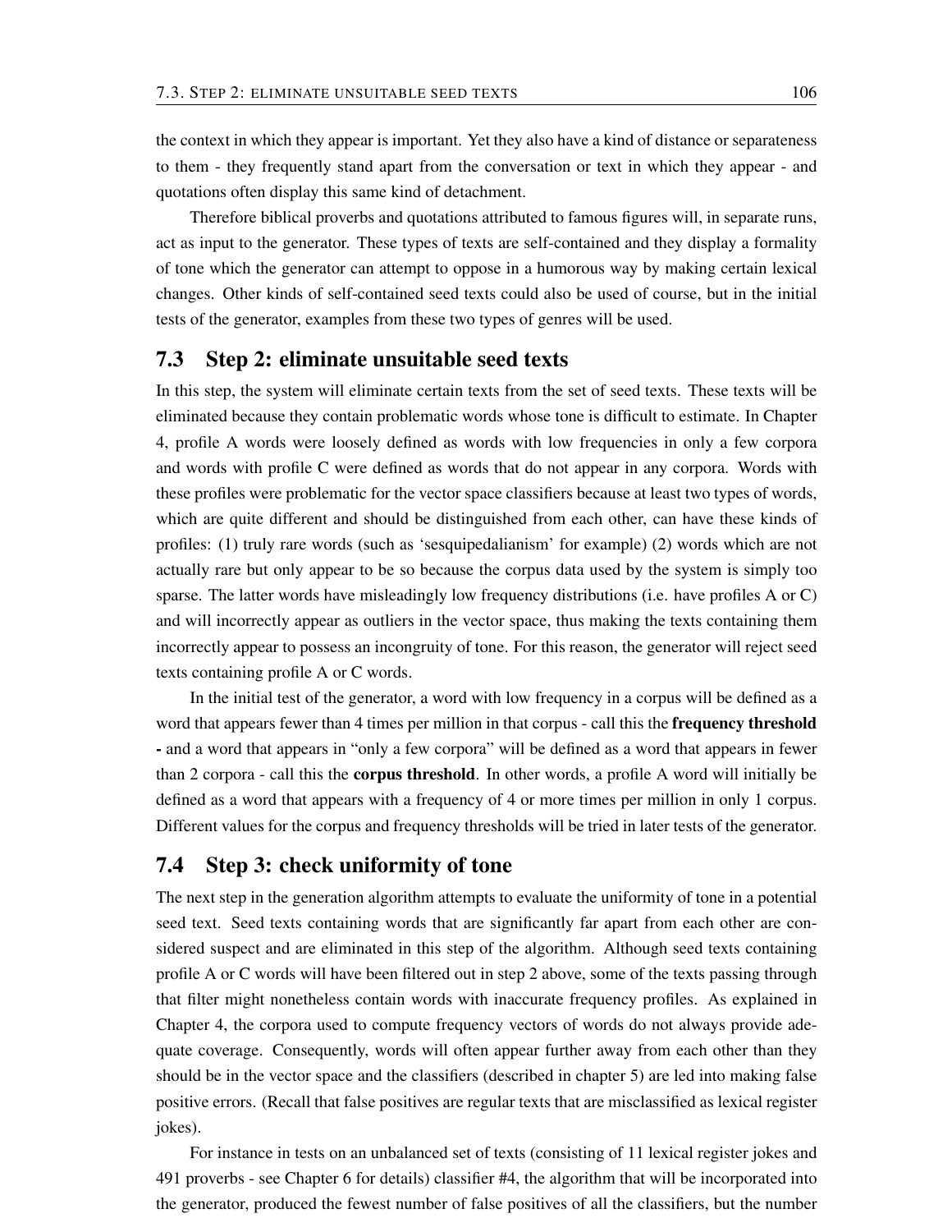the context in which they appear is important. Yet they also have a kind of distance or separateness to them - they frequently stand apart from the conversation or text in which they appear - and quotations often display this same kind of detachment.

Therefore biblical proverbs and quotations attributed to famous figures will, in separate runs, act as input to the generator. These types of texts are self-contained and they display a formality of tone which the generator can attempt to oppose in a humorous way by making certain lexical changes. Other kinds of self-contained seed texts could also be used of course, but in the initial tests of the generator, examples from these two types of genres will be used.

## 7.3 Step 2: eliminate unsuitable seed texts

In this step, the system will eliminate certain texts from the set of seed texts. These texts will be eliminated because they contain problematic words whose tone is difficult to estimate. In Chapter 4, profile A words were loosely defined as words with low frequencies in only a few corpora and words with profile C were defined as words that do not appear in any corpora. Words with these profiles were problematic for the vector space classifiers because at least two types of words, which are quite different and should be distinguished from each other, can have these kinds of profiles: (1) truly rare words (such as 'sesquipedalianism' for example) (2) words which are not actually rare but only appear to be so because the corpus data used by the system is simply too sparse. The latter words have misleadingly low frequency distributions (i.e. have profiles A or C) and will incorrectly appear as outliers in the vector space, thus making the texts containing them incorrectly appear to possess an incongruity of tone. For this reason, the generator will reject seed texts containing profile A or C words.

In the initial test of the generator, a word with low frequency in a corpus will be defined as a word that appears fewer than 4 times per million in that corpus - call this the **frequency threshold -** and a word that appears in "only a few corpora" will be defined as a word that appears in fewer than 2 corpora - call this the **corpus threshold**. In other words, a profile A word will initially be defined as a word that appears with a frequency of 4 or more times per million in only 1 corpus. Different values for the corpus and frequency thresholds will be tried in later tests of the generator.

## 7.4 Step 3: check uniformity of tone

The next step in the generation algorithm attempts to evaluate the uniformity of tone in a potential seed text. Seed texts containing words that are significantly far apart from each other are considered suspect and are eliminated in this step of the algorithm. Although seed texts containing profile A or C words will have been filtered out in step 2 above, some of the texts passing through that filter might nonetheless contain words with inaccurate frequency profiles. As explained in Chapter 4, the corpora used to compute frequency vectors of words do not always provide adequate coverage. Consequently, words will often appear further away from each other than they should be in the vector space and the classifiers (described in chapter 5) are led into making false positive errors. (Recall that false positives are regular texts that are misclassified as lexical register jokes).

For instance in tests on an unbalanced set of texts (consisting of 11 lexical register jokes and 491 proverbs - see Chapter 6 for details) classifier #4, the algorithm that will be incorporated into the generator, produced the fewest number of false positives of all the classifiers, but the number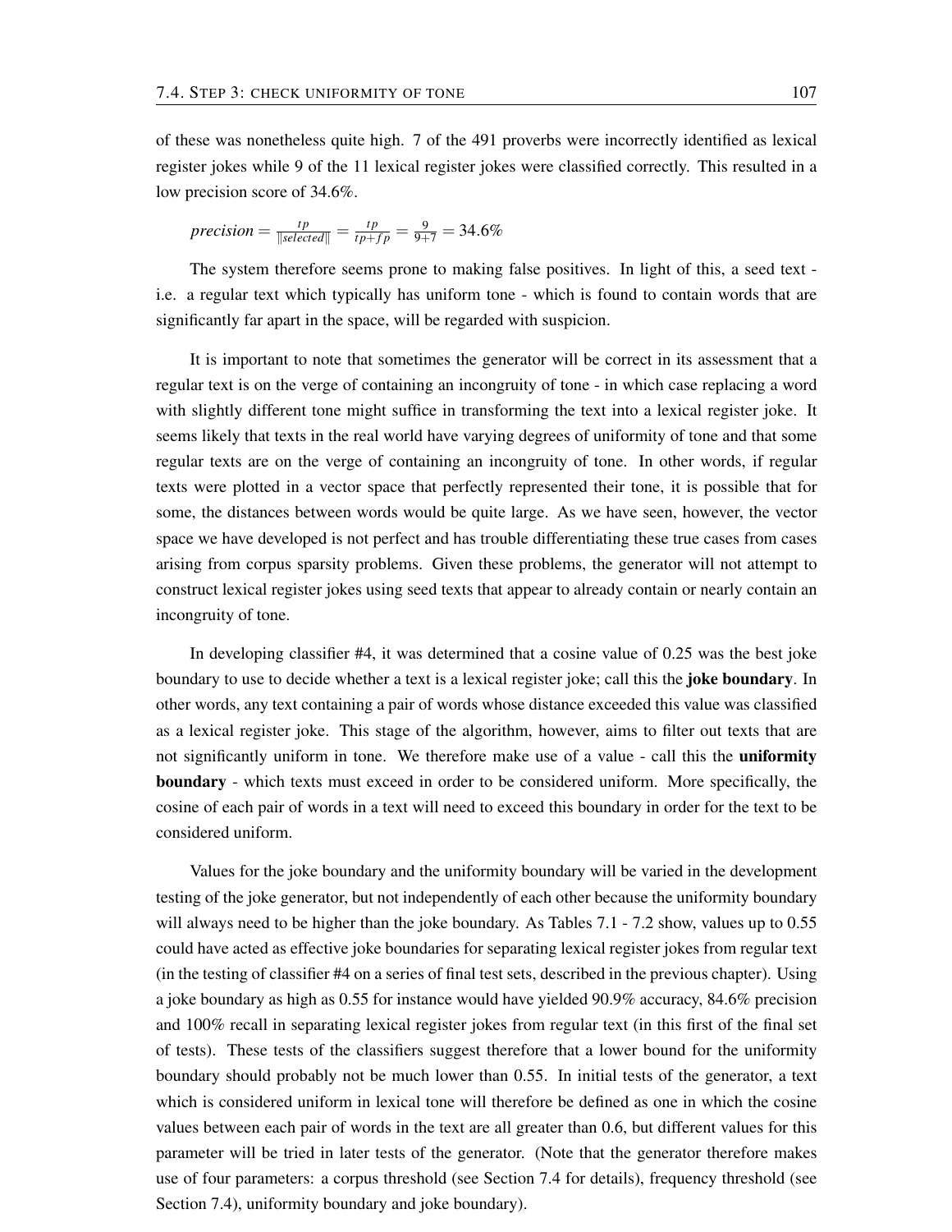of these was nonetheless quite high. 7 of the 491 proverbs were incorrectly identified as lexical register jokes while 9 of the 11 lexical register jokes were classified correctly. This resulted in a low precision score of 34.6%.

$$precision = \frac{tp}{\|selected\|} = \frac{tp}{tp+fp} = \frac{9}{9+7} = 34.6\%$$

The system therefore seems prone to making false positives. In light of this, a seed text - i.e. a regular text which typically has uniform tone - which is found to contain words that are significantly far apart in the space, will be regarded with suspicion.

It is important to note that sometimes the generator will be correct in its assessment that a regular text is on the verge of containing an incongruity of tone - in which case replacing a word with slightly different tone might suffice in transforming the text into a lexical register joke. It seems likely that texts in the real world have varying degrees of uniformity of tone and that some regular texts are on the verge of containing an incongruity of tone. In other words, if regular texts were plotted in a vector space that perfectly represented their tone, it is possible that for some, the distances between words would be quite large. As we have seen, however, the vector space we have developed is not perfect and has trouble differentiating these true cases from cases arising from corpus sparsity problems. Given these problems, the generator will not attempt to construct lexical register jokes using seed texts that appear to already contain or nearly contain an incongruity of tone.

In developing classifier #4, it was determined that a cosine value of 0.25 was the best joke boundary to use to decide whether a text is a lexical register joke; call this the **joke boundary**. In other words, any text containing a pair of words whose distance exceeded this value was classified as a lexical register joke. This stage of the algorithm, however, aims to filter out texts that are not significantly uniform in tone. We therefore make use of a value - call this the **uniformity boundary** - which texts must exceed in order to be considered uniform. More specifically, the cosine of each pair of words in a text will need to exceed this boundary in order for the text to be considered uniform.

Values for the joke boundary and the uniformity boundary will be varied in the development testing of the joke generator, but not independently of each other because the uniformity boundary will always need to be higher than the joke boundary. As Tables 7.1 - 7.2 show, values up to 0.55 could have acted as effective joke boundaries for separating lexical register jokes from regular text (in the testing of classifier #4 on a series of final test sets, described in the previous chapter). Using a joke boundary as high as 0.55 for instance would have yielded 90.9% accuracy, 84.6% precision and 100% recall in separating lexical register jokes from regular text (in this first of the final set of tests). These tests of the classifiers suggest therefore that a lower bound for the uniformity boundary should probably not be much lower than 0.55. In initial tests of the generator, a text which is considered uniform in lexical tone will therefore be defined as one in which the cosine values between each pair of words in the text are all greater than 0.6, but different values for this parameter will be tried in later tests of the generator. (Note that the generator therefore makes use of four parameters: a corpus threshold (see Section 7.4 for details), frequency threshold (see Section 7.4), uniformity boundary and joke boundary).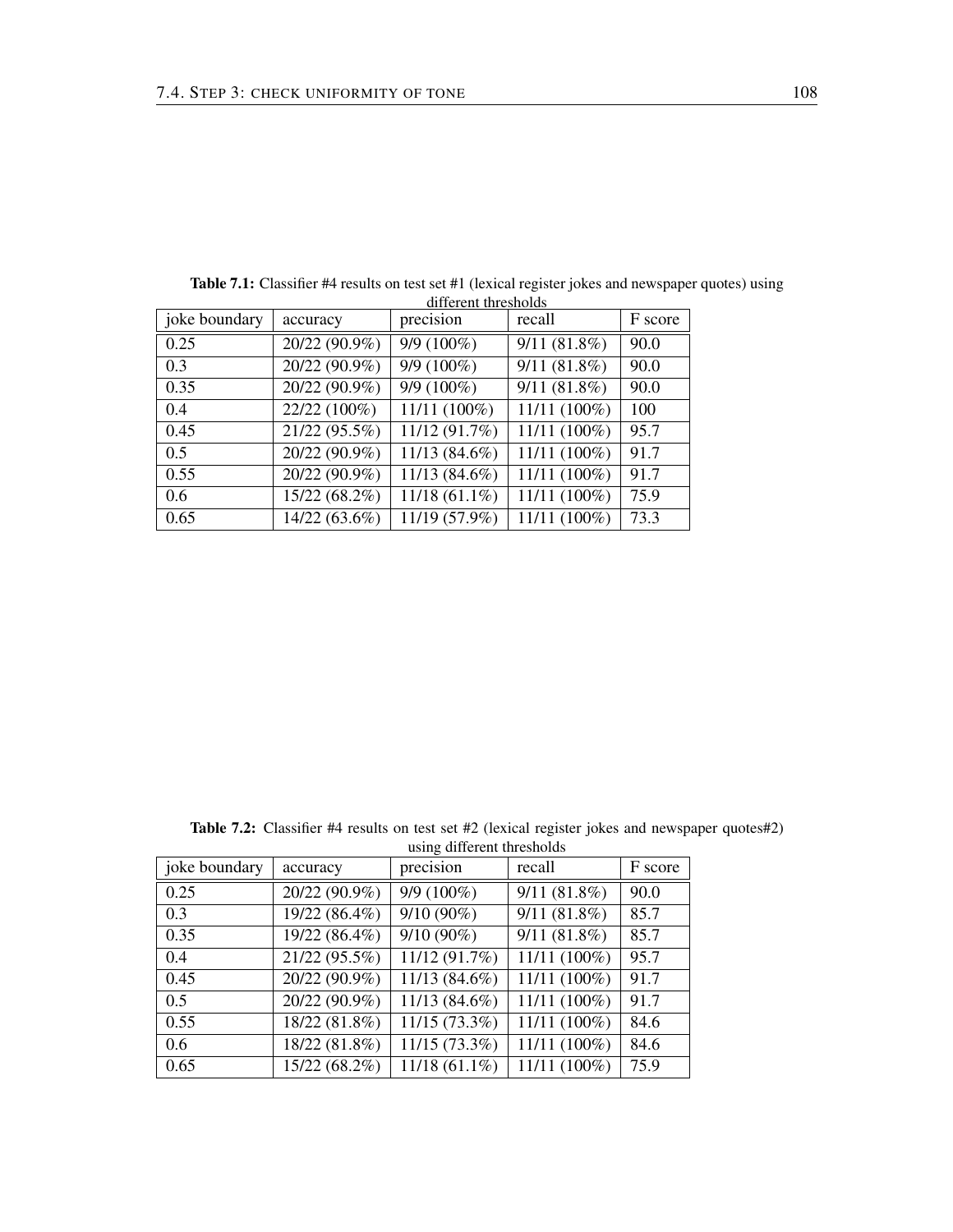**Table 7.1:** Classifier #4 results on test set #1 (lexical register jokes and newspaper quotes) using different thresholds

| joke boundary | accuracy | precision | recall | F score |
|---|---|---|---|---|
| 0.25 | 20/22 (90.9%) | 9/9 (100%) | 9/11 (81.8%) | 90.0 |
| 0.3 | 20/22 (90.9%) | 9/9 (100%) | 9/11 (81.8%) | 90.0 |
| 0.35 | 20/22 (90.9%) | 9/9 (100%) | 9/11 (81.8%) | 90.0 |
| 0.4 | 22/22 (100%) | 11/11 (100%) | 11/11 (100%) | 100 |
| 0.45 | 21/22 (95.5%) | 11/12 (91.7%) | 11/11 (100%) | 95.7 |
| 0.5 | 20/22 (90.9%) | 11/13 (84.6%) | 11/11 (100%) | 91.7 |
| 0.55 | 20/22 (90.9%) | 11/13 (84.6%) | 11/11 (100%) | 91.7 |
| 0.6 | 15/22 (68.2%) | 11/18 (61.1%) | 11/11 (100%) | 75.9 |
| 0.65 | 14/22 (63.6%) | 11/19 (57.9%) | 11/11 (100%) | 73.3 |

**Table 7.2:** Classifier #4 results on test set #2 (lexical register jokes and newspaper quotes#2) using different thresholds

| joke boundary | accuracy | precision | recall | F score |
|---|---|---|---|---|
| 0.25 | 20/22 (90.9%) | 9/9 (100%) | 9/11 (81.8%) | 90.0 |
| 0.3 | 19/22 (86.4%) | 9/10 (90%) | 9/11 (81.8%) | 85.7 |
| 0.35 | 19/22 (86.4%) | 9/10 (90%) | 9/11 (81.8%) | 85.7 |
| 0.4 | 21/22 (95.5%) | 11/12 (91.7%) | 11/11 (100%) | 95.7 |
| 0.45 | 20/22 (90.9%) | 11/13 (84.6%) | 11/11 (100%) | 91.7 |
| 0.5 | 20/22 (90.9%) | 11/13 (84.6%) | 11/11 (100%) | 91.7 |
| 0.55 | 18/22 (81.8%) | 11/15 (73.3%) | 11/11 (100%) | 84.6 |
| 0.6 | 18/22 (81.8%) | 11/15 (73.3%) | 11/11 (100%) | 84.6 |
| 0.65 | 15/22 (68.2%) | 11/18 (61.1%) | 11/11 (100%) | 75.9 |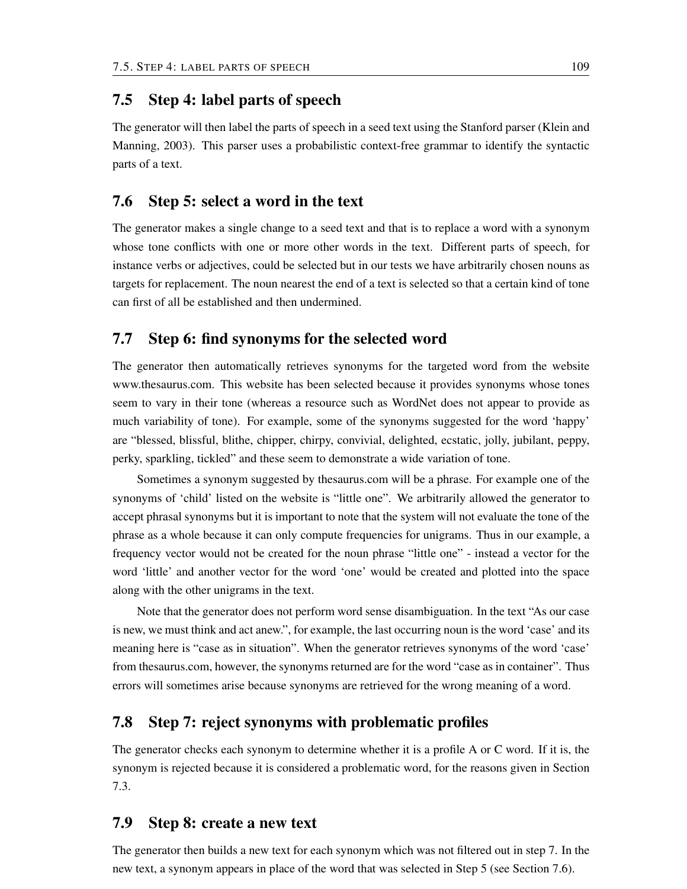## 7.5 Step 4: label parts of speech

The generator will then label the parts of speech in a seed text using the Stanford parser (Klein and Manning, 2003). This parser uses a probabilistic context-free grammar to identify the syntactic parts of a text.

## 7.6 Step 5: select a word in the text

The generator makes a single change to a seed text and that is to replace a word with a synonym whose tone conflicts with one or more other words in the text. Different parts of speech, for instance verbs or adjectives, could be selected but in our tests we have arbitrarily chosen nouns as targets for replacement. The noun nearest the end of a text is selected so that a certain kind of tone can first of all be established and then undermined.

## 7.7 Step 6: find synonyms for the selected word

The generator then automatically retrieves synonyms for the targeted word from the website www.thesaurus.com. This website has been selected because it provides synonyms whose tones seem to vary in their tone (whereas a resource such as WordNet does not appear to provide as much variability of tone). For example, some of the synonyms suggested for the word 'happy' are "blessed, blissful, blithe, chipper, chirpy, convivial, delighted, ecstatic, jolly, jubilant, peppy, perky, sparkling, tickled" and these seem to demonstrate a wide variation of tone.

Sometimes a synonym suggested by thesaurus.com will be a phrase. For example one of the synonyms of 'child' listed on the website is "little one". We arbitrarily allowed the generator to accept phrasal synonyms but it is important to note that the system will not evaluate the tone of the phrase as a whole because it can only compute frequencies for unigrams. Thus in our example, a frequency vector would not be created for the noun phrase "little one" - instead a vector for the word 'little' and another vector for the word 'one' would be created and plotted into the space along with the other unigrams in the text.

Note that the generator does not perform word sense disambiguation. In the text "As our case is new, we must think and act anew.", for example, the last occurring noun is the word 'case' and its meaning here is "case as in situation". When the generator retrieves synonyms of the word 'case' from thesaurus.com, however, the synonyms returned are for the word "case as in container". Thus errors will sometimes arise because synonyms are retrieved for the wrong meaning of a word.

## 7.8 Step 7: reject synonyms with problematic profiles

The generator checks each synonym to determine whether it is a profile A or C word. If it is, the synonym is rejected because it is considered a problematic word, for the reasons given in Section 7.3.

## 7.9 Step 8: create a new text

The generator then builds a new text for each synonym which was not filtered out in step 7. In the new text, a synonym appears in place of the word that was selected in Step 5 (see Section 7.6).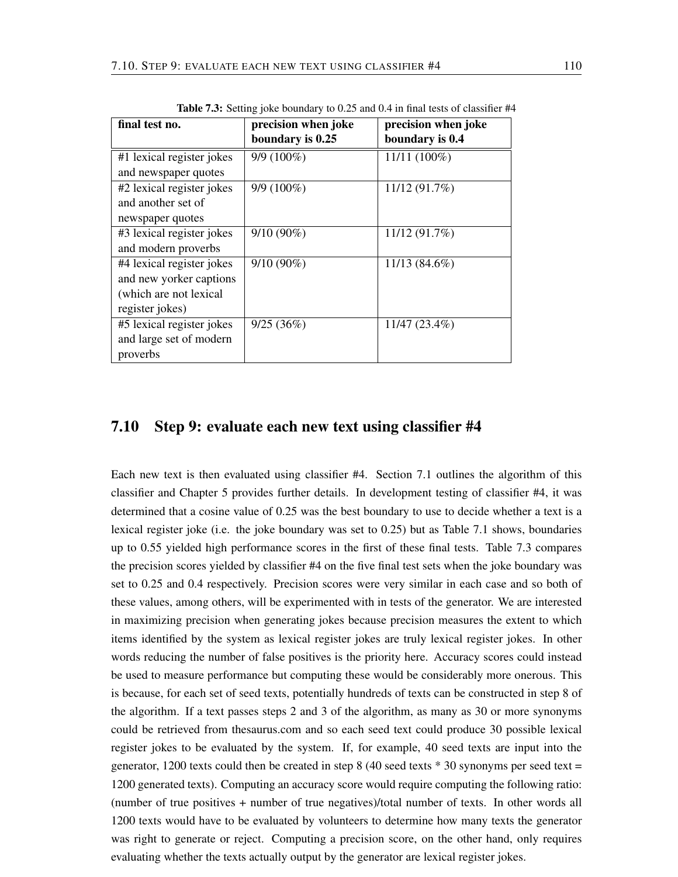**Table 7.3:** Setting joke boundary to 0.25 and 0.4 in final tests of classifier #4

| final test no. | precision when joke boundary is 0.25 | precision when joke boundary is 0.4 |
|---|---|---|
| #1 lexical register jokes and newspaper quotes | 9/9 (100%) | 11/11 (100%) |
| #2 lexical register jokes and another set of newspaper quotes | 9/9 (100%) | 11/12 (91.7%) |
| #3 lexical register jokes and modern proverbs | 9/10 (90%) | 11/12 (91.7%) |
| #4 lexical register jokes and new yorker captions (which are not lexical register jokes) | 9/10 (90%) | 11/13 (84.6%) |
| #5 lexical register jokes and large set of modern proverbs | 9/25 (36%) | 11/47 (23.4%) |

## 7.10 Step 9: evaluate each new text using classifier #4

Each new text is then evaluated using classifier #4. Section 7.1 outlines the algorithm of this classifier and Chapter 5 provides further details. In development testing of classifier #4, it was determined that a cosine value of 0.25 was the best boundary to use to decide whether a text is a lexical register joke (i.e. the joke boundary was set to 0.25) but as Table 7.1 shows, boundaries up to 0.55 yielded high performance scores in the first of these final tests. Table 7.3 compares the precision scores yielded by classifier #4 on the five final test sets when the joke boundary was set to 0.25 and 0.4 respectively. Precision scores were very similar in each case and so both of these values, among others, will be experimented with in tests of the generator. We are interested in maximizing precision when generating jokes because precision measures the extent to which items identified by the system as lexical register jokes are truly lexical register jokes. In other words reducing the number of false positives is the priority here. Accuracy scores could instead be used to measure performance but computing these would be considerably more onerous. This is because, for each set of seed texts, potentially hundreds of texts can be constructed in step 8 of the algorithm. If a text passes steps 2 and 3 of the algorithm, as many as 30 or more synonyms could be retrieved from thesaurus.com and so each seed text could produce 30 possible lexical register jokes to be evaluated by the system. If, for example, 40 seed texts are input into the generator, 1200 texts could then be created in step 8 (40 seed texts * 30 synonyms per seed text = 1200 generated texts). Computing an accuracy score would require computing the following ratio: (number of true positives + number of true negatives)/total number of texts. In other words all 1200 texts would have to be evaluated by volunteers to determine how many texts the generator was right to generate or reject. Computing a precision score, on the other hand, only requires evaluating whether the texts actually output by the generator are lexical register jokes.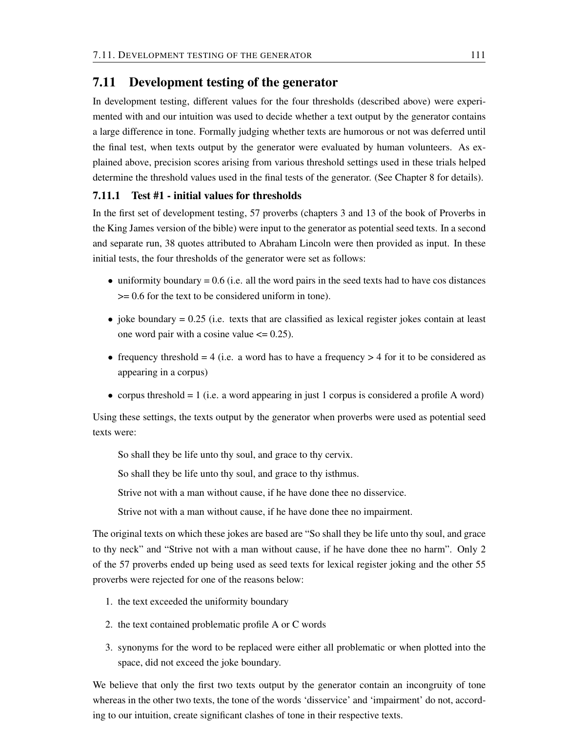## 7.11 Development testing of the generator

In development testing, different values for the four thresholds (described above) were experimented with and our intuition was used to decide whether a text output by the generator contains a large difference in tone. Formally judging whether texts are humorous or not was deferred until the final test, when texts output by the generator were evaluated by human volunteers. As explained above, precision scores arising from various threshold settings used in these trials helped determine the threshold values used in the final tests of the generator. (See Chapter 8 for details).

### 7.11.1 Test #1 - initial values for thresholds

In the first set of development testing, 57 proverbs (chapters 3 and 13 of the book of Proverbs in the King James version of the bible) were input to the generator as potential seed texts. In a second and separate run, 38 quotes attributed to Abraham Lincoln were then provided as input. In these initial tests, the four thresholds of the generator were set as follows:

- uniformity boundary = 0.6 (i.e. all the word pairs in the seed texts had to have cos distances >= 0.6 for the text to be considered uniform in tone).
- joke boundary = 0.25 (i.e. texts that are classified as lexical register jokes contain at least one word pair with a cosine value <= 0.25).
- frequency threshold = 4 (i.e. a word has to have a frequency > 4 for it to be considered as appearing in a corpus)
- corpus threshold = 1 (i.e. a word appearing in just 1 corpus is considered a profile A word)

Using these settings, the texts output by the generator when proverbs were used as potential seed texts were:

> So shall they be life unto thy soul, and grace to thy cervix.
>
> So shall they be life unto thy soul, and grace to thy isthmus.
>
> Strive not with a man without cause, if he have done thee no disservice.
>
> Strive not with a man without cause, if he have done thee no impairment.

The original texts on which these jokes are based are "So shall they be life unto thy soul, and grace to thy neck" and "Strive not with a man without cause, if he have done thee no harm". Only 2 of the 57 proverbs ended up being used as seed texts for lexical register joking and the other 55 proverbs were rejected for one of the reasons below:

1. the text exceeded the uniformity boundary
2. the text contained problematic profile A or C words
3. synonyms for the word to be replaced were either all problematic or when plotted into the space, did not exceed the joke boundary.

We believe that only the first two texts output by the generator contain an incongruity of tone whereas in the other two texts, the tone of the words 'disservice' and 'impairment' do not, according to our intuition, create significant clashes of tone in their respective texts.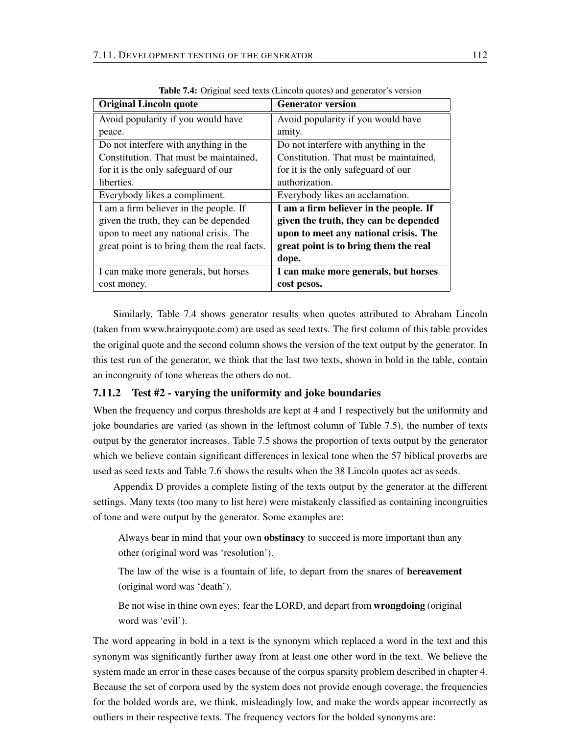**Table 7.4:** Original seed texts (Lincoln quotes) and generator's version

| Original Lincoln quote | Generator version |
|---|---|
| Avoid popularity if you would have peace. | Avoid popularity if you would have amity. |
| Do not interfere with anything in the Constitution. That must be maintained, for it is the only safeguard of our liberties. | Do not interfere with anything in the Constitution. That must be maintained, for it is the only safeguard of our authorization. |
| Everybody likes a compliment. | Everybody likes an acclamation. |
| I am a firm believer in the people. If given the truth, they can be depended upon to meet any national crisis. The great point is to bring them the real facts. | **I am a firm believer in the people. If given the truth, they can be depended upon to meet any national crisis. The great point is to bring them the real dope.** |
| I can make more generals, but horses cost money. | **I can make more generals, but horses cost pesos.** |

Similarly, Table 7.4 shows generator results when quotes attributed to Abraham Lincoln (taken from www.brainyquote.com) are used as seed texts. The first column of this table provides the original quote and the second column shows the version of the text output by the generator. In this test run of the generator, we think that the last two texts, shown in bold in the table, contain an incongruity of tone whereas the others do not.

### 7.11.2 Test #2 - varying the uniformity and joke boundaries

When the frequency and corpus thresholds are kept at 4 and 1 respectively but the uniformity and joke boundaries are varied (as shown in the leftmost column of Table 7.5), the number of texts output by the generator increases. Table 7.5 shows the proportion of texts output by the generator which we believe contain significant differences in lexical tone when the 57 biblical proverbs are used as seed texts and Table 7.6 shows the results when the 38 Lincoln quotes act as seeds.

Appendix D provides a complete listing of the texts output by the generator at the different settings. Many texts (too many to list here) were mistakenly classified as containing incongruities of tone and were output by the generator. Some examples are:

> Always bear in mind that your own **obstinacy** to succeed is more important than any other (original word was 'resolution').
>
> The law of the wise is a fountain of life, to depart from the snares of **bereavement** (original word was 'death').
>
> Be not wise in thine own eyes: fear the LORD, and depart from **wrongdoing** (original word was 'evil').

The word appearing in bold in a text is the synonym which replaced a word in the text and this synonym was significantly further away from at least one other word in the text. We believe the system made an error in these cases because of the corpus sparsity problem described in chapter 4. Because the set of corpora used by the system does not provide enough coverage, the frequencies for the bolded words are, we think, misleadingly low, and make the words appear incorrectly as outliers in their respective texts. The frequency vectors for the bolded synonyms are: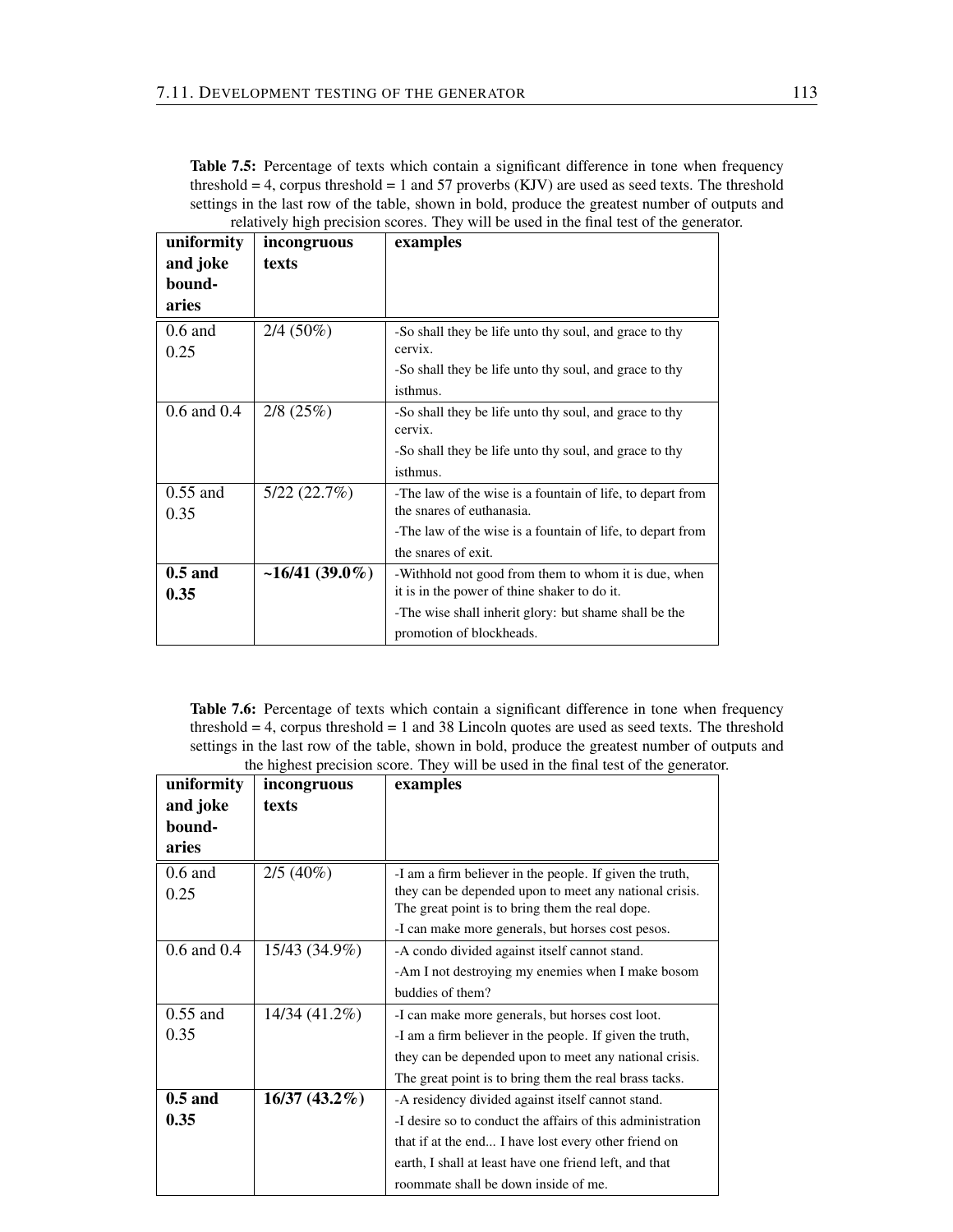**Table 7.5:** Percentage of texts which contain a significant difference in tone when frequency threshold = 4, corpus threshold = 1 and 57 proverbs (KJV) are used as seed texts. The threshold settings in the last row of the table, shown in bold, produce the greatest number of outputs and relatively high precision scores. They will be used in the final test of the generator.

| uniformity and joke boundaries | incongruous texts | examples |
|---|---|---|
| 0.6 and 0.25 | 2/4 (50%) | -So shall they be life unto thy soul, and grace to thy cervix.<br>-So shall they be life unto thy soul, and grace to thy isthmus. |
| 0.6 and 0.4 | 2/8 (25%) | -So shall they be life unto thy soul, and grace to thy cervix.<br>-So shall they be life unto thy soul, and grace to thy isthmus. |
| 0.55 and 0.35 | 5/22 (22.7%) | -The law of the wise is a fountain of life, to depart from the snares of euthanasia.<br>-The law of the wise is a fountain of life, to depart from the snares of exit. |
| **0.5 and 0.35** | **~16/41 (39.0%)** | -Withhold not good from them to whom it is due, when it is in the power of thine shaker to do it.<br>-The wise shall inherit glory: but shame shall be the promotion of blockheads. |

**Table 7.6:** Percentage of texts which contain a significant difference in tone when frequency threshold = 4, corpus threshold = 1 and 38 Lincoln quotes are used as seed texts. The threshold settings in the last row of the table, shown in bold, produce the greatest number of outputs and the highest precision score. They will be used in the final test of the generator.

| uniformity and joke boundaries | incongruous texts | examples |
|---|---|---|
| 0.6 and 0.25 | 2/5 (40%) | -I am a firm believer in the people. If given the truth, they can be depended upon to meet any national crisis. The great point is to bring them the real dope.<br>-I can make more generals, but horses cost pesos. |
| 0.6 and 0.4 | 15/43 (34.9%) | -A condo divided against itself cannot stand.<br>-Am I not destroying my enemies when I make bosom buddies of them? |
| 0.55 and 0.35 | 14/34 (41.2%) | -I can make more generals, but horses cost loot.<br>-I am a firm believer in the people. If given the truth, they can be depended upon to meet any national crisis. The great point is to bring them the real brass tacks. |
| **0.5 and 0.35** | **16/37 (43.2%)** | -A residency divided against itself cannot stand.<br>-I desire so to conduct the affairs of this administration that if at the end... I have lost every other friend on earth, I shall at least have one friend left, and that roommate shall be down inside of me. |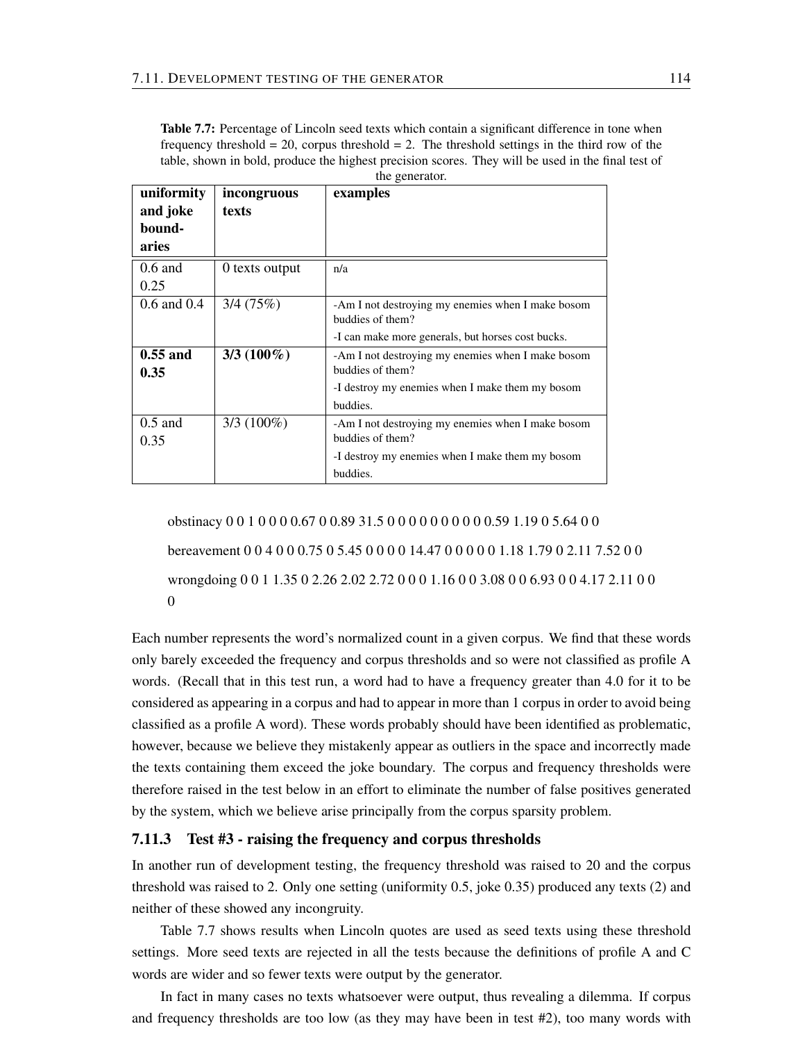**Table 7.7:** Percentage of Lincoln seed texts which contain a significant difference in tone when frequency threshold = 20, corpus threshold = 2. The threshold settings in the third row of the table, shown in bold, produce the highest precision scores. They will be used in the final test of the generator.

| uniformity and joke boundaries | incongruous texts | examples |
|---|---|---|
| 0.6 and 0.25 | 0 texts output | n/a |
| 0.6 and 0.4 | 3/4 (75%) | -Am I not destroying my enemies when I make bosom buddies of them? <br> -I can make more generals, but horses cost bucks. |
| **0.55 and 0.35** | **3/3 (100%)** | -Am I not destroying my enemies when I make bosom buddies of them? <br> -I destroy my enemies when I make them my bosom buddies. |
| 0.5 and 0.35 | 3/3 (100%) | -Am I not destroying my enemies when I make bosom buddies of them? <br> -I destroy my enemies when I make them my bosom buddies. |

obstinacy 0 0 1 0 0 0 0.67 0 0.89 31.5 0 0 0 0 0 0 0 0 0 0.59 1.19 0 5.64 0 0

bereavement 0 0 4 0 0 0.75 0 5.45 0 0 0 0 14.47 0 0 0 0 0 1.18 1.79 0 2.11 7.52 0 0

wrongdoing 0 0 1 1.35 0 2.26 2.02 2.72 0 0 0 1.16 0 0 3.08 0 0 6.93 0 0 4.17 2.11 0 0 0

Each number represents the word's normalized count in a given corpus. We find that these words only barely exceeded the frequency and corpus thresholds and so were not classified as profile A words. (Recall that in this test run, a word had to have a frequency greater than 4.0 for it to be considered as appearing in a corpus and had to appear in more than 1 corpus in order to avoid being classified as a profile A word). These words probably should have been identified as problematic, however, because we believe they mistakenly appear as outliers in the space and incorrectly made the texts containing them exceed the joke boundary. The corpus and frequency thresholds were therefore raised in the test below in an effort to eliminate the number of false positives generated by the system, which we believe arise principally from the corpus sparsity problem.

### 7.11.3 Test #3 - raising the frequency and corpus thresholds

In another run of development testing, the frequency threshold was raised to 20 and the corpus threshold was raised to 2. Only one setting (uniformity 0.5, joke 0.35) produced any texts (2) and neither of these showed any incongruity.

Table 7.7 shows results when Lincoln quotes are used as seed texts using these threshold settings. More seed texts are rejected in all the tests because the definitions of profile A and C words are wider and so fewer texts were output by the generator.

In fact in many cases no texts whatsoever were output, thus revealing a dilemma. If corpus and frequency thresholds are too low (as they may have been in test #2), too many words with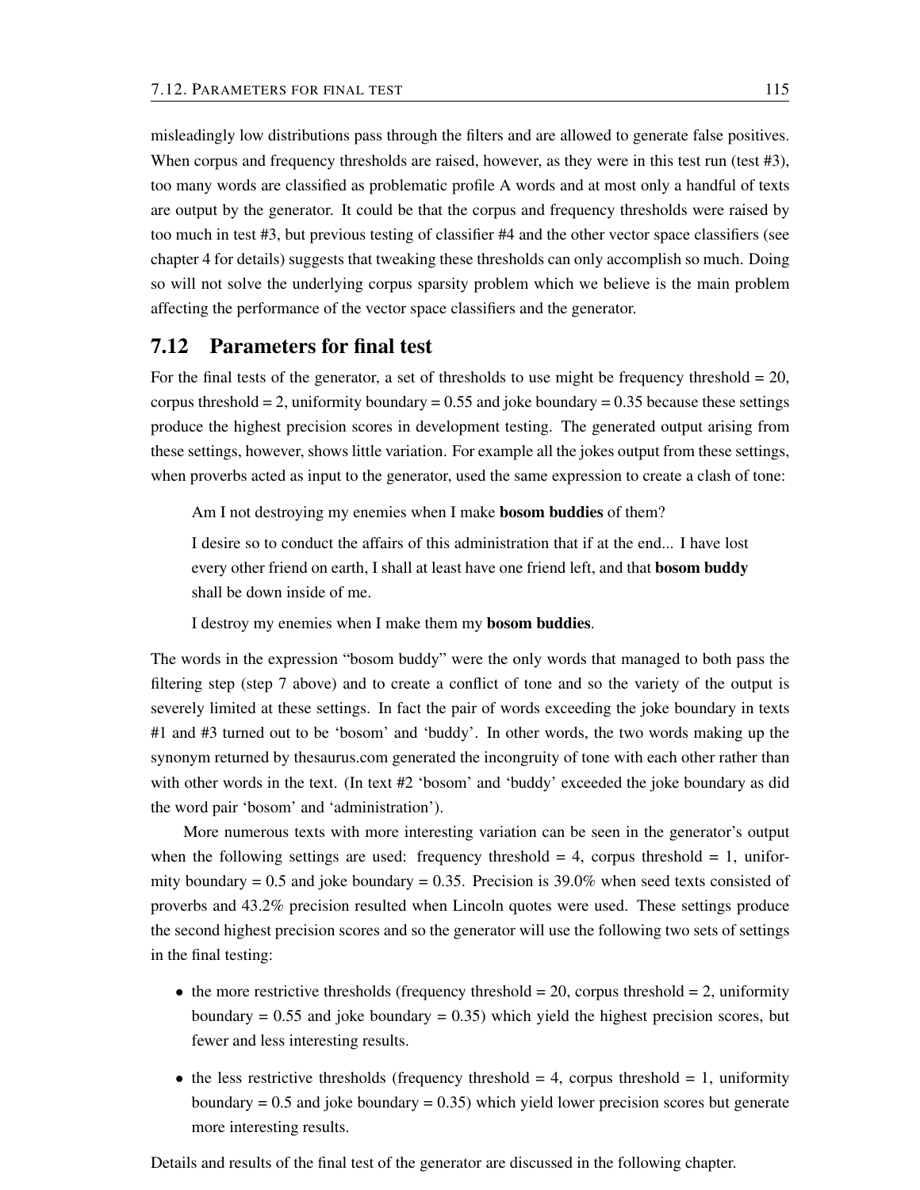misleadingly low distributions pass through the filters and are allowed to generate false positives. When corpus and frequency thresholds are raised, however, as they were in this test run (test #3), too many words are classified as problematic profile A words and at most only a handful of texts are output by the generator. It could be that the corpus and frequency thresholds were raised by too much in test #3, but previous testing of classifier #4 and the other vector space classifiers (see chapter 4 for details) suggests that tweaking these thresholds can only accomplish so much. Doing so will not solve the underlying corpus sparsity problem which we believe is the main problem affecting the performance of the vector space classifiers and the generator.

## 7.12 Parameters for final test

For the final tests of the generator, a set of thresholds to use might be frequency threshold = 20, corpus threshold = 2, uniformity boundary = 0.55 and joke boundary = 0.35 because these settings produce the highest precision scores in development testing. The generated output arising from these settings, however, shows little variation. For example all the jokes output from these settings, when proverbs acted as input to the generator, used the same expression to create a clash of tone:

> Am I not destroying my enemies when I make **bosom buddies** of them?
>
> I desire so to conduct the affairs of this administration that if at the end... I have lost every other friend on earth, I shall at least have one friend left, and that **bosom buddy** shall be down inside of me.
>
> I destroy my enemies when I make them my **bosom buddies**.

The words in the expression "bosom buddy" were the only words that managed to both pass the filtering step (step 7 above) and to create a conflict of tone and so the variety of the output is severely limited at these settings. In fact the pair of words exceeding the joke boundary in texts #1 and #3 turned out to be 'bosom' and 'buddy'. In other words, the two words making up the synonym returned by thesaurus.com generated the incongruity of tone with each other rather than with other words in the text. (In text #2 'bosom' and 'buddy' exceeded the joke boundary as did the word pair 'bosom' and 'administration').

More numerous texts with more interesting variation can be seen in the generator's output when the following settings are used: frequency threshold = 4, corpus threshold = 1, uniformity boundary = 0.5 and joke boundary = 0.35. Precision is 39.0% when seed texts consisted of proverbs and 43.2% precision resulted when Lincoln quotes were used. These settings produce the second highest precision scores and so the generator will use the following two sets of settings in the final testing:

- the more restrictive thresholds (frequency threshold = 20, corpus threshold = 2, uniformity boundary = 0.55 and joke boundary = 0.35) which yield the highest precision scores, but fewer and less interesting results.
- the less restrictive thresholds (frequency threshold = 4, corpus threshold = 1, uniformity boundary = 0.5 and joke boundary = 0.35) which yield lower precision scores but generate more interesting results.

Details and results of the final test of the generator are discussed in the following chapter.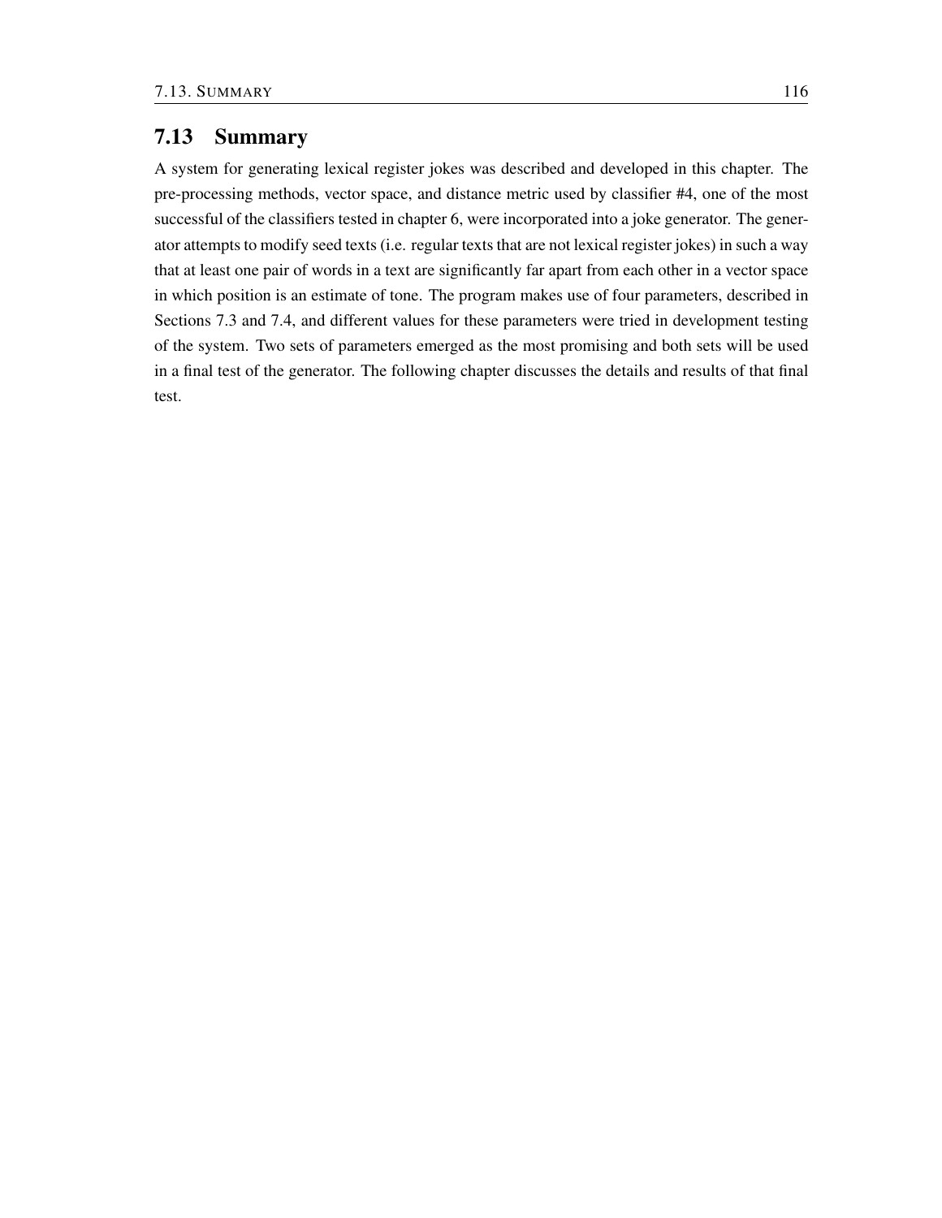## 7.13 Summary

A system for generating lexical register jokes was described and developed in this chapter. The pre-processing methods, vector space, and distance metric used by classifier #4, one of the most successful of the classifiers tested in chapter 6, were incorporated into a joke generator. The generator attempts to modify seed texts (i.e. regular texts that are not lexical register jokes) in such a way that at least one pair of words in a text are significantly far apart from each other in a vector space in which position is an estimate of tone. The program makes use of four parameters, described in Sections 7.3 and 7.4, and different values for these parameters were tried in development testing of the system. Two sets of parameters emerged as the most promising and both sets will be used in a final test of the generator. The following chapter discusses the details and results of that final test.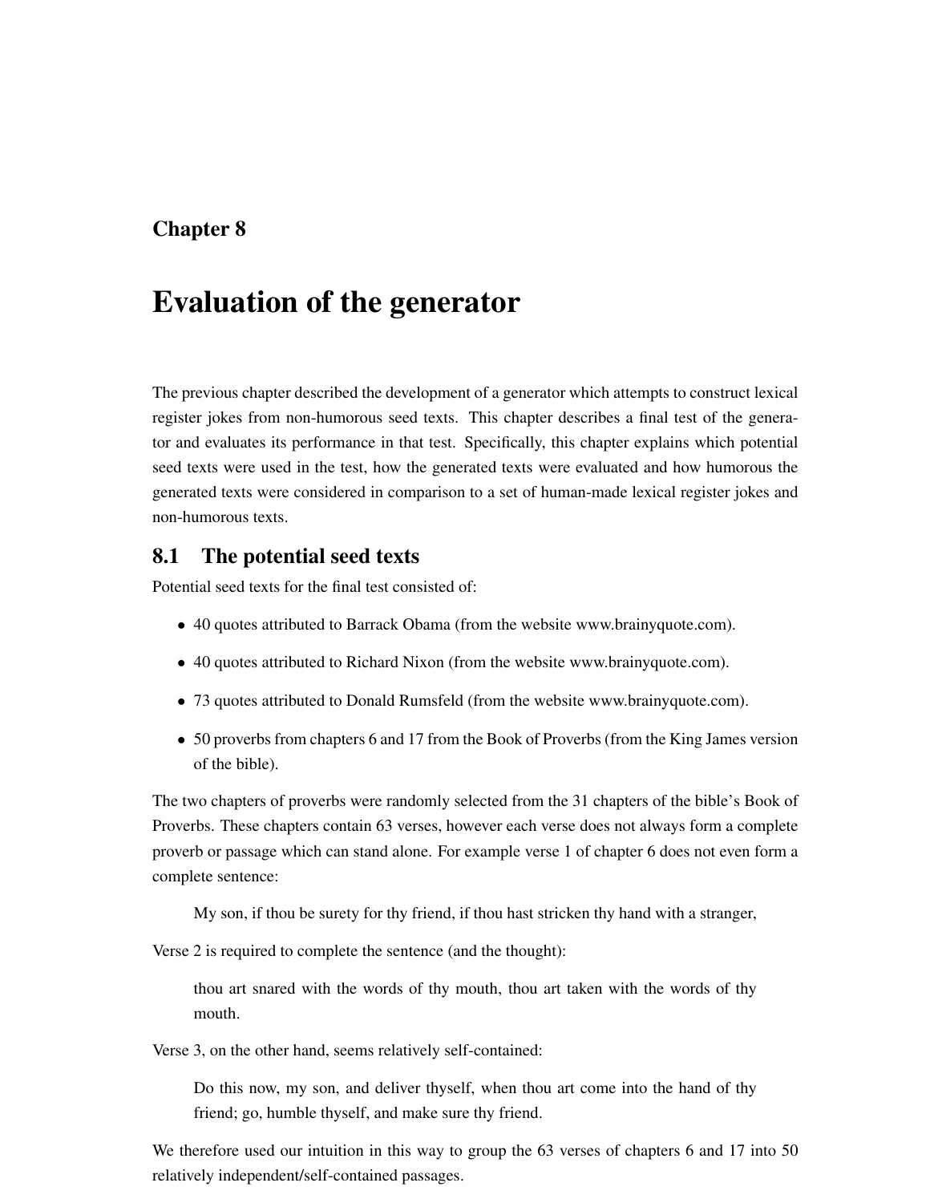# Chapter 8

# Evaluation of the generator

The previous chapter described the development of a generator which attempts to construct lexical register jokes from non-humorous seed texts. This chapter describes a final test of the generator and evaluates its performance in that test. Specifically, this chapter explains which potential seed texts were used in the test, how the generated texts were evaluated and how humorous the generated texts were considered in comparison to a set of human-made lexical register jokes and non-humorous texts.

## 8.1 The potential seed texts

Potential seed texts for the final test consisted of:

- 40 quotes attributed to Barrack Obama (from the website www.brainyquote.com).
- 40 quotes attributed to Richard Nixon (from the website www.brainyquote.com).
- 73 quotes attributed to Donald Rumsfeld (from the website www.brainyquote.com).
- 50 proverbs from chapters 6 and 17 from the Book of Proverbs (from the King James version of the bible).

The two chapters of proverbs were randomly selected from the 31 chapters of the bible's Book of Proverbs. These chapters contain 63 verses, however each verse does not always form a complete proverb or passage which can stand alone. For example verse 1 of chapter 6 does not even form a complete sentence:

> My son, if thou be surety for thy friend, if thou hast stricken thy hand with a stranger,

Verse 2 is required to complete the sentence (and the thought):

> thou art snared with the words of thy mouth, thou art taken with the words of thy mouth.

Verse 3, on the other hand, seems relatively self-contained:

> Do this now, my son, and deliver thyself, when thou art come into the hand of thy friend; go, humble thyself, and make sure thy friend.

We therefore used our intuition in this way to group the 63 verses of chapters 6 and 17 into 50 relatively independent/self-contained passages.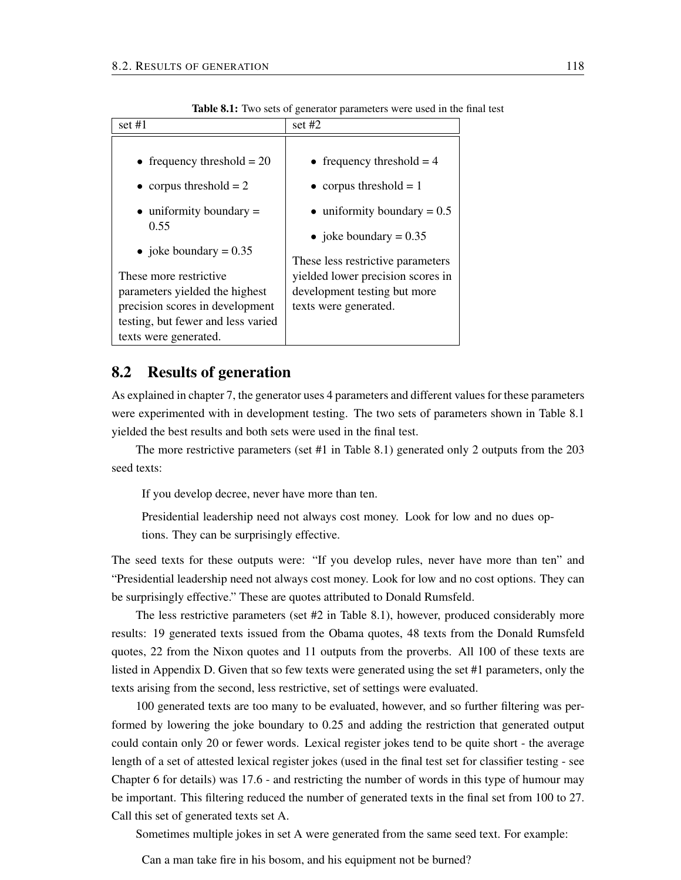Table 8.1: Two sets of generator parameters were used in the final test

| set #1 | set #2 |
|---|---|
| • frequency threshold = 20<br>• corpus threshold = 2<br>• uniformity boundary = 0.55<br>• joke boundary = 0.35<br>These more restrictive parameters yielded the highest precision scores in development testing, but fewer and less varied texts were generated. | • frequency threshold = 4<br>• corpus threshold = 1<br>• uniformity boundary = 0.5<br>• joke boundary = 0.35<br>These less restrictive parameters yielded lower precision scores in development testing but more texts were generated. |

## 8.2 Results of generation

As explained in chapter 7, the generator uses 4 parameters and different values for these parameters were experimented with in development testing. The two sets of parameters shown in Table 8.1 yielded the best results and both sets were used in the final test.

The more restrictive parameters (set #1 in Table 8.1) generated only 2 outputs from the 203 seed texts:

> If you develop decree, never have more than ten.
>
> Presidential leadership need not always cost money. Look for low and no dues options. They can be surprisingly effective.

The seed texts for these outputs were: "If you develop rules, never have more than ten" and "Presidential leadership need not always cost money. Look for low and no cost options. They can be surprisingly effective." These are quotes attributed to Donald Rumsfeld.

The less restrictive parameters (set #2 in Table 8.1), however, produced considerably more results: 19 generated texts issued from the Obama quotes, 48 texts from the Donald Rumsfeld quotes, 22 from the Nixon quotes and 11 outputs from the proverbs. All 100 of these texts are listed in Appendix D. Given that so few texts were generated using the set #1 parameters, only the texts arising from the second, less restrictive, set of settings were evaluated.

100 generated texts are too many to be evaluated, however, and so further filtering was performed by lowering the joke boundary to 0.25 and adding the restriction that generated output could contain only 20 or fewer words. Lexical register jokes tend to be quite short - the average length of a set of attested lexical register jokes (used in the final test set for classifier testing - see Chapter 6 for details) was 17.6 - and restricting the number of words in this type of humour may be important. This filtering reduced the number of generated texts in the final set from 100 to 27. Call this set of generated texts set A.

Sometimes multiple jokes in set A were generated from the same seed text. For example:

> Can a man take fire in his bosom, and his equipment not be burned?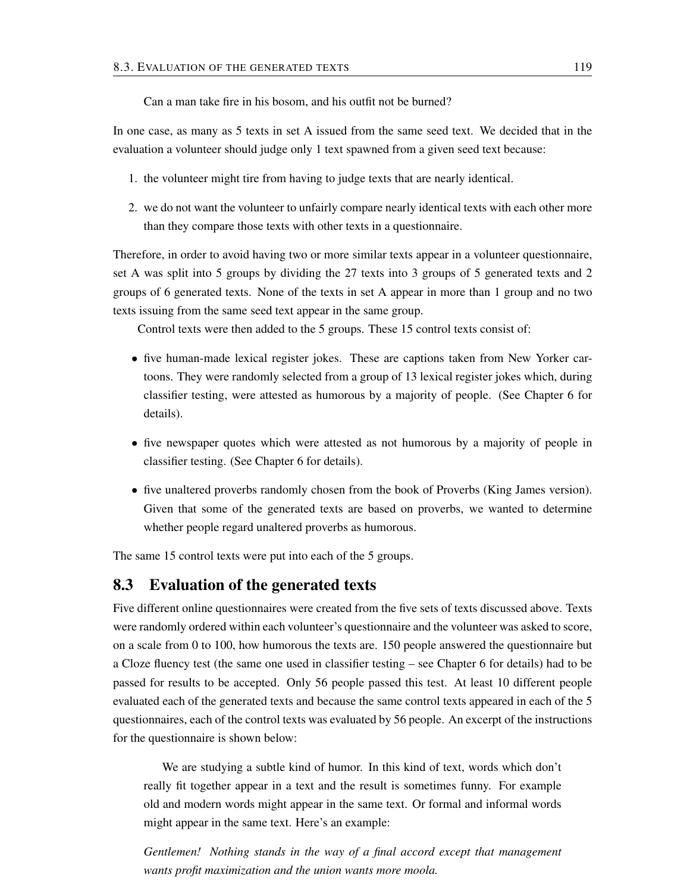Can a man take fire in his bosom, and his outfit not be burned?

In one case, as many as 5 texts in set A issued from the same seed text. We decided that in the evaluation a volunteer should judge only 1 text spawned from a given seed text because:

1. the volunteer might tire from having to judge texts that are nearly identical.
2. we do not want the volunteer to unfairly compare nearly identical texts with each other more than they compare those texts with other texts in a questionnaire.

Therefore, in order to avoid having two or more similar texts appear in a volunteer questionnaire, set A was split into 5 groups by dividing the 27 texts into 3 groups of 5 generated texts and 2 groups of 6 generated texts. None of the texts in set A appear in more than 1 group and no two texts issuing from the same seed text appear in the same group.

Control texts were then added to the 5 groups. These 15 control texts consist of:

- five human-made lexical register jokes. These are captions taken from New Yorker cartoons. They were randomly selected from a group of 13 lexical register jokes which, during classifier testing, were attested as humorous by a majority of people. (See Chapter 6 for details).
- five newspaper quotes which were attested as not humorous by a majority of people in classifier testing. (See Chapter 6 for details).
- five unaltered proverbs randomly chosen from the book of Proverbs (King James version). Given that some of the generated texts are based on proverbs, we wanted to determine whether people regard unaltered proverbs as humorous.

The same 15 control texts were put into each of the 5 groups.

## 8.3 Evaluation of the generated texts

Five different online questionnaires were created from the five sets of texts discussed above. Texts were randomly ordered within each volunteer's questionnaire and the volunteer was asked to score, on a scale from 0 to 100, how humorous the texts are. 150 people answered the questionnaire but a Cloze fluency test (the same one used in classifier testing – see Chapter 6 for details) had to be passed for results to be accepted. Only 56 people passed this test. At least 10 different people evaluated each of the generated texts and because the same control texts appeared in each of the 5 questionnaires, each of the control texts was evaluated by 56 people. An excerpt of the instructions for the questionnaire is shown below:

> We are studying a subtle kind of humor. In this kind of text, words which don't really fit together appear in a text and the result is sometimes funny. For example old and modern words might appear in the same text. Or formal and informal words might appear in the same text. Here's an example:
>
> *Gentlemen! Nothing stands in the way of a final accord except that management wants profit maximization and the union wants more moola.*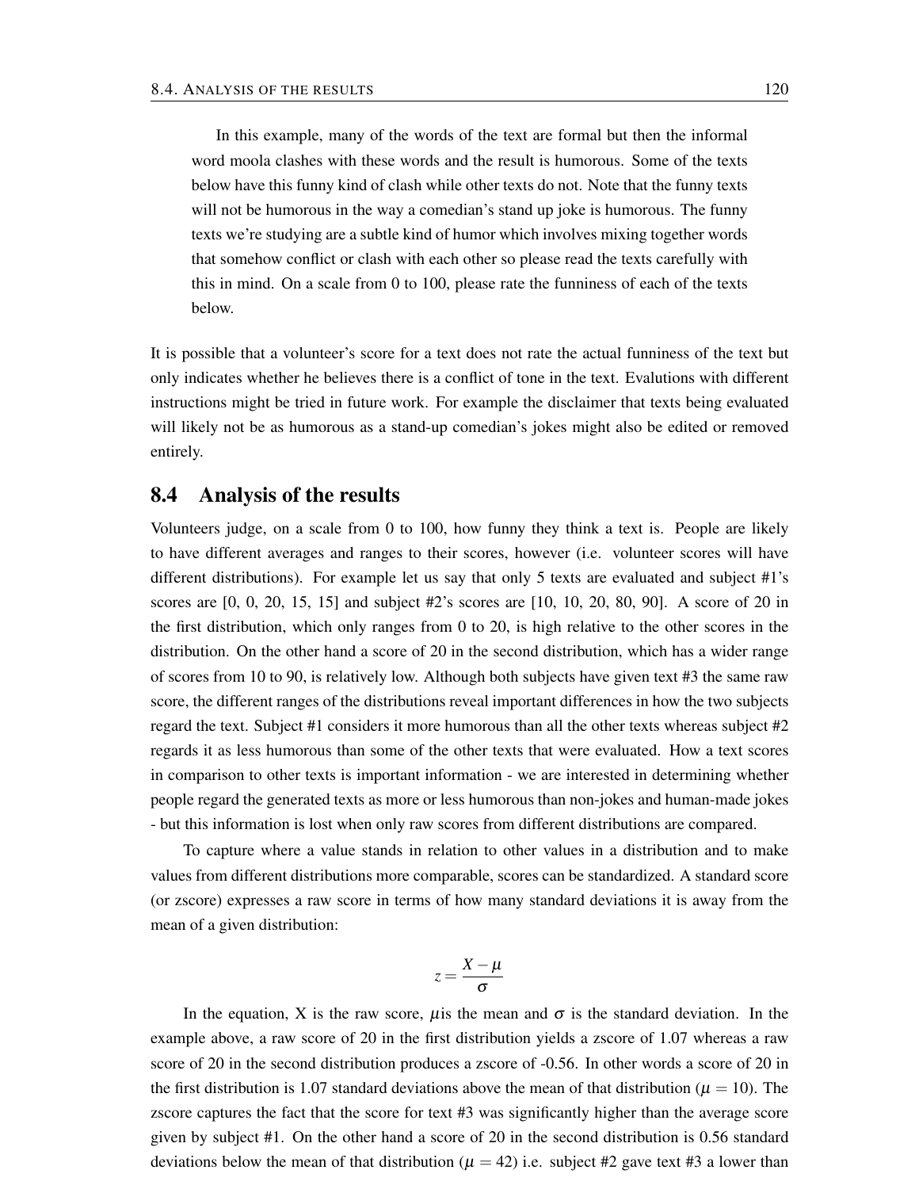In this example, many of the words of the text are formal but then the informal word moola clashes with these words and the result is humorous. Some of the texts below have this funny kind of clash while other texts do not. Note that the funny texts will not be humorous in the way a comedian's stand up joke is humorous. The funny texts we're studying are a subtle kind of humor which involves mixing together words that somehow conflict or clash with each other so please read the texts carefully with this in mind. On a scale from 0 to 100, please rate the funniness of each of the texts below.

It is possible that a volunteer's score for a text does not rate the actual funniness of the text but only indicates whether he believes there is a conflict of tone in the text. Evalutions with different instructions might be tried in future work. For example the disclaimer that texts being evaluated will likely not be as humorous as a stand-up comedian's jokes might also be edited or removed entirely.

## 8.4 Analysis of the results

Volunteers judge, on a scale from 0 to 100, how funny they think a text is. People are likely to have different averages and ranges to their scores, however (i.e. volunteer scores will have different distributions). For example let us say that only 5 texts are evaluated and subject #1's scores are [0, 0, 20, 15, 15] and subject #2's scores are [10, 10, 20, 80, 90]. A score of 20 in the first distribution, which only ranges from 0 to 20, is high relative to the other scores in the distribution. On the other hand a score of 20 in the second distribution, which has a wider range of scores from 10 to 90, is relatively low. Although both subjects have given text #3 the same raw score, the different ranges of the distributions reveal important differences in how the two subjects regard the text. Subject #1 considers it more humorous than all the other texts whereas subject #2 regards it as less humorous than some of the other texts that were evaluated. How a text scores in comparison to other texts is important information - we are interested in determining whether people regard the generated texts as more or less humorous than non-jokes and human-made jokes - but this information is lost when only raw scores from different distributions are compared.

To capture where a value stands in relation to other values in a distribution and to make values from different distributions more comparable, scores can be standardized. A standard score (or zscore) expresses a raw score in terms of how many standard deviations it is away from the mean of a given distribution:

$$z = \frac{X - \mu}{\sigma}$$

In the equation, X is the raw score, $\mu$ is the mean and $\sigma$ is the standard deviation. In the example above, a raw score of 20 in the first distribution yields a zscore of 1.07 whereas a raw score of 20 in the second distribution produces a zscore of -0.56. In other words a score of 20 in the first distribution is 1.07 standard deviations above the mean of that distribution ($\mu = 10$). The zscore captures the fact that the score for text #3 was significantly higher than the average score given by subject #1. On the other hand a score of 20 in the second distribution is 0.56 standard deviations below the mean of that distribution ($\mu = 42$) i.e. subject #2 gave text #3 a lower than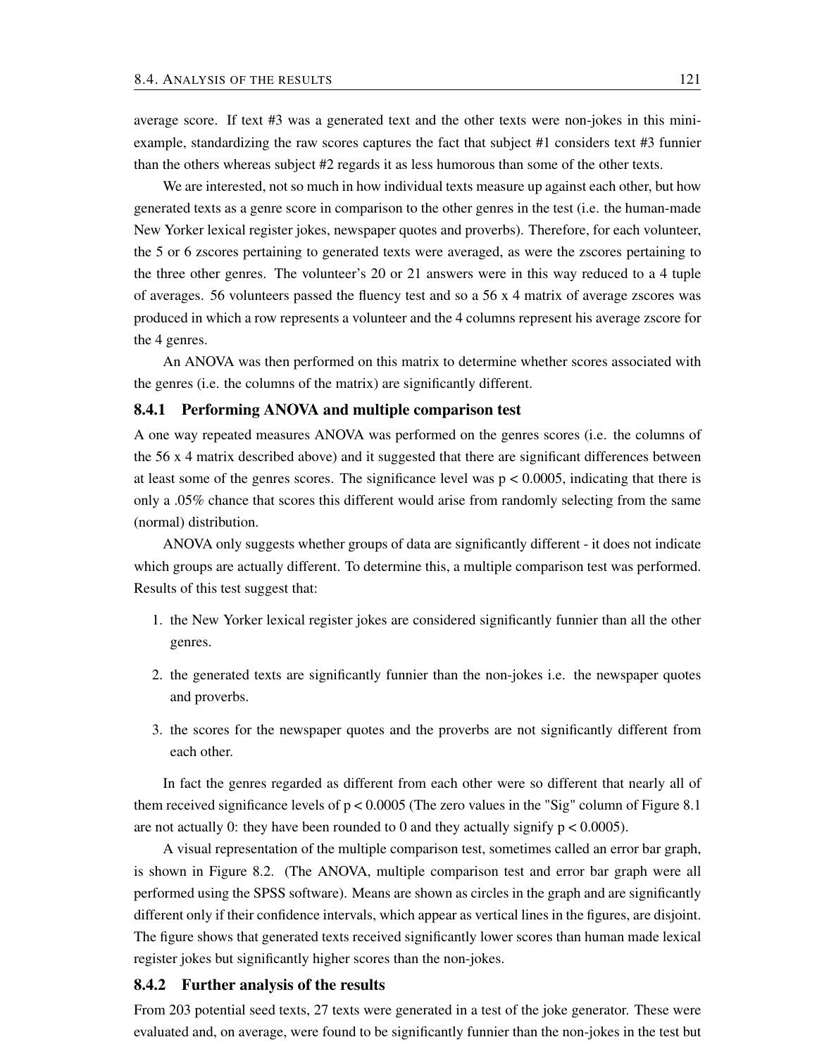average score. If text #3 was a generated text and the other texts were non-jokes in this mini-example, standardizing the raw scores captures the fact that subject #1 considers text #3 funnier than the others whereas subject #2 regards it as less humorous than some of the other texts.

We are interested, not so much in how individual texts measure up against each other, but how generated texts as a genre score in comparison to the other genres in the test (i.e. the human-made New Yorker lexical register jokes, newspaper quotes and proverbs). Therefore, for each volunteer, the 5 or 6 zscores pertaining to generated texts were averaged, as were the zscores pertaining to the three other genres. The volunteer's 20 or 21 answers were in this way reduced to a 4 tuple of averages. 56 volunteers passed the fluency test and so a 56 x 4 matrix of average zscores was produced in which a row represents a volunteer and the 4 columns represent his average zscore for the 4 genres.

An ANOVA was then performed on this matrix to determine whether scores associated with the genres (i.e. the columns of the matrix) are significantly different.

### 8.4.1 Performing ANOVA and multiple comparison test

A one way repeated measures ANOVA was performed on the genres scores (i.e. the columns of the 56 x 4 matrix described above) and it suggested that there are significant differences between at least some of the genres scores. The significance level was $p < 0.0005$, indicating that there is only a .05% chance that scores this different would arise from randomly selecting from the same (normal) distribution.

ANOVA only suggests whether groups of data are significantly different - it does not indicate which groups are actually different. To determine this, a multiple comparison test was performed. Results of this test suggest that:

1. the New Yorker lexical register jokes are considered significantly funnier than all the other genres.
2. the generated texts are significantly funnier than the non-jokes i.e. the newspaper quotes and proverbs.
3. the scores for the newspaper quotes and the proverbs are not significantly different from each other.

In fact the genres regarded as different from each other were so different that nearly all of them received significance levels of $p < 0.0005$ (The zero values in the "Sig" column of Figure 8.1 are not actually 0: they have been rounded to 0 and they actually signify $p < 0.0005$).

A visual representation of the multiple comparison test, sometimes called an error bar graph, is shown in Figure 8.2. (The ANOVA, multiple comparison test and error bar graph were all performed using the SPSS software). Means are shown as circles in the graph and are significantly different only if their confidence intervals, which appear as vertical lines in the figures, are disjoint. The figure shows that generated texts received significantly lower scores than human made lexical register jokes but significantly higher scores than the non-jokes.

### 8.4.2 Further analysis of the results

From 203 potential seed texts, 27 texts were generated in a test of the joke generator. These were evaluated and, on average, were found to be significantly funnier than the non-jokes in the test but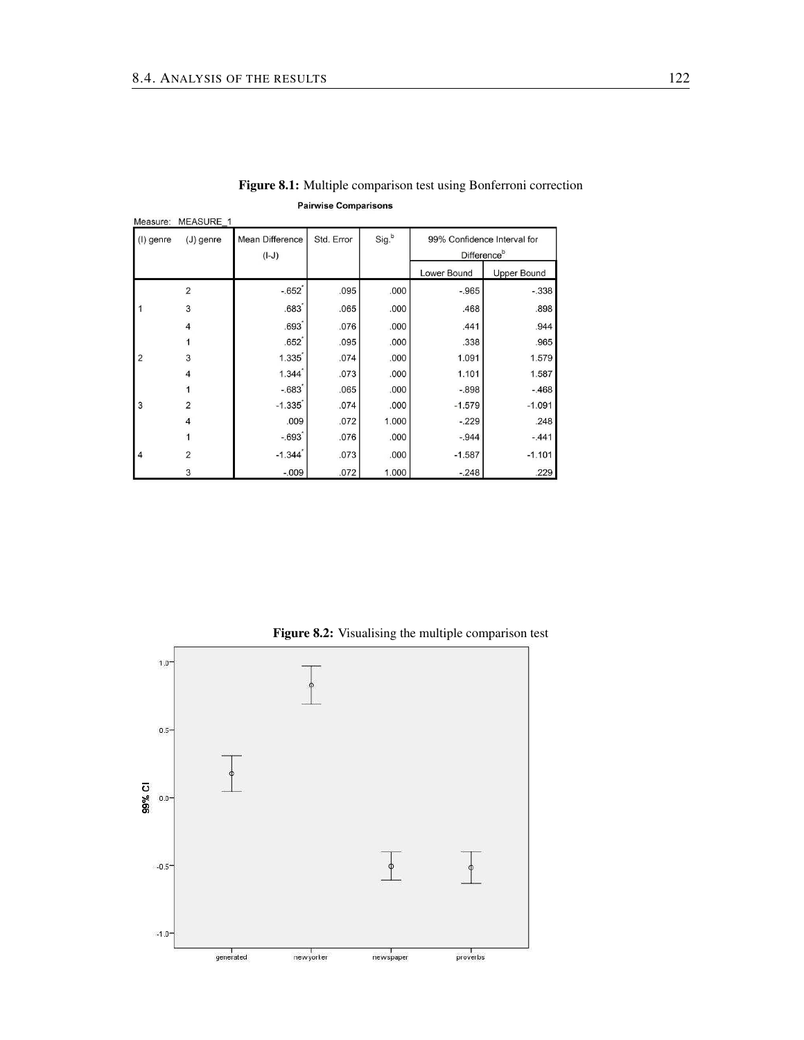**Figure 8.1:** Multiple comparison test using Bonferroni correction

**Pairwise Comparisons**

Measure: MEASURE_1

| (I) genre | (J) genre | Mean Difference (I-J) | Std. Error | Sig.[b] | 99% Confidence Interval for Difference[b] | |
|---|---|---|---|---|---|---|
| | | | | | Lower Bound | Upper Bound |
| 1 | 2 | -.652* | .095 | .000 | -.965 | -.338 |
| | 3 | .683* | .065 | .000 | .468 | .898 |
| | 4 | .693* | .076 | .000 | .441 | .944 |
| 2 | 1 | .652* | .095 | .000 | .338 | .965 |
| | 3 | 1.335* | .074 | .000 | 1.091 | 1.579 |
| | 4 | 1.344* | .073 | .000 | 1.101 | 1.587 |
| 3 | 1 | -.683* | .065 | .000 | -.898 | -.468 |
| | 2 | -1.335* | .074 | .000 | -1.579 | -1.091 |
| | 4 | .009 | .072 | 1.000 | -.229 | .248 |
| 4 | 1 | -.693* | .076 | .000 | -.944 | -.441 |
| | 2 | -1.344* | .073 | .000 | -1.587 | -1.101 |
| | 3 | -.009 | .072 | 1.000 | -.248 | .229 |

**Figure 8.2:** Visualising the multiple comparison test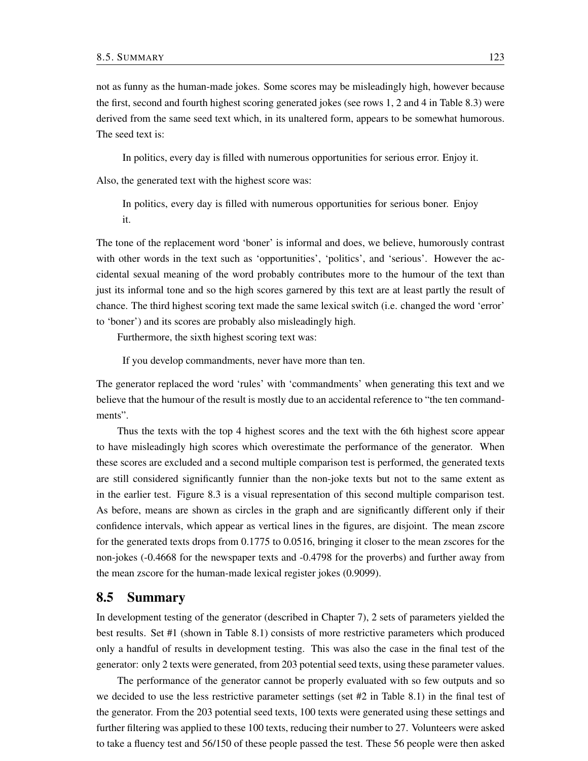not as funny as the human-made jokes. Some scores may be misleadingly high, however because the first, second and fourth highest scoring generated jokes (see rows 1, 2 and 4 in Table 8.3) were derived from the same seed text which, in its unaltered form, appears to be somewhat humorous. The seed text is:

> In politics, every day is filled with numerous opportunities for serious error. Enjoy it.

Also, the generated text with the highest score was:

> In politics, every day is filled with numerous opportunities for serious boner. Enjoy it.

The tone of the replacement word 'boner' is informal and does, we believe, humorously contrast with other words in the text such as 'opportunities', 'politics', and 'serious'. However the accidental sexual meaning of the word probably contributes more to the humour of the text than just its informal tone and so the high scores garnered by this text are at least partly the result of chance. The third highest scoring text made the same lexical switch (i.e. changed the word 'error' to 'boner') and its scores are probably also misleadingly high.

Furthermore, the sixth highest scoring text was:

> If you develop commandments, never have more than ten.

The generator replaced the word 'rules' with 'commandments' when generating this text and we believe that the humour of the result is mostly due to an accidental reference to "the ten commandments".

Thus the texts with the top 4 highest scores and the text with the 6th highest score appear to have misleadingly high scores which overestimate the performance of the generator. When these scores are excluded and a second multiple comparison test is performed, the generated texts are still considered significantly funnier than the non-joke texts but not to the same extent as in the earlier test. Figure 8.3 is a visual representation of this second multiple comparison test. As before, means are shown as circles in the graph and are significantly different only if their confidence intervals, which appear as vertical lines in the figures, are disjoint. The mean zscore for the generated texts drops from 0.1775 to 0.0516, bringing it closer to the mean zscores for the non-jokes (-0.4668 for the newspaper texts and -0.4798 for the proverbs) and further away from the mean zscore for the human-made lexical register jokes (0.9099).

## 8.5 Summary

In development testing of the generator (described in Chapter 7), 2 sets of parameters yielded the best results. Set #1 (shown in Table 8.1) consists of more restrictive parameters which produced only a handful of results in development testing. This was also the case in the final test of the generator: only 2 texts were generated, from 203 potential seed texts, using these parameter values.

The performance of the generator cannot be properly evaluated with so few outputs and so we decided to use the less restrictive parameter settings (set #2 in Table 8.1) in the final test of the generator. From the 203 potential seed texts, 100 texts were generated using these settings and further filtering was applied to these 100 texts, reducing their number to 27. Volunteers were asked to take a fluency test and 56/150 of these people passed the test. These 56 people were then asked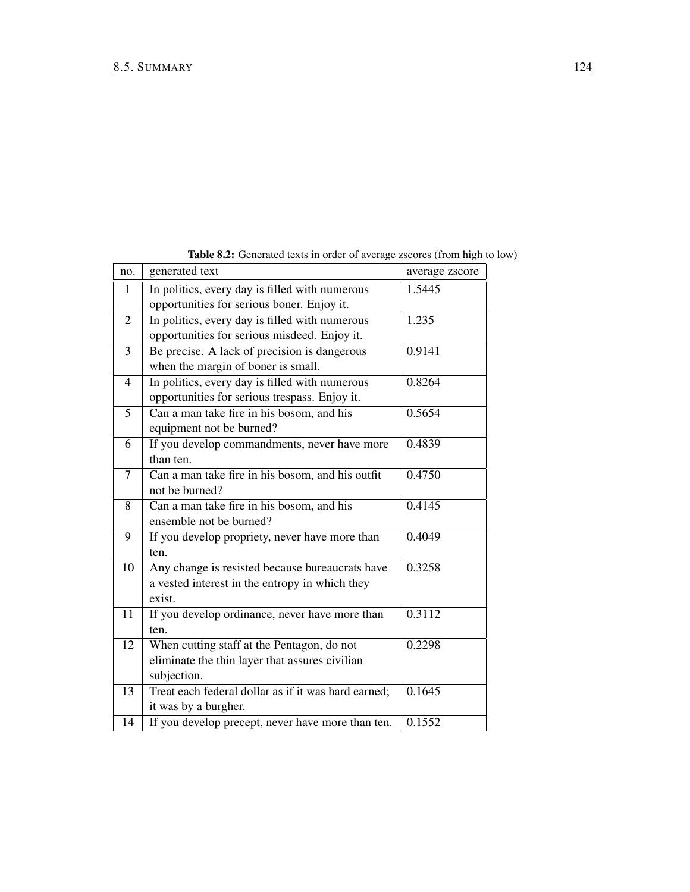**Table 8.2:** Generated texts in order of average zscores (from high to low)

| no. | generated text | average zscore |
|---|---|---|
| 1 | In politics, every day is filled with numerous opportunities for serious boner. Enjoy it. | 1.5445 |
| 2 | In politics, every day is filled with numerous opportunities for serious misdeed. Enjoy it. | 1.235 |
| 3 | Be precise. A lack of precision is dangerous when the margin of boner is small. | 0.9141 |
| 4 | In politics, every day is filled with numerous opportunities for serious trespass. Enjoy it. | 0.8264 |
| 5 | Can a man take fire in his bosom, and his equipment not be burned? | 0.5654 |
| 6 | If you develop commandments, never have more than ten. | 0.4839 |
| 7 | Can a man take fire in his bosom, and his outfit not be burned? | 0.4750 |
| 8 | Can a man take fire in his bosom, and his ensemble not be burned? | 0.4145 |
| 9 | If you develop propriety, never have more than ten. | 0.4049 |
| 10 | Any change is resisted because bureaucrats have a vested interest in the entropy in which they exist. | 0.3258 |
| 11 | If you develop ordinance, never have more than ten. | 0.3112 |
| 12 | When cutting staff at the Pentagon, do not eliminate the thin layer that assures civilian subjection. | 0.2298 |
| 13 | Treat each federal dollar as if it was hard earned; it was by a burgher. | 0.1645 |
| 14 | If you develop precept, never have more than ten. | 0.1552 |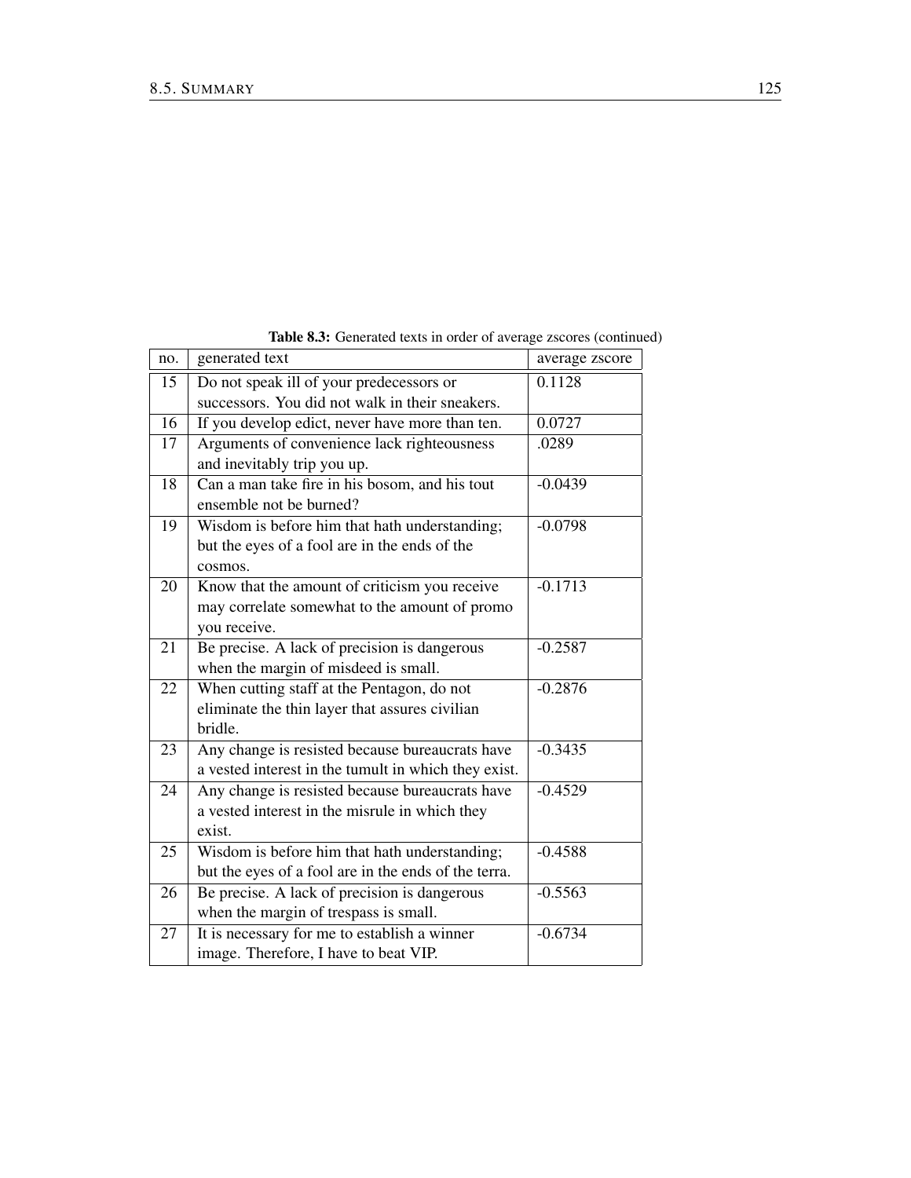**Table 8.3:** Generated texts in order of average zscores (continued)

| no. | generated text | average zscore |
|---|---|---|
| 15 | Do not speak ill of your predecessors or successors. You did not walk in their sneakers. | 0.1128 |
| 16 | If you develop edict, never have more than ten. | 0.0727 |
| 17 | Arguments of convenience lack righteousness and inevitably trip you up. | .0289 |
| 18 | Can a man take fire in his bosom, and his tout ensemble not be burned? | -0.0439 |
| 19 | Wisdom is before him that hath understanding; but the eyes of a fool are in the ends of the cosmos. | -0.0798 |
| 20 | Know that the amount of criticism you receive may correlate somewhat to the amount of promo you receive. | -0.1713 |
| 21 | Be precise. A lack of precision is dangerous when the margin of misdeed is small. | -0.2587 |
| 22 | When cutting staff at the Pentagon, do not eliminate the thin layer that assures civilian bridle. | -0.2876 |
| 23 | Any change is resisted because bureaucrats have a vested interest in the tumult in which they exist. | -0.3435 |
| 24 | Any change is resisted because bureaucrats have a vested interest in the misrule in which they exist. | -0.4529 |
| 25 | Wisdom is before him that hath understanding; but the eyes of a fool are in the ends of the terra. | -0.4588 |
| 26 | Be precise. A lack of precision is dangerous when the margin of trespass is small. | -0.5563 |
| 27 | It is necessary for me to establish a winner image. Therefore, I have to beat VIP. | -0.6734 |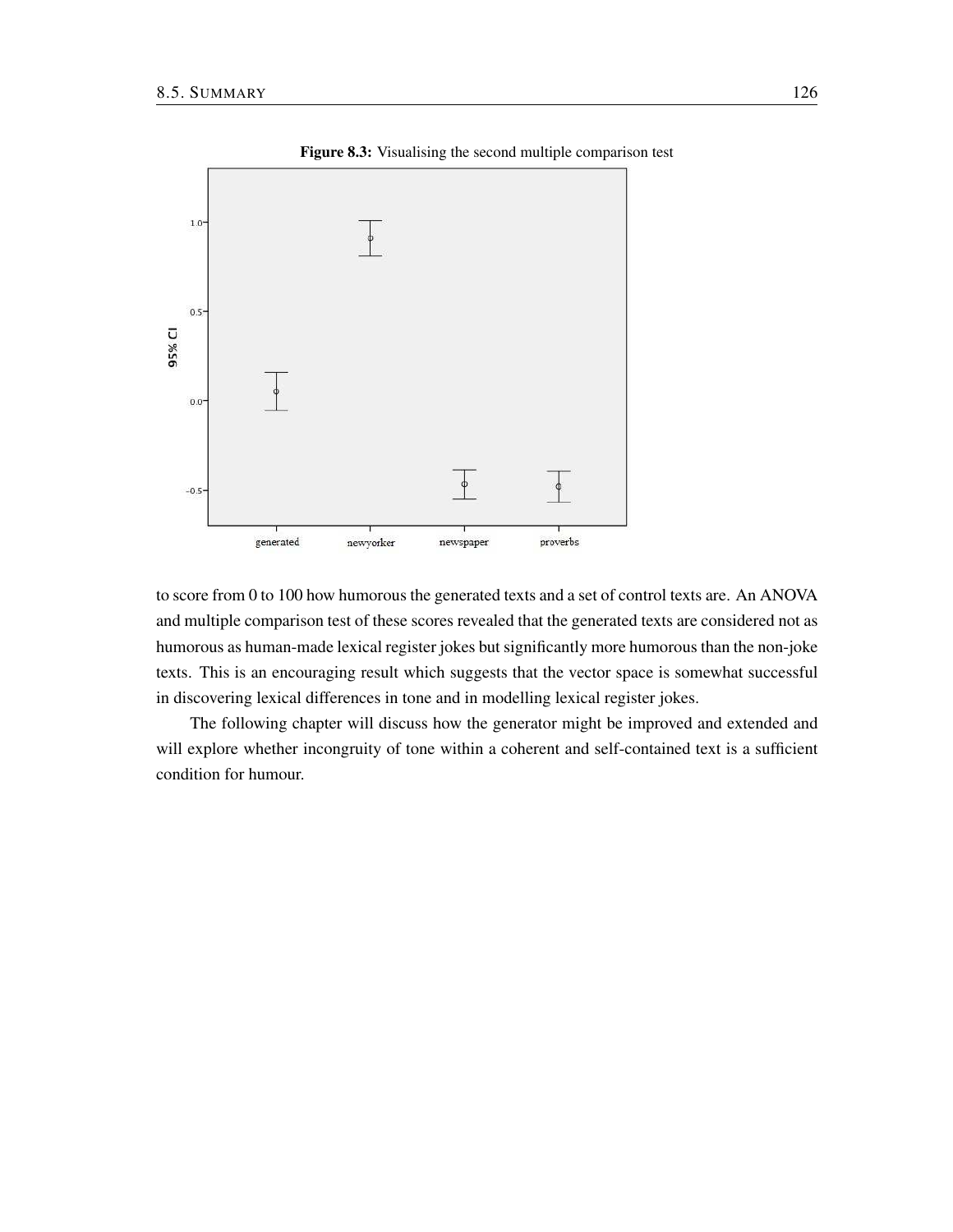**Figure 8.3:** Visualising the second multiple comparison test

to score from 0 to 100 how humorous the generated texts and a set of control texts are. An ANOVA and multiple comparison test of these scores revealed that the generated texts are considered not as humorous as human-made lexical register jokes but significantly more humorous than the non-joke texts. This is an encouraging result which suggests that the vector space is somewhat successful in discovering lexical differences in tone and in modelling lexical register jokes.

The following chapter will discuss how the generator might be improved and extended and will explore whether incongruity of tone within a coherent and self-contained text is a sufficient condition for humour.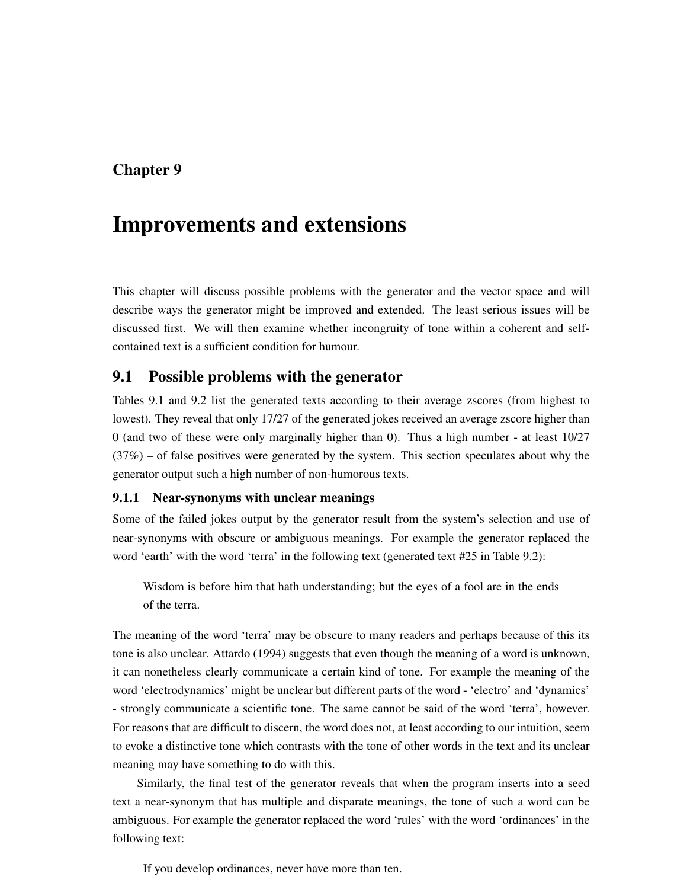# Chapter 9

# Improvements and extensions

This chapter will discuss possible problems with the generator and the vector space and will describe ways the generator might be improved and extended. The least serious issues will be discussed first. We will then examine whether incongruity of tone within a coherent and self-contained text is a sufficient condition for humour.

## 9.1 Possible problems with the generator

Tables 9.1 and 9.2 list the generated texts according to their average zscores (from highest to lowest). They reveal that only 17/27 of the generated jokes received an average zscore higher than 0 (and two of these were only marginally higher than 0). Thus a high number - at least 10/27 (37%) – of false positives were generated by the system. This section speculates about why the generator output such a high number of non-humorous texts.

### 9.1.1 Near-synonyms with unclear meanings

Some of the failed jokes output by the generator result from the system's selection and use of near-synonyms with obscure or ambiguous meanings. For example the generator replaced the word 'earth' with the word 'terra' in the following text (generated text #25 in Table 9.2):

> Wisdom is before him that hath understanding; but the eyes of a fool are in the ends of the terra.

The meaning of the word 'terra' may be obscure to many readers and perhaps because of this its tone is also unclear. Attardo (1994) suggests that even though the meaning of a word is unknown, it can nonetheless clearly communicate a certain kind of tone. For example the meaning of the word 'electrodynamics' might be unclear but different parts of the word - 'electro' and 'dynamics' - strongly communicate a scientific tone. The same cannot be said of the word 'terra', however. For reasons that are difficult to discern, the word does not, at least according to our intuition, seem to evoke a distinctive tone which contrasts with the tone of other words in the text and its unclear meaning may have something to do with this.

Similarly, the final test of the generator reveals that when the program inserts into a seed text a near-synonym that has multiple and disparate meanings, the tone of such a word can be ambiguous. For example the generator replaced the word 'rules' with the word 'ordinances' in the following text:

> If you develop ordinances, never have more than ten.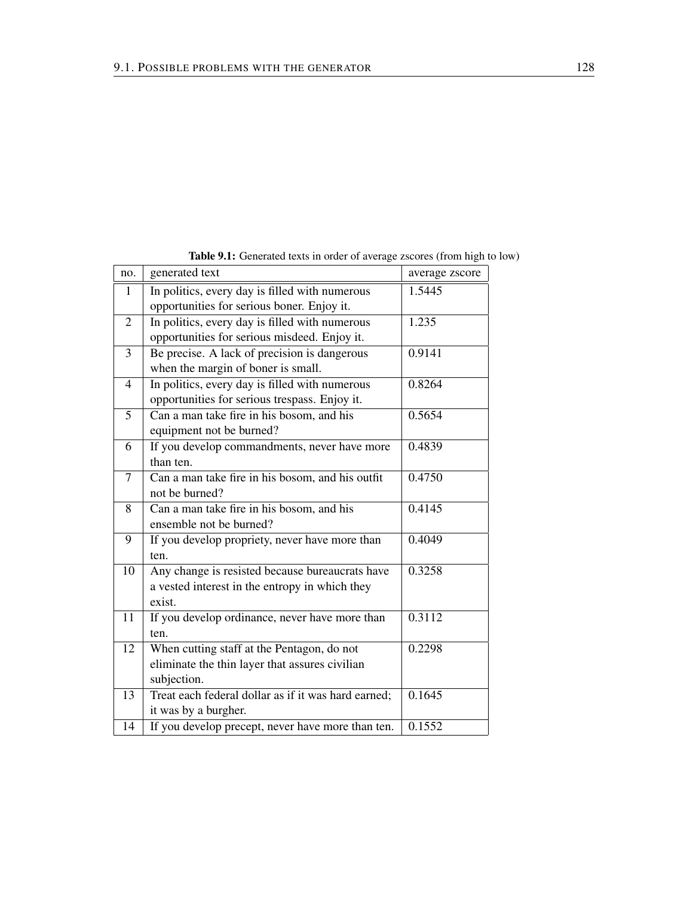**Table 9.1:** Generated texts in order of average zscores (from high to low)

| no. | generated text | average zscore |
|---|---|---|
| 1 | In politics, every day is filled with numerous opportunities for serious boner. Enjoy it. | 1.5445 |
| 2 | In politics, every day is filled with numerous opportunities for serious misdeed. Enjoy it. | 1.235 |
| 3 | Be precise. A lack of precision is dangerous when the margin of boner is small. | 0.9141 |
| 4 | In politics, every day is filled with numerous opportunities for serious trespass. Enjoy it. | 0.8264 |
| 5 | Can a man take fire in his bosom, and his equipment not be burned? | 0.5654 |
| 6 | If you develop commandments, never have more than ten. | 0.4839 |
| 7 | Can a man take fire in his bosom, and his outfit not be burned? | 0.4750 |
| 8 | Can a man take fire in his bosom, and his ensemble not be burned? | 0.4145 |
| 9 | If you develop propriety, never have more than ten. | 0.4049 |
| 10 | Any change is resisted because bureaucrats have a vested interest in the entropy in which they exist. | 0.3258 |
| 11 | If you develop ordinance, never have more than ten. | 0.3112 |
| 12 | When cutting staff at the Pentagon, do not eliminate the thin layer that assures civilian subjection. | 0.2298 |
| 13 | Treat each federal dollar as if it was hard earned; it was by a burgher. | 0.1645 |
| 14 | If you develop precept, never have more than ten. | 0.1552 |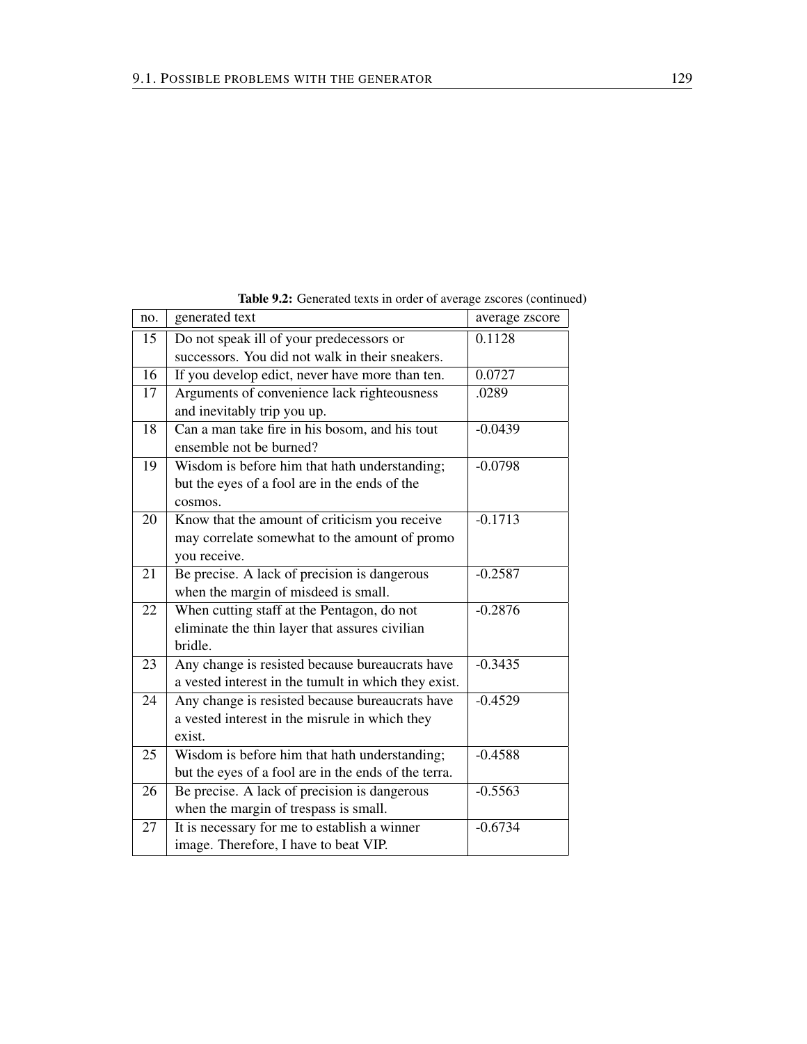**Table 9.2:** Generated texts in order of average zscores (continued)

| no. | generated text | average zscore |
|---|---|---|
| 15 | Do not speak ill of your predecessors or successors. You did not walk in their sneakers. | 0.1128 |
| 16 | If you develop edict, never have more than ten. | 0.0727 |
| 17 | Arguments of convenience lack righteousness and inevitably trip you up. | .0289 |
| 18 | Can a man take fire in his bosom, and his tout ensemble not be burned? | -0.0439 |
| 19 | Wisdom is before him that hath understanding; but the eyes of a fool are in the ends of the cosmos. | -0.0798 |
| 20 | Know that the amount of criticism you receive may correlate somewhat to the amount of promo you receive. | -0.1713 |
| 21 | Be precise. A lack of precision is dangerous when the margin of misdeed is small. | -0.2587 |
| 22 | When cutting staff at the Pentagon, do not eliminate the thin layer that assures civilian bridle. | -0.2876 |
| 23 | Any change is resisted because bureaucrats have a vested interest in the tumult in which they exist. | -0.3435 |
| 24 | Any change is resisted because bureaucrats have a vested interest in the misrule in which they exist. | -0.4529 |
| 25 | Wisdom is before him that hath understanding; but the eyes of a fool are in the ends of the terra. | -0.4588 |
| 26 | Be precise. A lack of precision is dangerous when the margin of trespass is small. | -0.5563 |
| 27 | It is necessary for me to establish a winner image. Therefore, I have to beat VIP. | -0.6734 |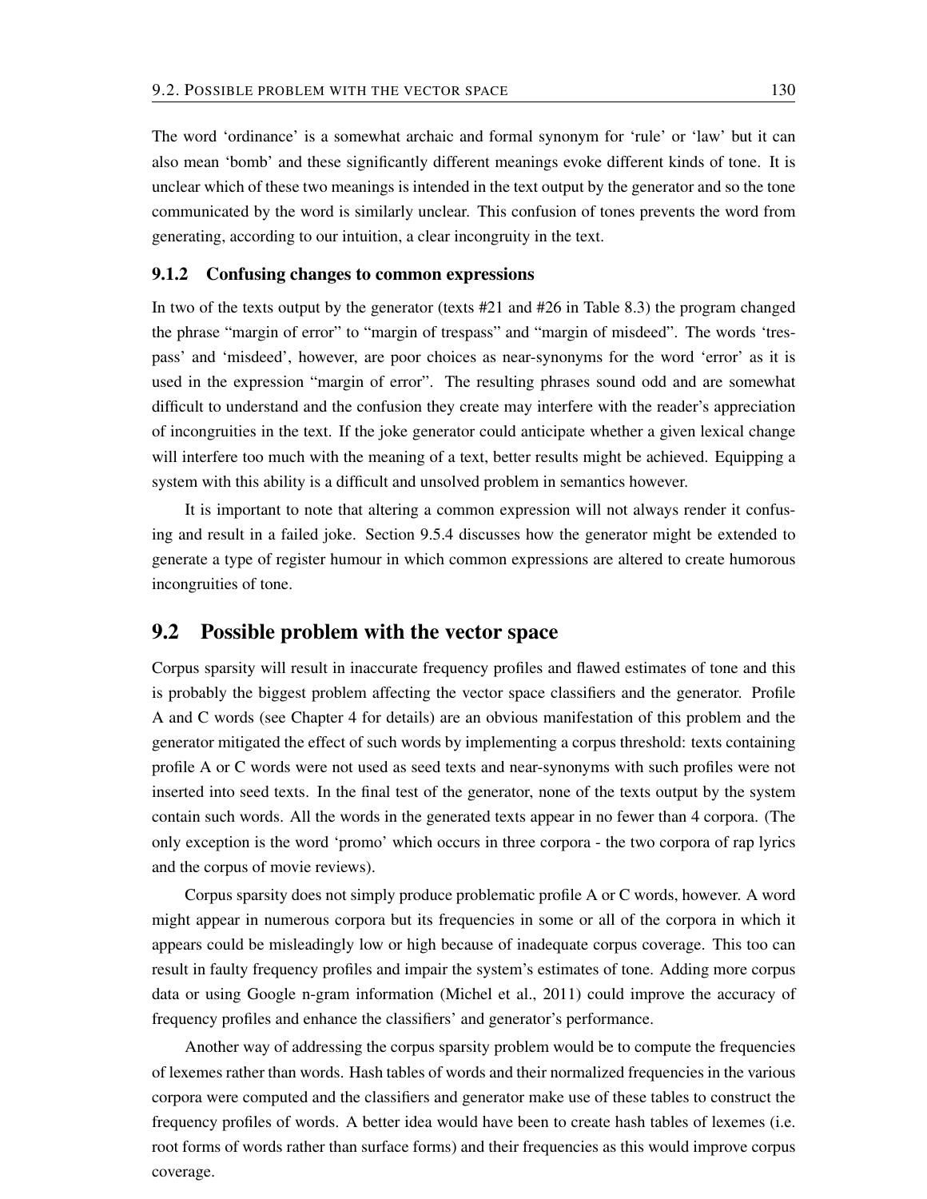The word 'ordinance' is a somewhat archaic and formal synonym for 'rule' or 'law' but it can also mean 'bomb' and these significantly different meanings evoke different kinds of tone. It is unclear which of these two meanings is intended in the text output by the generator and so the tone communicated by the word is similarly unclear. This confusion of tones prevents the word from generating, according to our intuition, a clear incongruity in the text.

### 9.1.2 Confusing changes to common expressions

In two of the texts output by the generator (texts #21 and #26 in Table 8.3) the program changed the phrase "margin of error" to "margin of trespass" and "margin of misdeed". The words 'trespass' and 'misdeed', however, are poor choices as near-synonyms for the word 'error' as it is used in the expression "margin of error". The resulting phrases sound odd and are somewhat difficult to understand and the confusion they create may interfere with the reader's appreciation of incongruities in the text. If the joke generator could anticipate whether a given lexical change will interfere too much with the meaning of a text, better results might be achieved. Equipping a system with this ability is a difficult and unsolved problem in semantics however.

It is important to note that altering a common expression will not always render it confusing and result in a failed joke. Section 9.5.4 discusses how the generator might be extended to generate a type of register humour in which common expressions are altered to create humorous incongruities of tone.

## 9.2 Possible problem with the vector space

Corpus sparsity will result in inaccurate frequency profiles and flawed estimates of tone and this is probably the biggest problem affecting the vector space classifiers and the generator. Profile A and C words (see Chapter 4 for details) are an obvious manifestation of this problem and the generator mitigated the effect of such words by implementing a corpus threshold: texts containing profile A or C words were not used as seed texts and near-synonyms with such profiles were not inserted into seed texts. In the final test of the generator, none of the texts output by the system contain such words. All the words in the generated texts appear in no fewer than 4 corpora. (The only exception is the word 'promo' which occurs in three corpora - the two corpora of rap lyrics and the corpus of movie reviews).

Corpus sparsity does not simply produce problematic profile A or C words, however. A word might appear in numerous corpora but its frequencies in some or all of the corpora in which it appears could be misleadingly low or high because of inadequate corpus coverage. This too can result in faulty frequency profiles and impair the system's estimates of tone. Adding more corpus data or using Google n-gram information (Michel et al., 2011) could improve the accuracy of frequency profiles and enhance the classifiers' and generator's performance.

Another way of addressing the corpus sparsity problem would be to compute the frequencies of lexemes rather than words. Hash tables of words and their normalized frequencies in the various corpora were computed and the classifiers and generator make use of these tables to construct the frequency profiles of words. A better idea would have been to create hash tables of lexemes (i.e. root forms of words rather than surface forms) and their frequencies as this would improve corpus coverage.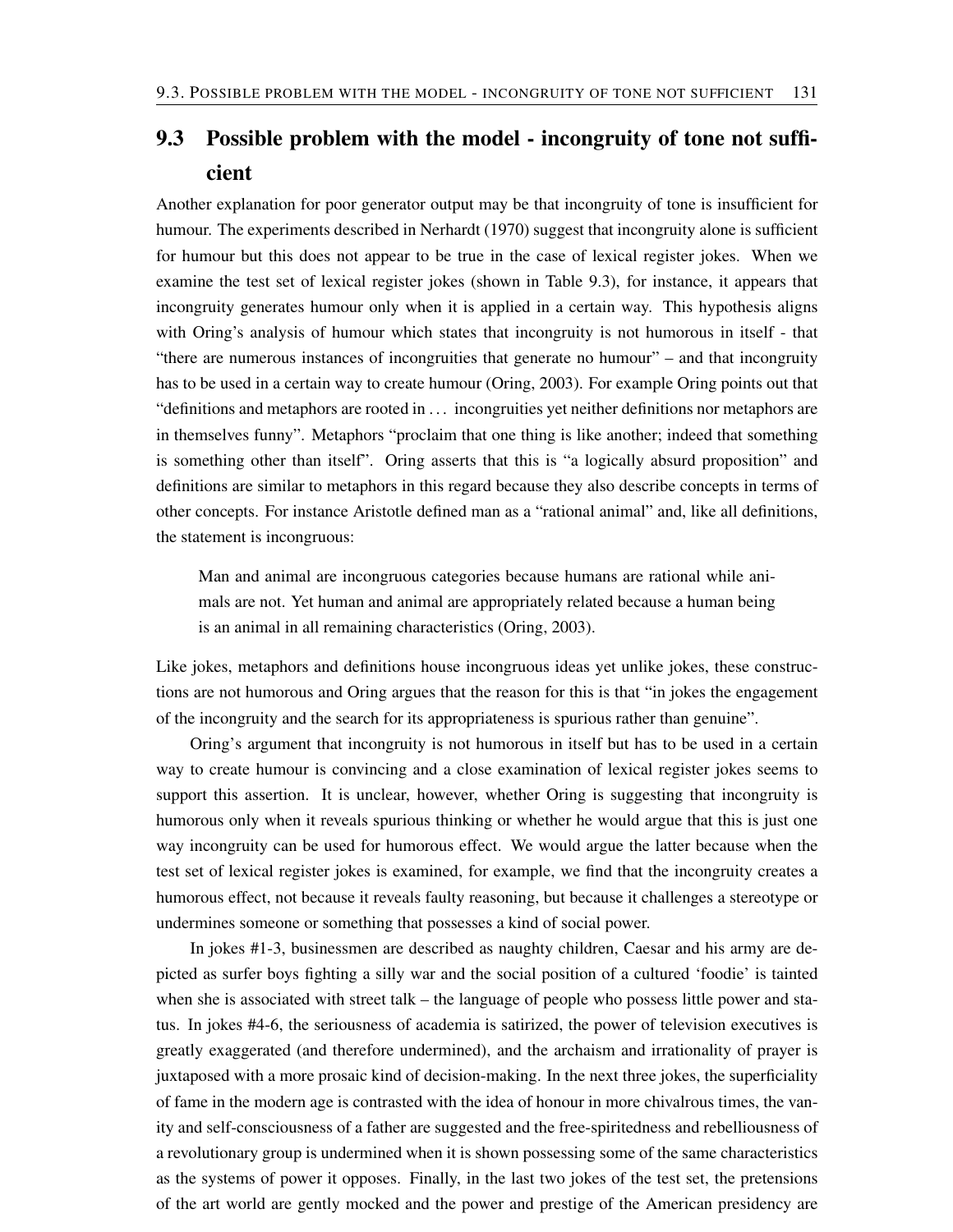## 9.3 Possible problem with the model - incongruity of tone not sufficient

Another explanation for poor generator output may be that incongruity of tone is insufficient for humour. The experiments described in Nerhardt (1970) suggest that incongruity alone is sufficient for humour but this does not appear to be true in the case of lexical register jokes. When we examine the test set of lexical register jokes (shown in Table 9.3), for instance, it appears that incongruity generates humour only when it is applied in a certain way. This hypothesis aligns with Oring's analysis of humour which states that incongruity is not humorous in itself - that "there are numerous instances of incongruities that generate no humour" – and that incongruity has to be used in a certain way to create humour (Oring, 2003). For example Oring points out that "definitions and metaphors are rooted in ... incongruities yet neither definitions nor metaphors are in themselves funny". Metaphors "proclaim that one thing is like another; indeed that something is something other than itself". Oring asserts that this is "a logically absurd proposition" and definitions are similar to metaphors in this regard because they also describe concepts in terms of other concepts. For instance Aristotle defined man as a "rational animal" and, like all definitions, the statement is incongruous:

> Man and animal are incongruous categories because humans are rational while animals are not. Yet human and animal are appropriately related because a human being is an animal in all remaining characteristics (Oring, 2003).

Like jokes, metaphors and definitions house incongruous ideas yet unlike jokes, these constructions are not humorous and Oring argues that the reason for this is that "in jokes the engagement of the incongruity and the search for its appropriateness is spurious rather than genuine".

Oring's argument that incongruity is not humorous in itself but has to be used in a certain way to create humour is convincing and a close examination of lexical register jokes seems to support this assertion. It is unclear, however, whether Oring is suggesting that incongruity is humorous only when it reveals spurious thinking or whether he would argue that this is just one way incongruity can be used for humorous effect. We would argue the latter because when the test set of lexical register jokes is examined, for example, we find that the incongruity creates a humorous effect, not because it reveals faulty reasoning, but because it challenges a stereotype or undermines someone or something that possesses a kind of social power.

In jokes #1-3, businessmen are described as naughty children, Caesar and his army are depicted as surfer boys fighting a silly war and the social position of a cultured 'foodie' is tainted when she is associated with street talk – the language of people who possess little power and status. In jokes #4-6, the seriousness of academia is satirized, the power of television executives is greatly exaggerated (and therefore undermined), and the archaism and irrationality of prayer is juxtaposed with a more prosaic kind of decision-making. In the next three jokes, the superficiality of fame in the modern age is contrasted with the idea of honour in more chivalrous times, the vanity and self-consciousness of a father are suggested and the free-spiritedness and rebelliousness of a revolutionary group is undermined when it is shown possessing some of the same characteristics as the systems of power it opposes. Finally, in the last two jokes of the test set, the pretensions of the art world are gently mocked and the power and prestige of the American presidency are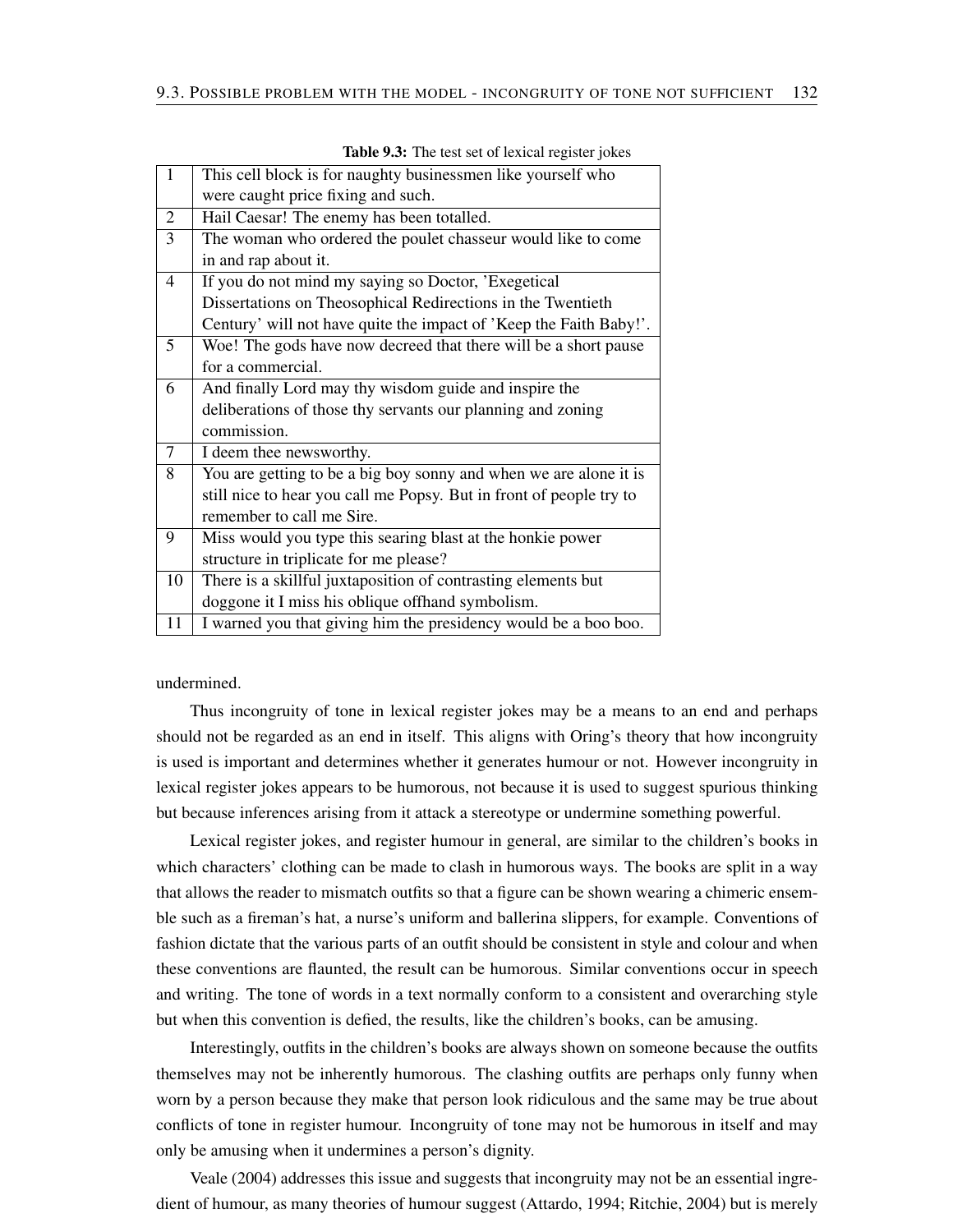**Table 9.3:** The test set of lexical register jokes

| | |
|---|---|
| 1 | This cell block is for naughty businessmen like yourself who were caught price fixing and such. |
| 2 | Hail Caesar! The enemy has been totalled. |
| 3 | The woman who ordered the poulet chasseur would like to come in and rap about it. |
| 4 | If you do not mind my saying so Doctor, 'Exegetical Dissertations on Theosophical Redirections in the Twentieth Century' will not have quite the impact of 'Keep the Faith Baby!'. |
| 5 | Woe! The gods have now decreed that there will be a short pause for a commercial. |
| 6 | And finally Lord may thy wisdom guide and inspire the deliberations of those thy servants our planning and zoning commission. |
| 7 | I deem thee newsworthy. |
| 8 | You are getting to be a big boy sonny and when we are alone it is still nice to hear you call me Popsy. But in front of people try to remember to call me Sire. |
| 9 | Miss would you type this searing blast at the honkie power structure in triplicate for me please? |
| 10 | There is a skillful juxtaposition of contrasting elements but doggone it I miss his oblique offhand symbolism. |
| 11 | I warned you that giving him the presidency would be a boo boo. |

undermined.

Thus incongruity of tone in lexical register jokes may be a means to an end and perhaps should not be regarded as an end in itself. This aligns with Oring's theory that how incongruity is used is important and determines whether it generates humour or not. However incongruity in lexical register jokes appears to be humorous, not because it is used to suggest spurious thinking but because inferences arising from it attack a stereotype or undermine something powerful.

Lexical register jokes, and register humour in general, are similar to the children's books in which characters' clothing can be made to clash in humorous ways. The books are split in a way that allows the reader to mismatch outfits so that a figure can be shown wearing a chimeric ensemble such as a fireman's hat, a nurse's uniform and ballerina slippers, for example. Conventions of fashion dictate that the various parts of an outfit should be consistent in style and colour and when these conventions are flaunted, the result can be humorous. Similar conventions occur in speech and writing. The tone of words in a text normally conform to a consistent and overarching style but when this convention is defied, the results, like the children's books, can be amusing.

Interestingly, outfits in the children's books are always shown on someone because the outfits themselves may not be inherently humorous. The clashing outfits are perhaps only funny when worn by a person because they make that person look ridiculous and the same may be true about conflicts of tone in register humour. Incongruity of tone may not be humorous in itself and may only be amusing when it undermines a person's dignity.

Veale (2004) addresses this issue and suggests that incongruity may not be an essential ingredient of humour, as many theories of humour suggest (Attardo, 1994; Ritchie, 2004) but is merely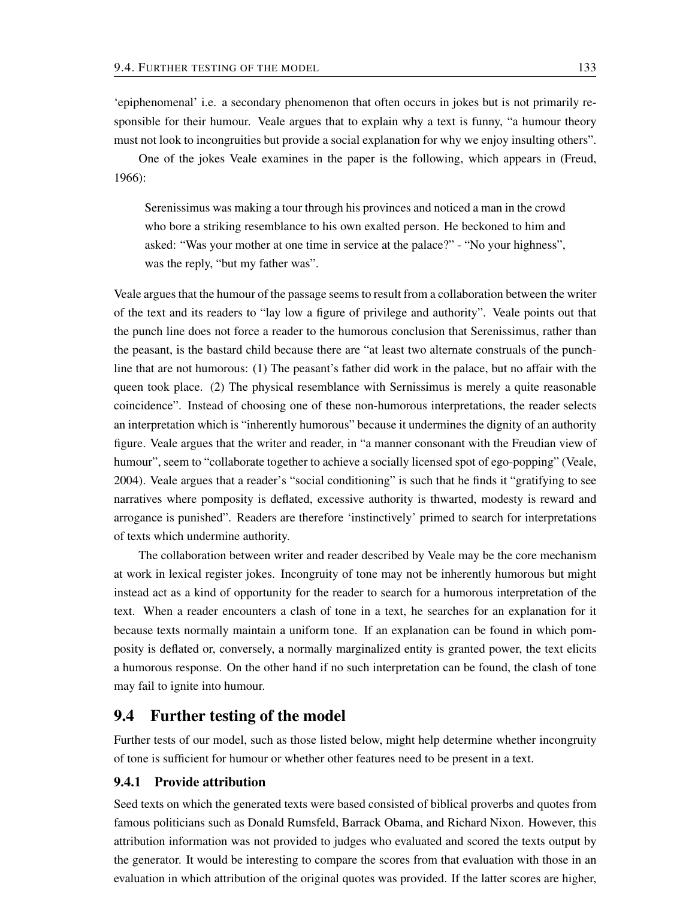'epiphenomenal' i.e. a secondary phenomenon that often occurs in jokes but is not primarily responsible for their humour. Veale argues that to explain why a text is funny, "a humour theory must not look to incongruities but provide a social explanation for why we enjoy insulting others".

One of the jokes Veale examines in the paper is the following, which appears in (Freud, 1966):

> Serenissimus was making a tour through his provinces and noticed a man in the crowd who bore a striking resemblance to his own exalted person. He beckoned to him and asked: "Was your mother at one time in service at the palace?" - "No your highness", was the reply, "but my father was".

Veale argues that the humour of the passage seems to result from a collaboration between the writer of the text and its readers to "lay low a figure of privilege and authority". Veale points out that the punch line does not force a reader to the humorous conclusion that Serenissimus, rather than the peasant, is the bastard child because there are "at least two alternate construals of the punchline that are not humorous: (1) The peasant's father did work in the palace, but no affair with the queen took place. (2) The physical resemblance with Sernissimus is merely a quite reasonable coincidence". Instead of choosing one of these non-humorous interpretations, the reader selects an interpretation which is "inherently humorous" because it undermines the dignity of an authority figure. Veale argues that the writer and reader, in "a manner consonant with the Freudian view of humour", seem to "collaborate together to achieve a socially licensed spot of ego-popping" (Veale, 2004). Veale argues that a reader's "social conditioning" is such that he finds it "gratifying to see narratives where pomposity is deflated, excessive authority is thwarted, modesty is reward and arrogance is punished". Readers are therefore 'instinctively' primed to search for interpretations of texts which undermine authority.

The collaboration between writer and reader described by Veale may be the core mechanism at work in lexical register jokes. Incongruity of tone may not be inherently humorous but might instead act as a kind of opportunity for the reader to search for a humorous interpretation of the text. When a reader encounters a clash of tone in a text, he searches for an explanation for it because texts normally maintain a uniform tone. If an explanation can be found in which pomposity is deflated or, conversely, a normally marginalized entity is granted power, the text elicits a humorous response. On the other hand if no such interpretation can be found, the clash of tone may fail to ignite into humour.

## 9.4 Further testing of the model

Further tests of our model, such as those listed below, might help determine whether incongruity of tone is sufficient for humour or whether other features need to be present in a text.

### 9.4.1 Provide attribution

Seed texts on which the generated texts were based consisted of biblical proverbs and quotes from famous politicians such as Donald Rumsfeld, Barrack Obama, and Richard Nixon. However, this attribution information was not provided to judges who evaluated and scored the texts output by the generator. It would be interesting to compare the scores from that evaluation with those in an evaluation in which attribution of the original quotes was provided. If the latter scores are higher,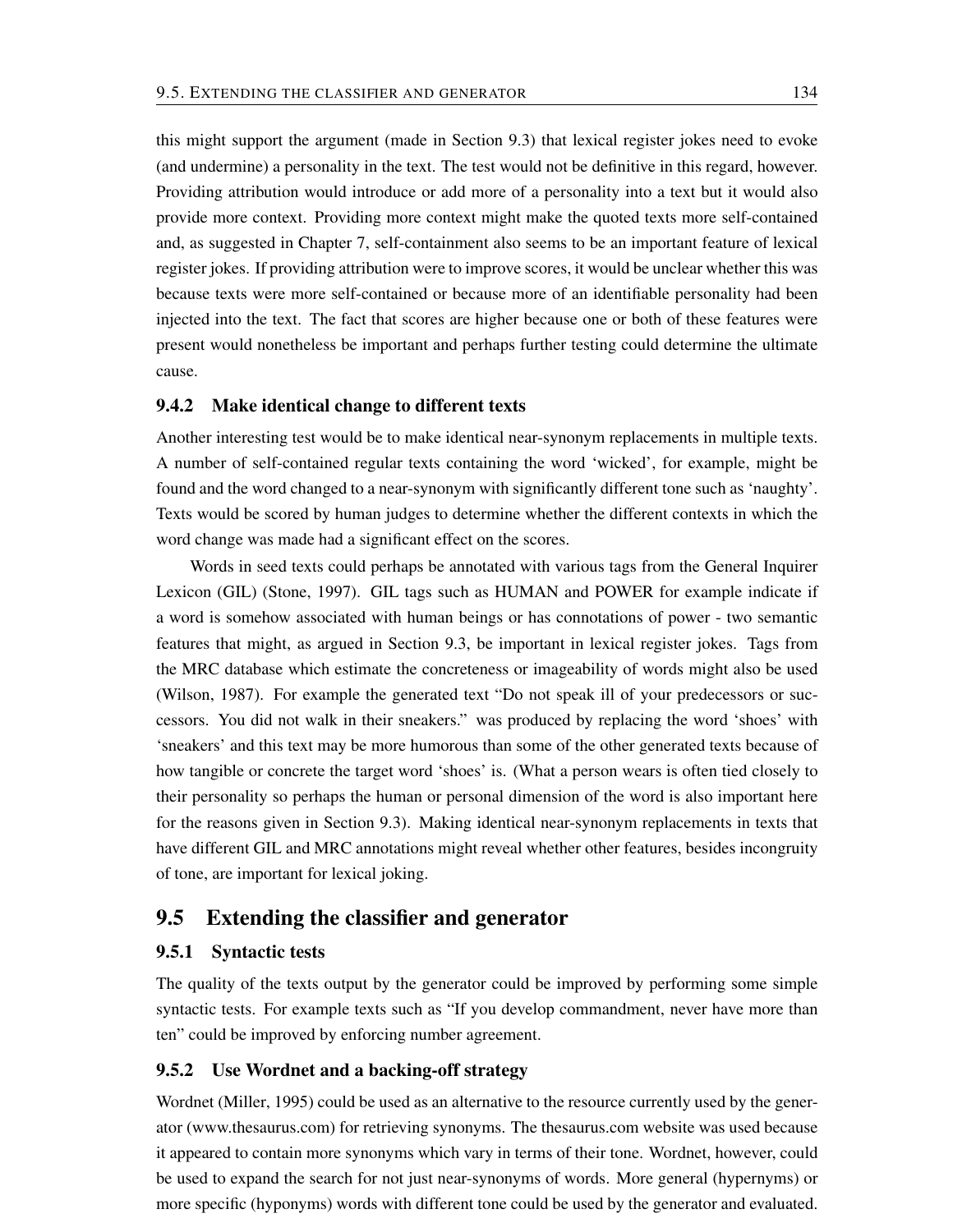this might support the argument (made in Section 9.3) that lexical register jokes need to evoke (and undermine) a personality in the text. The test would not be definitive in this regard, however. Providing attribution would introduce or add more of a personality into a text but it would also provide more context. Providing more context might make the quoted texts more self-contained and, as suggested in Chapter 7, self-containment also seems to be an important feature of lexical register jokes. If providing attribution were to improve scores, it would be unclear whether this was because texts were more self-contained or because more of an identifiable personality had been injected into the text. The fact that scores are higher because one or both of these features were present would nonetheless be important and perhaps further testing could determine the ultimate cause.

### 9.4.2 Make identical change to different texts

Another interesting test would be to make identical near-synonym replacements in multiple texts. A number of self-contained regular texts containing the word 'wicked', for example, might be found and the word changed to a near-synonym with significantly different tone such as 'naughty'. Texts would be scored by human judges to determine whether the different contexts in which the word change was made had a significant effect on the scores.

Words in seed texts could perhaps be annotated with various tags from the General Inquirer Lexicon (GIL) (Stone, 1997). GIL tags such as HUMAN and POWER for example indicate if a word is somehow associated with human beings or has connotations of power - two semantic features that might, as argued in Section 9.3, be important in lexical register jokes. Tags from the MRC database which estimate the concreteness or imageability of words might also be used (Wilson, 1987). For example the generated text "Do not speak ill of your predecessors or successors. You did not walk in their sneakers." was produced by replacing the word 'shoes' with 'sneakers' and this text may be more humorous than some of the other generated texts because of how tangible or concrete the target word 'shoes' is. (What a person wears is often tied closely to their personality so perhaps the human or personal dimension of the word is also important here for the reasons given in Section 9.3). Making identical near-synonym replacements in texts that have different GIL and MRC annotations might reveal whether other features, besides incongruity of tone, are important for lexical joking.

## 9.5 Extending the classifier and generator

### 9.5.1 Syntactic tests

The quality of the texts output by the generator could be improved by performing some simple syntactic tests. For example texts such as "If you develop commandment, never have more than ten" could be improved by enforcing number agreement.

### 9.5.2 Use Wordnet and a backing-off strategy

Wordnet (Miller, 1995) could be used as an alternative to the resource currently used by the generator (www.thesaurus.com) for retrieving synonyms. The thesaurus.com website was used because it appeared to contain more synonyms which vary in terms of their tone. Wordnet, however, could be used to expand the search for not just near-synonyms of words. More general (hypernyms) or more specific (hyponyms) words with different tone could be used by the generator and evaluated.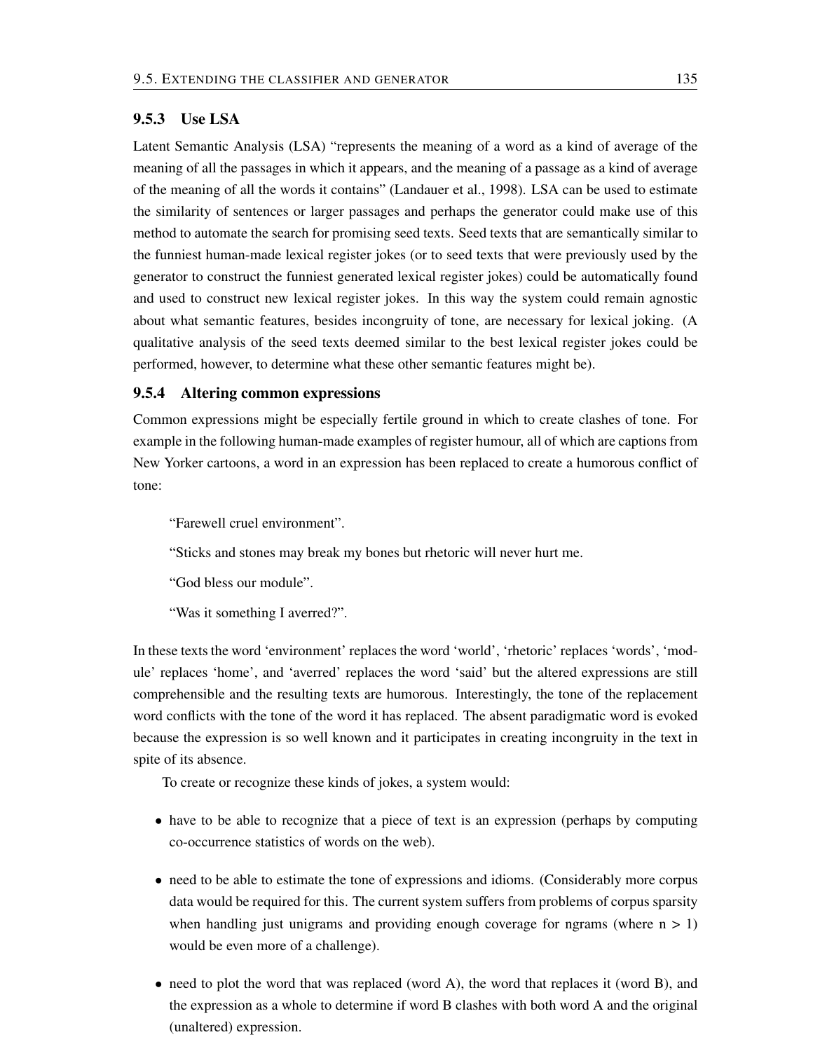### 9.5.3 Use LSA

Latent Semantic Analysis (LSA) "represents the meaning of a word as a kind of average of the meaning of all the passages in which it appears, and the meaning of a passage as a kind of average of the meaning of all the words it contains" (Landauer et al., 1998). LSA can be used to estimate the similarity of sentences or larger passages and perhaps the generator could make use of this method to automate the search for promising seed texts. Seed texts that are semantically similar to the funniest human-made lexical register jokes (or to seed texts that were previously used by the generator to construct the funniest generated lexical register jokes) could be automatically found and used to construct new lexical register jokes. In this way the system could remain agnostic about what semantic features, besides incongruity of tone, are necessary for lexical joking. (A qualitative analysis of the seed texts deemed similar to the best lexical register jokes could be performed, however, to determine what these other semantic features might be).

### 9.5.4 Altering common expressions

Common expressions might be especially fertile ground in which to create clashes of tone. For example in the following human-made examples of register humour, all of which are captions from New Yorker cartoons, a word in an expression has been replaced to create a humorous conflict of tone:

"Farewell cruel environment".

"Sticks and stones may break my bones but rhetoric will never hurt me.

"God bless our module".

"Was it something I averred?".

In these texts the word 'environment' replaces the word 'world', 'rhetoric' replaces 'words', 'module' replaces 'home', and 'averred' replaces the word 'said' but the altered expressions are still comprehensible and the resulting texts are humorous. Interestingly, the tone of the replacement word conflicts with the tone of the word it has replaced. The absent paradigmatic word is evoked because the expression is so well known and it participates in creating incongruity in the text in spite of its absence.

To create or recognize these kinds of jokes, a system would:

- have to be able to recognize that a piece of text is an expression (perhaps by computing co-occurrence statistics of words on the web).
- need to be able to estimate the tone of expressions and idioms. (Considerably more corpus data would be required for this. The current system suffers from problems of corpus sparsity when handling just unigrams and providing enough coverage for ngrams (where $n > 1$) would be even more of a challenge).
- need to plot the word that was replaced (word A), the word that replaces it (word B), and the expression as a whole to determine if word B clashes with both word A and the original (unaltered) expression.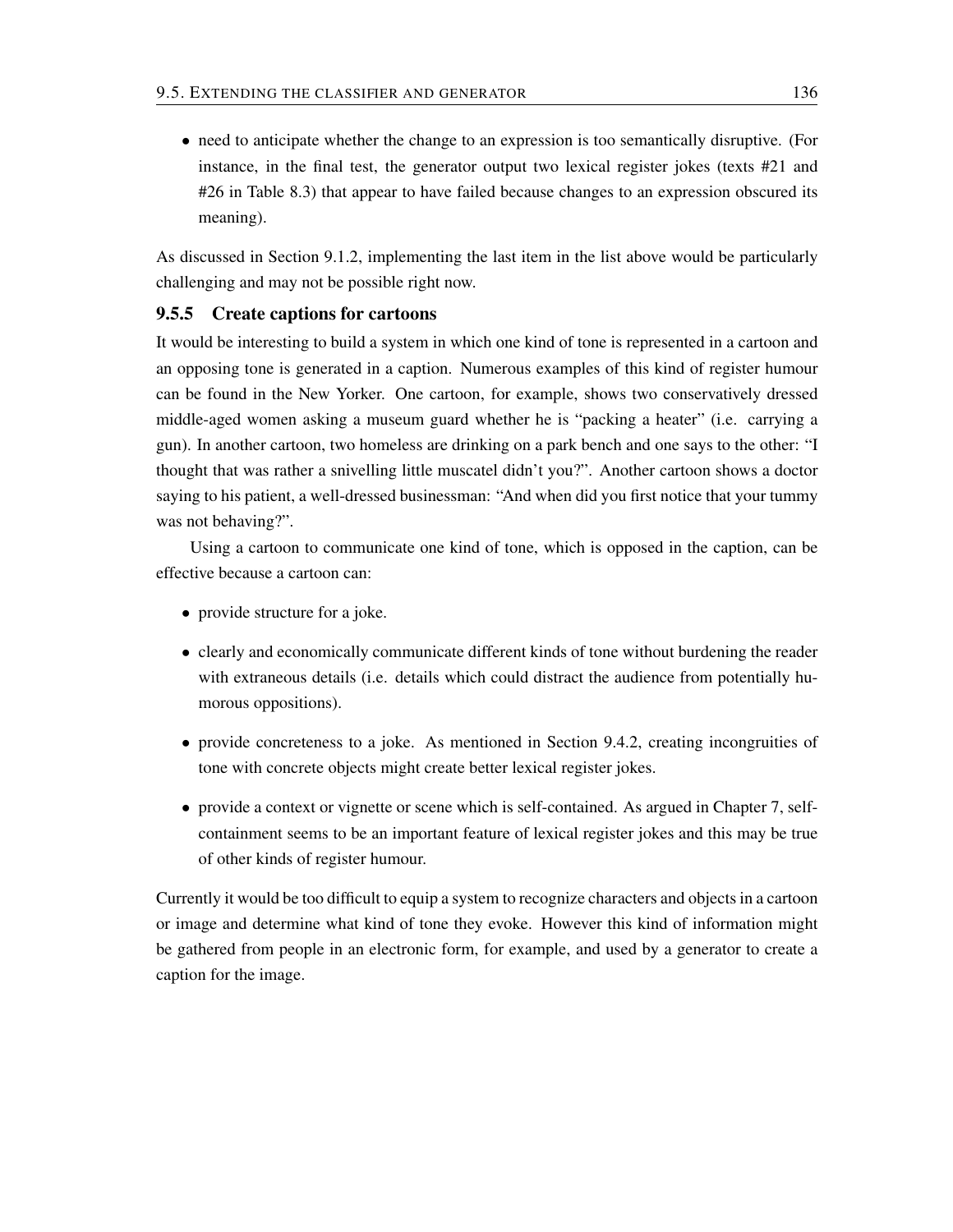- need to anticipate whether the change to an expression is too semantically disruptive. (For instance, in the final test, the generator output two lexical register jokes (texts #21 and #26 in Table 8.3) that appear to have failed because changes to an expression obscured its meaning).

As discussed in Section 9.1.2, implementing the last item in the list above would be particularly challenging and may not be possible right now.

### 9.5.5 Create captions for cartoons

It would be interesting to build a system in which one kind of tone is represented in a cartoon and an opposing tone is generated in a caption. Numerous examples of this kind of register humour can be found in the New Yorker. One cartoon, for example, shows two conservatively dressed middle-aged women asking a museum guard whether he is "packing a heater" (i.e. carrying a gun). In another cartoon, two homeless are drinking on a park bench and one says to the other: "I thought that was rather a snivelling little muscatel didn't you?". Another cartoon shows a doctor saying to his patient, a well-dressed businessman: "And when did you first notice that your tummy was not behaving?".

Using a cartoon to communicate one kind of tone, which is opposed in the caption, can be effective because a cartoon can:

- provide structure for a joke.
- clearly and economically communicate different kinds of tone without burdening the reader with extraneous details (i.e. details which could distract the audience from potentially humorous oppositions).
- provide concreteness to a joke. As mentioned in Section 9.4.2, creating incongruities of tone with concrete objects might create better lexical register jokes.
- provide a context or vignette or scene which is self-contained. As argued in Chapter 7, self-containment seems to be an important feature of lexical register jokes and this may be true of other kinds of register humour.

Currently it would be too difficult to equip a system to recognize characters and objects in a cartoon or image and determine what kind of tone they evoke. However this kind of information might be gathered from people in an electronic form, for example, and used by a generator to create a caption for the image.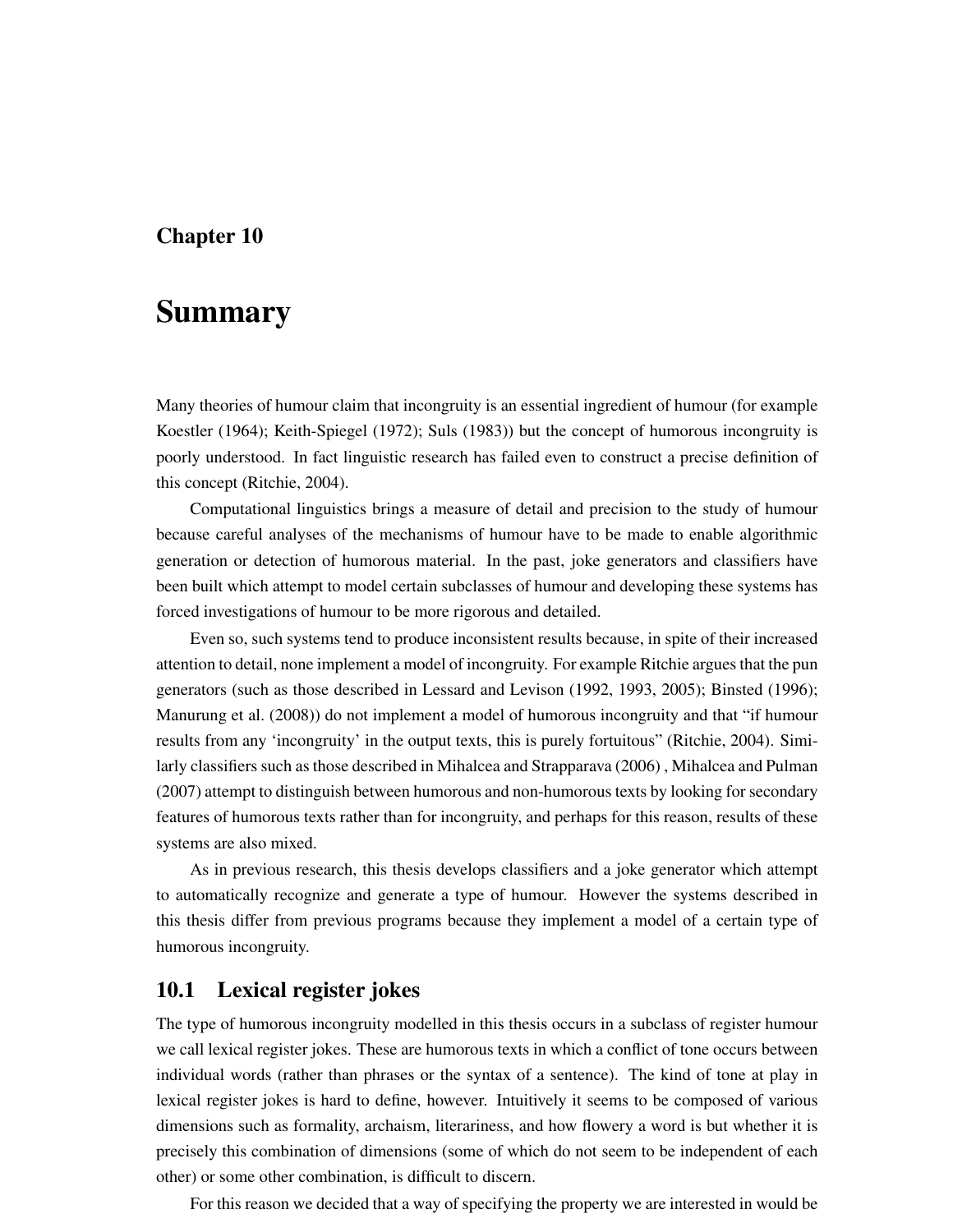# Chapter 10

# Summary

Many theories of humour claim that incongruity is an essential ingredient of humour (for example Koestler (1964); Keith-Spiegel (1972); Suls (1983)) but the concept of humorous incongruity is poorly understood. In fact linguistic research has failed even to construct a precise definition of this concept (Ritchie, 2004).

Computational linguistics brings a measure of detail and precision to the study of humour because careful analyses of the mechanisms of humour have to be made to enable algorithmic generation or detection of humorous material. In the past, joke generators and classifiers have been built which attempt to model certain subclasses of humour and developing these systems has forced investigations of humour to be more rigorous and detailed.

Even so, such systems tend to produce inconsistent results because, in spite of their increased attention to detail, none implement a model of incongruity. For example Ritchie argues that the pun generators (such as those described in Lessard and Levison (1992, 1993, 2005); Binsted (1996); Manurung et al. (2008)) do not implement a model of humorous incongruity and that "if humour results from any 'incongruity' in the output texts, this is purely fortuitous" (Ritchie, 2004). Similarly classifiers such as those described in Mihalcea and Strapparava (2006) , Mihalcea and Pulman (2007) attempt to distinguish between humorous and non-humorous texts by looking for secondary features of humorous texts rather than for incongruity, and perhaps for this reason, results of these systems are also mixed.

As in previous research, this thesis develops classifiers and a joke generator which attempt to automatically recognize and generate a type of humour. However the systems described in this thesis differ from previous programs because they implement a model of a certain type of humorous incongruity.

## 10.1 Lexical register jokes

The type of humorous incongruity modelled in this thesis occurs in a subclass of register humour we call lexical register jokes. These are humorous texts in which a conflict of tone occurs between individual words (rather than phrases or the syntax of a sentence). The kind of tone at play in lexical register jokes is hard to define, however. Intuitively it seems to be composed of various dimensions such as formality, archaism, literariness, and how flowery a word is but whether it is precisely this combination of dimensions (some of which do not seem to be independent of each other) or some other combination, is difficult to discern.

For this reason we decided that a way of specifying the property we are interested in would be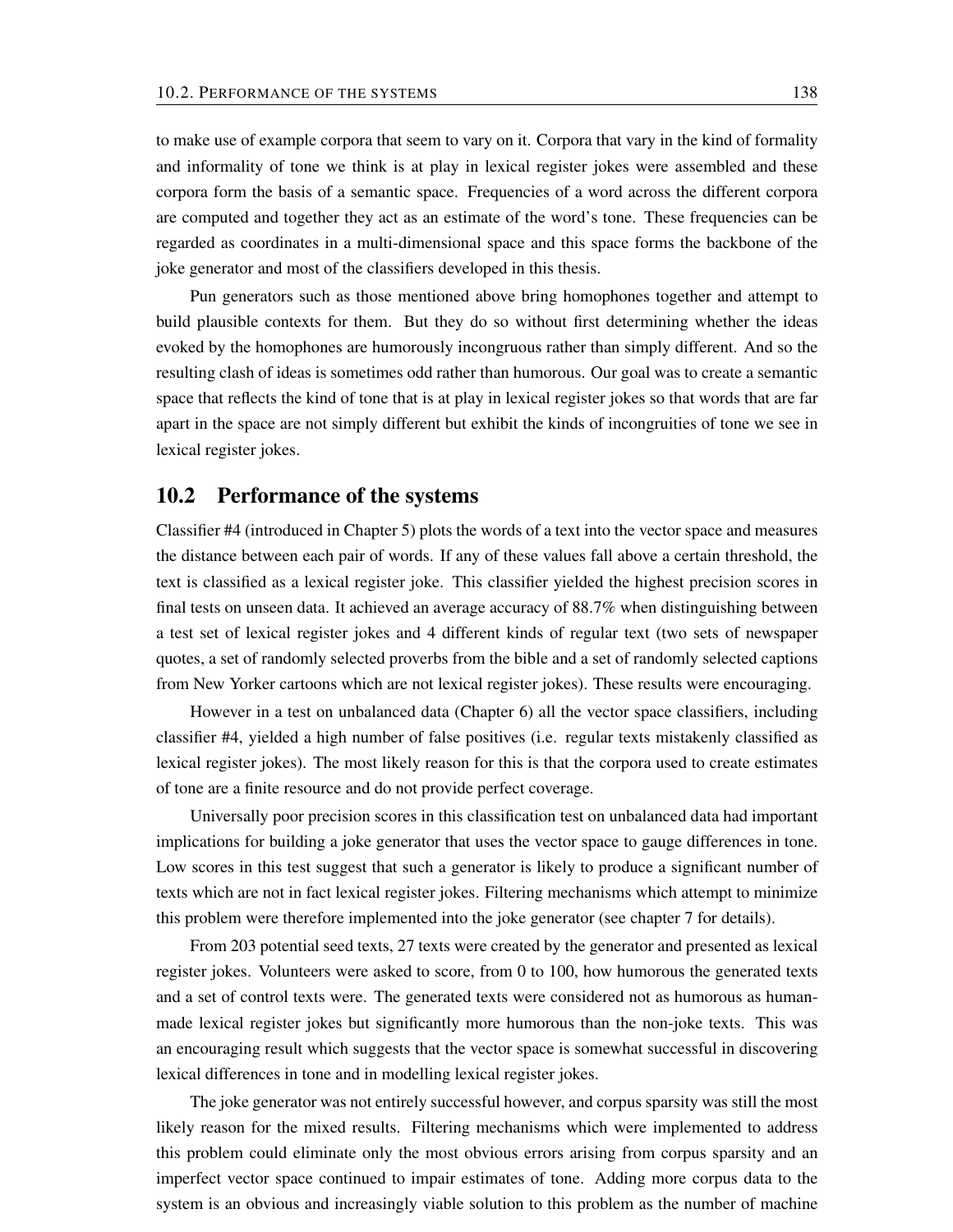to make use of example corpora that seem to vary on it. Corpora that vary in the kind of formality and informality of tone we think is at play in lexical register jokes were assembled and these corpora form the basis of a semantic space. Frequencies of a word across the different corpora are computed and together they act as an estimate of the word's tone. These frequencies can be regarded as coordinates in a multi-dimensional space and this space forms the backbone of the joke generator and most of the classifiers developed in this thesis.

Pun generators such as those mentioned above bring homophones together and attempt to build plausible contexts for them. But they do so without first determining whether the ideas evoked by the homophones are humorously incongruous rather than simply different. And so the resulting clash of ideas is sometimes odd rather than humorous. Our goal was to create a semantic space that reflects the kind of tone that is at play in lexical register jokes so that words that are far apart in the space are not simply different but exhibit the kinds of incongruities of tone we see in lexical register jokes.

## 10.2 Performance of the systems

Classifier #4 (introduced in Chapter 5) plots the words of a text into the vector space and measures the distance between each pair of words. If any of these values fall above a certain threshold, the text is classified as a lexical register joke. This classifier yielded the highest precision scores in final tests on unseen data. It achieved an average accuracy of 88.7% when distinguishing between a test set of lexical register jokes and 4 different kinds of regular text (two sets of newspaper quotes, a set of randomly selected proverbs from the bible and a set of randomly selected captions from New Yorker cartoons which are not lexical register jokes). These results were encouraging.

However in a test on unbalanced data (Chapter 6) all the vector space classifiers, including classifier #4, yielded a high number of false positives (i.e. regular texts mistakenly classified as lexical register jokes). The most likely reason for this is that the corpora used to create estimates of tone are a finite resource and do not provide perfect coverage.

Universally poor precision scores in this classification test on unbalanced data had important implications for building a joke generator that uses the vector space to gauge differences in tone. Low scores in this test suggest that such a generator is likely to produce a significant number of texts which are not in fact lexical register jokes. Filtering mechanisms which attempt to minimize this problem were therefore implemented into the joke generator (see chapter 7 for details).

From 203 potential seed texts, 27 texts were created by the generator and presented as lexical register jokes. Volunteers were asked to score, from 0 to 100, how humorous the generated texts and a set of control texts were. The generated texts were considered not as humorous as human-made lexical register jokes but significantly more humorous than the non-joke texts. This was an encouraging result which suggests that the vector space is somewhat successful in discovering lexical differences in tone and in modelling lexical register jokes.

The joke generator was not entirely successful however, and corpus sparsity was still the most likely reason for the mixed results. Filtering mechanisms which were implemented to address this problem could eliminate only the most obvious errors arising from corpus sparsity and an imperfect vector space continued to impair estimates of tone. Adding more corpus data to the system is an obvious and increasingly viable solution to this problem as the number of machine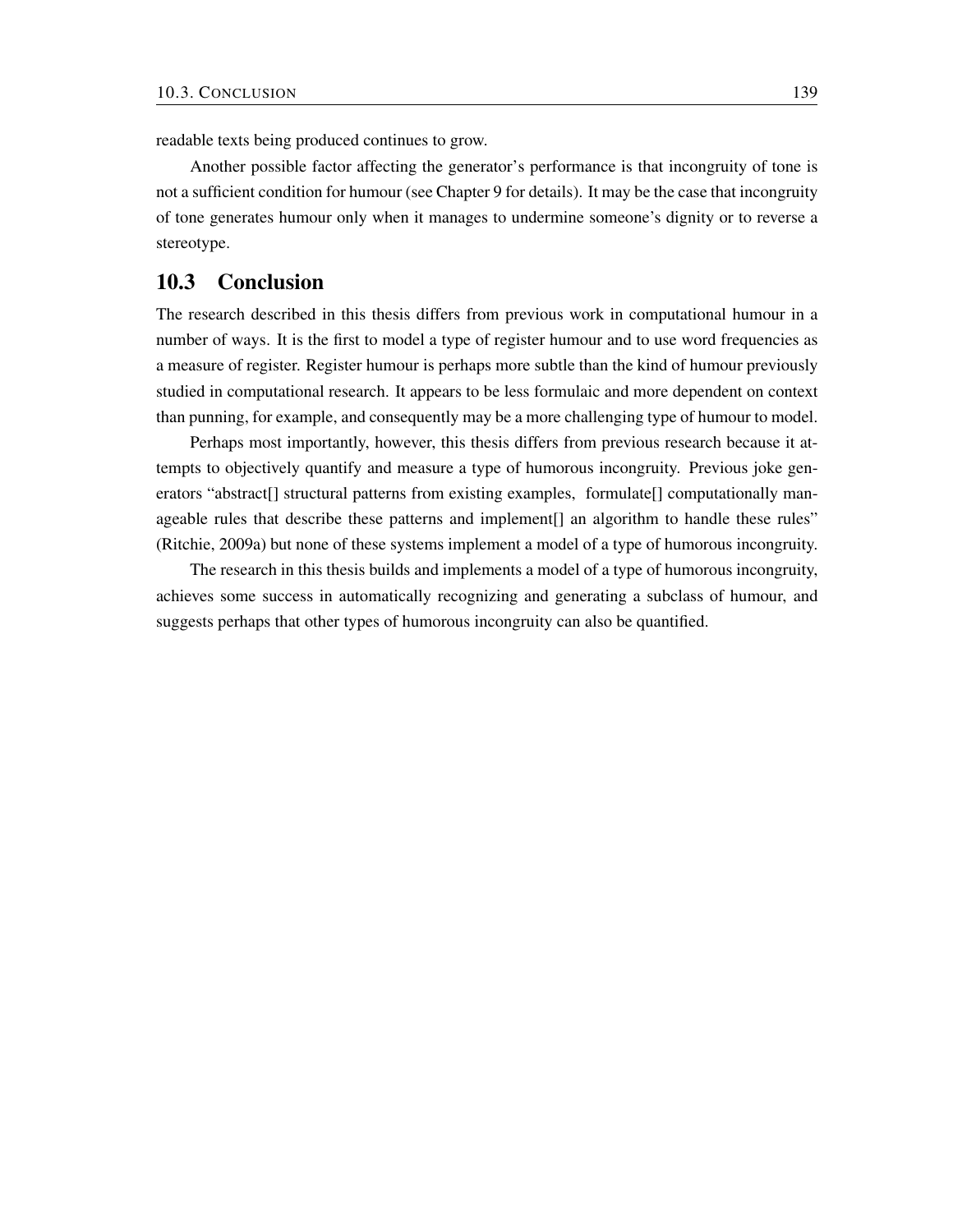readable texts being produced continues to grow.

Another possible factor affecting the generator's performance is that incongruity of tone is not a sufficient condition for humour (see Chapter 9 for details). It may be the case that incongruity of tone generates humour only when it manages to undermine someone's dignity or to reverse a stereotype.

## 10.3 Conclusion

The research described in this thesis differs from previous work in computational humour in a number of ways. It is the first to model a type of register humour and to use word frequencies as a measure of register. Register humour is perhaps more subtle than the kind of humour previously studied in computational research. It appears to be less formulaic and more dependent on context than punning, for example, and consequently may be a more challenging type of humour to model.

Perhaps most importantly, however, this thesis differs from previous research because it attempts to objectively quantify and measure a type of humorous incongruity. Previous joke generators "abstract[] structural patterns from existing examples, formulate[] computationally manageable rules that describe these patterns and implement[] an algorithm to handle these rules" (Ritchie, 2009a) but none of these systems implement a model of a type of humorous incongruity.

The research in this thesis builds and implements a model of a type of humorous incongruity, achieves some success in automatically recognizing and generating a subclass of humour, and suggests perhaps that other types of humorous incongruity can also be quantified.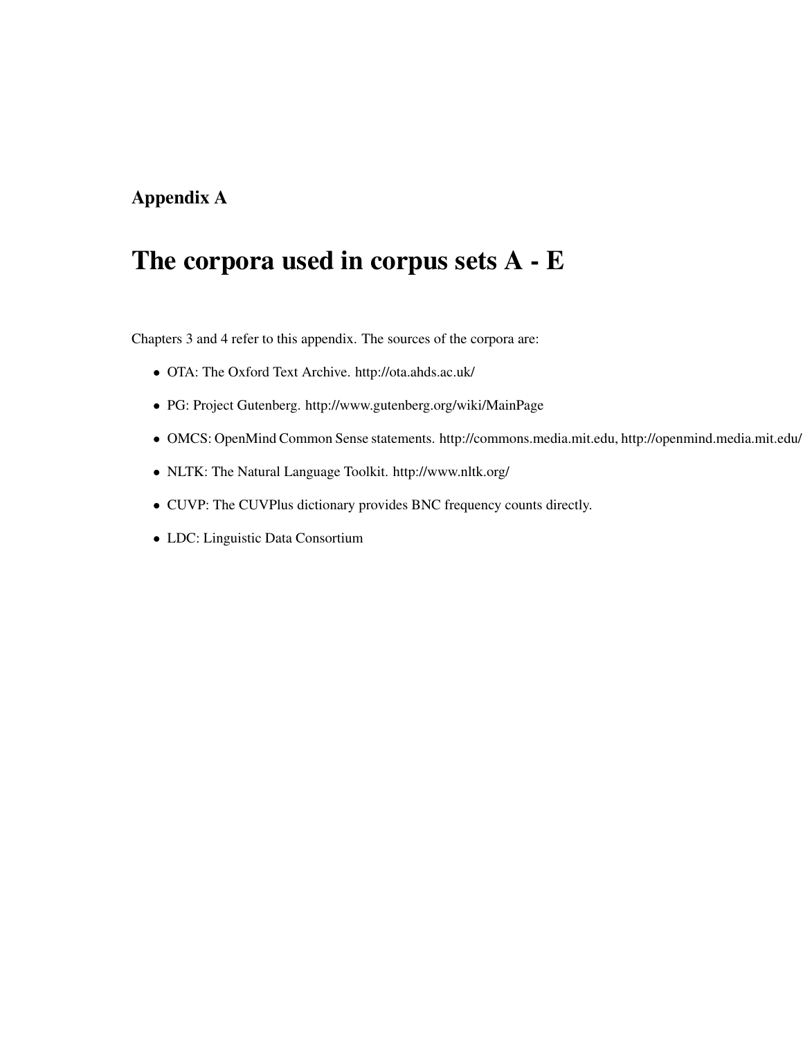# Appendix A

# The corpora used in corpus sets A - E

Chapters 3 and 4 refer to this appendix. The sources of the corpora are:

- OTA: The Oxford Text Archive. http://ota.ahds.ac.uk/
- PG: Project Gutenberg. http://www.gutenberg.org/wiki/MainPage
- OMCS: OpenMind Common Sense statements. http://commons.media.mit.edu, http://openmind.media.mit.edu/
- NLTK: The Natural Language Toolkit. http://www.nltk.org/
- CUVP: The CUVPlus dictionary provides BNC frequency counts directly.
- LDC: Linguistic Data Consortium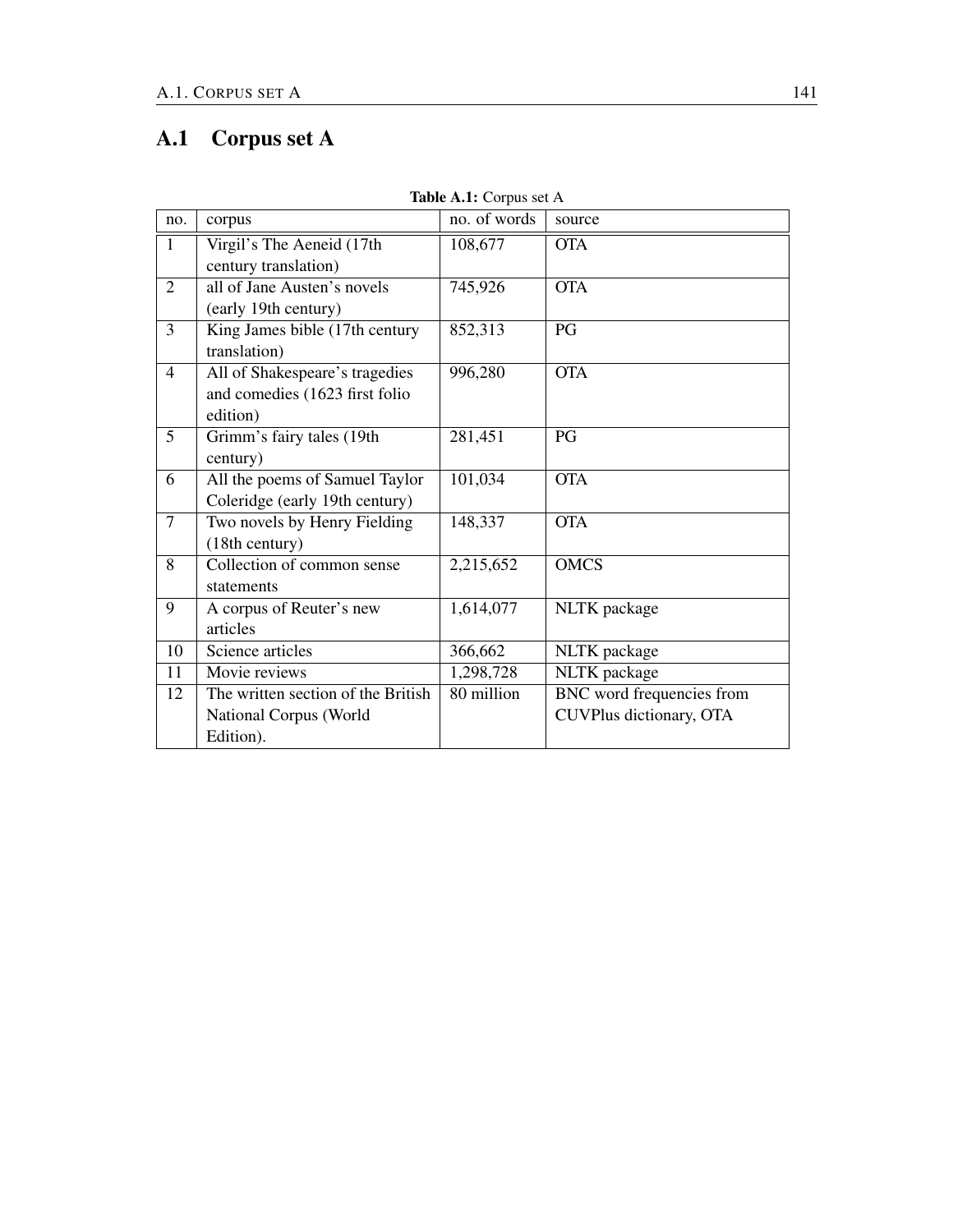## A.1 Corpus set A

**Table A.1:** Corpus set A

| no. | corpus | no. of words | source |
|---|---|---|---|
| 1 | Virgil's The Aeneid (17th century translation) | 108,677 | OTA |
| 2 | all of Jane Austen's novels (early 19th century) | 745,926 | OTA |
| 3 | King James bible (17th century translation) | 852,313 | PG |
| 4 | All of Shakespeare's tragedies and comedies (1623 first folio edition) | 996,280 | OTA |
| 5 | Grimm's fairy tales (19th century) | 281,451 | PG |
| 6 | All the poems of Samuel Taylor Coleridge (early 19th century) | 101,034 | OTA |
| 7 | Two novels by Henry Fielding (18th century) | 148,337 | OTA |
| 8 | Collection of common sense statements | 2,215,652 | OMCS |
| 9 | A corpus of Reuter's new articles | 1,614,077 | NLTK package |
| 10 | Science articles | 366,662 | NLTK package |
| 11 | Movie reviews | 1,298,728 | NLTK package |
| 12 | The written section of the British National Corpus (World Edition). | 80 million | BNC word frequencies from CUVPlus dictionary, OTA |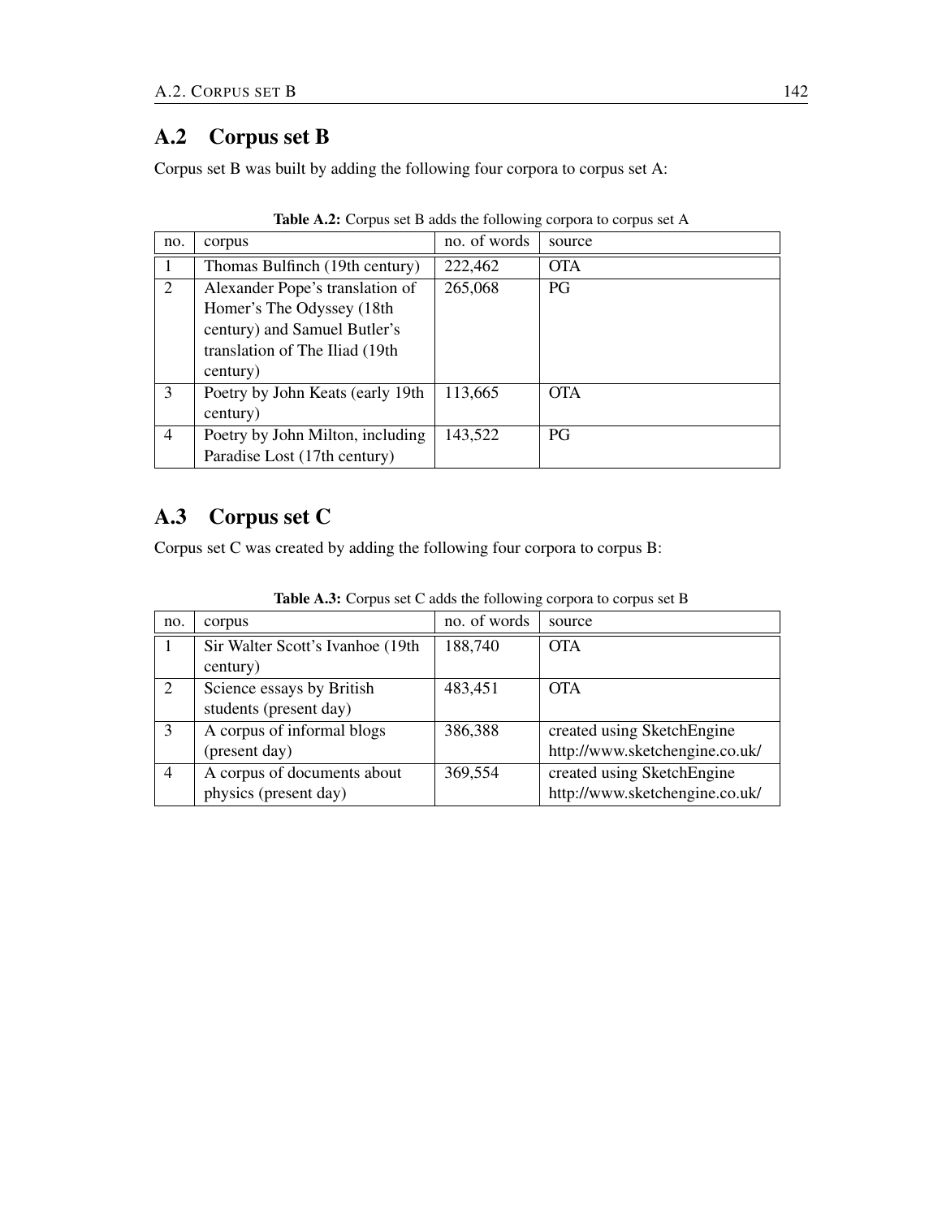## A.2 Corpus set B

Corpus set B was built by adding the following four corpora to corpus set A:

**Table A.2:** Corpus set B adds the following corpora to corpus set A

| no. | corpus | no. of words | source |
|---|---|---|---|
| 1 | Thomas Bulfinch (19th century) | 222,462 | OTA |
| 2 | Alexander Pope's translation of Homer's The Odyssey (18th century) and Samuel Butler's translation of The Iliad (19th century) | 265,068 | PG |
| 3 | Poetry by John Keats (early 19th century) | 113,665 | OTA |
| 4 | Poetry by John Milton, including Paradise Lost (17th century) | 143,522 | PG |

## A.3 Corpus set C

Corpus set C was created by adding the following four corpora to corpus B:

**Table A.3:** Corpus set C adds the following corpora to corpus set B

| no. | corpus | no. of words | source |
|---|---|---|---|
| 1 | Sir Walter Scott's Ivanhoe (19th century) | 188,740 | OTA |
| 2 | Science essays by British students (present day) | 483,451 | OTA |
| 3 | A corpus of informal blogs (present day) | 386,388 | created using SketchEngine http://www.sketchengine.co.uk/ |
| 4 | A corpus of documents about physics (present day) | 369,554 | created using SketchEngine http://www.sketchengine.co.uk/ |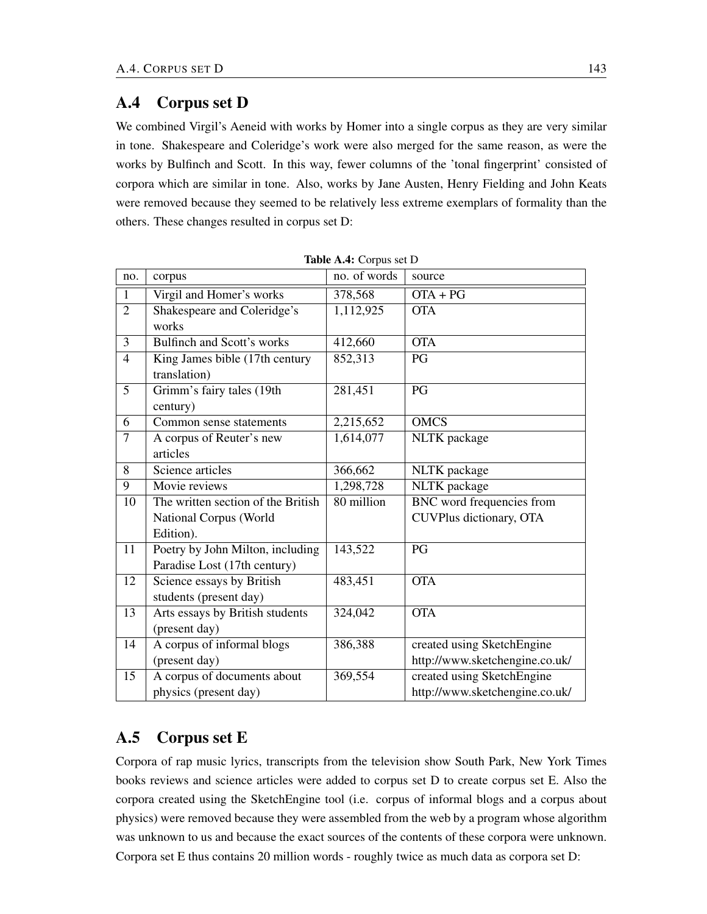## A.4 Corpus set D

We combined Virgil's Aeneid with works by Homer into a single corpus as they are very similar in tone. Shakespeare and Coleridge's work were also merged for the same reason, as were the works by Bulfinch and Scott. In this way, fewer columns of the 'tonal fingerprint' consisted of corpora which are similar in tone. Also, works by Jane Austen, Henry Fielding and John Keats were removed because they seemed to be relatively less extreme exemplars of formality than the others. These changes resulted in corpus set D:

**Table A.4:** Corpus set D

| no. | corpus | no. of words | source |
|---|---|---|---|
| 1 | Virgil and Homer's works | 378,568 | OTA + PG |
| 2 | Shakespeare and Coleridge's works | 1,112,925 | OTA |
| 3 | Bulfinch and Scott's works | 412,660 | OTA |
| 4 | King James bible (17th century translation) | 852,313 | PG |
| 5 | Grimm's fairy tales (19th century) | 281,451 | PG |
| 6 | Common sense statements | 2,215,652 | OMCS |
| 7 | A corpus of Reuter's new articles | 1,614,077 | NLTK package |
| 8 | Science articles | 366,662 | NLTK package |
| 9 | Movie reviews | 1,298,728 | NLTK package |
| 10 | The written section of the British National Corpus (World Edition). | 80 million | BNC word frequencies from CUVPlus dictionary, OTA |
| 11 | Poetry by John Milton, including Paradise Lost (17th century) | 143,522 | PG |
| 12 | Science essays by British students (present day) | 483,451 | OTA |
| 13 | Arts essays by British students (present day) | 324,042 | OTA |
| 14 | A corpus of informal blogs (present day) | 386,388 | created using SketchEngine http://www.sketchengine.co.uk/ |
| 15 | A corpus of documents about physics (present day) | 369,554 | created using SketchEngine http://www.sketchengine.co.uk/ |

## A.5 Corpus set E

Corpora of rap music lyrics, transcripts from the television show South Park, New York Times books reviews and science articles were added to corpus set D to create corpus set E. Also the corpora created using the SketchEngine tool (i.e. corpus of informal blogs and a corpus about physics) were removed because they were assembled from the web by a program whose algorithm was unknown to us and because the exact sources of the contents of these corpora were unknown. Corpora set E thus contains 20 million words - roughly twice as much data as corpora set D: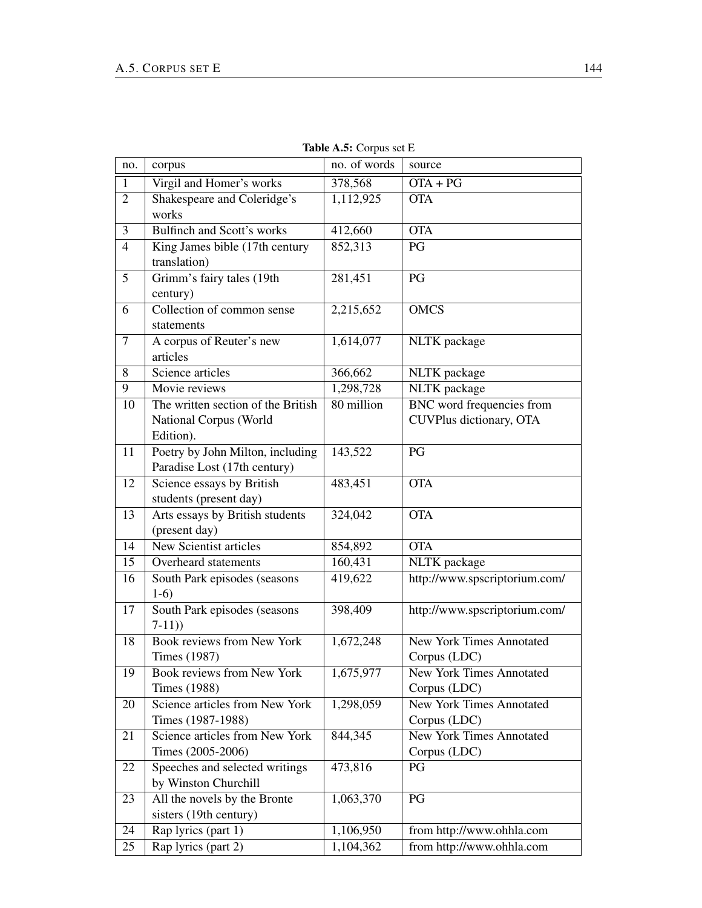**Table A.5:** Corpus set E

| no. | corpus | no. of words | source |
|---|---|---|---|
| 1 | Virgil and Homer's works | 378,568 | OTA + PG |
| 2 | Shakespeare and Coleridge's works | 1,112,925 | OTA |
| 3 | Bulfinch and Scott's works | 412,660 | OTA |
| 4 | King James bible (17th century translation) | 852,313 | PG |
| 5 | Grimm's fairy tales (19th century) | 281,451 | PG |
| 6 | Collection of common sense statements | 2,215,652 | OMCS |
| 7 | A corpus of Reuter's new articles | 1,614,077 | NLTK package |
| 8 | Science articles | 366,662 | NLTK package |
| 9 | Movie reviews | 1,298,728 | NLTK package |
| 10 | The written section of the British National Corpus (World Edition). | 80 million | BNC word frequencies from CUVPlus dictionary, OTA |
| 11 | Poetry by John Milton, including Paradise Lost (17th century) | 143,522 | PG |
| 12 | Science essays by British students (present day) | 483,451 | OTA |
| 13 | Arts essays by British students (present day) | 324,042 | OTA |
| 14 | New Scientist articles | 854,892 | OTA |
| 15 | Overheard statements | 160,431 | NLTK package |
| 16 | South Park episodes (seasons 1-6) | 419,622 | http://www.spscriptorium.com/ |
| 17 | South Park episodes (seasons 7-11)) | 398,409 | http://www.spscriptorium.com/ |
| 18 | Book reviews from New York Times (1987) | 1,672,248 | New York Times Annotated Corpus (LDC) |
| 19 | Book reviews from New York Times (1988) | 1,675,977 | New York Times Annotated Corpus (LDC) |
| 20 | Science articles from New York Times (1987-1988) | 1,298,059 | New York Times Annotated Corpus (LDC) |
| 21 | Science articles from New York Times (2005-2006) | 844,345 | New York Times Annotated Corpus (LDC) |
| 22 | Speeches and selected writings by Winston Churchill | 473,816 | PG |
| 23 | All the novels by the Bronte sisters (19th century) | 1,063,370 | PG |
| 24 | Rap lyrics (part 1) | 1,106,950 | from http://www.ohhla.com |
| 25 | Rap lyrics (part 2) | 1,104,362 | from http://www.ohhla.com |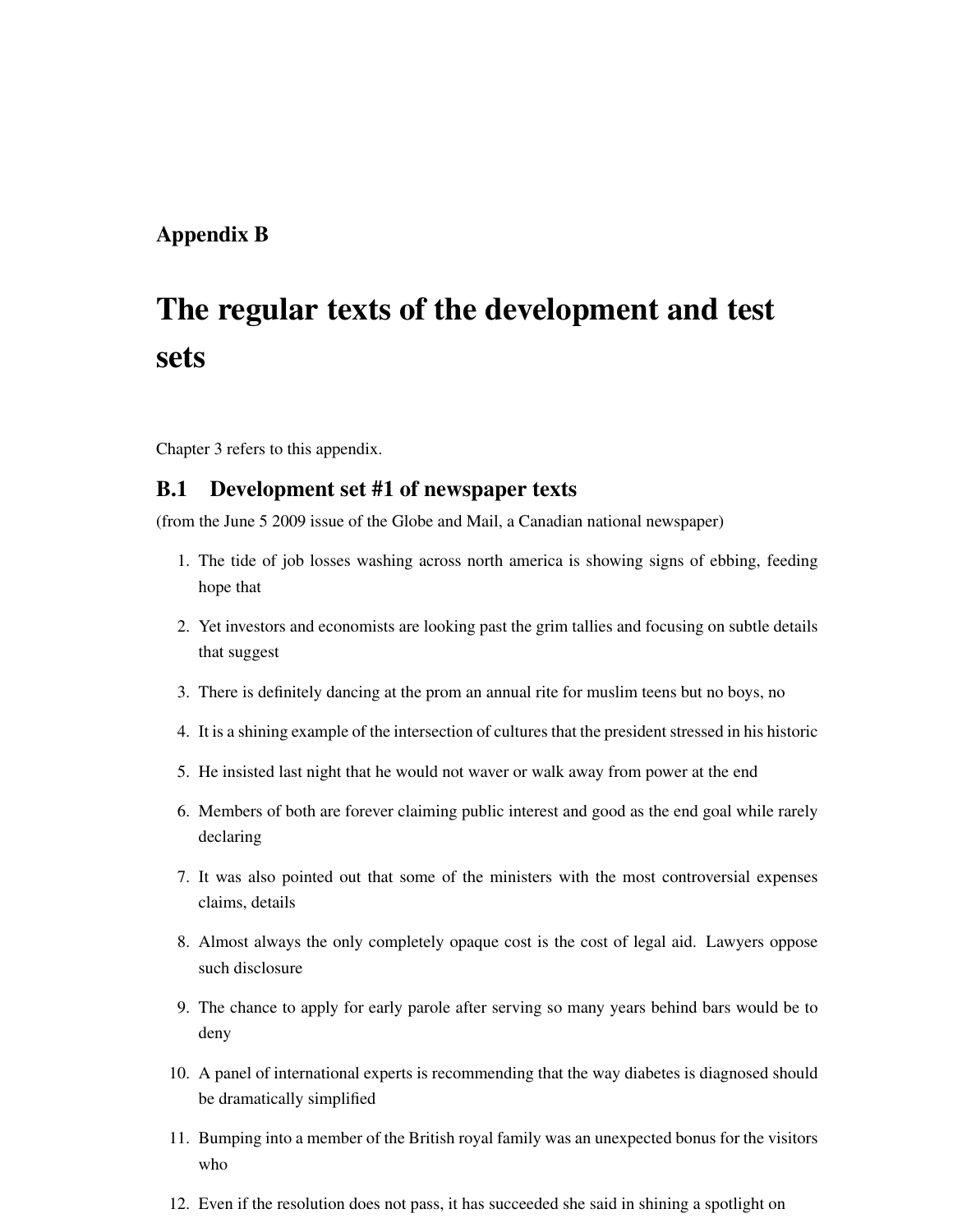# Appendix B

# The regular texts of the development and test sets

Chapter 3 refers to this appendix.

## B.1 Development set #1 of newspaper texts

(from the June 5 2009 issue of the Globe and Mail, a Canadian national newspaper)

1. The tide of job losses washing across north america is showing signs of ebbing, feeding hope that
2. Yet investors and economists are looking past the grim tallies and focusing on subtle details that suggest
3. There is definitely dancing at the prom an annual rite for muslim teens but no boys, no
4. It is a shining example of the intersection of cultures that the president stressed in his historic
5. He insisted last night that he would not waver or walk away from power at the end
6. Members of both are forever claiming public interest and good as the end goal while rarely declaring
7. It was also pointed out that some of the ministers with the most controversial expenses claims, details
8. Almost always the only completely opaque cost is the cost of legal aid. Lawyers oppose such disclosure
9. The chance to apply for early parole after serving so many years behind bars would be to deny
10. A panel of international experts is recommending that the way diabetes is diagnosed should be dramatically simplified
11. Bumping into a member of the British royal family was an unexpected bonus for the visitors who
12. Even if the resolution does not pass, it has succeeded she said in shining a spotlight on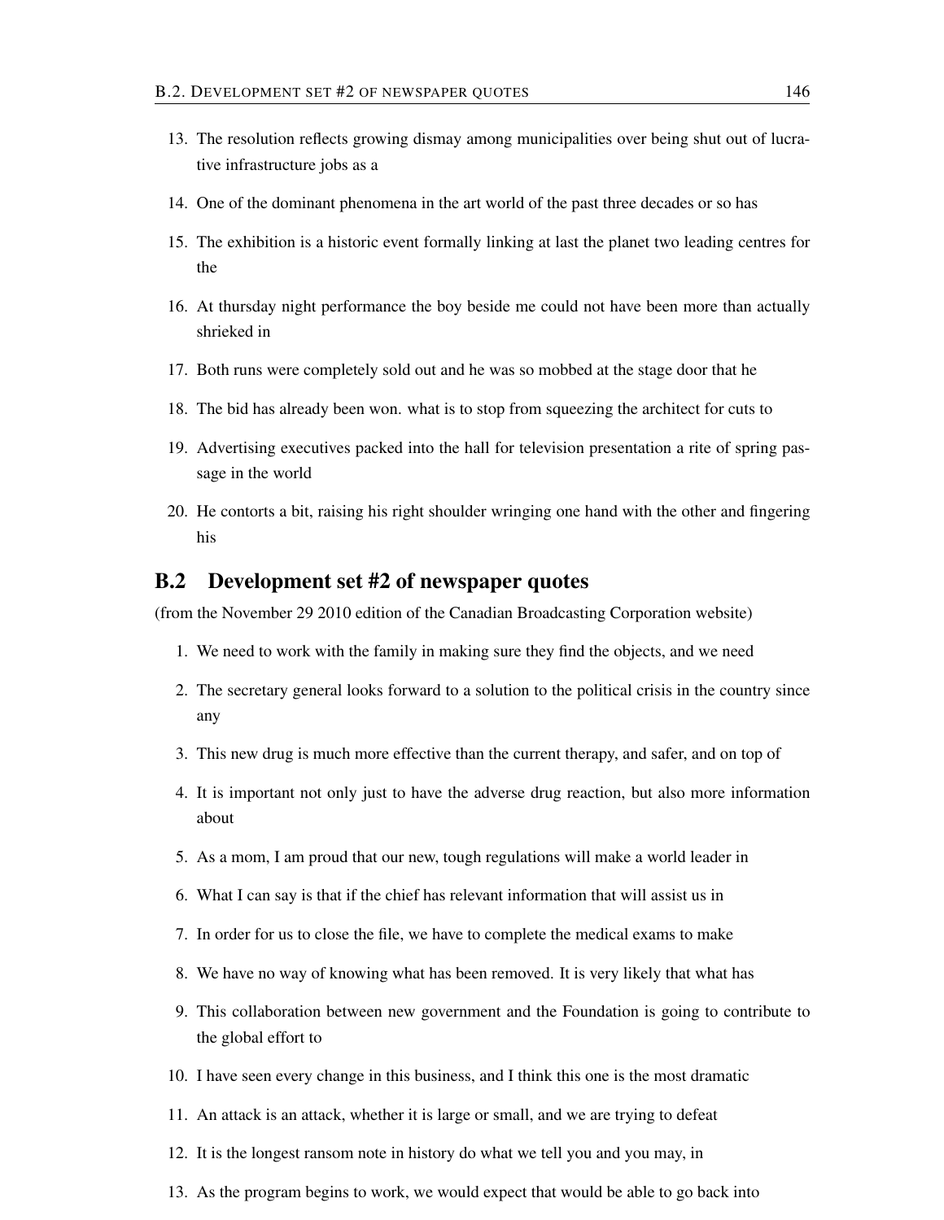13. The resolution reflects growing dismay among municipalities over being shut out of lucrative infrastructure jobs as a
14. One of the dominant phenomena in the art world of the past three decades or so has
15. The exhibition is a historic event formally linking at last the planet two leading centres for the
16. At thursday night performance the boy beside me could not have been more than actually shrieked in
17. Both runs were completely sold out and he was so mobbed at the stage door that he
18. The bid has already been won. what is to stop from squeezing the architect for cuts to
19. Advertising executives packed into the hall for television presentation a rite of spring passage in the world
20. He contorts a bit, raising his right shoulder wringing one hand with the other and fingering his

## B.2 Development set #2 of newspaper quotes

(from the November 29 2010 edition of the Canadian Broadcasting Corporation website)

1. We need to work with the family in making sure they find the objects, and we need
2. The secretary general looks forward to a solution to the political crisis in the country since any
3. This new drug is much more effective than the current therapy, and safer, and on top of
4. It is important not only just to have the adverse drug reaction, but also more information about
5. As a mom, I am proud that our new, tough regulations will make a world leader in
6. What I can say is that if the chief has relevant information that will assist us in
7. In order for us to close the file, we have to complete the medical exams to make
8. We have no way of knowing what has been removed. It is very likely that what has
9. This collaboration between new government and the Foundation is going to contribute to the global effort to
10. I have seen every change in this business, and I think this one is the most dramatic
11. An attack is an attack, whether it is large or small, and we are trying to defeat
12. It is the longest ransom note in history do what we tell you and you may, in
13. As the program begins to work, we would expect that would be able to go back into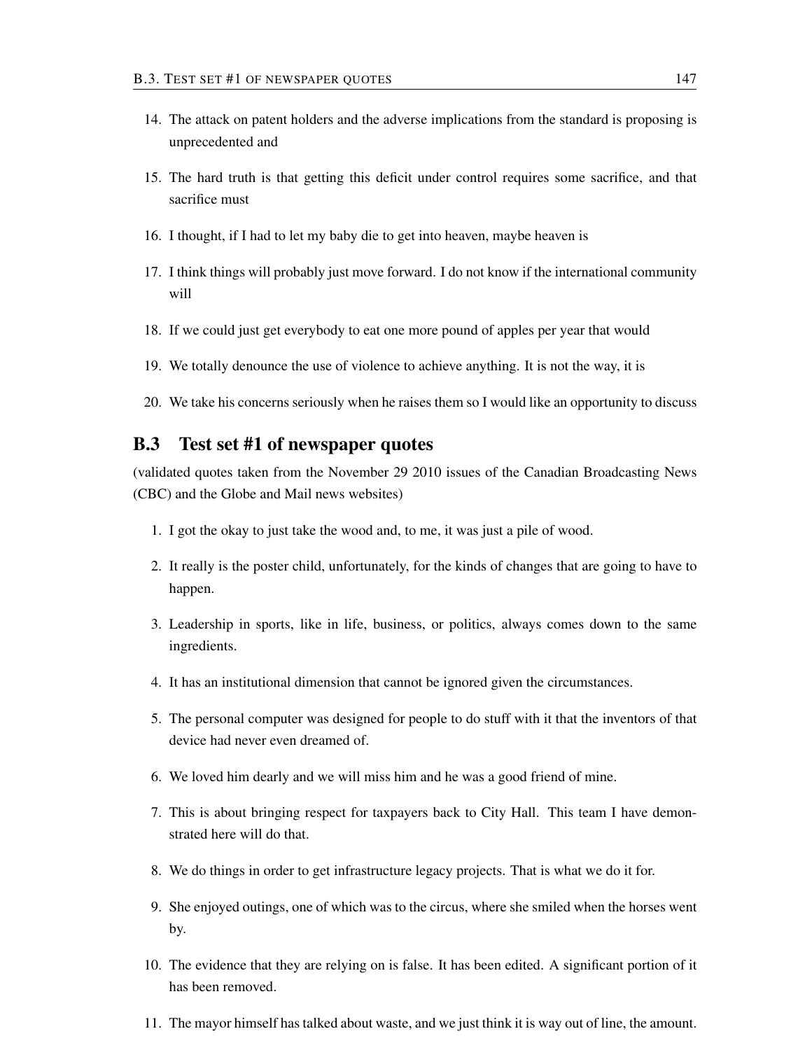14. The attack on patent holders and the adverse implications from the standard is proposing is unprecedented and

15. The hard truth is that getting this deficit under control requires some sacrifice, and that sacrifice must

16. I thought, if I had to let my baby die to get into heaven, maybe heaven is

17. I think things will probably just move forward. I do not know if the international community will

18. If we could just get everybody to eat one more pound of apples per year that would

19. We totally denounce the use of violence to achieve anything. It is not the way, it is

20. We take his concerns seriously when he raises them so I would like an opportunity to discuss

## B.3 Test set #1 of newspaper quotes

(validated quotes taken from the November 29 2010 issues of the Canadian Broadcasting News (CBC) and the Globe and Mail news websites)

1. I got the okay to just take the wood and, to me, it was just a pile of wood.

2. It really is the poster child, unfortunately, for the kinds of changes that are going to have to happen.

3. Leadership in sports, like in life, business, or politics, always comes down to the same ingredients.

4. It has an institutional dimension that cannot be ignored given the circumstances.

5. The personal computer was designed for people to do stuff with it that the inventors of that device had never even dreamed of.

6. We loved him dearly and we will miss him and he was a good friend of mine.

7. This is about bringing respect for taxpayers back to City Hall. This team I have demonstrated here will do that.

8. We do things in order to get infrastructure legacy projects. That is what we do it for.

9. She enjoyed outings, one of which was to the circus, where she smiled when the horses went by.

10. The evidence that they are relying on is false. It has been edited. A significant portion of it has been removed.

11. The mayor himself has talked about waste, and we just think it is way out of line, the amount.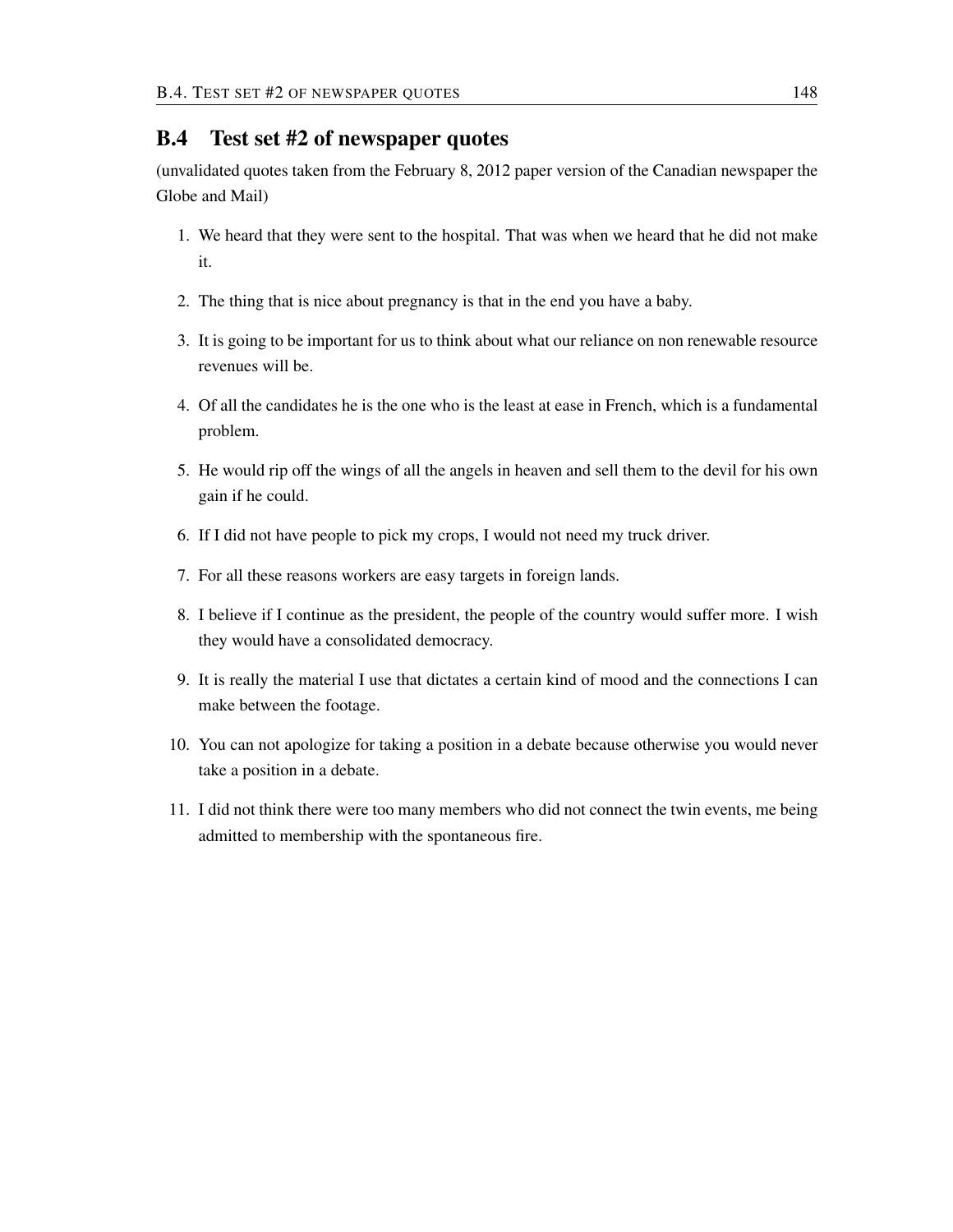## B.4 Test set #2 of newspaper quotes

(unvalidated quotes taken from the February 8, 2012 paper version of the Canadian newspaper the Globe and Mail)

1. We heard that they were sent to the hospital. That was when we heard that he did not make it.
2. The thing that is nice about pregnancy is that in the end you have a baby.
3. It is going to be important for us to think about what our reliance on non renewable resource revenues will be.
4. Of all the candidates he is the one who is the least at ease in French, which is a fundamental problem.
5. He would rip off the wings of all the angels in heaven and sell them to the devil for his own gain if he could.
6. If I did not have people to pick my crops, I would not need my truck driver.
7. For all these reasons workers are easy targets in foreign lands.
8. I believe if I continue as the president, the people of the country would suffer more. I wish they would have a consolidated democracy.
9. It is really the material I use that dictates a certain kind of mood and the connections I can make between the footage.
10. You can not apologize for taking a position in a debate because otherwise you would never take a position in a debate.
11. I did not think there were too many members who did not connect the twin events, me being admitted to membership with the spontaneous fire.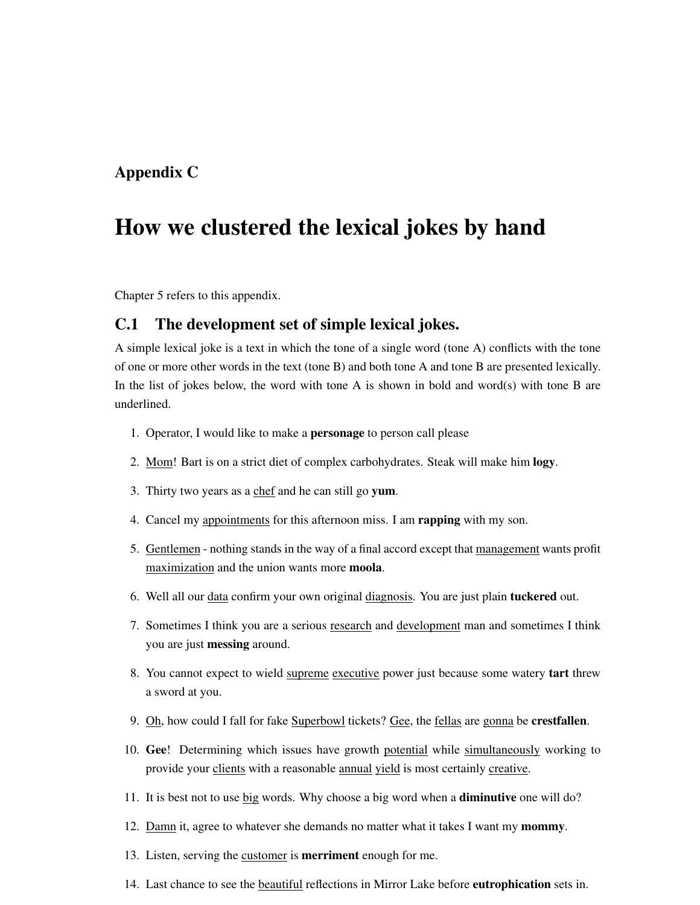# Appendix C

# How we clustered the lexical jokes by hand

Chapter 5 refers to this appendix.

## C.1 The development set of simple lexical jokes.

A simple lexical joke is a text in which the tone of a single word (tone A) conflicts with the tone of one or more other words in the text (tone B) and both tone A and tone B are presented lexically. In the list of jokes below, the word with tone A is shown in bold and word(s) with tone B are underlined.

1. Operator, I would like to make a **personage** to person call please
2. <u>Mom</u>! Bart is on a strict diet of complex carbohydrates. Steak will make him **logy**.
3. Thirty two years as a <u>chef</u> and he can still go **yum**.
4. Cancel my <u>appointments</u> for this afternoon miss. I am **rapping** with my son.
5. <u>Gentlemen</u> - nothing stands in the way of a final accord except that <u>management</u> wants profit <u>maximization</u> and the union wants more **moola**.
6. Well all our <u>data</u> confirm your own original <u>diagnosis</u>. You are just plain **tuckered** out.
7. Sometimes I think you are a serious <u>research</u> and <u>development</u> man and sometimes I think you are just **messing** around.
8. You cannot expect to wield <u>supreme</u> <u>executive</u> power just because some watery **tart** threw a sword at you.
9. <u>Oh</u>, how could I fall for fake <u>Superbowl</u> tickets? <u>Gee</u>, the <u>fellas</u> are <u>gonna</u> be **crestfallen**.
10. **Gee**! Determining which issues have growth <u>potential</u> while <u>simultaneously</u> working to provide your <u>clients</u> with a reasonable <u>annual</u> <u>yield</u> is most certainly <u>creative</u>.
11. It is best not to use <u>big</u> words. Why choose a big word when a **diminutive** one will do?
12. <u>Damn</u> it, agree to whatever she demands no matter what it takes I want my **mommy**.
13. Listen, serving the <u>customer</u> is **merriment** enough for me.
14. Last chance to see the <u>beautiful</u> reflections in Mirror Lake before **eutrophication** sets in.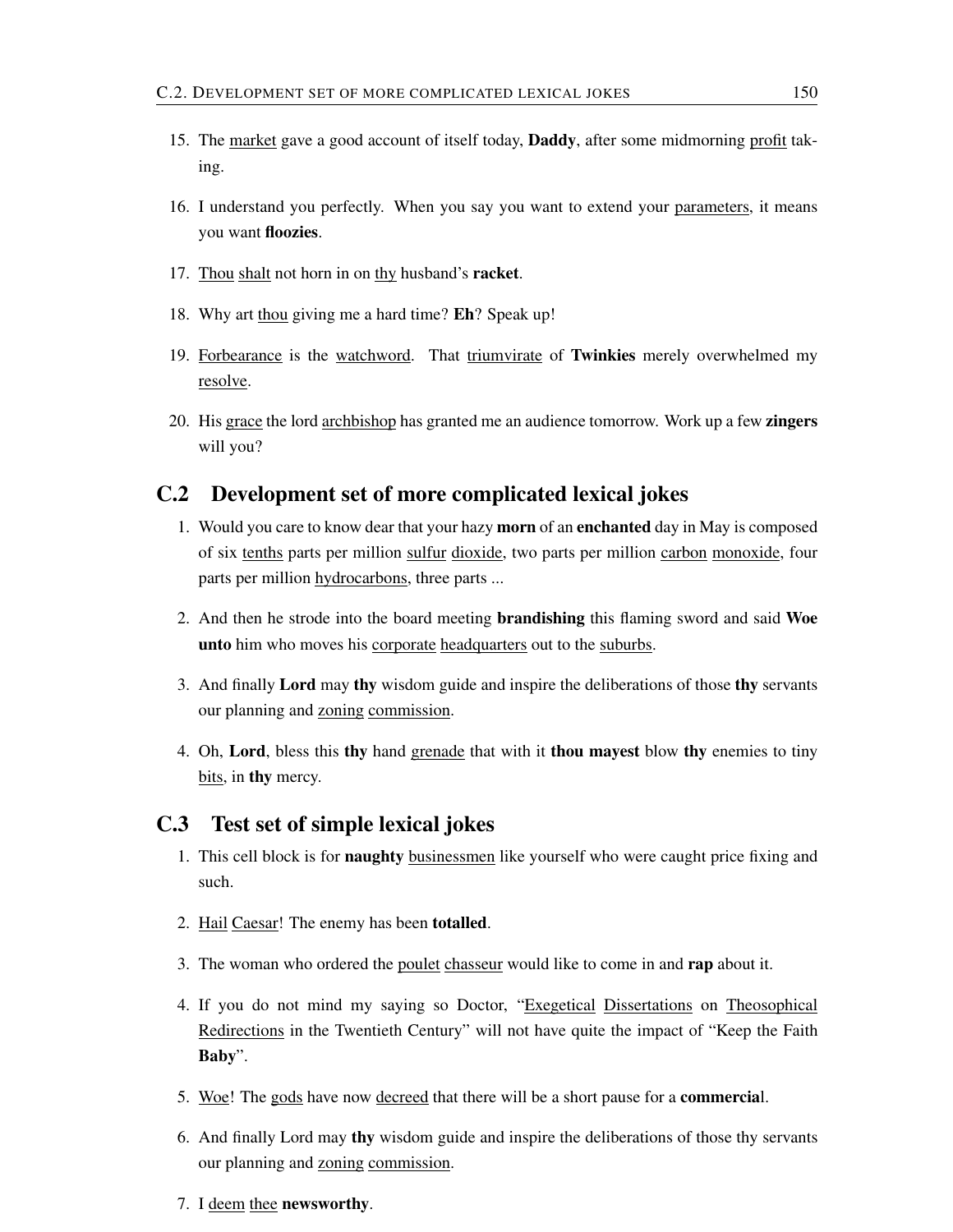15. The market gave a good account of itself today, **Daddy**, after some midmorning profit taking.

16. I understand you perfectly. When you say you want to extend your parameters, it means you want **floozies**.

17. Thou shalt not horn in on thy husband's **racket**.

18. Why art thou giving me a hard time? **Eh**? Speak up!

19. Forbearance is the watchword. That triumvirate of **Twinkies** merely overwhelmed my resolve.

20. His grace the lord archbishop has granted me an audience tomorrow. Work up a few **zingers** will you?

## C.2 Development set of more complicated lexical jokes

1. Would you care to know dear that your hazy **morn** of an **enchanted** day in May is composed of six tenths parts per million sulfur dioxide, two parts per million carbon monoxide, four parts per million hydrocarbons, three parts ...

2. And then he strode into the board meeting **brandishing** this flaming sword and said **Woe unto** him who moves his corporate headquarters out to the suburbs.

3. And finally **Lord** may **thy** wisdom guide and inspire the deliberations of those **thy** servants our planning and zoning commission.

4. Oh, **Lord**, bless this **thy** hand grenade that with it **thou mayest** blow **thy** enemies to tiny bits, in **thy** mercy.

## C.3 Test set of simple lexical jokes

1. This cell block is for **naughty** businessmen like yourself who were caught price fixing and such.

2. Hail Caesar! The enemy has been **totalled**.

3. The woman who ordered the poulet chasseur would like to come in and **rap** about it.

4. If you do not mind my saying so Doctor, "Exegetical Dissertations on Theosophical Redirections in the Twentieth Century" will not have quite the impact of "Keep the Faith **Baby**".

5. Woe! The gods have now decreed that there will be a short pause for a **commercia**l.

6. And finally Lord may **thy** wisdom guide and inspire the deliberations of those thy servants our planning and zoning commission.

7. I deem thee **newsworthy**.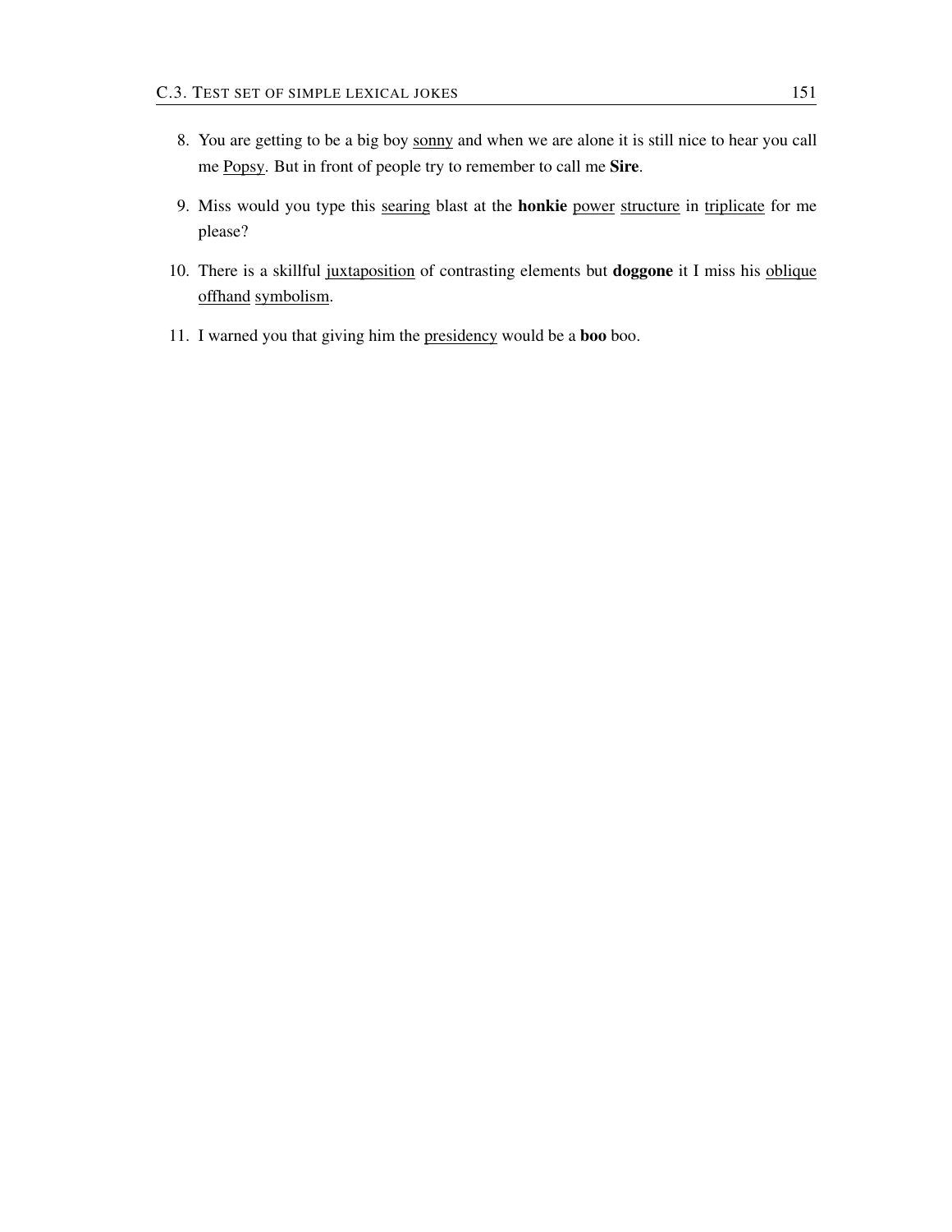8. You are getting to be a big boy <u>sonny</u> and when we are alone it is still nice to hear you call me <u>Popsy</u>. But in front of people try to remember to call me **Sire**.
9. Miss would you type this <u>searing</u> blast at the **honkie** <u>power</u> <u>structure</u> in <u>triplicate</u> for me please?
10. There is a skillful <u>juxtaposition</u> of contrasting elements but **doggone** it I miss his <u>oblique</u> <u>offhand</u> <u>symbolism</u>.
11. I warned you that giving him the <u>presidency</u> would be a **boo** boo.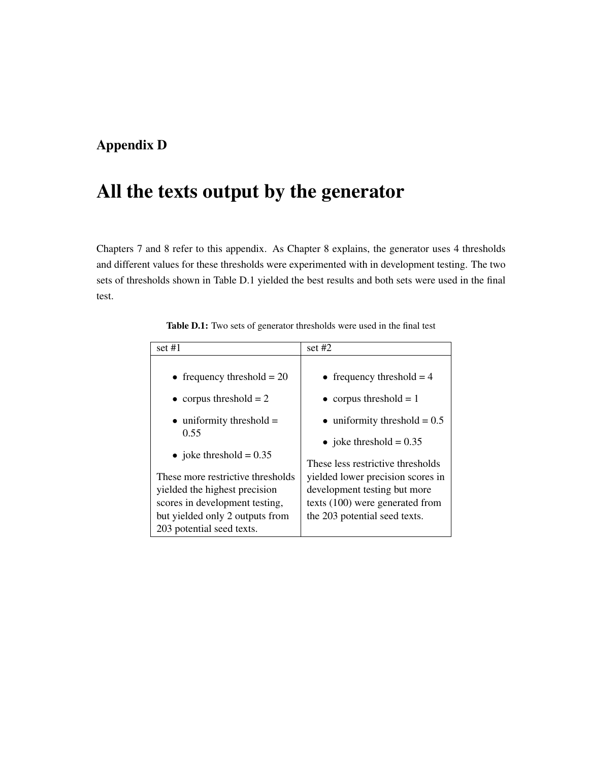# Appendix D

# All the texts output by the generator

Chapters 7 and 8 refer to this appendix. As Chapter 8 explains, the generator uses 4 thresholds and different values for these thresholds were experimented with in development testing. The two sets of thresholds shown in Table D.1 yielded the best results and both sets were used in the final test.

**Table D.1:** Two sets of generator thresholds were used in the final test

| set #1 | set #2 |
| --- | --- |
| • frequency threshold = 20<br>• corpus threshold = 2<br>• uniformity threshold = 0.55<br>• joke threshold = 0.35<br><br>These more restrictive thresholds yielded the highest precision scores in development testing, but yielded only 2 outputs from 203 potential seed texts. | • frequency threshold = 4<br>• corpus threshold = 1<br>• uniformity threshold = 0.5<br>• joke threshold = 0.35<br><br>These less restrictive thresholds yielded lower precision scores in development testing but more texts (100) were generated from the 203 potential seed texts. |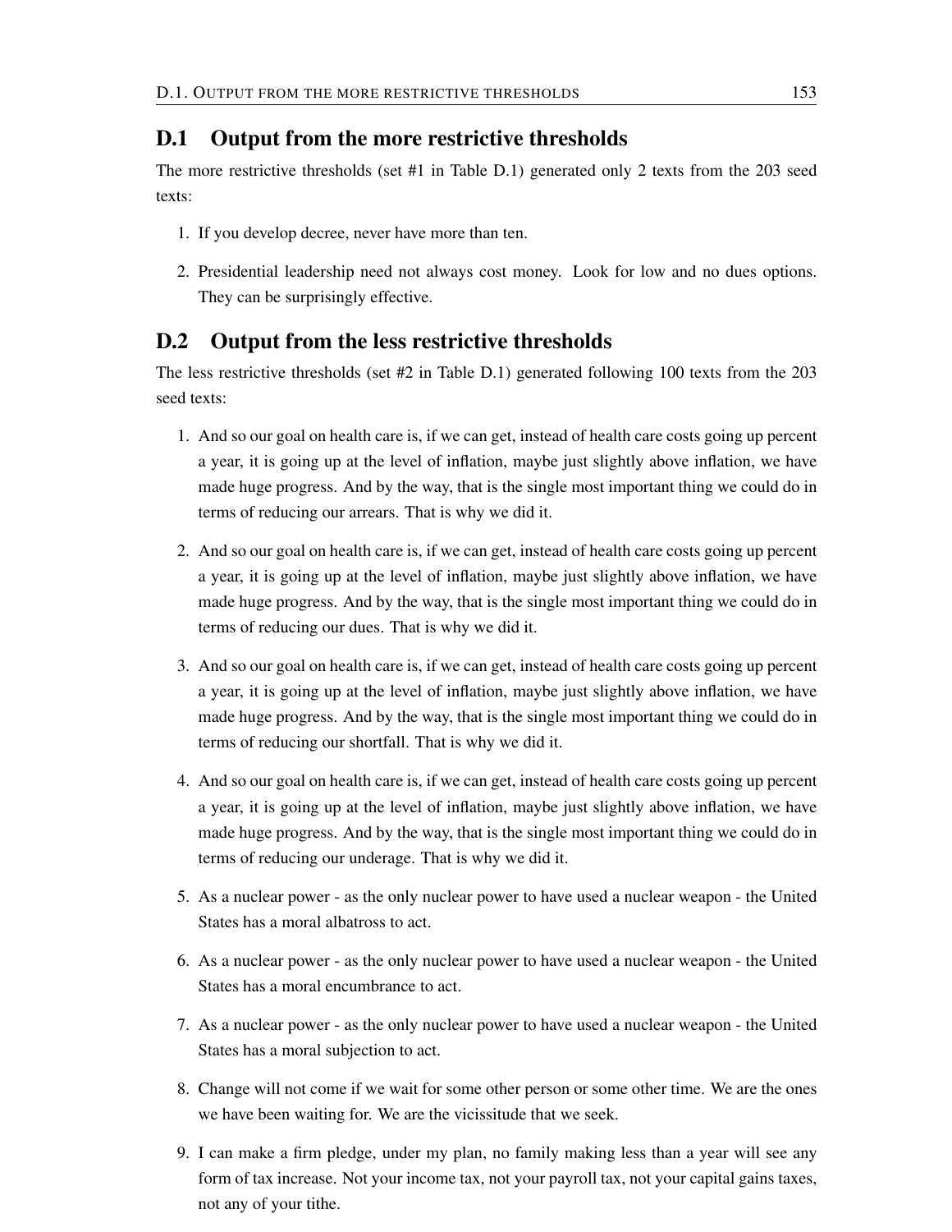## D.1 Output from the more restrictive thresholds

The more restrictive thresholds (set #1 in Table D.1) generated only 2 texts from the 203 seed texts:

1. If you develop decree, never have more than ten.
2. Presidential leadership need not always cost money. Look for low and no dues options. They can be surprisingly effective.

## D.2 Output from the less restrictive thresholds

The less restrictive thresholds (set #2 in Table D.1) generated following 100 texts from the 203 seed texts:

1. And so our goal on health care is, if we can get, instead of health care costs going up percent a year, it is going up at the level of inflation, maybe just slightly above inflation, we have made huge progress. And by the way, that is the single most important thing we could do in terms of reducing our arrears. That is why we did it.
2. And so our goal on health care is, if we can get, instead of health care costs going up percent a year, it is going up at the level of inflation, maybe just slightly above inflation, we have made huge progress. And by the way, that is the single most important thing we could do in terms of reducing our dues. That is why we did it.
3. And so our goal on health care is, if we can get, instead of health care costs going up percent a year, it is going up at the level of inflation, maybe just slightly above inflation, we have made huge progress. And by the way, that is the single most important thing we could do in terms of reducing our shortfall. That is why we did it.
4. And so our goal on health care is, if we can get, instead of health care costs going up percent a year, it is going up at the level of inflation, maybe just slightly above inflation, we have made huge progress. And by the way, that is the single most important thing we could do in terms of reducing our underage. That is why we did it.
5. As a nuclear power - as the only nuclear power to have used a nuclear weapon - the United States has a moral albatross to act.
6. As a nuclear power - as the only nuclear power to have used a nuclear weapon - the United States has a moral encumbrance to act.
7. As a nuclear power - as the only nuclear power to have used a nuclear weapon - the United States has a moral subjection to act.
8. Change will not come if we wait for some other person or some other time. We are the ones we have been waiting for. We are the vicissitude that we seek.
9. I can make a firm pledge, under my plan, no family making less than a year will see any form of tax increase. Not your income tax, not your payroll tax, not your capital gains taxes, not any of your tithe.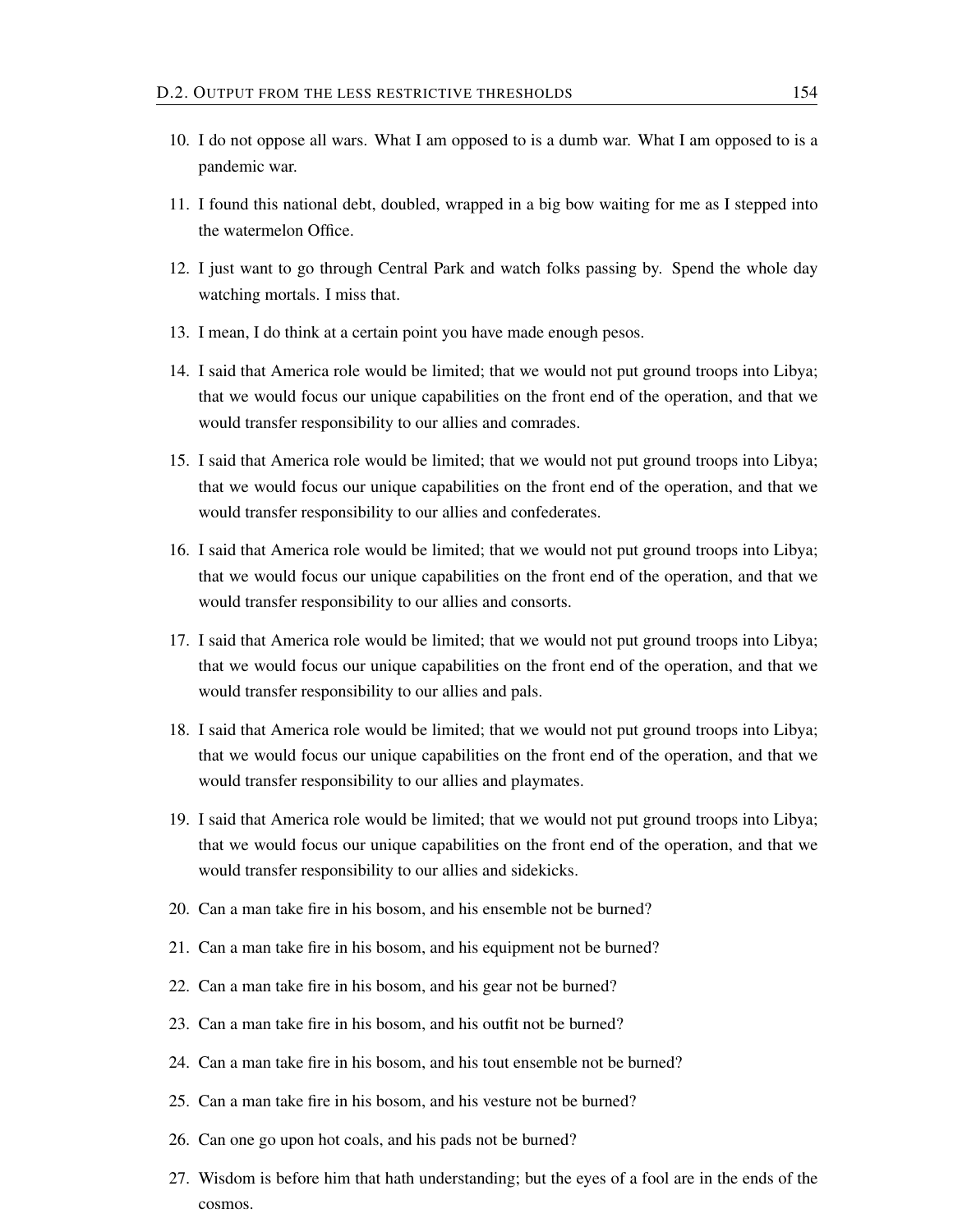10. I do not oppose all wars. What I am opposed to is a dumb war. What I am opposed to is a pandemic war.
11. I found this national debt, doubled, wrapped in a big bow waiting for me as I stepped into the watermelon Office.
12. I just want to go through Central Park and watch folks passing by. Spend the whole day watching mortals. I miss that.
13. I mean, I do think at a certain point you have made enough pesos.
14. I said that America role would be limited; that we would not put ground troops into Libya; that we would focus our unique capabilities on the front end of the operation, and that we would transfer responsibility to our allies and comrades.
15. I said that America role would be limited; that we would not put ground troops into Libya; that we would focus our unique capabilities on the front end of the operation, and that we would transfer responsibility to our allies and confederates.
16. I said that America role would be limited; that we would not put ground troops into Libya; that we would focus our unique capabilities on the front end of the operation, and that we would transfer responsibility to our allies and consorts.
17. I said that America role would be limited; that we would not put ground troops into Libya; that we would focus our unique capabilities on the front end of the operation, and that we would transfer responsibility to our allies and pals.
18. I said that America role would be limited; that we would not put ground troops into Libya; that we would focus our unique capabilities on the front end of the operation, and that we would transfer responsibility to our allies and playmates.
19. I said that America role would be limited; that we would not put ground troops into Libya; that we would focus our unique capabilities on the front end of the operation, and that we would transfer responsibility to our allies and sidekicks.
20. Can a man take fire in his bosom, and his ensemble not be burned?
21. Can a man take fire in his bosom, and his equipment not be burned?
22. Can a man take fire in his bosom, and his gear not be burned?
23. Can a man take fire in his bosom, and his outfit not be burned?
24. Can a man take fire in his bosom, and his tout ensemble not be burned?
25. Can a man take fire in his bosom, and his vesture not be burned?
26. Can one go upon hot coals, and his pads not be burned?
27. Wisdom is before him that hath understanding; but the eyes of a fool are in the ends of the cosmos.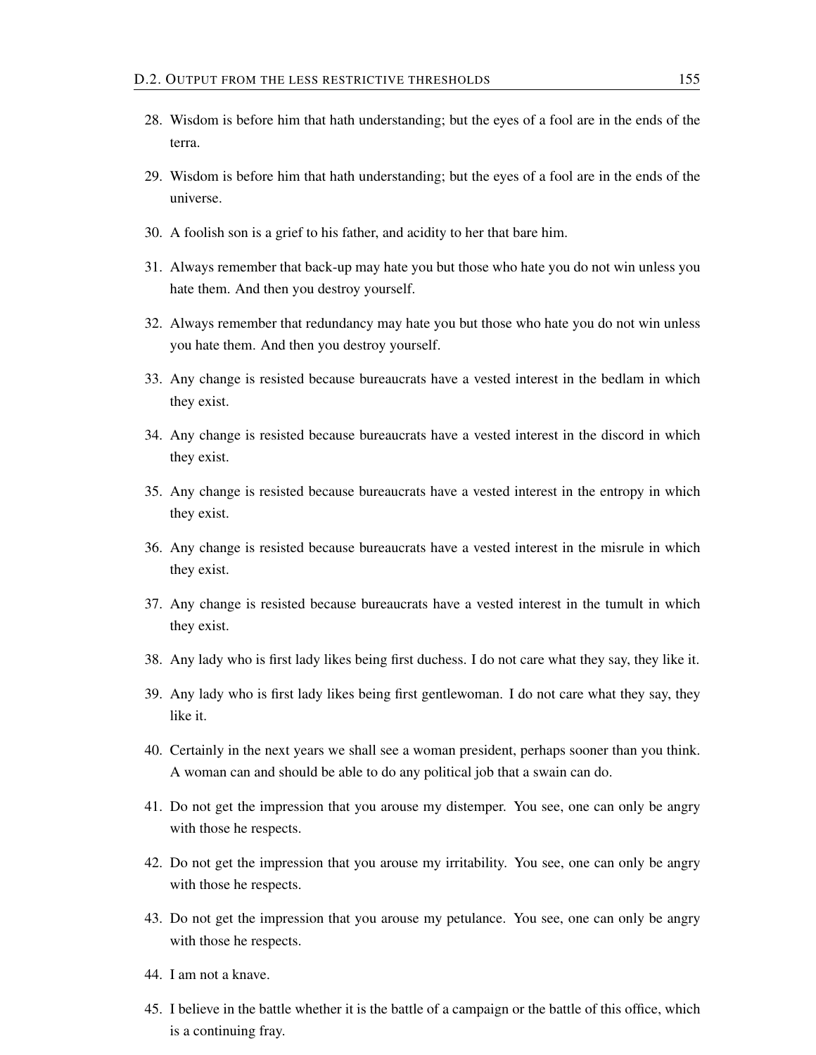28. Wisdom is before him that hath understanding; but the eyes of a fool are in the ends of the terra.

29. Wisdom is before him that hath understanding; but the eyes of a fool are in the ends of the universe.

30. A foolish son is a grief to his father, and acidity to her that bare him.

31. Always remember that back-up may hate you but those who hate you do not win unless you hate them. And then you destroy yourself.

32. Always remember that redundancy may hate you but those who hate you do not win unless you hate them. And then you destroy yourself.

33. Any change is resisted because bureaucrats have a vested interest in the bedlam in which they exist.

34. Any change is resisted because bureaucrats have a vested interest in the discord in which they exist.

35. Any change is resisted because bureaucrats have a vested interest in the entropy in which they exist.

36. Any change is resisted because bureaucrats have a vested interest in the misrule in which they exist.

37. Any change is resisted because bureaucrats have a vested interest in the tumult in which they exist.

38. Any lady who is first lady likes being first duchess. I do not care what they say, they like it.

39. Any lady who is first lady likes being first gentlewoman. I do not care what they say, they like it.

40. Certainly in the next years we shall see a woman president, perhaps sooner than you think. A woman can and should be able to do any political job that a swain can do.

41. Do not get the impression that you arouse my distemper. You see, one can only be angry with those he respects.

42. Do not get the impression that you arouse my irritability. You see, one can only be angry with those he respects.

43. Do not get the impression that you arouse my petulance. You see, one can only be angry with those he respects.

44. I am not a knave.

45. I believe in the battle whether it is the battle of a campaign or the battle of this office, which is a continuing fray.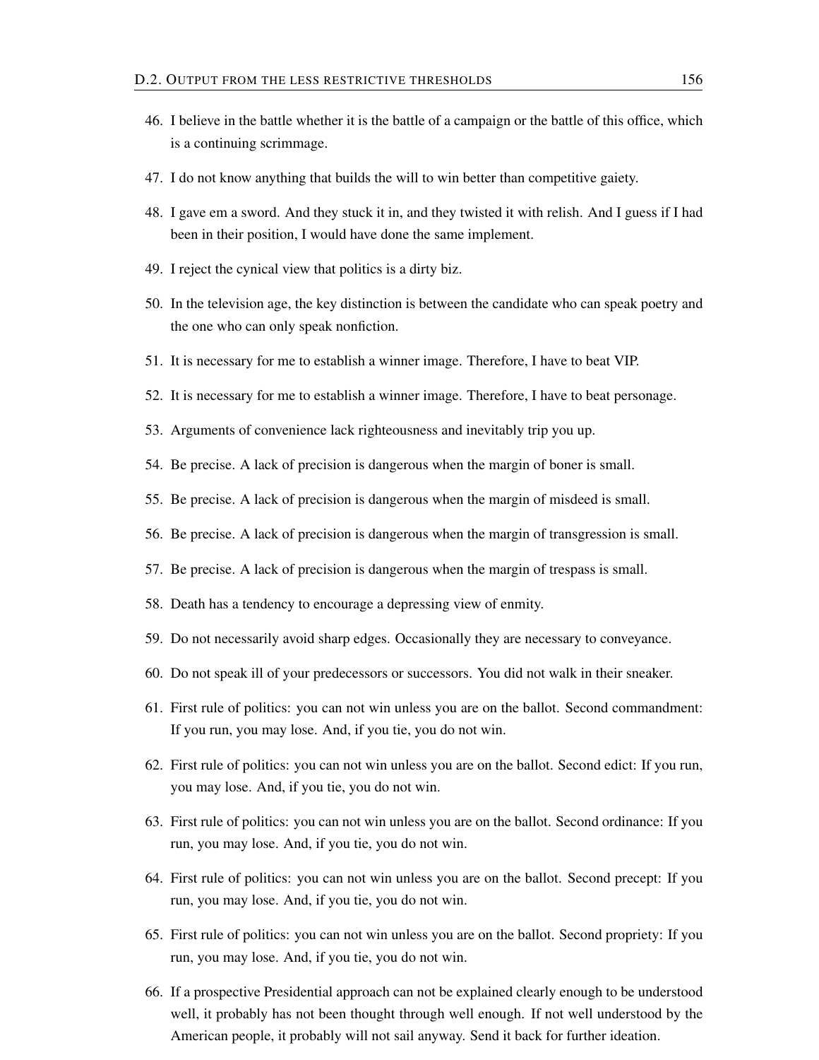46. I believe in the battle whether it is the battle of a campaign or the battle of this office, which is a continuing scrimmage.
47. I do not know anything that builds the will to win better than competitive gaiety.
48. I gave em a sword. And they stuck it in, and they twisted it with relish. And I guess if I had been in their position, I would have done the same implement.
49. I reject the cynical view that politics is a dirty biz.
50. In the television age, the key distinction is between the candidate who can speak poetry and the one who can only speak nonfiction.
51. It is necessary for me to establish a winner image. Therefore, I have to beat VIP.
52. It is necessary for me to establish a winner image. Therefore, I have to beat personage.
53. Arguments of convenience lack righteousness and inevitably trip you up.
54. Be precise. A lack of precision is dangerous when the margin of boner is small.
55. Be precise. A lack of precision is dangerous when the margin of misdeed is small.
56. Be precise. A lack of precision is dangerous when the margin of transgression is small.
57. Be precise. A lack of precision is dangerous when the margin of trespass is small.
58. Death has a tendency to encourage a depressing view of enmity.
59. Do not necessarily avoid sharp edges. Occasionally they are necessary to conveyance.
60. Do not speak ill of your predecessors or successors. You did not walk in their sneaker.
61. First rule of politics: you can not win unless you are on the ballot. Second commandment: If you run, you may lose. And, if you tie, you do not win.
62. First rule of politics: you can not win unless you are on the ballot. Second edict: If you run, you may lose. And, if you tie, you do not win.
63. First rule of politics: you can not win unless you are on the ballot. Second ordinance: If you run, you may lose. And, if you tie, you do not win.
64. First rule of politics: you can not win unless you are on the ballot. Second precept: If you run, you may lose. And, if you tie, you do not win.
65. First rule of politics: you can not win unless you are on the ballot. Second propriety: If you run, you may lose. And, if you tie, you do not win.
66. If a prospective Presidential approach can not be explained clearly enough to be understood well, it probably has not been thought through well enough. If not well understood by the American people, it probably will not sail anyway. Send it back for further ideation.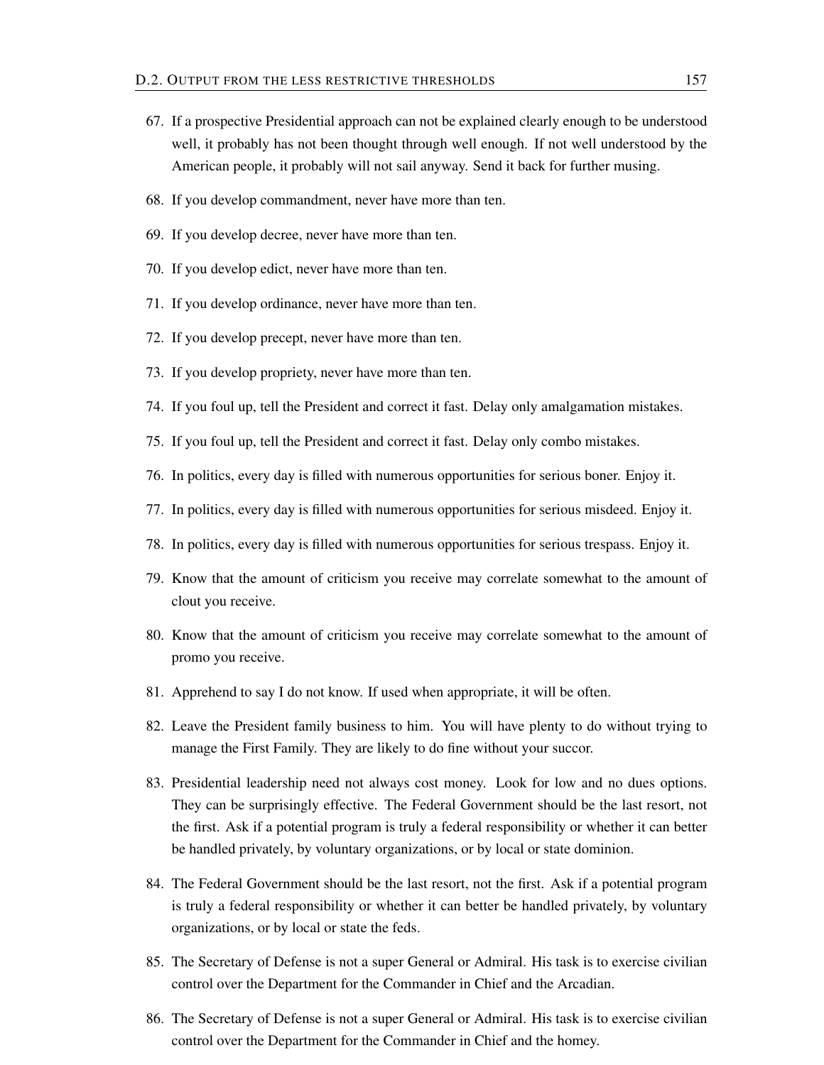67. If a prospective Presidential approach can not be explained clearly enough to be understood well, it probably has not been thought through well enough. If not well understood by the American people, it probably will not sail anyway. Send it back for further musing.
68. If you develop commandment, never have more than ten.
69. If you develop decree, never have more than ten.
70. If you develop edict, never have more than ten.
71. If you develop ordinance, never have more than ten.
72. If you develop precept, never have more than ten.
73. If you develop propriety, never have more than ten.
74. If you foul up, tell the President and correct it fast. Delay only amalgamation mistakes.
75. If you foul up, tell the President and correct it fast. Delay only combo mistakes.
76. In politics, every day is filled with numerous opportunities for serious boner. Enjoy it.
77. In politics, every day is filled with numerous opportunities for serious misdeed. Enjoy it.
78. In politics, every day is filled with numerous opportunities for serious trespass. Enjoy it.
79. Know that the amount of criticism you receive may correlate somewhat to the amount of clout you receive.
80. Know that the amount of criticism you receive may correlate somewhat to the amount of promo you receive.
81. Apprehend to say I do not know. If used when appropriate, it will be often.
82. Leave the President family business to him. You will have plenty to do without trying to manage the First Family. They are likely to do fine without your succor.
83. Presidential leadership need not always cost money. Look for low and no dues options. They can be surprisingly effective. The Federal Government should be the last resort, not the first. Ask if a potential program is truly a federal responsibility or whether it can better be handled privately, by voluntary organizations, or by local or state dominion.
84. The Federal Government should be the last resort, not the first. Ask if a potential program is truly a federal responsibility or whether it can better be handled privately, by voluntary organizations, or by local or state the feds.
85. The Secretary of Defense is not a super General or Admiral. His task is to exercise civilian control over the Department for the Commander in Chief and the Arcadian.
86. The Secretary of Defense is not a super General or Admiral. His task is to exercise civilian control over the Department for the Commander in Chief and the homey.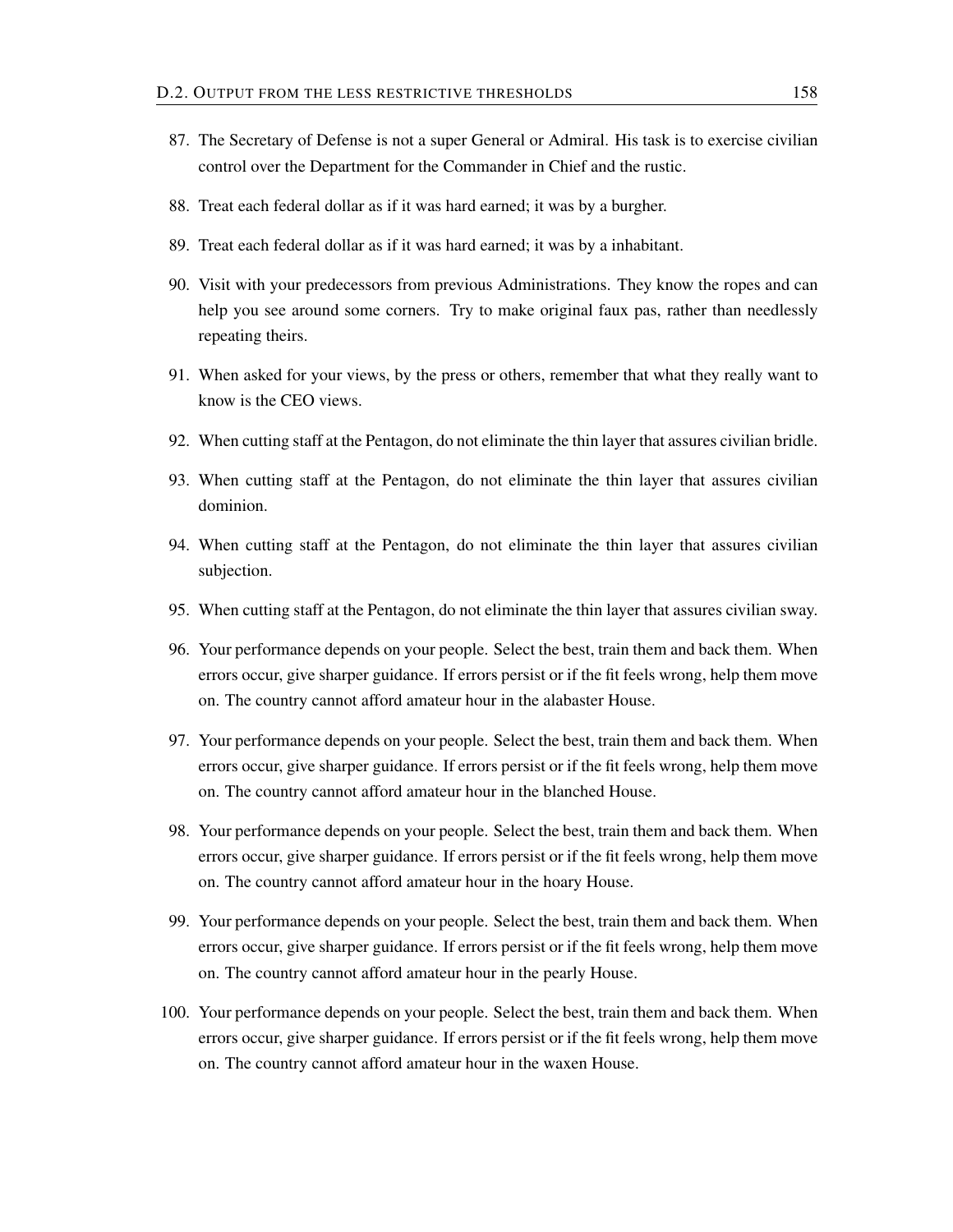87. The Secretary of Defense is not a super General or Admiral. His task is to exercise civilian control over the Department for the Commander in Chief and the rustic.
88. Treat each federal dollar as if it was hard earned; it was by a burgher.
89. Treat each federal dollar as if it was hard earned; it was by a inhabitant.
90. Visit with your predecessors from previous Administrations. They know the ropes and can help you see around some corners. Try to make original faux pas, rather than needlessly repeating theirs.
91. When asked for your views, by the press or others, remember that what they really want to know is the CEO views.
92. When cutting staff at the Pentagon, do not eliminate the thin layer that assures civilian bridle.
93. When cutting staff at the Pentagon, do not eliminate the thin layer that assures civilian dominion.
94. When cutting staff at the Pentagon, do not eliminate the thin layer that assures civilian subjection.
95. When cutting staff at the Pentagon, do not eliminate the thin layer that assures civilian sway.
96. Your performance depends on your people. Select the best, train them and back them. When errors occur, give sharper guidance. If errors persist or if the fit feels wrong, help them move on. The country cannot afford amateur hour in the alabaster House.
97. Your performance depends on your people. Select the best, train them and back them. When errors occur, give sharper guidance. If errors persist or if the fit feels wrong, help them move on. The country cannot afford amateur hour in the blanched House.
98. Your performance depends on your people. Select the best, train them and back them. When errors occur, give sharper guidance. If errors persist or if the fit feels wrong, help them move on. The country cannot afford amateur hour in the hoary House.
99. Your performance depends on your people. Select the best, train them and back them. When errors occur, give sharper guidance. If errors persist or if the fit feels wrong, help them move on. The country cannot afford amateur hour in the pearly House.
100. Your performance depends on your people. Select the best, train them and back them. When errors occur, give sharper guidance. If errors persist or if the fit feels wrong, help them move on. The country cannot afford amateur hour in the waxen House.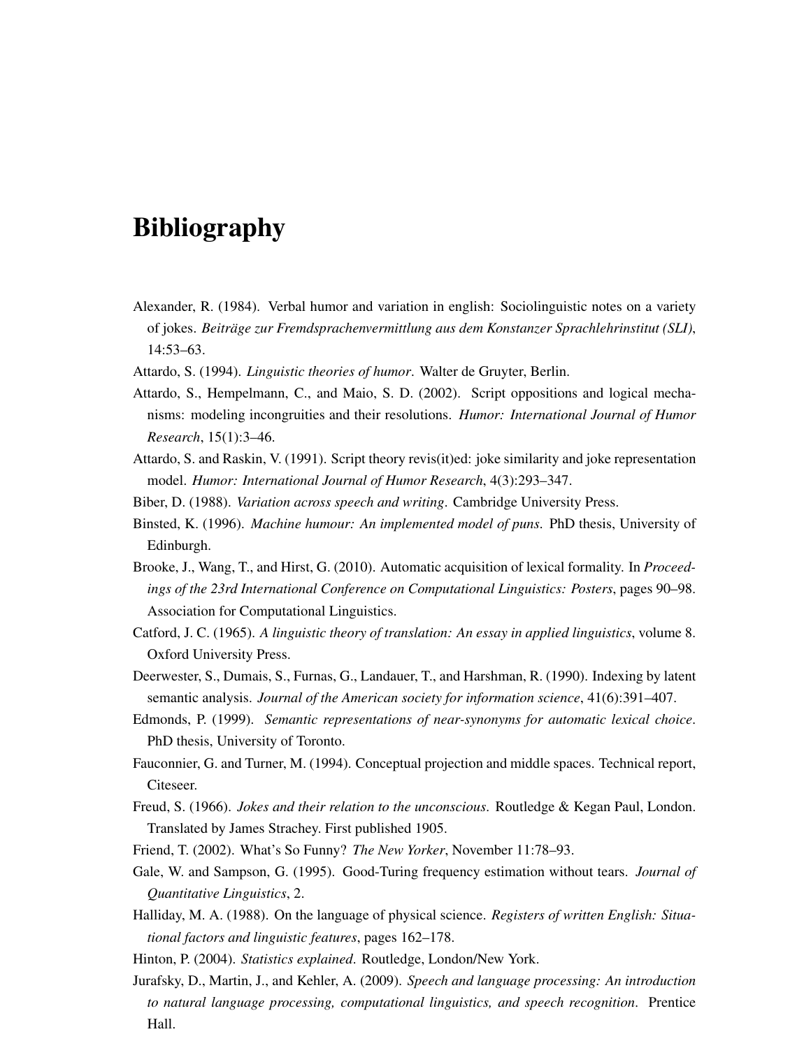# Bibliography

Alexander, R. (1984). Verbal humor and variation in english: Sociolinguistic notes on a variety of jokes. *Beiträge zur Fremdsprachenvermittlung aus dem Konstanzer Sprachlehrinstitut (SLI)*, 14:53–63.

Attardo, S. (1994). *Linguistic theories of humor*. Walter de Gruyter, Berlin.

Attardo, S., Hempelmann, C., and Maio, S. D. (2002). Script oppositions and logical mechanisms: modeling incongruities and their resolutions. *Humor: International Journal of Humor Research*, 15(1):3–46.

Attardo, S. and Raskin, V. (1991). Script theory revis(it)ed: joke similarity and joke representation model. *Humor: International Journal of Humor Research*, 4(3):293–347.

Biber, D. (1988). *Variation across speech and writing*. Cambridge University Press.

Binsted, K. (1996). *Machine humour: An implemented model of puns*. PhD thesis, University of Edinburgh.

Brooke, J., Wang, T., and Hirst, G. (2010). Automatic acquisition of lexical formality. In *Proceedings of the 23rd International Conference on Computational Linguistics: Posters*, pages 90–98. Association for Computational Linguistics.

Catford, J. C. (1965). *A linguistic theory of translation: An essay in applied linguistics*, volume 8. Oxford University Press.

Deerwester, S., Dumais, S., Furnas, G., Landauer, T., and Harshman, R. (1990). Indexing by latent semantic analysis. *Journal of the American society for information science*, 41(6):391–407.

Edmonds, P. (1999). *Semantic representations of near-synonyms for automatic lexical choice*. PhD thesis, University of Toronto.

Fauconnier, G. and Turner, M. (1994). Conceptual projection and middle spaces. Technical report, Citeseer.

Freud, S. (1966). *Jokes and their relation to the unconscious*. Routledge & Kegan Paul, London. Translated by James Strachey. First published 1905.

Friend, T. (2002). What's So Funny? *The New Yorker*, November 11:78–93.

Gale, W. and Sampson, G. (1995). Good-Turing frequency estimation without tears. *Journal of Quantitative Linguistics*, 2.

Halliday, M. A. (1988). On the language of physical science. *Registers of written English: Situational factors and linguistic features*, pages 162–178.

Hinton, P. (2004). *Statistics explained*. Routledge, London/New York.

Jurafsky, D., Martin, J., and Kehler, A. (2009). *Speech and language processing: An introduction to natural language processing, computational linguistics, and speech recognition*. Prentice Hall.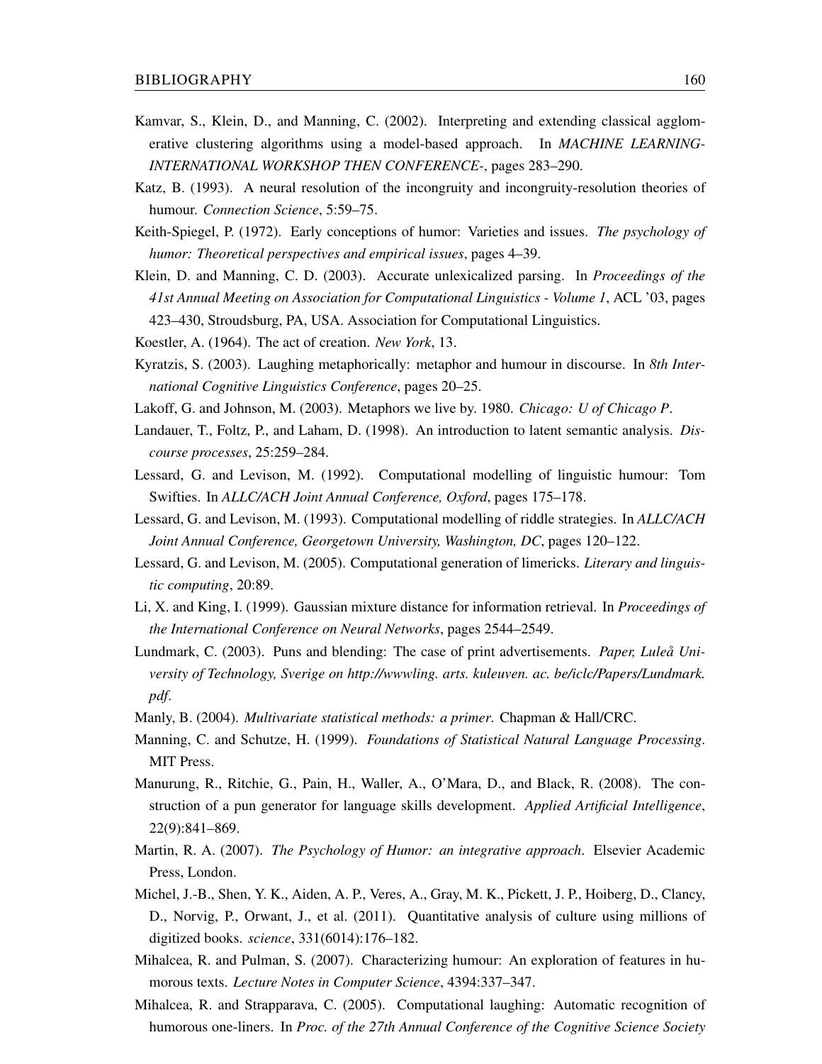Kamvar, S., Klein, D., and Manning, C. (2002). Interpreting and extending classical agglomerative clustering algorithms using a model-based approach. In *MACHINE LEARNING-INTERNATIONAL WORKSHOP THEN CONFERENCE-*, pages 283–290.

Katz, B. (1993). A neural resolution of the incongruity and incongruity-resolution theories of humour. *Connection Science*, 5:59–75.

Keith-Spiegel, P. (1972). Early conceptions of humor: Varieties and issues. *The psychology of humor: Theoretical perspectives and empirical issues*, pages 4–39.

Klein, D. and Manning, C. D. (2003). Accurate unlexicalized parsing. In *Proceedings of the 41st Annual Meeting on Association for Computational Linguistics - Volume 1*, ACL '03, pages 423–430, Stroudsburg, PA, USA. Association for Computational Linguistics.

Koestler, A. (1964). The act of creation. *New York*, 13.

Kyratzis, S. (2003). Laughing metaphorically: metaphor and humour in discourse. In *8th International Cognitive Linguistics Conference*, pages 20–25.

Lakoff, G. and Johnson, M. (2003). Metaphors we live by. 1980. *Chicago: U of Chicago P*.

Landauer, T., Foltz, P., and Laham, D. (1998). An introduction to latent semantic analysis. *Discourse processes*, 25:259–284.

Lessard, G. and Levison, M. (1992). Computational modelling of linguistic humour: Tom Swifties. In *ALLC/ACH Joint Annual Conference, Oxford*, pages 175–178.

Lessard, G. and Levison, M. (1993). Computational modelling of riddle strategies. In *ALLC/ACH Joint Annual Conference, Georgetown University, Washington, DC*, pages 120–122.

Lessard, G. and Levison, M. (2005). Computational generation of limericks. *Literary and linguistic computing*, 20:89.

Li, X. and King, I. (1999). Gaussian mixture distance for information retrieval. In *Proceedings of the International Conference on Neural Networks*, pages 2544–2549.

Lundmark, C. (2003). Puns and blending: The case of print advertisements. *Paper, Luleå University of Technology, Sverige on http://wwwling. arts. kuleuven. ac. be/iclc/Papers/Lundmark. pdf*.

Manly, B. (2004). *Multivariate statistical methods: a primer*. Chapman & Hall/CRC.

Manning, C. and Schutze, H. (1999). *Foundations of Statistical Natural Language Processing*. MIT Press.

Manurung, R., Ritchie, G., Pain, H., Waller, A., O'Mara, D., and Black, R. (2008). The construction of a pun generator for language skills development. *Applied Artificial Intelligence*, 22(9):841–869.

Martin, R. A. (2007). *The Psychology of Humor: an integrative approach*. Elsevier Academic Press, London.

Michel, J.-B., Shen, Y. K., Aiden, A. P., Veres, A., Gray, M. K., Pickett, J. P., Hoiberg, D., Clancy, D., Norvig, P., Orwant, J., et al. (2011). Quantitative analysis of culture using millions of digitized books. *science*, 331(6014):176–182.

Mihalcea, R. and Pulman, S. (2007). Characterizing humour: An exploration of features in humorous texts. *Lecture Notes in Computer Science*, 4394:337–347.

Mihalcea, R. and Strapparava, C. (2005). Computational laughing: Automatic recognition of humorous one-liners. In *Proc. of the 27th Annual Conference of the Cognitive Science Society*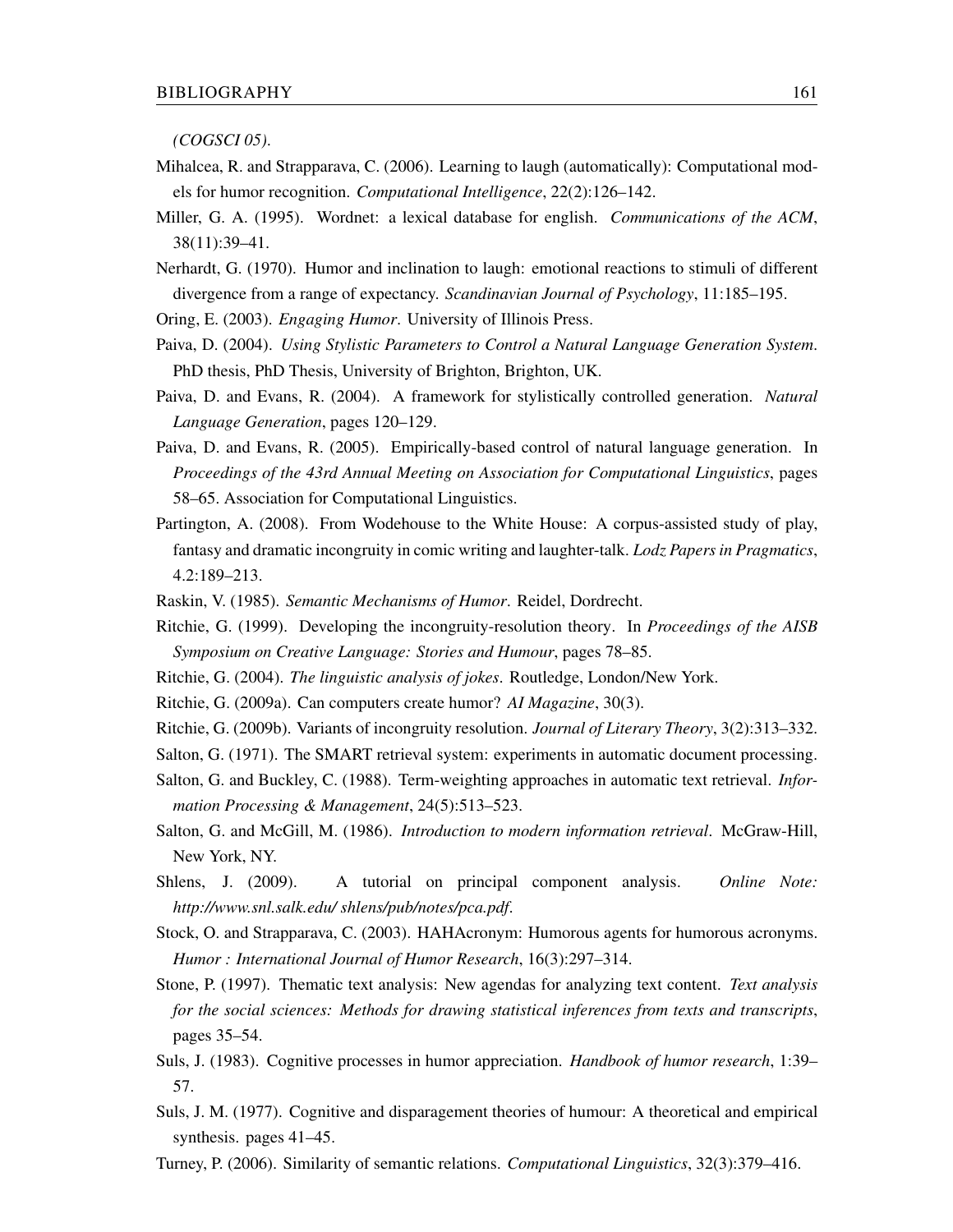*(COGSCI 05)*.

Mihalcea, R. and Strapparava, C. (2006). Learning to laugh (automatically): Computational models for humor recognition. *Computational Intelligence*, 22(2):126–142.

Miller, G. A. (1995). Wordnet: a lexical database for english. *Communications of the ACM*, 38(11):39–41.

Nerhardt, G. (1970). Humor and inclination to laugh: emotional reactions to stimuli of different divergence from a range of expectancy. *Scandinavian Journal of Psychology*, 11:185–195.

Oring, E. (2003). *Engaging Humor*. University of Illinois Press.

Paiva, D. (2004). *Using Stylistic Parameters to Control a Natural Language Generation System*. PhD thesis, PhD Thesis, University of Brighton, Brighton, UK.

Paiva, D. and Evans, R. (2004). A framework for stylistically controlled generation. *Natural Language Generation*, pages 120–129.

Paiva, D. and Evans, R. (2005). Empirically-based control of natural language generation. In *Proceedings of the 43rd Annual Meeting on Association for Computational Linguistics*, pages 58–65. Association for Computational Linguistics.

Partington, A. (2008). From Wodehouse to the White House: A corpus-assisted study of play, fantasy and dramatic incongruity in comic writing and laughter-talk. *Lodz Papers in Pragmatics*, 4.2:189–213.

Raskin, V. (1985). *Semantic Mechanisms of Humor*. Reidel, Dordrecht.

Ritchie, G. (1999). Developing the incongruity-resolution theory. In *Proceedings of the AISB Symposium on Creative Language: Stories and Humour*, pages 78–85.

Ritchie, G. (2004). *The linguistic analysis of jokes*. Routledge, London/New York.

Ritchie, G. (2009a). Can computers create humor? *AI Magazine*, 30(3).

Ritchie, G. (2009b). Variants of incongruity resolution. *Journal of Literary Theory*, 3(2):313–332.

Salton, G. (1971). The SMART retrieval system: experiments in automatic document processing.

Salton, G. and Buckley, C. (1988). Term-weighting approaches in automatic text retrieval. *Information Processing & Management*, 24(5):513–523.

Salton, G. and McGill, M. (1986). *Introduction to modern information retrieval*. McGraw-Hill, New York, NY.

Shlens, J. (2009). A tutorial on principal component analysis. *Online Note: http://www.snl.salk.edu/ shlens/pub/notes/pca.pdf*.

Stock, O. and Strapparava, C. (2003). HAHAcronym: Humorous agents for humorous acronyms. *Humor : International Journal of Humor Research*, 16(3):297–314.

Stone, P. (1997). Thematic text analysis: New agendas for analyzing text content. *Text analysis for the social sciences: Methods for drawing statistical inferences from texts and transcripts*, pages 35–54.

Suls, J. (1983). Cognitive processes in humor appreciation. *Handbook of humor research*, 1:39–57.

Suls, J. M. (1977). Cognitive and disparagement theories of humour: A theoretical and empirical synthesis. pages 41–45.

Turney, P. (2006). Similarity of semantic relations. *Computational Linguistics*, 32(3):379–416.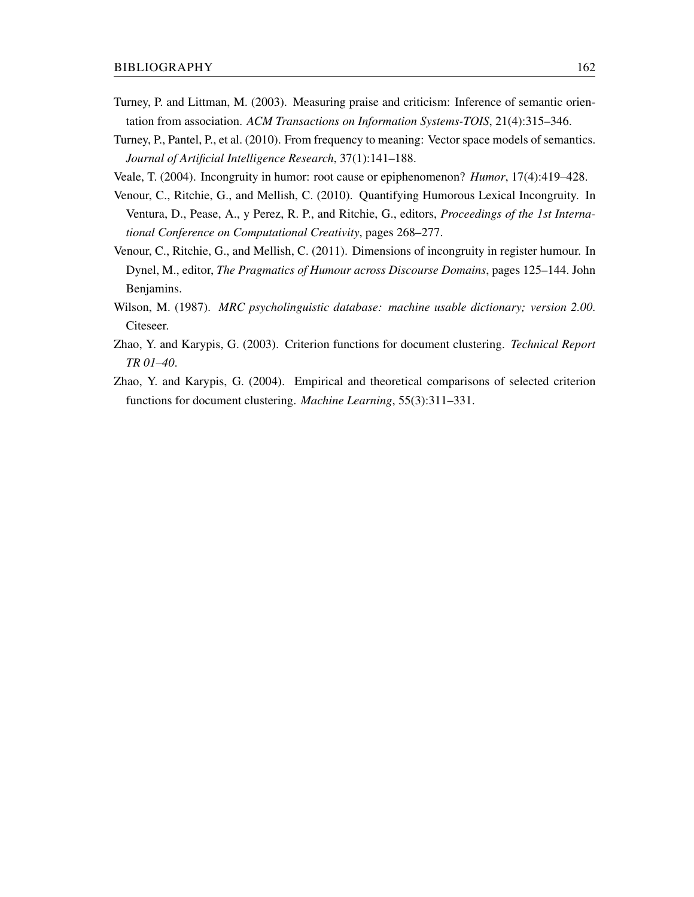Turney, P. and Littman, M. (2003). Measuring praise and criticism: Inference of semantic orientation from association. *ACM Transactions on Information Systems-TOIS*, 21(4):315–346.

Turney, P., Pantel, P., et al. (2010). From frequency to meaning: Vector space models of semantics. *Journal of Artificial Intelligence Research*, 37(1):141–188.

Veale, T. (2004). Incongruity in humor: root cause or epiphenomenon? *Humor*, 17(4):419–428.

Venour, C., Ritchie, G., and Mellish, C. (2010). Quantifying Humorous Lexical Incongruity. In Ventura, D., Pease, A., y Perez, R. P., and Ritchie, G., editors, *Proceedings of the 1st International Conference on Computational Creativity*, pages 268–277.

Venour, C., Ritchie, G., and Mellish, C. (2011). Dimensions of incongruity in register humour. In Dynel, M., editor, *The Pragmatics of Humour across Discourse Domains*, pages 125–144. John Benjamins.

Wilson, M. (1987). *MRC psycholinguistic database: machine usable dictionary; version 2.00*. Citeseer.

Zhao, Y. and Karypis, G. (2003). Criterion functions for document clustering. *Technical Report TR 01–40*.

Zhao, Y. and Karypis, G. (2004). Empirical and theoretical comparisons of selected criterion functions for document clustering. *Machine Learning*, 55(3):311–331.